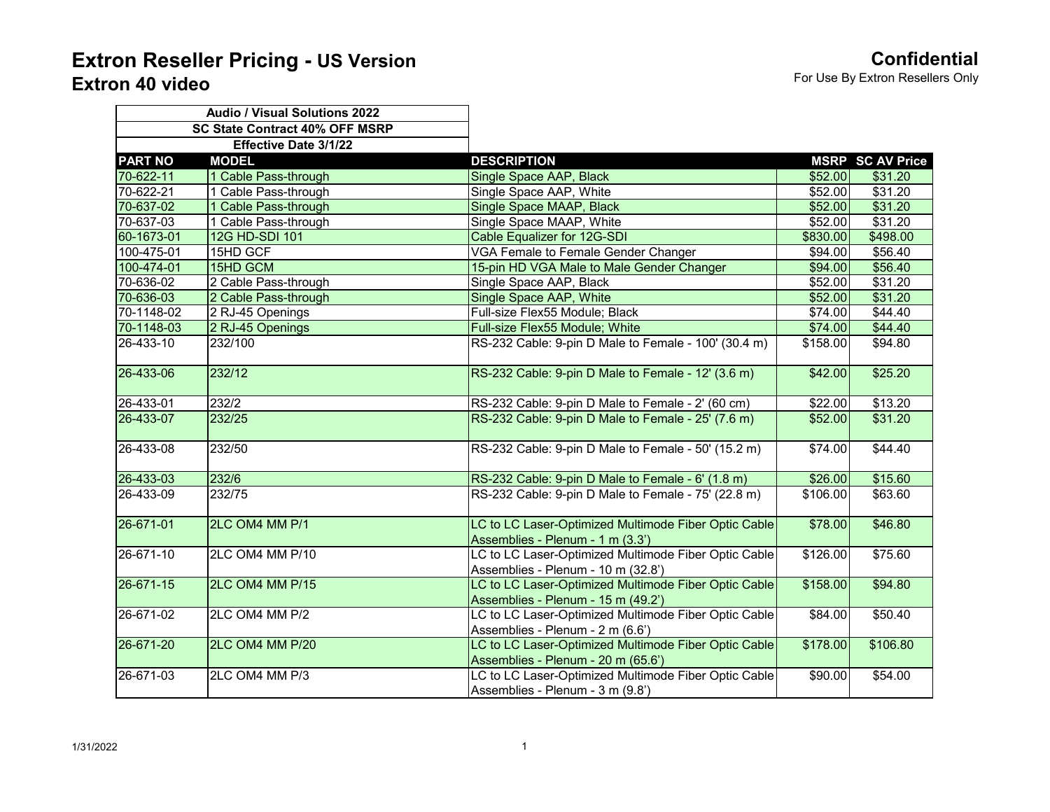# Extron Reseller Pricing - US Version

## Extron 40 video

**Confidential**

For Use By Extron Resellers Only

**Audio / Visual Solutions 2022**
**SC State Contract 40% OFF MSRP**
**Effective Date 3/1/22**

| PART NO | MODEL | DESCRIPTION | MSRP | SC AV Price |
|---|---|---|---|---|
| 70-622-11 | 1 Cable Pass-through | Single Space AAP, Black | $52.00 | $31.20 |
| 70-622-21 | 1 Cable Pass-through | Single Space AAP, White | $52.00 | $31.20 |
| 70-637-02 | 1 Cable Pass-through | Single Space MAAP, Black | $52.00 | $31.20 |
| 70-637-03 | 1 Cable Pass-through | Single Space MAAP, White | $52.00 | $31.20 |
| 60-1673-01 | 12G HD-SDI 101 | Cable Equalizer for 12G-SDI | $830.00 | $498.00 |
| 100-475-01 | 15HD GCF | VGA Female to Female Gender Changer | $94.00 | $56.40 |
| 100-474-01 | 15HD GCM | 15-pin HD VGA Male to Male Gender Changer | $94.00 | $56.40 |
| 70-636-02 | 2 Cable Pass-through | Single Space AAP, Black | $52.00 | $31.20 |
| 70-636-03 | 2 Cable Pass-through | Single Space AAP, White | $52.00 | $31.20 |
| 70-1148-02 | 2 RJ-45 Openings | Full-size Flex55 Module; Black | $74.00 | $44.40 |
| 70-1148-03 | 2 RJ-45 Openings | Full-size Flex55 Module; White | $74.00 | $44.40 |
| 26-433-10 | 232/100 | RS-232 Cable: 9-pin D Male to Female - 100' (30.4 m) | $158.00 | $94.80 |
| 26-433-06 | 232/12 | RS-232 Cable: 9-pin D Male to Female - 12' (3.6 m) | $42.00 | $25.20 |
| 26-433-01 | 232/2 | RS-232 Cable: 9-pin D Male to Female - 2' (60 cm) | $22.00 | $13.20 |
| 26-433-07 | 232/25 | RS-232 Cable: 9-pin D Male to Female - 25' (7.6 m) | $52.00 | $31.20 |
| 26-433-08 | 232/50 | RS-232 Cable: 9-pin D Male to Female - 50' (15.2 m) | $74.00 | $44.40 |
| 26-433-03 | 232/6 | RS-232 Cable: 9-pin D Male to Female - 6' (1.8 m) | $26.00 | $15.60 |
| 26-433-09 | 232/75 | RS-232 Cable: 9-pin D Male to Female - 75' (22.8 m) | $106.00 | $63.60 |
| 26-671-01 | 2LC OM4 MM P/1 | LC to LC Laser-Optimized Multimode Fiber Optic Cable Assemblies - Plenum - 1 m (3.3') | $78.00 | $46.80 |
| 26-671-10 | 2LC OM4 MM P/10 | LC to LC Laser-Optimized Multimode Fiber Optic Cable Assemblies - Plenum - 10 m (32.8') | $126.00 | $75.60 |
| 26-671-15 | 2LC OM4 MM P/15 | LC to LC Laser-Optimized Multimode Fiber Optic Cable Assemblies - Plenum - 15 m (49.2') | $158.00 | $94.80 |
| 26-671-02 | 2LC OM4 MM P/2 | LC to LC Laser-Optimized Multimode Fiber Optic Cable Assemblies - Plenum - 2 m (6.6') | $84.00 | $50.40 |
| 26-671-20 | 2LC OM4 MM P/20 | LC to LC Laser-Optimized Multimode Fiber Optic Cable Assemblies - Plenum - 20 m (65.6') | $178.00 | $106.80 |
| 26-671-03 | 2LC OM4 MM P/3 | LC to LC Laser-Optimized Multimode Fiber Optic Cable Assemblies - Plenum - 3 m (9.8') | $90.00 | $54.00 |

1/31/2022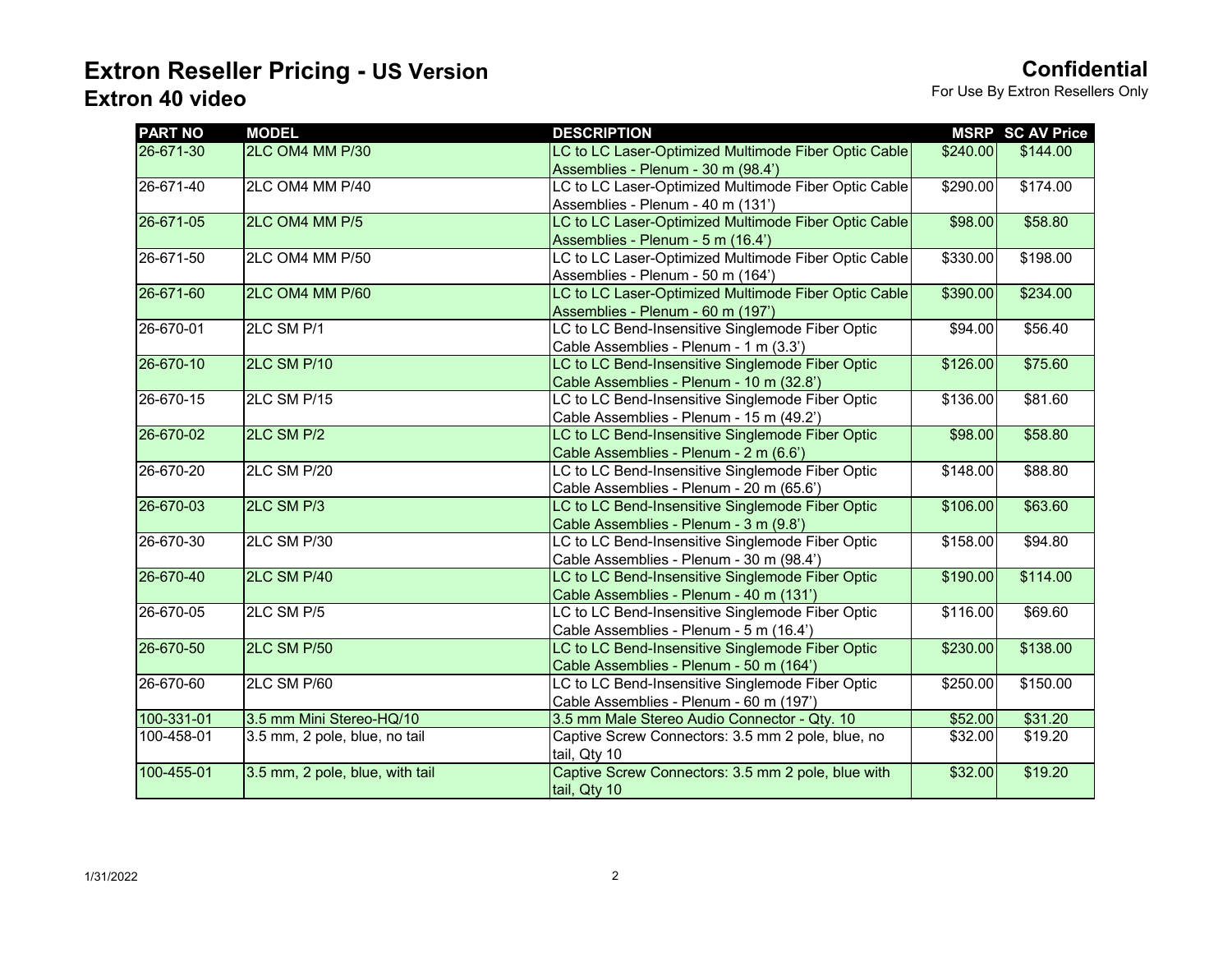# Extron Reseller Pricing - US Version

## Extron 40 video

**Confidential**

For Use By Extron Resellers Only

| PART NO | MODEL | DESCRIPTION | MSRP | SC AV Price |
|---|---|---|---|---|
| 26-671-30 | 2LC OM4 MM P/30 | LC to LC Laser-Optimized Multimode Fiber Optic Cable Assemblies - Plenum - 30 m (98.4') | $240.00 | $144.00 |
| 26-671-40 | 2LC OM4 MM P/40 | LC to LC Laser-Optimized Multimode Fiber Optic Cable Assemblies - Plenum - 40 m (131') | $290.00 | $174.00 |
| 26-671-05 | 2LC OM4 MM P/5 | LC to LC Laser-Optimized Multimode Fiber Optic Cable Assemblies - Plenum - 5 m (16.4') | $98.00 | $58.80 |
| 26-671-50 | 2LC OM4 MM P/50 | LC to LC Laser-Optimized Multimode Fiber Optic Cable Assemblies - Plenum - 50 m (164') | $330.00 | $198.00 |
| 26-671-60 | 2LC OM4 MM P/60 | LC to LC Laser-Optimized Multimode Fiber Optic Cable Assemblies - Plenum - 60 m (197') | $390.00 | $234.00 |
| 26-670-01 | 2LC SM P/1 | LC to LC Bend-Insensitive Singlemode Fiber Optic Cable Assemblies - Plenum - 1 m (3.3') | $94.00 | $56.40 |
| 26-670-10 | 2LC SM P/10 | LC to LC Bend-Insensitive Singlemode Fiber Optic Cable Assemblies - Plenum - 10 m (32.8') | $126.00 | $75.60 |
| 26-670-15 | 2LC SM P/15 | LC to LC Bend-Insensitive Singlemode Fiber Optic Cable Assemblies - Plenum - 15 m (49.2') | $136.00 | $81.60 |
| 26-670-02 | 2LC SM P/2 | LC to LC Bend-Insensitive Singlemode Fiber Optic Cable Assemblies - Plenum - 2 m (6.6') | $98.00 | $58.80 |
| 26-670-20 | 2LC SM P/20 | LC to LC Bend-Insensitive Singlemode Fiber Optic Cable Assemblies - Plenum - 20 m (65.6') | $148.00 | $88.80 |
| 26-670-03 | 2LC SM P/3 | LC to LC Bend-Insensitive Singlemode Fiber Optic Cable Assemblies - Plenum - 3 m (9.8') | $106.00 | $63.60 |
| 26-670-30 | 2LC SM P/30 | LC to LC Bend-Insensitive Singlemode Fiber Optic Cable Assemblies - Plenum - 30 m (98.4') | $158.00 | $94.80 |
| 26-670-40 | 2LC SM P/40 | LC to LC Bend-Insensitive Singlemode Fiber Optic Cable Assemblies - Plenum - 40 m (131') | $190.00 | $114.00 |
| 26-670-05 | 2LC SM P/5 | LC to LC Bend-Insensitive Singlemode Fiber Optic Cable Assemblies - Plenum - 5 m (16.4') | $116.00 | $69.60 |
| 26-670-50 | 2LC SM P/50 | LC to LC Bend-Insensitive Singlemode Fiber Optic Cable Assemblies - Plenum - 50 m (164') | $230.00 | $138.00 |
| 26-670-60 | 2LC SM P/60 | LC to LC Bend-Insensitive Singlemode Fiber Optic Cable Assemblies - Plenum - 60 m (197') | $250.00 | $150.00 |
| 100-331-01 | 3.5 mm Mini Stereo-HQ/10 | 3.5 mm Male Stereo Audio Connector - Qty. 10 | $52.00 | $31.20 |
| 100-458-01 | 3.5 mm, 2 pole, blue, no tail | Captive Screw Connectors: 3.5 mm 2 pole, blue, no tail, Qty 10 | $32.00 | $19.20 |
| 100-455-01 | 3.5 mm, 2 pole, blue, with tail | Captive Screw Connectors: 3.5 mm 2 pole, blue with tail, Qty 10 | $32.00 | $19.20 |

1/31/2022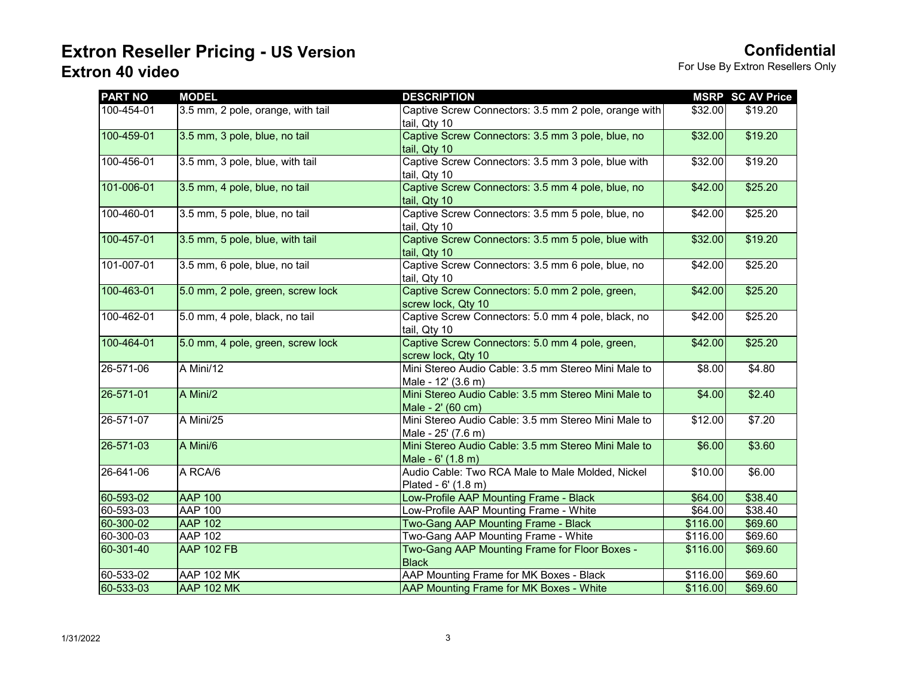# Extron Reseller Pricing - US Version

## Extron 40 video

**Confidential**

For Use By Extron Resellers Only

| PART NO | MODEL | DESCRIPTION | MSRP | SC AV Price |
|---|---|---|---|---|
| 100-454-01 | 3.5 mm, 2 pole, orange, with tail | Captive Screw Connectors: 3.5 mm 2 pole, orange with tail, Qty 10 | $32.00 | $19.20 |
| 100-459-01 | 3.5 mm, 3 pole, blue, no tail | Captive Screw Connectors: 3.5 mm 3 pole, blue, no tail, Qty 10 | $32.00 | $19.20 |
| 100-456-01 | 3.5 mm, 3 pole, blue, with tail | Captive Screw Connectors: 3.5 mm 3 pole, blue with tail, Qty 10 | $32.00 | $19.20 |
| 101-006-01 | 3.5 mm, 4 pole, blue, no tail | Captive Screw Connectors: 3.5 mm 4 pole, blue, no tail, Qty 10 | $42.00 | $25.20 |
| 100-460-01 | 3.5 mm, 5 pole, blue, no tail | Captive Screw Connectors: 3.5 mm 5 pole, blue, no tail, Qty 10 | $42.00 | $25.20 |
| 100-457-01 | 3.5 mm, 5 pole, blue, with tail | Captive Screw Connectors: 3.5 mm 5 pole, blue with tail, Qty 10 | $32.00 | $19.20 |
| 101-007-01 | 3.5 mm, 6 pole, blue, no tail | Captive Screw Connectors: 3.5 mm 6 pole, blue, no tail, Qty 10 | $42.00 | $25.20 |
| 100-463-01 | 5.0 mm, 2 pole, green, screw lock | Captive Screw Connectors: 5.0 mm 2 pole, green, screw lock, Qty 10 | $42.00 | $25.20 |
| 100-462-01 | 5.0 mm, 4 pole, black, no tail | Captive Screw Connectors: 5.0 mm 4 pole, black, no tail, Qty 10 | $42.00 | $25.20 |
| 100-464-01 | 5.0 mm, 4 pole, green, screw lock | Captive Screw Connectors: 5.0 mm 4 pole, green, screw lock, Qty 10 | $42.00 | $25.20 |
| 26-571-06 | A Mini/12 | Mini Stereo Audio Cable: 3.5 mm Stereo Mini Male to Male - 12' (3.6 m) | $8.00 | $4.80 |
| 26-571-01 | A Mini/2 | Mini Stereo Audio Cable: 3.5 mm Stereo Mini Male to Male - 2' (60 cm) | $4.00 | $2.40 |
| 26-571-07 | A Mini/25 | Mini Stereo Audio Cable: 3.5 mm Stereo Mini Male to Male - 25' (7.6 m) | $12.00 | $7.20 |
| 26-571-03 | A Mini/6 | Mini Stereo Audio Cable: 3.5 mm Stereo Mini Male to Male - 6' (1.8 m) | $6.00 | $3.60 |
| 26-641-06 | A RCA/6 | Audio Cable: Two RCA Male to Male Molded, Nickel Plated - 6' (1.8 m) | $10.00 | $6.00 |
| 60-593-02 | AAP 100 | Low-Profile AAP Mounting Frame - Black | $64.00 | $38.40 |
| 60-593-03 | AAP 100 | Low-Profile AAP Mounting Frame - White | $64.00 | $38.40 |
| 60-300-02 | AAP 102 | Two-Gang AAP Mounting Frame - Black | $116.00 | $69.60 |
| 60-300-03 | AAP 102 | Two-Gang AAP Mounting Frame - White | $116.00 | $69.60 |
| 60-301-40 | AAP 102 FB | Two-Gang AAP Mounting Frame for Floor Boxes - Black | $116.00 | $69.60 |
| 60-533-02 | AAP 102 MK | AAP Mounting Frame for MK Boxes - Black | $116.00 | $69.60 |
| 60-533-03 | AAP 102 MK | AAP Mounting Frame for MK Boxes - White | $116.00 | $69.60 |

1/31/2022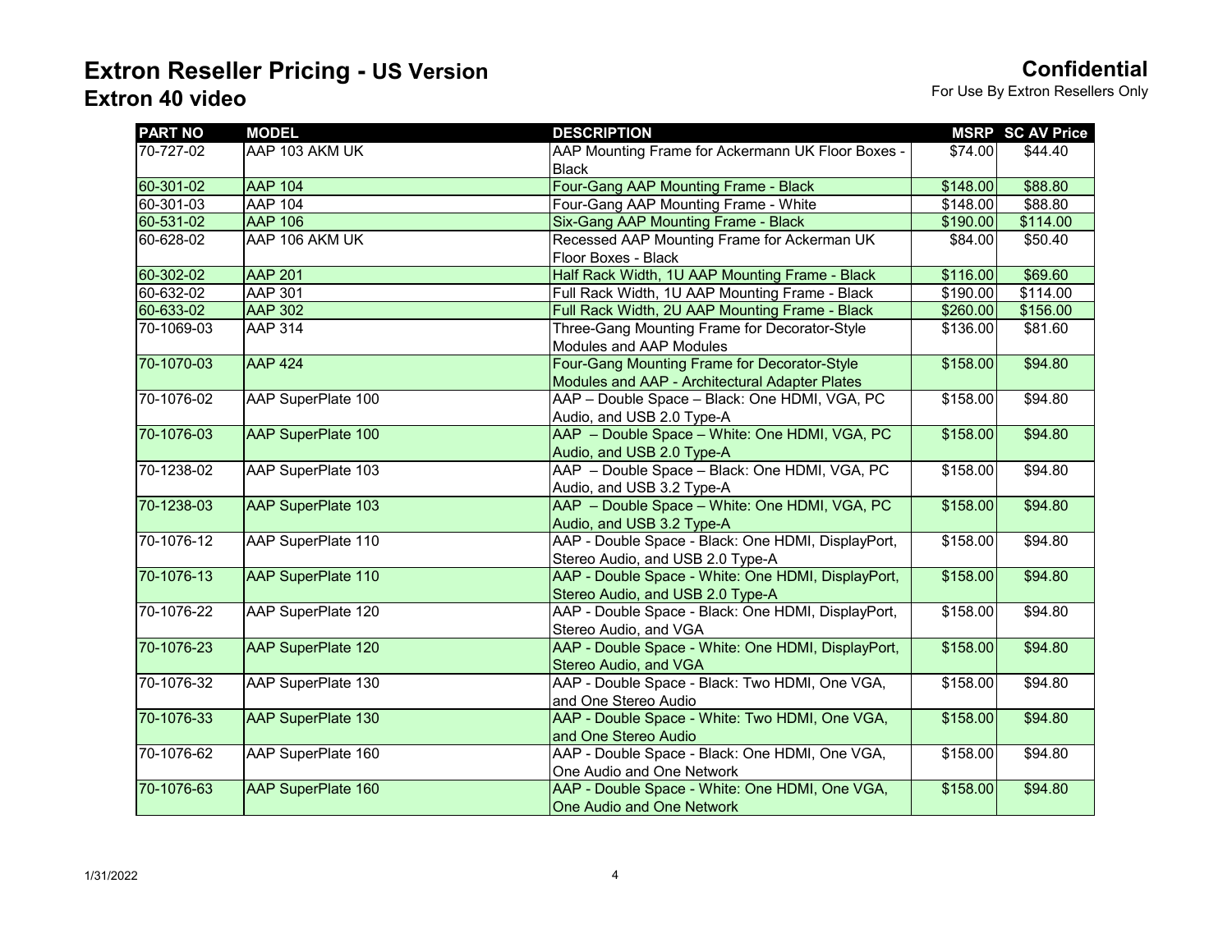# Extron Reseller Pricing - US Version
## Extron 40 video

**Confidential**
For Use By Extron Resellers Only

| PART NO | MODEL | DESCRIPTION | MSRP | SC AV Price |
|---|---|---|---|---|
| 70-727-02 | AAP 103 AKM UK | AAP Mounting Frame for Ackermann UK Floor Boxes - Black | $74.00 | $44.40 |
| 60-301-02 | AAP 104 | Four-Gang AAP Mounting Frame - Black | $148.00 | $88.80 |
| 60-301-03 | AAP 104 | Four-Gang AAP Mounting Frame - White | $148.00 | $88.80 |
| 60-531-02 | AAP 106 | Six-Gang AAP Mounting Frame - Black | $190.00 | $114.00 |
| 60-628-02 | AAP 106 AKM UK | Recessed AAP Mounting Frame for Ackerman UK Floor Boxes - Black | $84.00 | $50.40 |
| 60-302-02 | AAP 201 | Half Rack Width, 1U AAP Mounting Frame - Black | $116.00 | $69.60 |
| 60-632-02 | AAP 301 | Full Rack Width, 1U AAP Mounting Frame - Black | $190.00 | $114.00 |
| 60-633-02 | AAP 302 | Full Rack Width, 2U AAP Mounting Frame - Black | $260.00 | $156.00 |
| 70-1069-03 | AAP 314 | Three-Gang Mounting Frame for Decorator-Style Modules and AAP Modules | $136.00 | $81.60 |
| 70-1070-03 | AAP 424 | Four-Gang Mounting Frame for Decorator-Style Modules and AAP - Architectural Adapter Plates | $158.00 | $94.80 |
| 70-1076-02 | AAP SuperPlate 100 | AAP – Double Space – Black: One HDMI, VGA, PC Audio, and USB 2.0 Type-A | $158.00 | $94.80 |
| 70-1076-03 | AAP SuperPlate 100 | AAP – Double Space – White: One HDMI, VGA, PC Audio, and USB 2.0 Type-A | $158.00 | $94.80 |
| 70-1238-02 | AAP SuperPlate 103 | AAP – Double Space – Black: One HDMI, VGA, PC Audio, and USB 3.2 Type-A | $158.00 | $94.80 |
| 70-1238-03 | AAP SuperPlate 103 | AAP – Double Space – White: One HDMI, VGA, PC Audio, and USB 3.2 Type-A | $158.00 | $94.80 |
| 70-1076-12 | AAP SuperPlate 110 | AAP - Double Space - Black: One HDMI, DisplayPort, Stereo Audio, and USB 2.0 Type-A | $158.00 | $94.80 |
| 70-1076-13 | AAP SuperPlate 110 | AAP - Double Space - White: One HDMI, DisplayPort, Stereo Audio, and USB 2.0 Type-A | $158.00 | $94.80 |
| 70-1076-22 | AAP SuperPlate 120 | AAP - Double Space - Black: One HDMI, DisplayPort, Stereo Audio, and VGA | $158.00 | $94.80 |
| 70-1076-23 | AAP SuperPlate 120 | AAP - Double Space - White: One HDMI, DisplayPort, Stereo Audio, and VGA | $158.00 | $94.80 |
| 70-1076-32 | AAP SuperPlate 130 | AAP - Double Space - Black: Two HDMI, One VGA, and One Stereo Audio | $158.00 | $94.80 |
| 70-1076-33 | AAP SuperPlate 130 | AAP - Double Space - White: Two HDMI, One VGA, and One Stereo Audio | $158.00 | $94.80 |
| 70-1076-62 | AAP SuperPlate 160 | AAP - Double Space - Black: One HDMI, One VGA, One Audio and One Network | $158.00 | $94.80 |
| 70-1076-63 | AAP SuperPlate 160 | AAP - Double Space - White: One HDMI, One VGA, One Audio and One Network | $158.00 | $94.80 |

1/31/2022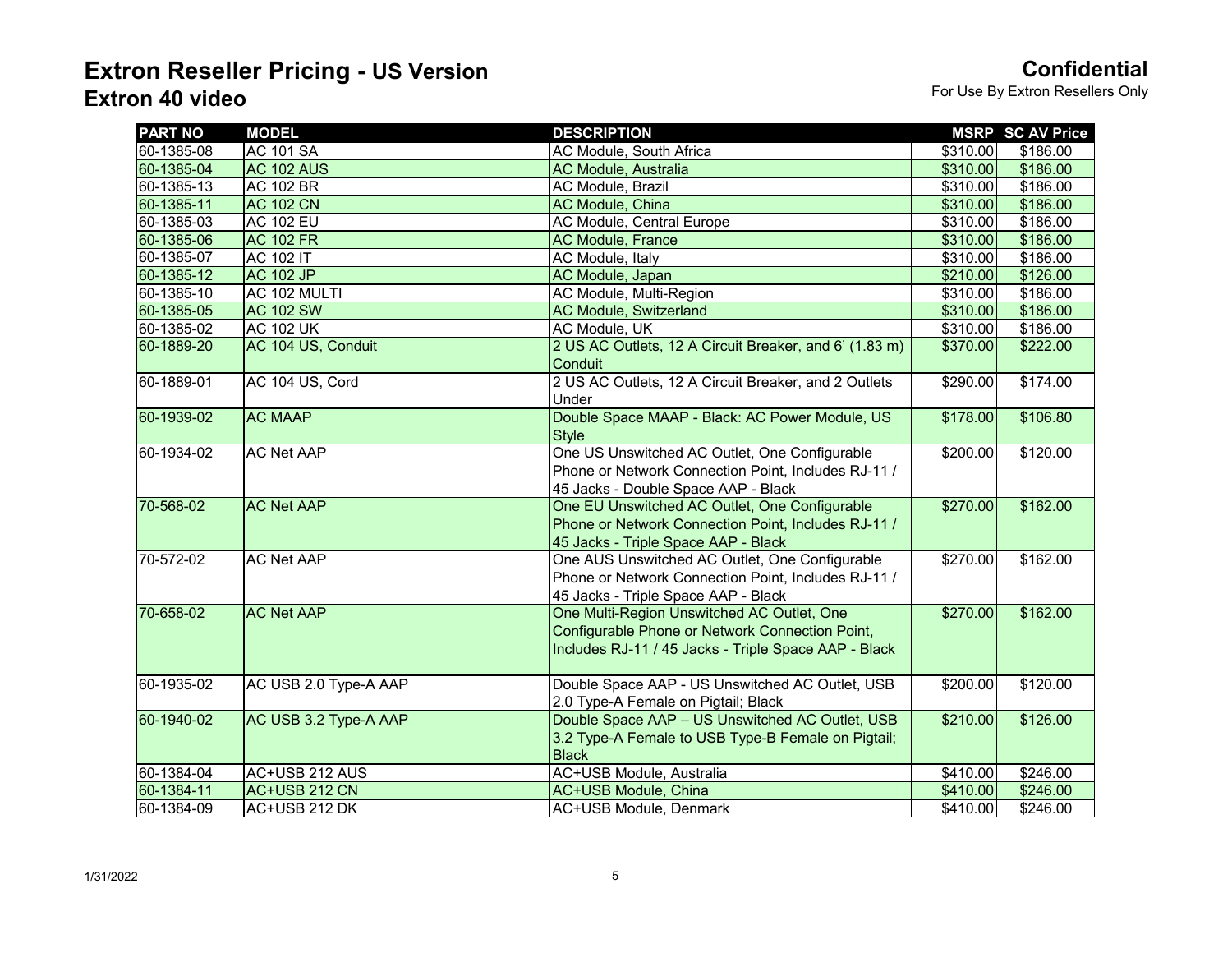# Extron Reseller Pricing - US Version

## Extron 40 video

**Confidential**

For Use By Extron Resellers Only

| PART NO | MODEL | DESCRIPTION | MSRP | SC AV Price |
|---|---|---|---|---|
| 60-1385-08 | AC 101 SA | AC Module, South Africa | $310.00 | $186.00 |
| 60-1385-04 | AC 102 AUS | AC Module, Australia | $310.00 | $186.00 |
| 60-1385-13 | AC 102 BR | AC Module, Brazil | $310.00 | $186.00 |
| 60-1385-11 | AC 102 CN | AC Module, China | $310.00 | $186.00 |
| 60-1385-03 | AC 102 EU | AC Module, Central Europe | $310.00 | $186.00 |
| 60-1385-06 | AC 102 FR | AC Module, France | $310.00 | $186.00 |
| 60-1385-07 | AC 102 IT | AC Module, Italy | $310.00 | $186.00 |
| 60-1385-12 | AC 102 JP | AC Module, Japan | $210.00 | $126.00 |
| 60-1385-10 | AC 102 MULTI | AC Module, Multi-Region | $310.00 | $186.00 |
| 60-1385-05 | AC 102 SW | AC Module, Switzerland | $310.00 | $186.00 |
| 60-1385-02 | AC 102 UK | AC Module, UK | $310.00 | $186.00 |
| 60-1889-20 | AC 104 US, Conduit | 2 US AC Outlets, 12 A Circuit Breaker, and 6' (1.83 m) Conduit | $370.00 | $222.00 |
| 60-1889-01 | AC 104 US, Cord | 2 US AC Outlets, 12 A Circuit Breaker, and 2 Outlets Under | $290.00 | $174.00 |
| 60-1939-02 | AC MAAP | Double Space MAAP - Black: AC Power Module, US Style | $178.00 | $106.80 |
| 60-1934-02 | AC Net AAP | One US Unswitched AC Outlet, One Configurable Phone or Network Connection Point, Includes RJ-11 / 45 Jacks - Double Space AAP - Black | $200.00 | $120.00 |
| 70-568-02 | AC Net AAP | One EU Unswitched AC Outlet, One Configurable Phone or Network Connection Point, Includes RJ-11 / 45 Jacks - Triple Space AAP - Black | $270.00 | $162.00 |
| 70-572-02 | AC Net AAP | One AUS Unswitched AC Outlet, One Configurable Phone or Network Connection Point, Includes RJ-11 / 45 Jacks - Triple Space AAP - Black | $270.00 | $162.00 |
| 70-658-02 | AC Net AAP | One Multi-Region Unswitched AC Outlet, One Configurable Phone or Network Connection Point, Includes RJ-11 / 45 Jacks - Triple Space AAP - Black | $270.00 | $162.00 |
| 60-1935-02 | AC USB 2.0 Type-A AAP | Double Space AAP - US Unswitched AC Outlet, USB 2.0 Type-A Female on Pigtail; Black | $200.00 | $120.00 |
| 60-1940-02 | AC USB 3.2 Type-A AAP | Double Space AAP – US Unswitched AC Outlet, USB 3.2 Type-A Female to USB Type-B Female on Pigtail; Black | $210.00 | $126.00 |
| 60-1384-04 | AC+USB 212 AUS | AC+USB Module, Australia | $410.00 | $246.00 |
| 60-1384-11 | AC+USB 212 CN | AC+USB Module, China | $410.00 | $246.00 |
| 60-1384-09 | AC+USB 212 DK | AC+USB Module, Denmark | $410.00 | $246.00 |

1/31/2022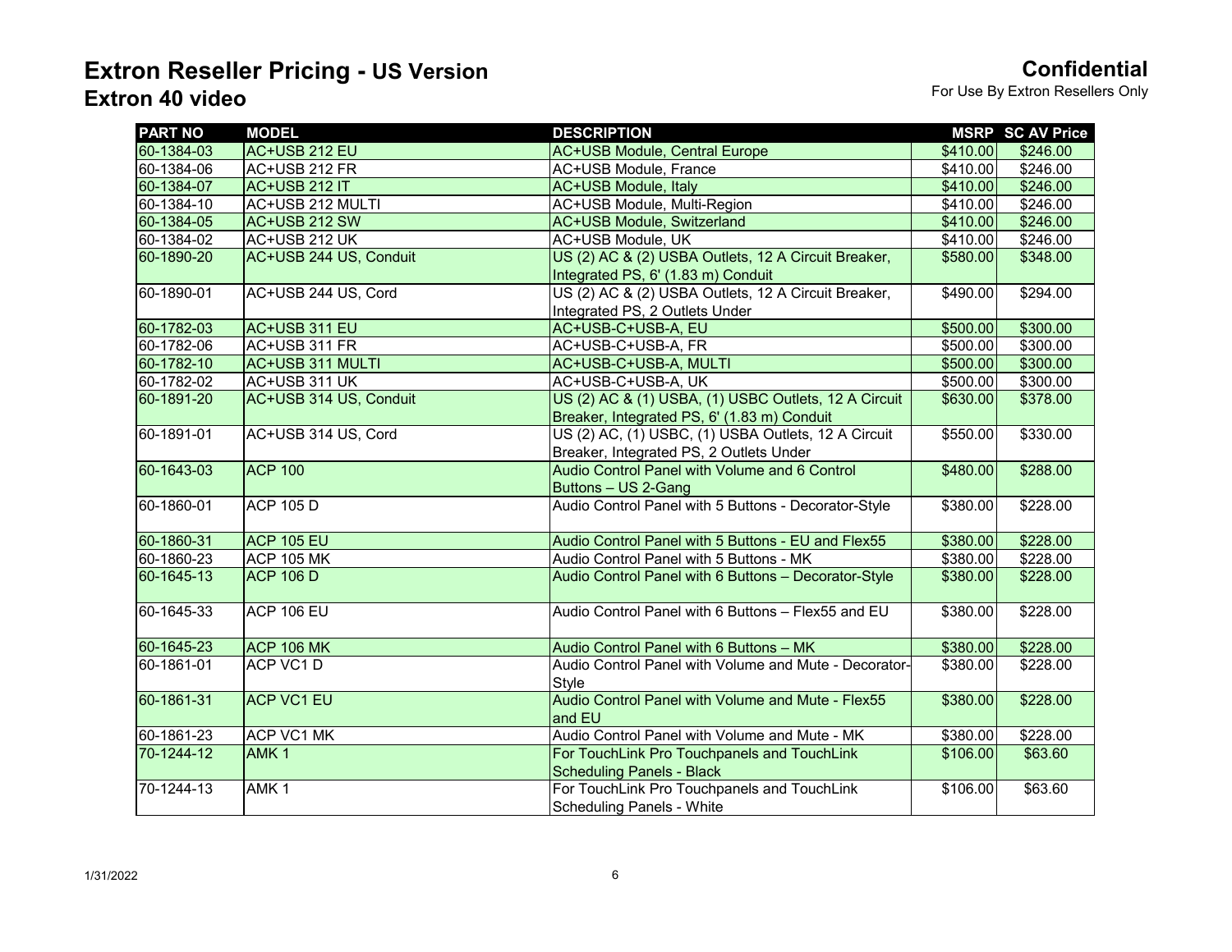# Extron Reseller Pricing - US Version

## Extron 40 video

**Confidential**

For Use By Extron Resellers Only

| PART NO | MODEL | DESCRIPTION | MSRP | SC AV Price |
|---|---|---|---|---|
| 60-1384-03 | AC+USB 212 EU | AC+USB Module, Central Europe | $410.00 | $246.00 |
| 60-1384-06 | AC+USB 212 FR | AC+USB Module, France | $410.00 | $246.00 |
| 60-1384-07 | AC+USB 212 IT | AC+USB Module, Italy | $410.00 | $246.00 |
| 60-1384-10 | AC+USB 212 MULTI | AC+USB Module, Multi-Region | $410.00 | $246.00 |
| 60-1384-05 | AC+USB 212 SW | AC+USB Module, Switzerland | $410.00 | $246.00 |
| 60-1384-02 | AC+USB 212 UK | AC+USB Module, UK | $410.00 | $246.00 |
| 60-1890-20 | AC+USB 244 US, Conduit | US (2) AC & (2) USBA Outlets, 12 A Circuit Breaker, Integrated PS, 6' (1.83 m) Conduit | $580.00 | $348.00 |
| 60-1890-01 | AC+USB 244 US, Cord | US (2) AC & (2) USBA Outlets, 12 A Circuit Breaker, Integrated PS, 2 Outlets Under | $490.00 | $294.00 |
| 60-1782-03 | AC+USB 311 EU | AC+USB-C+USB-A, EU | $500.00 | $300.00 |
| 60-1782-06 | AC+USB 311 FR | AC+USB-C+USB-A, FR | $500.00 | $300.00 |
| 60-1782-10 | AC+USB 311 MULTI | AC+USB-C+USB-A, MULTI | $500.00 | $300.00 |
| 60-1782-02 | AC+USB 311 UK | AC+USB-C+USB-A, UK | $500.00 | $300.00 |
| 60-1891-20 | AC+USB 314 US, Conduit | US (2) AC & (1) USBA, (1) USBC Outlets, 12 A Circuit Breaker, Integrated PS, 6' (1.83 m) Conduit | $630.00 | $378.00 |
| 60-1891-01 | AC+USB 314 US, Cord | US (2) AC, (1) USBC, (1) USBA Outlets, 12 A Circuit Breaker, Integrated PS, 2 Outlets Under | $550.00 | $330.00 |
| 60-1643-03 | ACP 100 | Audio Control Panel with Volume and 6 Control Buttons – US 2-Gang | $480.00 | $288.00 |
| 60-1860-01 | ACP 105 D | Audio Control Panel with 5 Buttons - Decorator-Style | $380.00 | $228.00 |
| 60-1860-31 | ACP 105 EU | Audio Control Panel with 5 Buttons - EU and Flex55 | $380.00 | $228.00 |
| 60-1860-23 | ACP 105 MK | Audio Control Panel with 5 Buttons - MK | $380.00 | $228.00 |
| 60-1645-13 | ACP 106 D | Audio Control Panel with 6 Buttons – Decorator-Style | $380.00 | $228.00 |
| 60-1645-33 | ACP 106 EU | Audio Control Panel with 6 Buttons – Flex55 and EU | $380.00 | $228.00 |
| 60-1645-23 | ACP 106 MK | Audio Control Panel with 6 Buttons – MK | $380.00 | $228.00 |
| 60-1861-01 | ACP VC1 D | Audio Control Panel with Volume and Mute - Decorator-Style | $380.00 | $228.00 |
| 60-1861-31 | ACP VC1 EU | Audio Control Panel with Volume and Mute - Flex55 and EU | $380.00 | $228.00 |
| 60-1861-23 | ACP VC1 MK | Audio Control Panel with Volume and Mute - MK | $380.00 | $228.00 |
| 70-1244-12 | AMK 1 | For TouchLink Pro Touchpanels and TouchLink Scheduling Panels - Black | $106.00 | $63.60 |
| 70-1244-13 | AMK 1 | For TouchLink Pro Touchpanels and TouchLink Scheduling Panels - White | $106.00 | $63.60 |

1/31/2022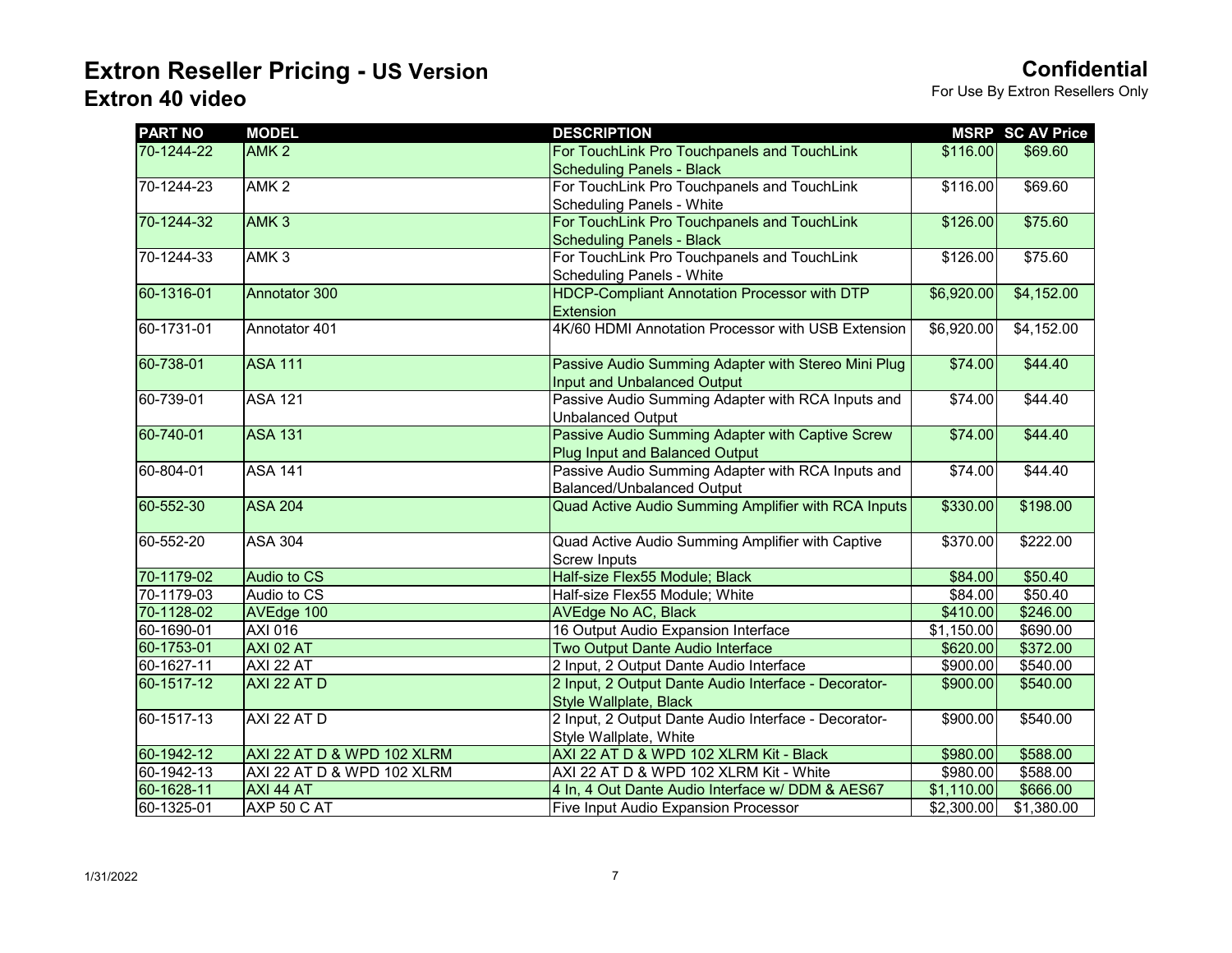# Extron Reseller Pricing - US Version

## Extron 40 video

**Confidential**

For Use By Extron Resellers Only

| PART NO | MODEL | DESCRIPTION | MSRP | SC AV Price |
|---|---|---|---|---|
| 70-1244-22 | AMK 2 | For TouchLink Pro Touchpanels and TouchLink Scheduling Panels - Black | $116.00 | $69.60 |
| 70-1244-23 | AMK 2 | For TouchLink Pro Touchpanels and TouchLink Scheduling Panels - White | $116.00 | $69.60 |
| 70-1244-32 | AMK 3 | For TouchLink Pro Touchpanels and TouchLink Scheduling Panels - Black | $126.00 | $75.60 |
| 70-1244-33 | AMK 3 | For TouchLink Pro Touchpanels and TouchLink Scheduling Panels - White | $126.00 | $75.60 |
| 60-1316-01 | Annotator 300 | HDCP-Compliant Annotation Processor with DTP Extension | $6,920.00 | $4,152.00 |
| 60-1731-01 | Annotator 401 | 4K/60 HDMI Annotation Processor with USB Extension | $6,920.00 | $4,152.00 |
| 60-738-01 | ASA 111 | Passive Audio Summing Adapter with Stereo Mini Plug Input and Unbalanced Output | $74.00 | $44.40 |
| 60-739-01 | ASA 121 | Passive Audio Summing Adapter with RCA Inputs and Unbalanced Output | $74.00 | $44.40 |
| 60-740-01 | ASA 131 | Passive Audio Summing Adapter with Captive Screw Plug Input and Balanced Output | $74.00 | $44.40 |
| 60-804-01 | ASA 141 | Passive Audio Summing Adapter with RCA Inputs and Balanced/Unbalanced Output | $74.00 | $44.40 |
| 60-552-30 | ASA 204 | Quad Active Audio Summing Amplifier with RCA Inputs | $330.00 | $198.00 |
| 60-552-20 | ASA 304 | Quad Active Audio Summing Amplifier with Captive Screw Inputs | $370.00 | $222.00 |
| 70-1179-02 | Audio to CS | Half-size Flex55 Module; Black | $84.00 | $50.40 |
| 70-1179-03 | Audio to CS | Half-size Flex55 Module; White | $84.00 | $50.40 |
| 70-1128-02 | AVEdge 100 | AVEdge No AC, Black | $410.00 | $246.00 |
| 60-1690-01 | AXI 016 | 16 Output Audio Expansion Interface | $1,150.00 | $690.00 |
| 60-1753-01 | AXI 02 AT | Two Output Dante Audio Interface | $620.00 | $372.00 |
| 60-1627-11 | AXI 22 AT | 2 Input, 2 Output Dante Audio Interface | $900.00 | $540.00 |
| 60-1517-12 | AXI 22 AT D | 2 Input, 2 Output Dante Audio Interface - Decorator-Style Wallplate, Black | $900.00 | $540.00 |
| 60-1517-13 | AXI 22 AT D | 2 Input, 2 Output Dante Audio Interface - Decorator-Style Wallplate, White | $900.00 | $540.00 |
| 60-1942-12 | AXI 22 AT D & WPD 102 XLRM | AXI 22 AT D & WPD 102 XLRM Kit - Black | $980.00 | $588.00 |
| 60-1942-13 | AXI 22 AT D & WPD 102 XLRM | AXI 22 AT D & WPD 102 XLRM Kit - White | $980.00 | $588.00 |
| 60-1628-11 | AXI 44 AT | 4 In, 4 Out Dante Audio Interface w/ DDM & AES67 | $1,110.00 | $666.00 |
| 60-1325-01 | AXP 50 C AT | Five Input Audio Expansion Processor | $2,300.00 | $1,380.00 |

1/31/2022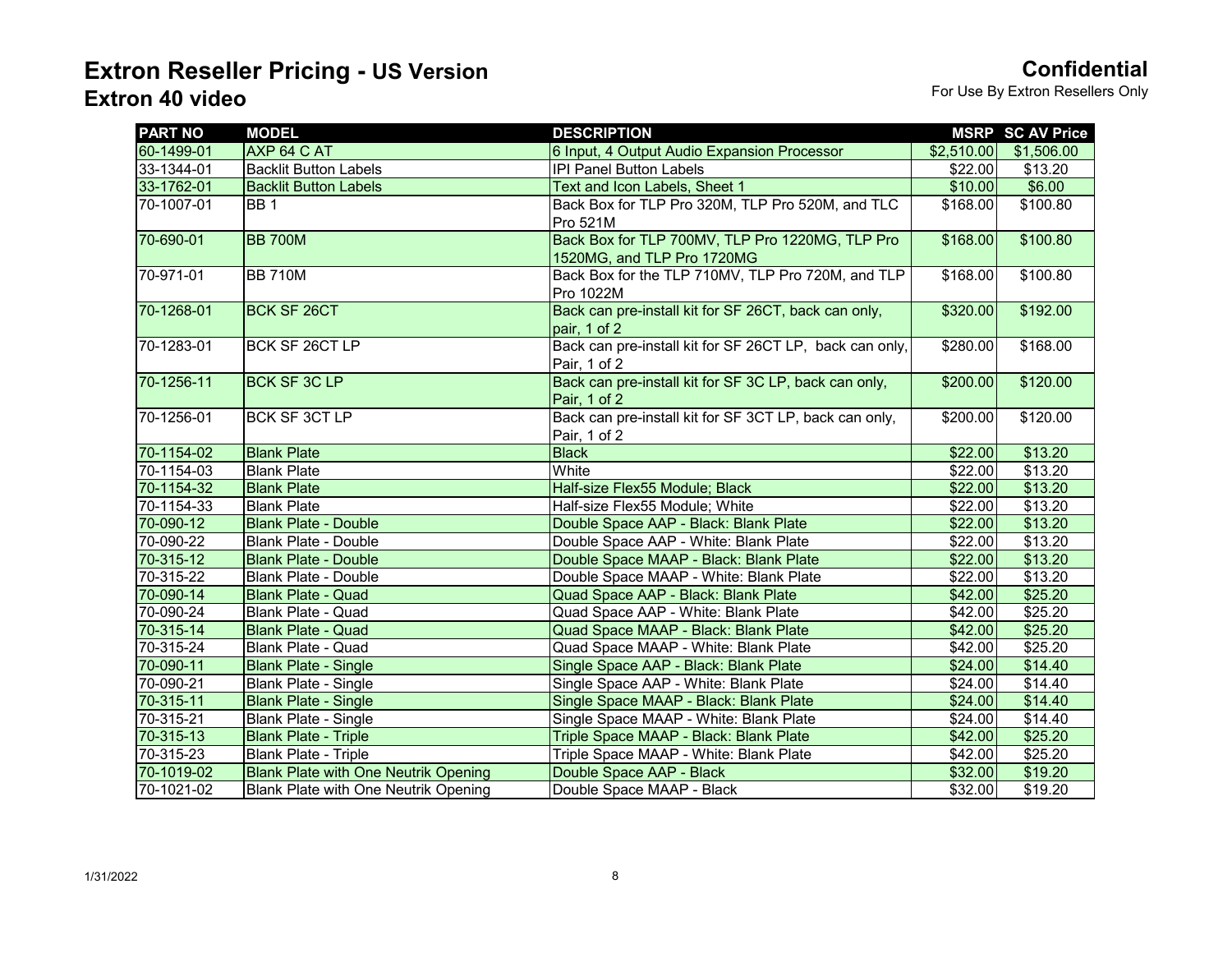# Extron Reseller Pricing - US Version

## Extron 40 video

**Confidential**

For Use By Extron Resellers Only

| PART NO | MODEL | DESCRIPTION | MSRP | SC AV Price |
|---|---|---|---|---|
| 60-1499-01 | AXP 64 C AT | 6 Input, 4 Output Audio Expansion Processor | $2,510.00 | $1,506.00 |
| 33-1344-01 | Backlit Button Labels | IPI Panel Button Labels | $22.00 | $13.20 |
| 33-1762-01 | Backlit Button Labels | Text and Icon Labels, Sheet 1 | $10.00 | $6.00 |
| 70-1007-01 | BB 1 | Back Box for TLP Pro 320M, TLP Pro 520M, and TLC Pro 521M | $168.00 | $100.80 |
| 70-690-01 | BB 700M | Back Box for TLP 700MV, TLP Pro 1220MG, TLP Pro 1520MG, and TLP Pro 1720MG | $168.00 | $100.80 |
| 70-971-01 | BB 710M | Back Box for the TLP 710MV, TLP Pro 720M, and TLP Pro 1022M | $168.00 | $100.80 |
| 70-1268-01 | BCK SF 26CT | Back can pre-install kit for SF 26CT, back can only, pair, 1 of 2 | $320.00 | $192.00 |
| 70-1283-01 | BCK SF 26CT LP | Back can pre-install kit for SF 26CT LP, back can only, Pair, 1 of 2 | $280.00 | $168.00 |
| 70-1256-11 | BCK SF 3C LP | Back can pre-install kit for SF 3C LP, back can only, Pair, 1 of 2 | $200.00 | $120.00 |
| 70-1256-01 | BCK SF 3CT LP | Back can pre-install kit for SF 3CT LP, back can only, Pair, 1 of 2 | $200.00 | $120.00 |
| 70-1154-02 | Blank Plate | Black | $22.00 | $13.20 |
| 70-1154-03 | Blank Plate | White | $22.00 | $13.20 |
| 70-1154-32 | Blank Plate | Half-size Flex55 Module; Black | $22.00 | $13.20 |
| 70-1154-33 | Blank Plate | Half-size Flex55 Module; White | $22.00 | $13.20 |
| 70-090-12 | Blank Plate - Double | Double Space AAP - Black: Blank Plate | $22.00 | $13.20 |
| 70-090-22 | Blank Plate - Double | Double Space AAP - White: Blank Plate | $22.00 | $13.20 |
| 70-315-12 | Blank Plate - Double | Double Space MAAP - Black: Blank Plate | $22.00 | $13.20 |
| 70-315-22 | Blank Plate - Double | Double Space MAAP - White: Blank Plate | $22.00 | $13.20 |
| 70-090-14 | Blank Plate - Quad | Quad Space AAP - Black: Blank Plate | $42.00 | $25.20 |
| 70-090-24 | Blank Plate - Quad | Quad Space AAP - White: Blank Plate | $42.00 | $25.20 |
| 70-315-14 | Blank Plate - Quad | Quad Space MAAP - Black: Blank Plate | $42.00 | $25.20 |
| 70-315-24 | Blank Plate - Quad | Quad Space MAAP - White: Blank Plate | $42.00 | $25.20 |
| 70-090-11 | Blank Plate - Single | Single Space AAP - Black: Blank Plate | $24.00 | $14.40 |
| 70-090-21 | Blank Plate - Single | Single Space AAP - White: Blank Plate | $24.00 | $14.40 |
| 70-315-11 | Blank Plate - Single | Single Space MAAP - Black: Blank Plate | $24.00 | $14.40 |
| 70-315-21 | Blank Plate - Single | Single Space MAAP - White: Blank Plate | $24.00 | $14.40 |
| 70-315-13 | Blank Plate - Triple | Triple Space MAAP - Black: Blank Plate | $42.00 | $25.20 |
| 70-315-23 | Blank Plate - Triple | Triple Space MAAP - White: Blank Plate | $42.00 | $25.20 |
| 70-1019-02 | Blank Plate with One Neutrik Opening | Double Space AAP - Black | $32.00 | $19.20 |
| 70-1021-02 | Blank Plate with One Neutrik Opening | Double Space MAAP - Black | $32.00 | $19.20 |

1/31/2022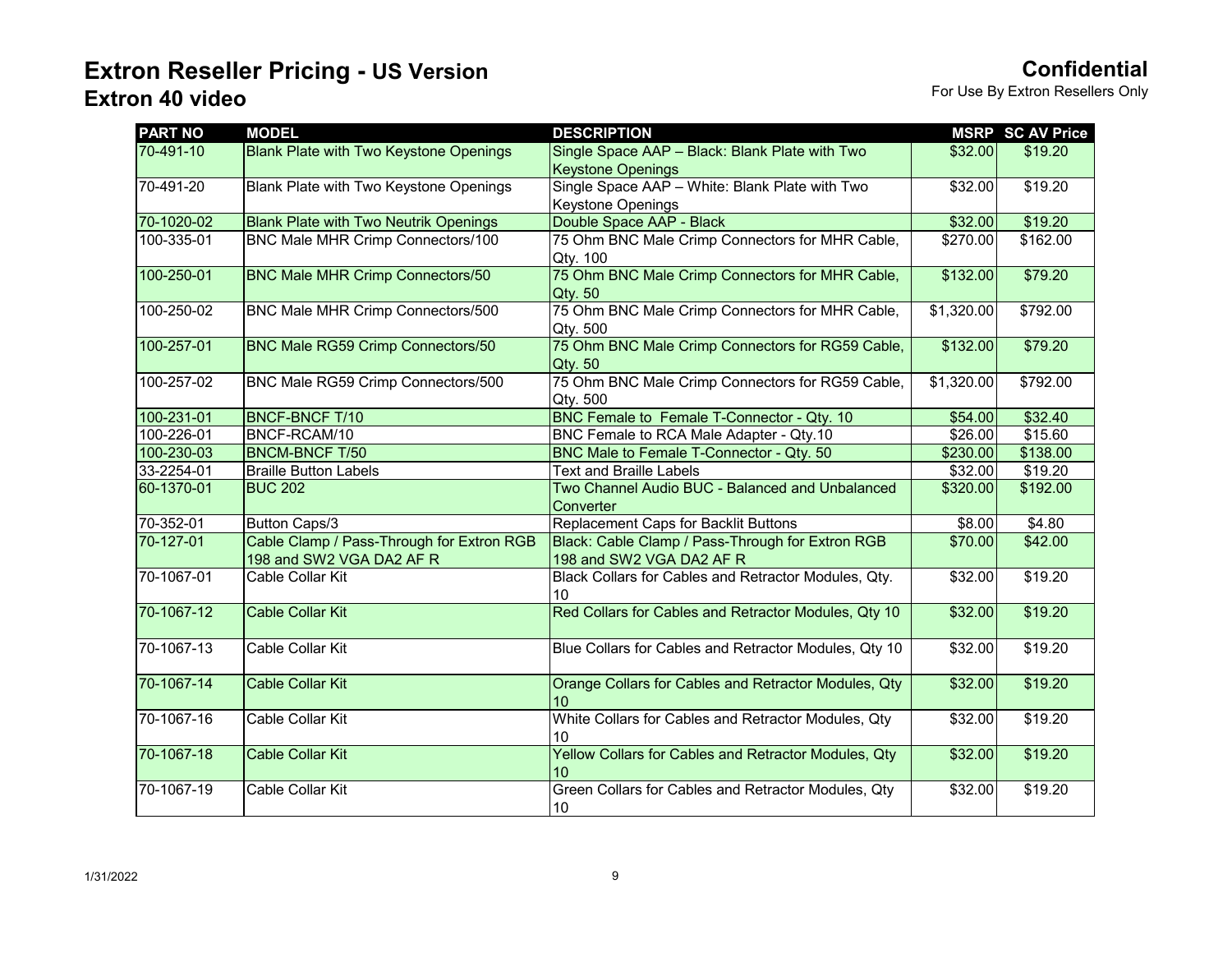# Extron Reseller Pricing - US Version

## Extron 40 video

**Confidential**

For Use By Extron Resellers Only

| PART NO | MODEL | DESCRIPTION | MSRP | SC AV Price |
|---|---|---|---|---|
| 70-491-10 | Blank Plate with Two Keystone Openings | Single Space AAP – Black: Blank Plate with Two Keystone Openings | $32.00 | $19.20 |
| 70-491-20 | Blank Plate with Two Keystone Openings | Single Space AAP – White: Blank Plate with Two Keystone Openings | $32.00 | $19.20 |
| 70-1020-02 | Blank Plate with Two Neutrik Openings | Double Space AAP - Black | $32.00 | $19.20 |
| 100-335-01 | BNC Male MHR Crimp Connectors/100 | 75 Ohm BNC Male Crimp Connectors for MHR Cable, Qty. 100 | $270.00 | $162.00 |
| 100-250-01 | BNC Male MHR Crimp Connectors/50 | 75 Ohm BNC Male Crimp Connectors for MHR Cable, Qty. 50 | $132.00 | $79.20 |
| 100-250-02 | BNC Male MHR Crimp Connectors/500 | 75 Ohm BNC Male Crimp Connectors for MHR Cable, Qty. 500 | $1,320.00 | $792.00 |
| 100-257-01 | BNC Male RG59 Crimp Connectors/50 | 75 Ohm BNC Male Crimp Connectors for RG59 Cable, Qty. 50 | $132.00 | $79.20 |
| 100-257-02 | BNC Male RG59 Crimp Connectors/500 | 75 Ohm BNC Male Crimp Connectors for RG59 Cable, Qty. 500 | $1,320.00 | $792.00 |
| 100-231-01 | BNCF-BNCF T/10 | BNC Female to Female T-Connector - Qty. 10 | $54.00 | $32.40 |
| 100-226-01 | BNCF-RCAM/10 | BNC Female to RCA Male Adapter - Qty.10 | $26.00 | $15.60 |
| 100-230-03 | BNCM-BNCF T/50 | BNC Male to Female T-Connector - Qty. 50 | $230.00 | $138.00 |
| 33-2254-01 | Braille Button Labels | Text and Braille Labels | $32.00 | $19.20 |
| 60-1370-01 | BUC 202 | Two Channel Audio BUC - Balanced and Unbalanced Converter | $320.00 | $192.00 |
| 70-352-01 | Button Caps/3 | Replacement Caps for Backlit Buttons | $8.00 | $4.80 |
| 70-127-01 | Cable Clamp / Pass-Through for Extron RGB 198 and SW2 VGA DA2 AF R | Black: Cable Clamp / Pass-Through for Extron RGB 198 and SW2 VGA DA2 AF R | $70.00 | $42.00 |
| 70-1067-01 | Cable Collar Kit | Black Collars for Cables and Retractor Modules, Qty. 10 | $32.00 | $19.20 |
| 70-1067-12 | Cable Collar Kit | Red Collars for Cables and Retractor Modules, Qty 10 | $32.00 | $19.20 |
| 70-1067-13 | Cable Collar Kit | Blue Collars for Cables and Retractor Modules, Qty 10 | $32.00 | $19.20 |
| 70-1067-14 | Cable Collar Kit | Orange Collars for Cables and Retractor Modules, Qty 10 | $32.00 | $19.20 |
| 70-1067-16 | Cable Collar Kit | White Collars for Cables and Retractor Modules, Qty 10 | $32.00 | $19.20 |
| 70-1067-18 | Cable Collar Kit | Yellow Collars for Cables and Retractor Modules, Qty 10 | $32.00 | $19.20 |
| 70-1067-19 | Cable Collar Kit | Green Collars for Cables and Retractor Modules, Qty 10 | $32.00 | $19.20 |

1/31/2022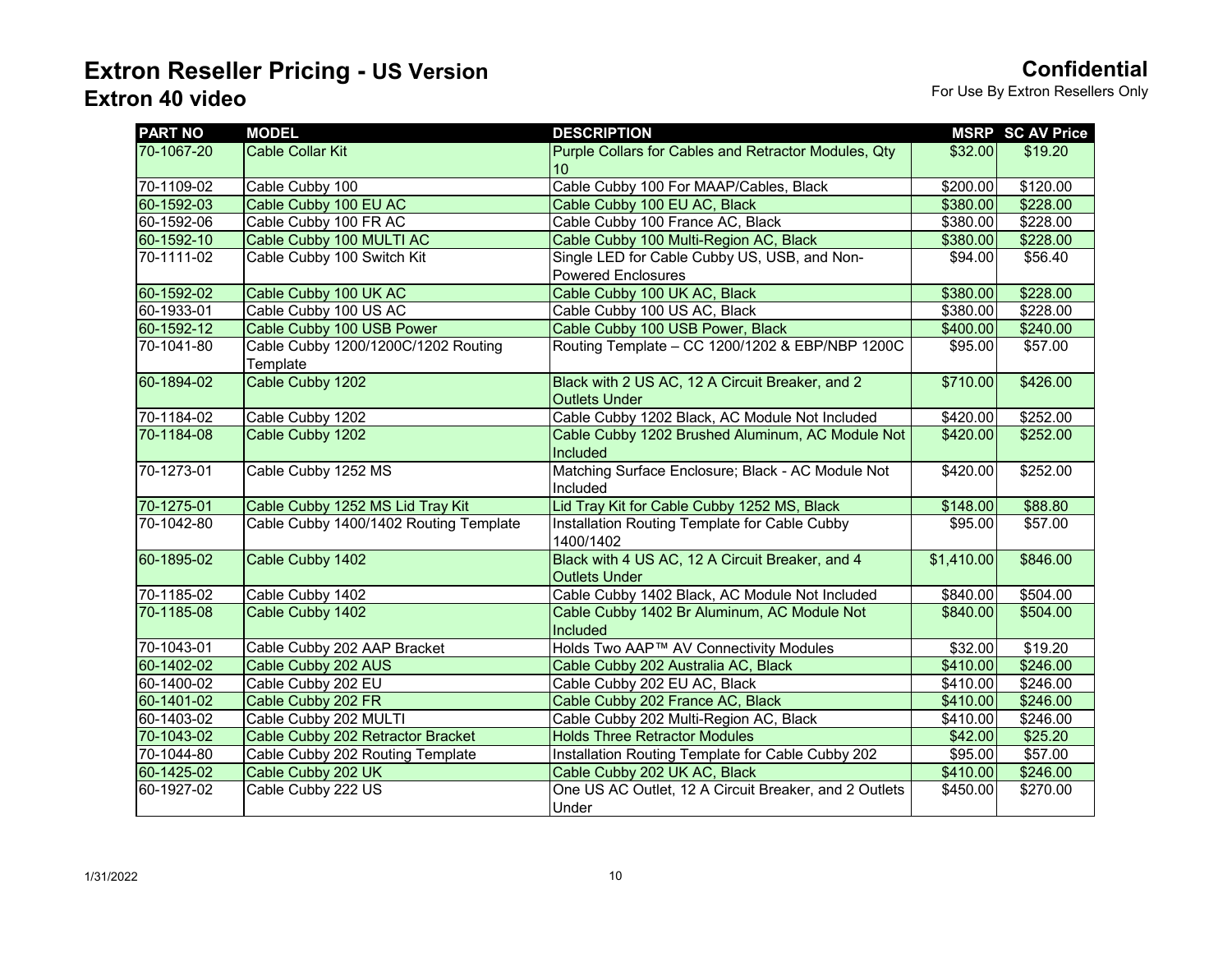# Extron Reseller Pricing - US Version

## Extron 40 video

**Confidential**

For Use By Extron Resellers Only

| PART NO | MODEL | DESCRIPTION | MSRP | SC AV Price |
|---|---|---|---|---|
| 70-1067-20 | Cable Collar Kit | Purple Collars for Cables and Retractor Modules, Qty 10 | $32.00 | $19.20 |
| 70-1109-02 | Cable Cubby 100 | Cable Cubby 100 For MAAP/Cables, Black | $200.00 | $120.00 |
| 60-1592-03 | Cable Cubby 100 EU AC | Cable Cubby 100 EU AC, Black | $380.00 | $228.00 |
| 60-1592-06 | Cable Cubby 100 FR AC | Cable Cubby 100 France AC, Black | $380.00 | $228.00 |
| 60-1592-10 | Cable Cubby 100 MULTI AC | Cable Cubby 100 Multi-Region AC, Black | $380.00 | $228.00 |
| 70-1111-02 | Cable Cubby 100 Switch Kit | Single LED for Cable Cubby US, USB, and Non-Powered Enclosures | $94.00 | $56.40 |
| 60-1592-02 | Cable Cubby 100 UK AC | Cable Cubby 100 UK AC, Black | $380.00 | $228.00 |
| 60-1933-01 | Cable Cubby 100 US AC | Cable Cubby 100 US AC, Black | $380.00 | $228.00 |
| 60-1592-12 | Cable Cubby 100 USB Power | Cable Cubby 100 USB Power, Black | $400.00 | $240.00 |
| 70-1041-80 | Cable Cubby 1200/1200C/1202 Routing Template | Routing Template – CC 1200/1202 & EBP/NBP 1200C | $95.00 | $57.00 |
| 60-1894-02 | Cable Cubby 1202 | Black with 2 US AC, 12 A Circuit Breaker, and 2 Outlets Under | $710.00 | $426.00 |
| 70-1184-02 | Cable Cubby 1202 | Cable Cubby 1202 Black, AC Module Not Included | $420.00 | $252.00 |
| 70-1184-08 | Cable Cubby 1202 | Cable Cubby 1202 Brushed Aluminum, AC Module Not Included | $420.00 | $252.00 |
| 70-1273-01 | Cable Cubby 1252 MS | Matching Surface Enclosure; Black - AC Module Not Included | $420.00 | $252.00 |
| 70-1275-01 | Cable Cubby 1252 MS Lid Tray Kit | Lid Tray Kit for Cable Cubby 1252 MS, Black | $148.00 | $88.80 |
| 70-1042-80 | Cable Cubby 1400/1402 Routing Template | Installation Routing Template for Cable Cubby 1400/1402 | $95.00 | $57.00 |
| 60-1895-02 | Cable Cubby 1402 | Black with 4 US AC, 12 A Circuit Breaker, and 4 Outlets Under | $1,410.00 | $846.00 |
| 70-1185-02 | Cable Cubby 1402 | Cable Cubby 1402 Black, AC Module Not Included | $840.00 | $504.00 |
| 70-1185-08 | Cable Cubby 1402 | Cable Cubby 1402 Br Aluminum, AC Module Not Included | $840.00 | $504.00 |
| 70-1043-01 | Cable Cubby 202 AAP Bracket | Holds Two AAP™ AV Connectivity Modules | $32.00 | $19.20 |
| 60-1402-02 | Cable Cubby 202 AUS | Cable Cubby 202 Australia AC, Black | $410.00 | $246.00 |
| 60-1400-02 | Cable Cubby 202 EU | Cable Cubby 202 EU AC, Black | $410.00 | $246.00 |
| 60-1401-02 | Cable Cubby 202 FR | Cable Cubby 202 France AC, Black | $410.00 | $246.00 |
| 60-1403-02 | Cable Cubby 202 MULTI | Cable Cubby 202 Multi-Region AC, Black | $410.00 | $246.00 |
| 70-1043-02 | Cable Cubby 202 Retractor Bracket | Holds Three Retractor Modules | $42.00 | $25.20 |
| 70-1044-80 | Cable Cubby 202 Routing Template | Installation Routing Template for Cable Cubby 202 | $95.00 | $57.00 |
| 60-1425-02 | Cable Cubby 202 UK | Cable Cubby 202 UK AC, Black | $410.00 | $246.00 |
| 60-1927-02 | Cable Cubby 222 US | One US AC Outlet, 12 A Circuit Breaker, and 2 Outlets Under | $450.00 | $270.00 |

1/31/2022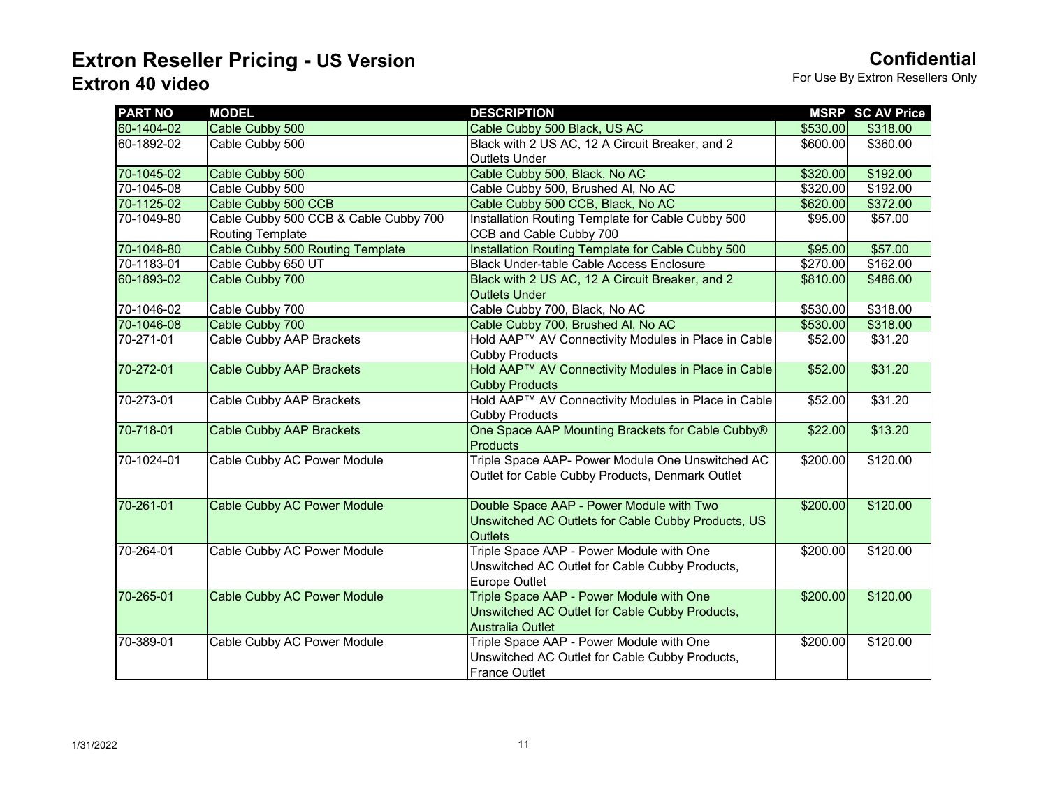# Extron Reseller Pricing - US Version
## Extron 40 video

**Confidential**
For Use By Extron Resellers Only

| PART NO | MODEL | DESCRIPTION | MSRP | SC AV Price |
|---|---|---|---|---|
| 60-1404-02 | Cable Cubby 500 | Cable Cubby 500 Black, US AC | $530.00 | $318.00 |
| 60-1892-02 | Cable Cubby 500 | Black with 2 US AC, 12 A Circuit Breaker, and 2 Outlets Under | $600.00 | $360.00 |
| 70-1045-02 | Cable Cubby 500 | Cable Cubby 500, Black, No AC | $320.00 | $192.00 |
| 70-1045-08 | Cable Cubby 500 | Cable Cubby 500, Brushed Al, No AC | $320.00 | $192.00 |
| 70-1125-02 | Cable Cubby 500 CCB | Cable Cubby 500 CCB, Black, No AC | $620.00 | $372.00 |
| 70-1049-80 | Cable Cubby 500 CCB & Cable Cubby 700 Routing Template | Installation Routing Template for Cable Cubby 500 CCB and Cable Cubby 700 | $95.00 | $57.00 |
| 70-1048-80 | Cable Cubby 500 Routing Template | Installation Routing Template for Cable Cubby 500 | $95.00 | $57.00 |
| 70-1183-01 | Cable Cubby 650 UT | Black Under-table Cable Access Enclosure | $270.00 | $162.00 |
| 60-1893-02 | Cable Cubby 700 | Black with 2 US AC, 12 A Circuit Breaker, and 2 Outlets Under | $810.00 | $486.00 |
| 70-1046-02 | Cable Cubby 700 | Cable Cubby 700, Black, No AC | $530.00 | $318.00 |
| 70-1046-08 | Cable Cubby 700 | Cable Cubby 700, Brushed Al, No AC | $530.00 | $318.00 |
| 70-271-01 | Cable Cubby AAP Brackets | Hold AAP™ AV Connectivity Modules in Place in Cable Cubby Products | $52.00 | $31.20 |
| 70-272-01 | Cable Cubby AAP Brackets | Hold AAP™ AV Connectivity Modules in Place in Cable Cubby Products | $52.00 | $31.20 |
| 70-273-01 | Cable Cubby AAP Brackets | Hold AAP™ AV Connectivity Modules in Place in Cable Cubby Products | $52.00 | $31.20 |
| 70-718-01 | Cable Cubby AAP Brackets | One Space AAP Mounting Brackets for Cable Cubby® Products | $22.00 | $13.20 |
| 70-1024-01 | Cable Cubby AC Power Module | Triple Space AAP- Power Module One Unswitched AC Outlet for Cable Cubby Products, Denmark Outlet | $200.00 | $120.00 |
| 70-261-01 | Cable Cubby AC Power Module | Double Space AAP - Power Module with Two Unswitched AC Outlets for Cable Cubby Products, US Outlets | $200.00 | $120.00 |
| 70-264-01 | Cable Cubby AC Power Module | Triple Space AAP - Power Module with One Unswitched AC Outlet for Cable Cubby Products, Europe Outlet | $200.00 | $120.00 |
| 70-265-01 | Cable Cubby AC Power Module | Triple Space AAP - Power Module with One Unswitched AC Outlet for Cable Cubby Products, Australia Outlet | $200.00 | $120.00 |
| 70-389-01 | Cable Cubby AC Power Module | Triple Space AAP - Power Module with One Unswitched AC Outlet for Cable Cubby Products, France Outlet | $200.00 | $120.00 |

1/31/2022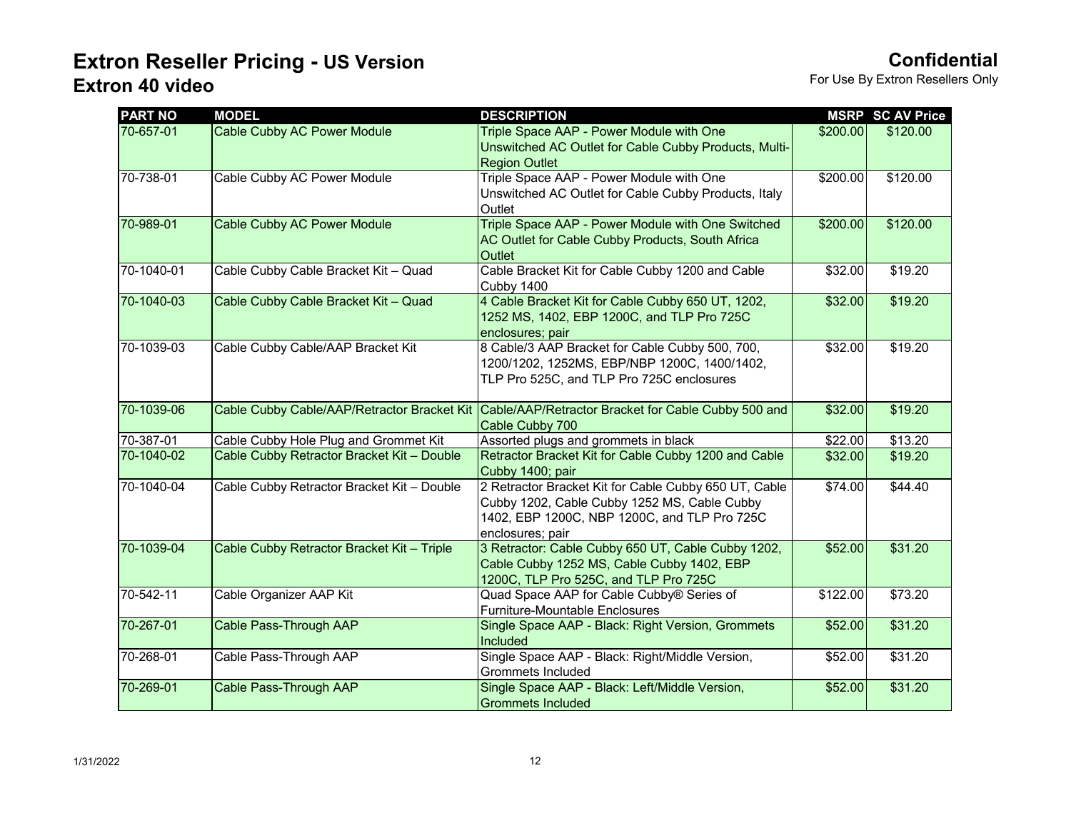# Extron Reseller Pricing - US Version

## Extron 40 video

**Confidential**

For Use By Extron Resellers Only

| PART NO | MODEL | DESCRIPTION | MSRP | SC AV Price |
|---|---|---|---|---|
| 70-657-01 | Cable Cubby AC Power Module | Triple Space AAP - Power Module with One Unswitched AC Outlet for Cable Cubby Products, Multi-Region Outlet | $200.00 | $120.00 |
| 70-738-01 | Cable Cubby AC Power Module | Triple Space AAP - Power Module with One Unswitched AC Outlet for Cable Cubby Products, Italy Outlet | $200.00 | $120.00 |
| 70-989-01 | Cable Cubby AC Power Module | Triple Space AAP - Power Module with One Switched AC Outlet for Cable Cubby Products, South Africa Outlet | $200.00 | $120.00 |
| 70-1040-01 | Cable Cubby Cable Bracket Kit – Quad | Cable Bracket Kit for Cable Cubby 1200 and Cable Cubby 1400 | $32.00 | $19.20 |
| 70-1040-03 | Cable Cubby Cable Bracket Kit – Quad | 4 Cable Bracket Kit for Cable Cubby 650 UT, 1202, 1252 MS, 1402, EBP 1200C, and TLP Pro 725C enclosures; pair | $32.00 | $19.20 |
| 70-1039-03 | Cable Cubby Cable/AAP Bracket Kit | 8 Cable/3 AAP Bracket for Cable Cubby 500, 700, 1200/1202, 1252MS, EBP/NBP 1200C, 1400/1402, TLP Pro 525C, and TLP Pro 725C enclosures | $32.00 | $19.20 |
| 70-1039-06 | Cable Cubby Cable/AAP/Retractor Bracket Kit | Cable/AAP/Retractor Bracket for Cable Cubby 500 and Cable Cubby 700 | $32.00 | $19.20 |
| 70-387-01 | Cable Cubby Hole Plug and Grommet Kit | Assorted plugs and grommets in black | $22.00 | $13.20 |
| 70-1040-02 | Cable Cubby Retractor Bracket Kit – Double | Retractor Bracket Kit for Cable Cubby 1200 and Cable Cubby 1400; pair | $32.00 | $19.20 |
| 70-1040-04 | Cable Cubby Retractor Bracket Kit – Double | 2 Retractor Bracket Kit for Cable Cubby 650 UT, Cable Cubby 1202, Cable Cubby 1252 MS, Cable Cubby 1402, EBP 1200C, NBP 1200C, and TLP Pro 725C enclosures; pair | $74.00 | $44.40 |
| 70-1039-04 | Cable Cubby Retractor Bracket Kit – Triple | 3 Retractor: Cable Cubby 650 UT, Cable Cubby 1202, Cable Cubby 1252 MS, Cable Cubby 1402, EBP 1200C, TLP Pro 525C, and TLP Pro 725C | $52.00 | $31.20 |
| 70-542-11 | Cable Organizer AAP Kit | Quad Space AAP for Cable Cubby® Series of Furniture-Mountable Enclosures | $122.00 | $73.20 |
| 70-267-01 | Cable Pass-Through AAP | Single Space AAP - Black: Right Version, Grommets Included | $52.00 | $31.20 |
| 70-268-01 | Cable Pass-Through AAP | Single Space AAP - Black: Right/Middle Version, Grommets Included | $52.00 | $31.20 |
| 70-269-01 | Cable Pass-Through AAP | Single Space AAP - Black: Left/Middle Version, Grommets Included | $52.00 | $31.20 |

1/31/2022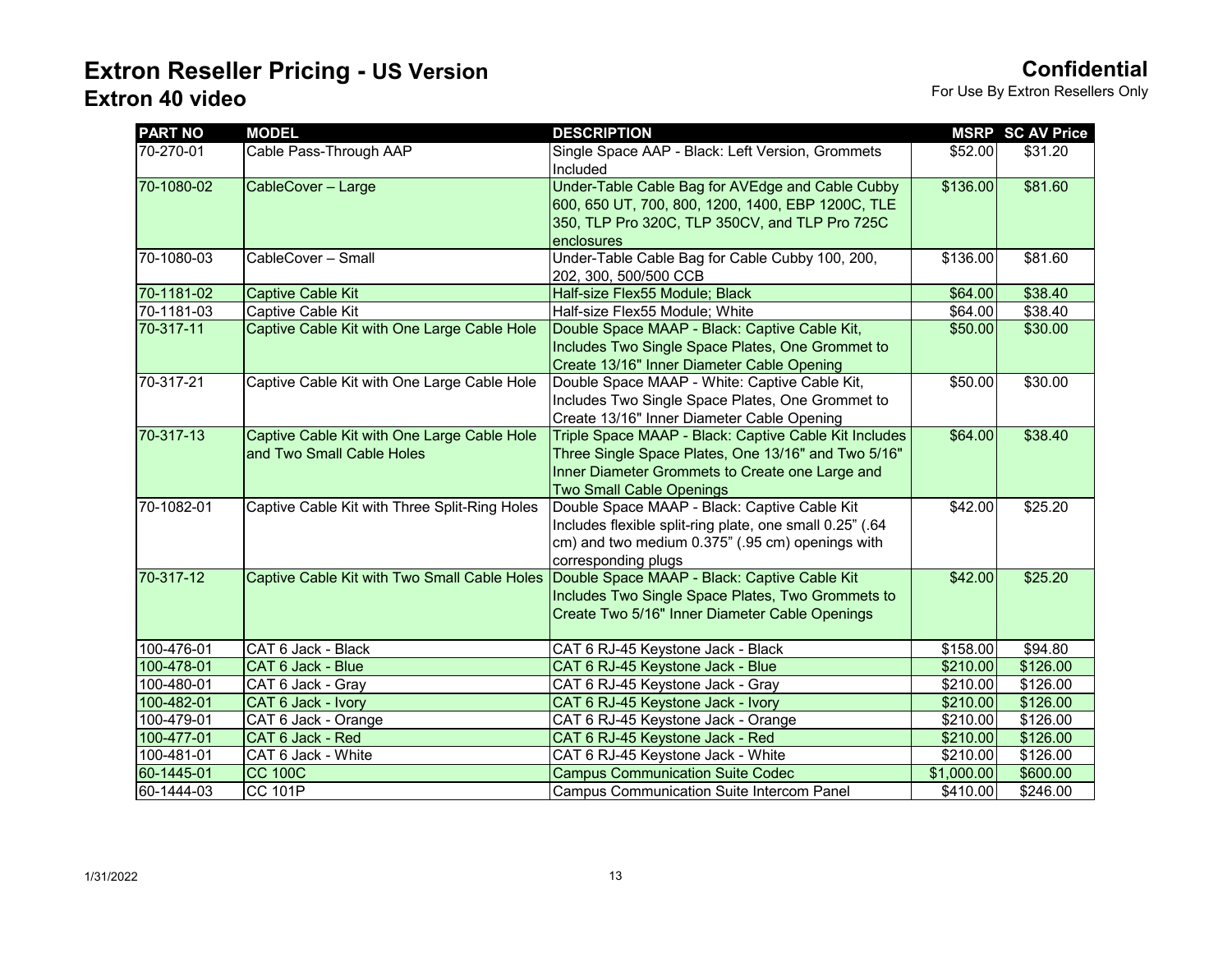# Extron Reseller Pricing - US Version

## Extron 40 video

**Confidential**
For Use By Extron Resellers Only

| PART NO | MODEL | DESCRIPTION | MSRP | SC AV Price |
| --- | --- | --- | --- | --- |
| 70-270-01 | Cable Pass-Through AAP | Single Space AAP - Black: Left Version, Grommets Included | $52.00 | $31.20 |
| 70-1080-02 | CableCover – Large | Under-Table Cable Bag for AVEdge and Cable Cubby 600, 650 UT, 700, 800, 1200, 1400, EBP 1200C, TLE 350, TLP Pro 320C, TLP 350CV, and TLP Pro 725C enclosures | $136.00 | $81.60 |
| 70-1080-03 | CableCover – Small | Under-Table Cable Bag for Cable Cubby 100, 200, 202, 300, 500/500 CCB | $136.00 | $81.60 |
| 70-1181-02 | Captive Cable Kit | Half-size Flex55 Module; Black | $64.00 | $38.40 |
| 70-1181-03 | Captive Cable Kit | Half-size Flex55 Module; White | $64.00 | $38.40 |
| 70-317-11 | Captive Cable Kit with One Large Cable Hole | Double Space MAAP - Black: Captive Cable Kit, Includes Two Single Space Plates, One Grommet to Create 13/16" Inner Diameter Cable Opening | $50.00 | $30.00 |
| 70-317-21 | Captive Cable Kit with One Large Cable Hole | Double Space MAAP - White: Captive Cable Kit, Includes Two Single Space Plates, One Grommet to Create 13/16" Inner Diameter Cable Opening | $50.00 | $30.00 |
| 70-317-13 | Captive Cable Kit with One Large Cable Hole and Two Small Cable Holes | Triple Space MAAP - Black: Captive Cable Kit Includes Three Single Space Plates, One 13/16" and Two 5/16" Inner Diameter Grommets to Create one Large and Two Small Cable Openings | $64.00 | $38.40 |
| 70-1082-01 | Captive Cable Kit with Three Split-Ring Holes | Double Space MAAP - Black: Captive Cable Kit Includes flexible split-ring plate, one small 0.25" (.64 cm) and two medium 0.375" (.95 cm) openings with corresponding plugs | $42.00 | $25.20 |
| 70-317-12 | Captive Cable Kit with Two Small Cable Holes | Double Space MAAP - Black: Captive Cable Kit Includes Two Single Space Plates, Two Grommets to Create Two 5/16" Inner Diameter Cable Openings | $42.00 | $25.20 |
| 100-476-01 | CAT 6 Jack - Black | CAT 6 RJ-45 Keystone Jack - Black | $158.00 | $94.80 |
| 100-478-01 | CAT 6 Jack - Blue | CAT 6 RJ-45 Keystone Jack - Blue | $210.00 | $126.00 |
| 100-480-01 | CAT 6 Jack - Gray | CAT 6 RJ-45 Keystone Jack - Gray | $210.00 | $126.00 |
| 100-482-01 | CAT 6 Jack - Ivory | CAT 6 RJ-45 Keystone Jack - Ivory | $210.00 | $126.00 |
| 100-479-01 | CAT 6 Jack - Orange | CAT 6 RJ-45 Keystone Jack - Orange | $210.00 | $126.00 |
| 100-477-01 | CAT 6 Jack - Red | CAT 6 RJ-45 Keystone Jack - Red | $210.00 | $126.00 |
| 100-481-01 | CAT 6 Jack - White | CAT 6 RJ-45 Keystone Jack - White | $210.00 | $126.00 |
| 60-1445-01 | CC 100C | Campus Communication Suite Codec | $1,000.00 | $600.00 |
| 60-1444-03 | CC 101P | Campus Communication Suite Intercom Panel | $410.00 | $246.00 |

1/31/2022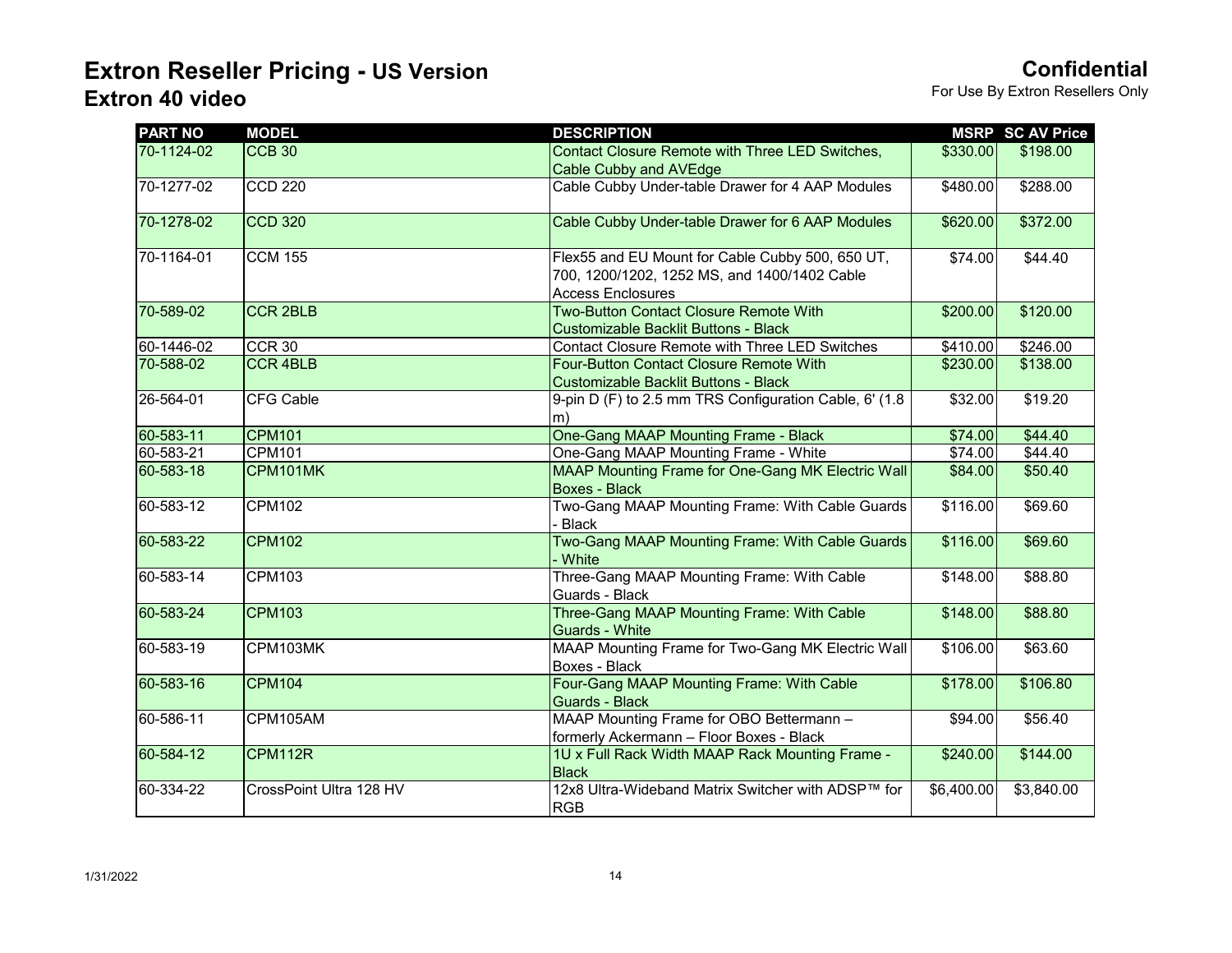# Extron Reseller Pricing - US Version
## Extron 40 video

**Confidential**
For Use By Extron Resellers Only

| PART NO | MODEL | DESCRIPTION | MSRP | SC AV Price |
|---|---|---|---|---|
| 70-1124-02 | CCB 30 | Contact Closure Remote with Three LED Switches, Cable Cubby and AVEdge | $330.00 | $198.00 |
| 70-1277-02 | CCD 220 | Cable Cubby Under-table Drawer for 4 AAP Modules | $480.00 | $288.00 |
| 70-1278-02 | CCD 320 | Cable Cubby Under-table Drawer for 6 AAP Modules | $620.00 | $372.00 |
| 70-1164-01 | CCM 155 | Flex55 and EU Mount for Cable Cubby 500, 650 UT, 700, 1200/1202, 1252 MS, and 1400/1402 Cable Access Enclosures | $74.00 | $44.40 |
| 70-589-02 | CCR 2BLB | Two-Button Contact Closure Remote With Customizable Backlit Buttons - Black | $200.00 | $120.00 |
| 60-1446-02 | CCR 30 | Contact Closure Remote with Three LED Switches | $410.00 | $246.00 |
| 70-588-02 | CCR 4BLB | Four-Button Contact Closure Remote With Customizable Backlit Buttons - Black | $230.00 | $138.00 |
| 26-564-01 | CFG Cable | 9-pin D (F) to 2.5 mm TRS Configuration Cable, 6' (1.8 m) | $32.00 | $19.20 |
| 60-583-11 | CPM101 | One-Gang MAAP Mounting Frame - Black | $74.00 | $44.40 |
| 60-583-21 | CPM101 | One-Gang MAAP Mounting Frame - White | $74.00 | $44.40 |
| 60-583-18 | CPM101MK | MAAP Mounting Frame for One-Gang MK Electric Wall Boxes - Black | $84.00 | $50.40 |
| 60-583-12 | CPM102 | Two-Gang MAAP Mounting Frame: With Cable Guards - Black | $116.00 | $69.60 |
| 60-583-22 | CPM102 | Two-Gang MAAP Mounting Frame: With Cable Guards - White | $116.00 | $69.60 |
| 60-583-14 | CPM103 | Three-Gang MAAP Mounting Frame: With Cable Guards - Black | $148.00 | $88.80 |
| 60-583-24 | CPM103 | Three-Gang MAAP Mounting Frame: With Cable Guards - White | $148.00 | $88.80 |
| 60-583-19 | CPM103MK | MAAP Mounting Frame for Two-Gang MK Electric Wall Boxes - Black | $106.00 | $63.60 |
| 60-583-16 | CPM104 | Four-Gang MAAP Mounting Frame: With Cable Guards - Black | $178.00 | $106.80 |
| 60-586-11 | CPM105AM | MAAP Mounting Frame for OBO Bettermann – formerly Ackermann – Floor Boxes - Black | $94.00 | $56.40 |
| 60-584-12 | CPM112R | 1U x Full Rack Width MAAP Rack Mounting Frame - Black | $240.00 | $144.00 |
| 60-334-22 | CrossPoint Ultra 128 HV | 12x8 Ultra-Wideband Matrix Switcher with ADSP™ for RGB | $6,400.00 | $3,840.00 |

1/31/2022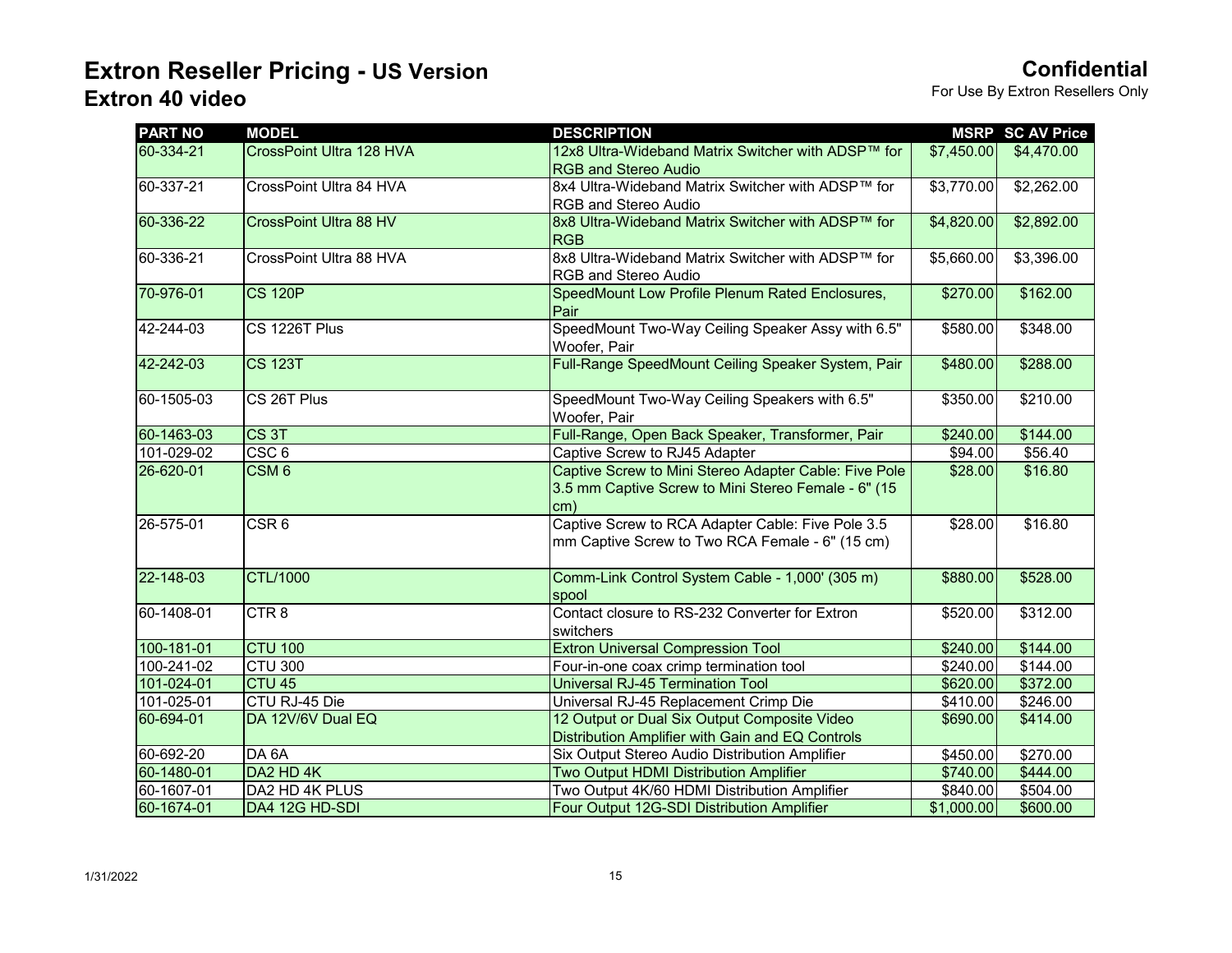# Extron Reseller Pricing - US Version

## Extron 40 video

**Confidential**
For Use By Extron Resellers Only

| PART NO | MODEL | DESCRIPTION | MSRP | SC AV Price |
|---|---|---|---|---|
| 60-334-21 | CrossPoint Ultra 128 HVA | 12x8 Ultra-Wideband Matrix Switcher with ADSP™ for RGB and Stereo Audio | $7,450.00 | $4,470.00 |
| 60-337-21 | CrossPoint Ultra 84 HVA | 8x4 Ultra-Wideband Matrix Switcher with ADSP™ for RGB and Stereo Audio | $3,770.00 | $2,262.00 |
| 60-336-22 | CrossPoint Ultra 88 HV | 8x8 Ultra-Wideband Matrix Switcher with ADSP™ for RGB | $4,820.00 | $2,892.00 |
| 60-336-21 | CrossPoint Ultra 88 HVA | 8x8 Ultra-Wideband Matrix Switcher with ADSP™ for RGB and Stereo Audio | $5,660.00 | $3,396.00 |
| 70-976-01 | CS 120P | SpeedMount Low Profile Plenum Rated Enclosures, Pair | $270.00 | $162.00 |
| 42-244-03 | CS 1226T Plus | SpeedMount Two-Way Ceiling Speaker Assy with 6.5" Woofer, Pair | $580.00 | $348.00 |
| 42-242-03 | CS 123T | Full-Range SpeedMount Ceiling Speaker System, Pair | $480.00 | $288.00 |
| 60-1505-03 | CS 26T Plus | SpeedMount Two-Way Ceiling Speakers with 6.5" Woofer, Pair | $350.00 | $210.00 |
| 60-1463-03 | CS 3T | Full-Range, Open Back Speaker, Transformer, Pair | $240.00 | $144.00 |
| 101-029-02 | CSC 6 | Captive Screw to RJ45 Adapter | $94.00 | $56.40 |
| 26-620-01 | CSM 6 | Captive Screw to Mini Stereo Adapter Cable: Five Pole 3.5 mm Captive Screw to Mini Stereo Female - 6" (15 cm) | $28.00 | $16.80 |
| 26-575-01 | CSR 6 | Captive Screw to RCA Adapter Cable: Five Pole 3.5 mm Captive Screw to Two RCA Female - 6" (15 cm) | $28.00 | $16.80 |
| 22-148-03 | CTL/1000 | Comm-Link Control System Cable - 1,000' (305 m) spool | $880.00 | $528.00 |
| 60-1408-01 | CTR 8 | Contact closure to RS-232 Converter for Extron switchers | $520.00 | $312.00 |
| 100-181-01 | CTU 100 | Extron Universal Compression Tool | $240.00 | $144.00 |
| 100-241-02 | CTU 300 | Four-in-one coax crimp termination tool | $240.00 | $144.00 |
| 101-024-01 | CTU 45 | Universal RJ-45 Termination Tool | $620.00 | $372.00 |
| 101-025-01 | CTU RJ-45 Die | Universal RJ-45 Replacement Crimp Die | $410.00 | $246.00 |
| 60-694-01 | DA 12V/6V Dual EQ | 12 Output or Dual Six Output Composite Video Distribution Amplifier with Gain and EQ Controls | $690.00 | $414.00 |
| 60-692-20 | DA 6A | Six Output Stereo Audio Distribution Amplifier | $450.00 | $270.00 |
| 60-1480-01 | DA2 HD 4K | Two Output HDMI Distribution Amplifier | $740.00 | $444.00 |
| 60-1607-01 | DA2 HD 4K PLUS | Two Output 4K/60 HDMI Distribution Amplifier | $840.00 | $504.00 |
| 60-1674-01 | DA4 12G HD-SDI | Four Output 12G-SDI Distribution Amplifier | $1,000.00 | $600.00 |

1/31/2022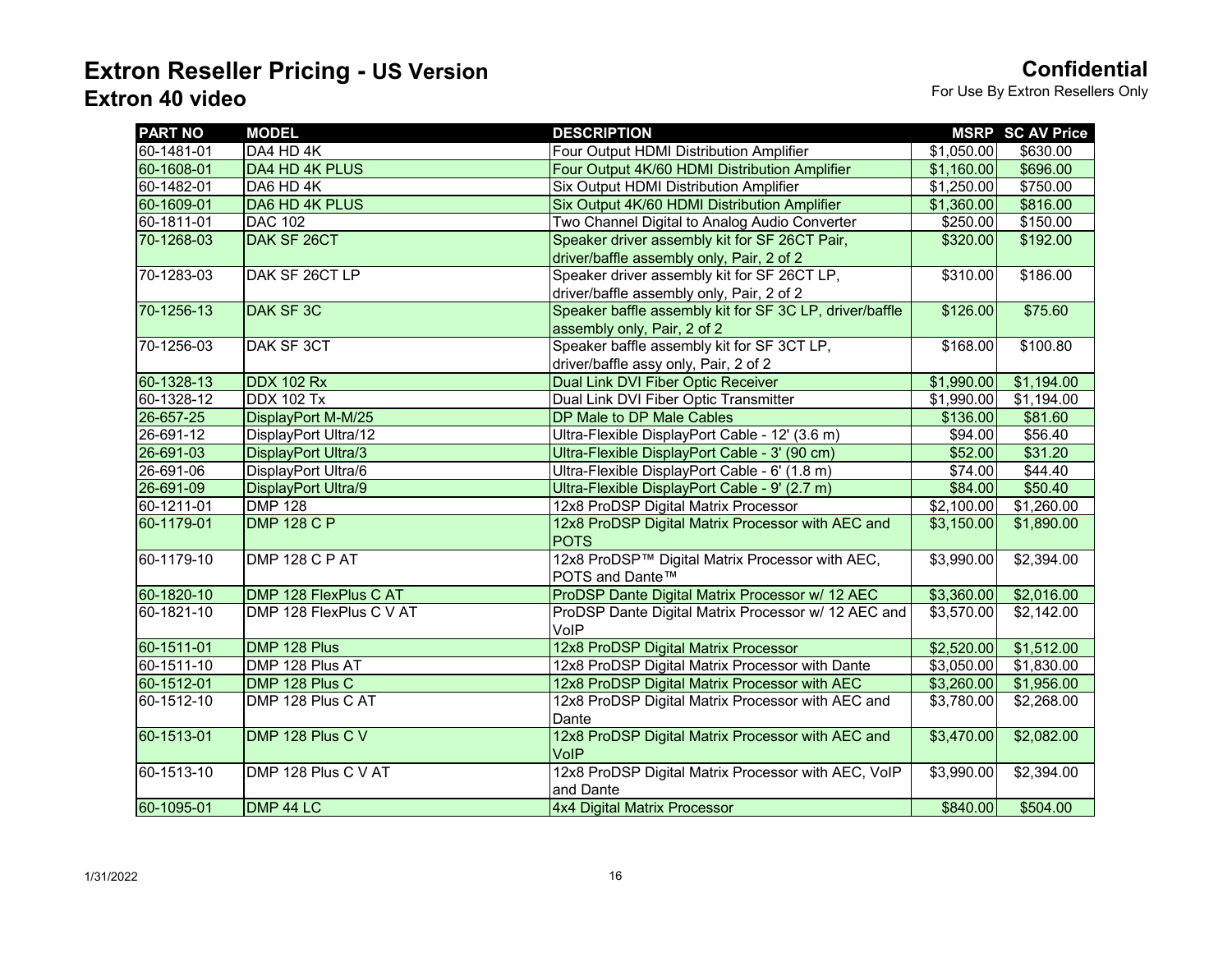# Extron Reseller Pricing - US Version

## Extron 40 video

**Confidential**

For Use By Extron Resellers Only

| PART NO | MODEL | DESCRIPTION | MSRP | SC AV Price |
|---|---|---|---|---|
| 60-1481-01 | DA4 HD 4K | Four Output HDMI Distribution Amplifier | $1,050.00 | $630.00 |
| 60-1608-01 | DA4 HD 4K PLUS | Four Output 4K/60 HDMI Distribution Amplifier | $1,160.00 | $696.00 |
| 60-1482-01 | DA6 HD 4K | Six Output HDMI Distribution Amplifier | $1,250.00 | $750.00 |
| 60-1609-01 | DA6 HD 4K PLUS | Six Output 4K/60 HDMI Distribution Amplifier | $1,360.00 | $816.00 |
| 60-1811-01 | DAC 102 | Two Channel Digital to Analog Audio Converter | $250.00 | $150.00 |
| 70-1268-03 | DAK SF 26CT | Speaker driver assembly kit for SF 26CT Pair, driver/baffle assembly only, Pair, 2 of 2 | $320.00 | $192.00 |
| 70-1283-03 | DAK SF 26CT LP | Speaker driver assembly kit for SF 26CT LP, driver/baffle assembly only, Pair, 2 of 2 | $310.00 | $186.00 |
| 70-1256-13 | DAK SF 3C | Speaker baffle assembly kit for SF 3C LP, driver/baffle assembly only, Pair, 2 of 2 | $126.00 | $75.60 |
| 70-1256-03 | DAK SF 3CT | Speaker baffle assembly kit for SF 3CT LP, driver/baffle assy only, Pair, 2 of 2 | $168.00 | $100.80 |
| 60-1328-13 | DDX 102 Rx | Dual Link DVI Fiber Optic Receiver | $1,990.00 | $1,194.00 |
| 60-1328-12 | DDX 102 Tx | Dual Link DVI Fiber Optic Transmitter | $1,990.00 | $1,194.00 |
| 26-657-25 | DisplayPort M-M/25 | DP Male to DP Male Cables | $136.00 | $81.60 |
| 26-691-12 | DisplayPort Ultra/12 | Ultra-Flexible DisplayPort Cable - 12' (3.6 m) | $94.00 | $56.40 |
| 26-691-03 | DisplayPort Ultra/3 | Ultra-Flexible DisplayPort Cable - 3' (90 cm) | $52.00 | $31.20 |
| 26-691-06 | DisplayPort Ultra/6 | Ultra-Flexible DisplayPort Cable - 6' (1.8 m) | $74.00 | $44.40 |
| 26-691-09 | DisplayPort Ultra/9 | Ultra-Flexible DisplayPort Cable - 9' (2.7 m) | $84.00 | $50.40 |
| 60-1211-01 | DMP 128 | 12x8 ProDSP Digital Matrix Processor | $2,100.00 | $1,260.00 |
| 60-1179-01 | DMP 128 C P | 12x8 ProDSP Digital Matrix Processor with AEC and POTS | $3,150.00 | $1,890.00 |
| 60-1179-10 | DMP 128 C P AT | 12x8 ProDSP™ Digital Matrix Processor with AEC, POTS and Dante™ | $3,990.00 | $2,394.00 |
| 60-1820-10 | DMP 128 FlexPlus C AT | ProDSP Dante Digital Matrix Processor w/ 12 AEC | $3,360.00 | $2,016.00 |
| 60-1821-10 | DMP 128 FlexPlus C V AT | ProDSP Dante Digital Matrix Processor w/ 12 AEC and VoIP | $3,570.00 | $2,142.00 |
| 60-1511-01 | DMP 128 Plus | 12x8 ProDSP Digital Matrix Processor | $2,520.00 | $1,512.00 |
| 60-1511-10 | DMP 128 Plus AT | 12x8 ProDSP Digital Matrix Processor with Dante | $3,050.00 | $1,830.00 |
| 60-1512-01 | DMP 128 Plus C | 12x8 ProDSP Digital Matrix Processor with AEC | $3,260.00 | $1,956.00 |
| 60-1512-10 | DMP 128 Plus C AT | 12x8 ProDSP Digital Matrix Processor with AEC and Dante | $3,780.00 | $2,268.00 |
| 60-1513-01 | DMP 128 Plus C V | 12x8 ProDSP Digital Matrix Processor with AEC and VoIP | $3,470.00 | $2,082.00 |
| 60-1513-10 | DMP 128 Plus C V AT | 12x8 ProDSP Digital Matrix Processor with AEC, VoIP and Dante | $3,990.00 | $2,394.00 |
| 60-1095-01 | DMP 44 LC | 4x4 Digital Matrix Processor | $840.00 | $504.00 |

1/31/2022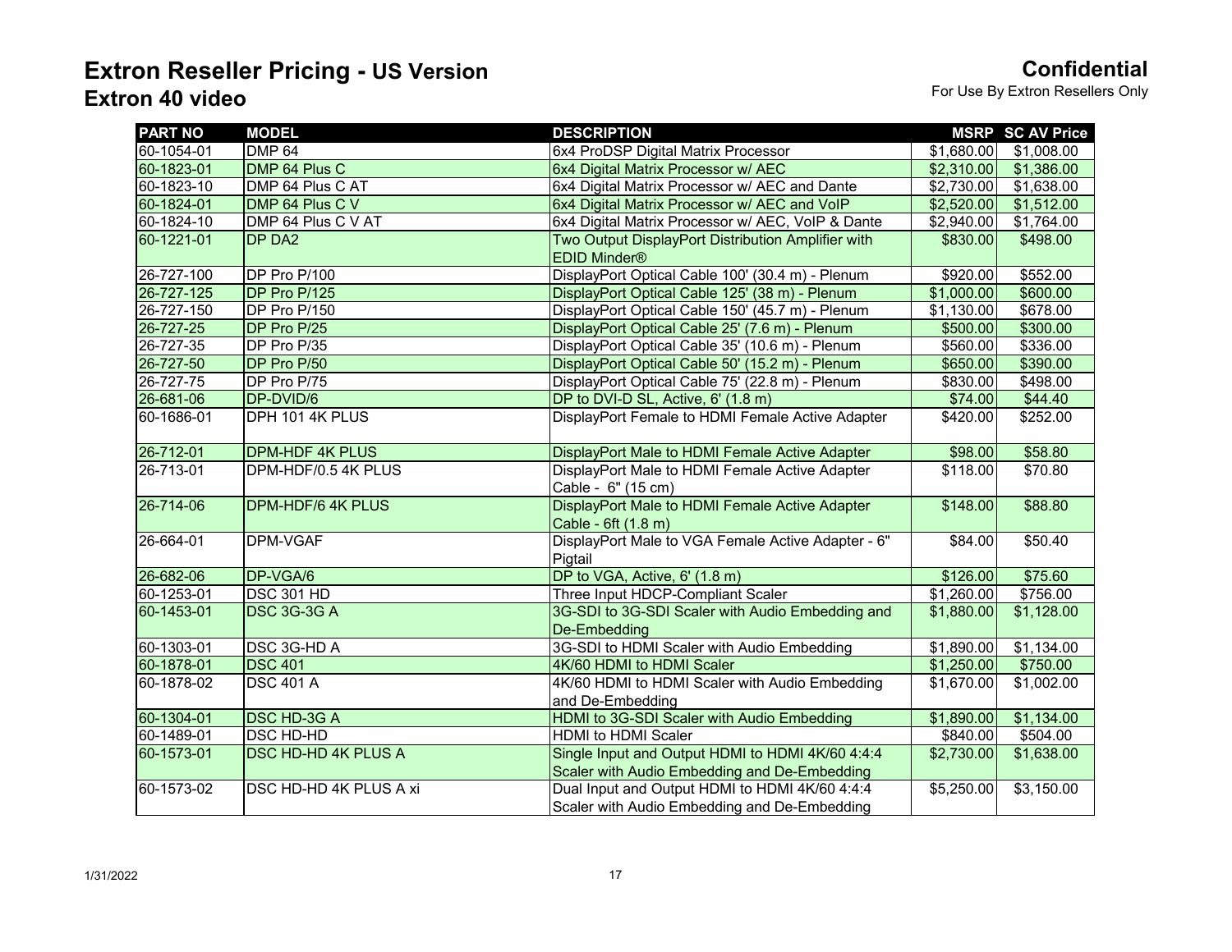# Extron Reseller Pricing - US Version

## Extron 40 video

**Confidential**
For Use By Extron Resellers Only

| PART NO | MODEL | DESCRIPTION | MSRP | SC AV Price |
|---|---|---|---|---|
| 60-1054-01 | DMP 64 | 6x4 ProDSP Digital Matrix Processor | $1,680.00 | $1,008.00 |
| 60-1823-01 | DMP 64 Plus C | 6x4 Digital Matrix Processor w/ AEC | $2,310.00 | $1,386.00 |
| 60-1823-10 | DMP 64 Plus C AT | 6x4 Digital Matrix Processor w/ AEC and Dante | $2,730.00 | $1,638.00 |
| 60-1824-01 | DMP 64 Plus C V | 6x4 Digital Matrix Processor w/ AEC and VoIP | $2,520.00 | $1,512.00 |
| 60-1824-10 | DMP 64 Plus C V AT | 6x4 Digital Matrix Processor w/ AEC, VoIP & Dante | $2,940.00 | $1,764.00 |
| 60-1221-01 | DP DA2 | Two Output DisplayPort Distribution Amplifier with EDID Minder® | $830.00 | $498.00 |
| 26-727-100 | DP Pro P/100 | DisplayPort Optical Cable 100' (30.4 m) - Plenum | $920.00 | $552.00 |
| 26-727-125 | DP Pro P/125 | DisplayPort Optical Cable 125' (38 m) - Plenum | $1,000.00 | $600.00 |
| 26-727-150 | DP Pro P/150 | DisplayPort Optical Cable 150' (45.7 m) - Plenum | $1,130.00 | $678.00 |
| 26-727-25 | DP Pro P/25 | DisplayPort Optical Cable 25' (7.6 m) - Plenum | $500.00 | $300.00 |
| 26-727-35 | DP Pro P/35 | DisplayPort Optical Cable 35' (10.6 m) - Plenum | $560.00 | $336.00 |
| 26-727-50 | DP Pro P/50 | DisplayPort Optical Cable 50' (15.2 m) - Plenum | $650.00 | $390.00 |
| 26-727-75 | DP Pro P/75 | DisplayPort Optical Cable 75' (22.8 m) - Plenum | $830.00 | $498.00 |
| 26-681-06 | DP-DVID/6 | DP to DVI-D SL, Active, 6' (1.8 m) | $74.00 | $44.40 |
| 60-1686-01 | DPH 101 4K PLUS | DisplayPort Female to HDMI Female Active Adapter | $420.00 | $252.00 |
| 26-712-01 | DPM-HDF 4K PLUS | DisplayPort Male to HDMI Female Active Adapter | $98.00 | $58.80 |
| 26-713-01 | DPM-HDF/0.5 4K PLUS | DisplayPort Male to HDMI Female Active Adapter Cable - 6" (15 cm) | $118.00 | $70.80 |
| 26-714-06 | DPM-HDF/6 4K PLUS | DisplayPort Male to HDMI Female Active Adapter Cable - 6ft (1.8 m) | $148.00 | $88.80 |
| 26-664-01 | DPM-VGAF | DisplayPort Male to VGA Female Active Adapter - 6" Pigtail | $84.00 | $50.40 |
| 26-682-06 | DP-VGA/6 | DP to VGA, Active, 6' (1.8 m) | $126.00 | $75.60 |
| 60-1253-01 | DSC 301 HD | Three Input HDCP-Compliant Scaler | $1,260.00 | $756.00 |
| 60-1453-01 | DSC 3G-3G A | 3G-SDI to 3G-SDI Scaler with Audio Embedding and De-Embedding | $1,880.00 | $1,128.00 |
| 60-1303-01 | DSC 3G-HD A | 3G-SDI to HDMI Scaler with Audio Embedding | $1,890.00 | $1,134.00 |
| 60-1878-01 | DSC 401 | 4K/60 HDMI to HDMI Scaler | $1,250.00 | $750.00 |
| 60-1878-02 | DSC 401 A | 4K/60 HDMI to HDMI Scaler with Audio Embedding and De-Embedding | $1,670.00 | $1,002.00 |
| 60-1304-01 | DSC HD-3G A | HDMI to 3G-SDI Scaler with Audio Embedding | $1,890.00 | $1,134.00 |
| 60-1489-01 | DSC HD-HD | HDMI to HDMI Scaler | $840.00 | $504.00 |
| 60-1573-01 | DSC HD-HD 4K PLUS A | Single Input and Output HDMI to HDMI 4K/60 4:4:4 Scaler with Audio Embedding and De-Embedding | $2,730.00 | $1,638.00 |
| 60-1573-02 | DSC HD-HD 4K PLUS A xi | Dual Input and Output HDMI to HDMI 4K/60 4:4:4 Scaler with Audio Embedding and De-Embedding | $5,250.00 | $3,150.00 |

1/31/2022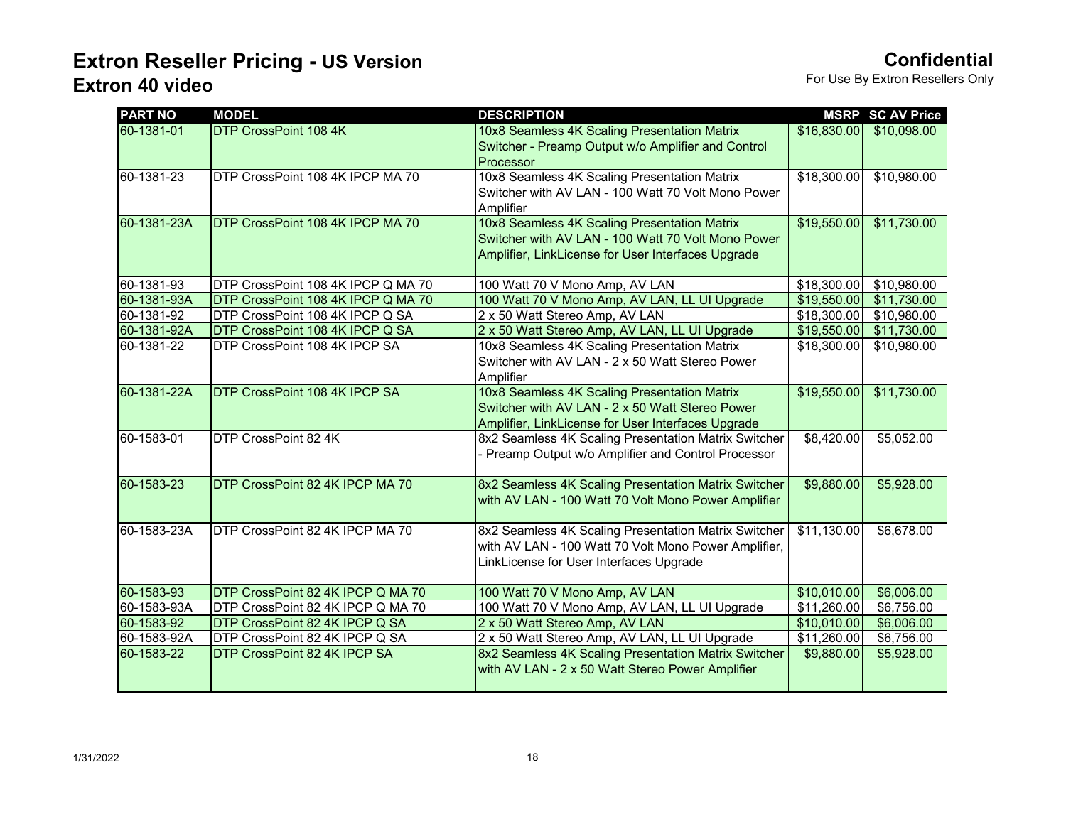# Extron Reseller Pricing - US Version

## Extron 40 video

**Confidential**

For Use By Extron Resellers Only

| PART NO | MODEL | DESCRIPTION | MSRP | SC AV Price |
|---|---|---|---|---|
| 60-1381-01 | DTP CrossPoint 108 4K | 10x8 Seamless 4K Scaling Presentation Matrix Switcher - Preamp Output w/o Amplifier and Control Processor | $16,830.00 | $10,098.00 |
| 60-1381-23 | DTP CrossPoint 108 4K IPCP MA 70 | 10x8 Seamless 4K Scaling Presentation Matrix Switcher with AV LAN - 100 Watt 70 Volt Mono Power Amplifier | $18,300.00 | $10,980.00 |
| 60-1381-23A | DTP CrossPoint 108 4K IPCP MA 70 | 10x8 Seamless 4K Scaling Presentation Matrix Switcher with AV LAN - 100 Watt 70 Volt Mono Power Amplifier, LinkLicense for User Interfaces Upgrade | $19,550.00 | $11,730.00 |
| 60-1381-93 | DTP CrossPoint 108 4K IPCP Q MA 70 | 100 Watt 70 V Mono Amp, AV LAN | $18,300.00 | $10,980.00 |
| 60-1381-93A | DTP CrossPoint 108 4K IPCP Q MA 70 | 100 Watt 70 V Mono Amp, AV LAN, LL UI Upgrade | $19,550.00 | $11,730.00 |
| 60-1381-92 | DTP CrossPoint 108 4K IPCP Q SA | 2 x 50 Watt Stereo Amp, AV LAN | $18,300.00 | $10,980.00 |
| 60-1381-92A | DTP CrossPoint 108 4K IPCP Q SA | 2 x 50 Watt Stereo Amp, AV LAN, LL UI Upgrade | $19,550.00 | $11,730.00 |
| 60-1381-22 | DTP CrossPoint 108 4K IPCP SA | 10x8 Seamless 4K Scaling Presentation Matrix Switcher with AV LAN - 2 x 50 Watt Stereo Power Amplifier | $18,300.00 | $10,980.00 |
| 60-1381-22A | DTP CrossPoint 108 4K IPCP SA | 10x8 Seamless 4K Scaling Presentation Matrix Switcher with AV LAN - 2 x 50 Watt Stereo Power Amplifier, LinkLicense for User Interfaces Upgrade | $19,550.00 | $11,730.00 |
| 60-1583-01 | DTP CrossPoint 82 4K | 8x2 Seamless 4K Scaling Presentation Matrix Switcher - Preamp Output w/o Amplifier and Control Processor | $8,420.00 | $5,052.00 |
| 60-1583-23 | DTP CrossPoint 82 4K IPCP MA 70 | 8x2 Seamless 4K Scaling Presentation Matrix Switcher with AV LAN - 100 Watt 70 Volt Mono Power Amplifier | $9,880.00 | $5,928.00 |
| 60-1583-23A | DTP CrossPoint 82 4K IPCP MA 70 | 8x2 Seamless 4K Scaling Presentation Matrix Switcher with AV LAN - 100 Watt 70 Volt Mono Power Amplifier, LinkLicense for User Interfaces Upgrade | $11,130.00 | $6,678.00 |
| 60-1583-93 | DTP CrossPoint 82 4K IPCP Q MA 70 | 100 Watt 70 V Mono Amp, AV LAN | $10,010.00 | $6,006.00 |
| 60-1583-93A | DTP CrossPoint 82 4K IPCP Q MA 70 | 100 Watt 70 V Mono Amp, AV LAN, LL UI Upgrade | $11,260.00 | $6,756.00 |
| 60-1583-92 | DTP CrossPoint 82 4K IPCP Q SA | 2 x 50 Watt Stereo Amp, AV LAN | $10,010.00 | $6,006.00 |
| 60-1583-92A | DTP CrossPoint 82 4K IPCP Q SA | 2 x 50 Watt Stereo Amp, AV LAN, LL UI Upgrade | $11,260.00 | $6,756.00 |
| 60-1583-22 | DTP CrossPoint 82 4K IPCP SA | 8x2 Seamless 4K Scaling Presentation Matrix Switcher with AV LAN - 2 x 50 Watt Stereo Power Amplifier | $9,880.00 | $5,928.00 |

1/31/2022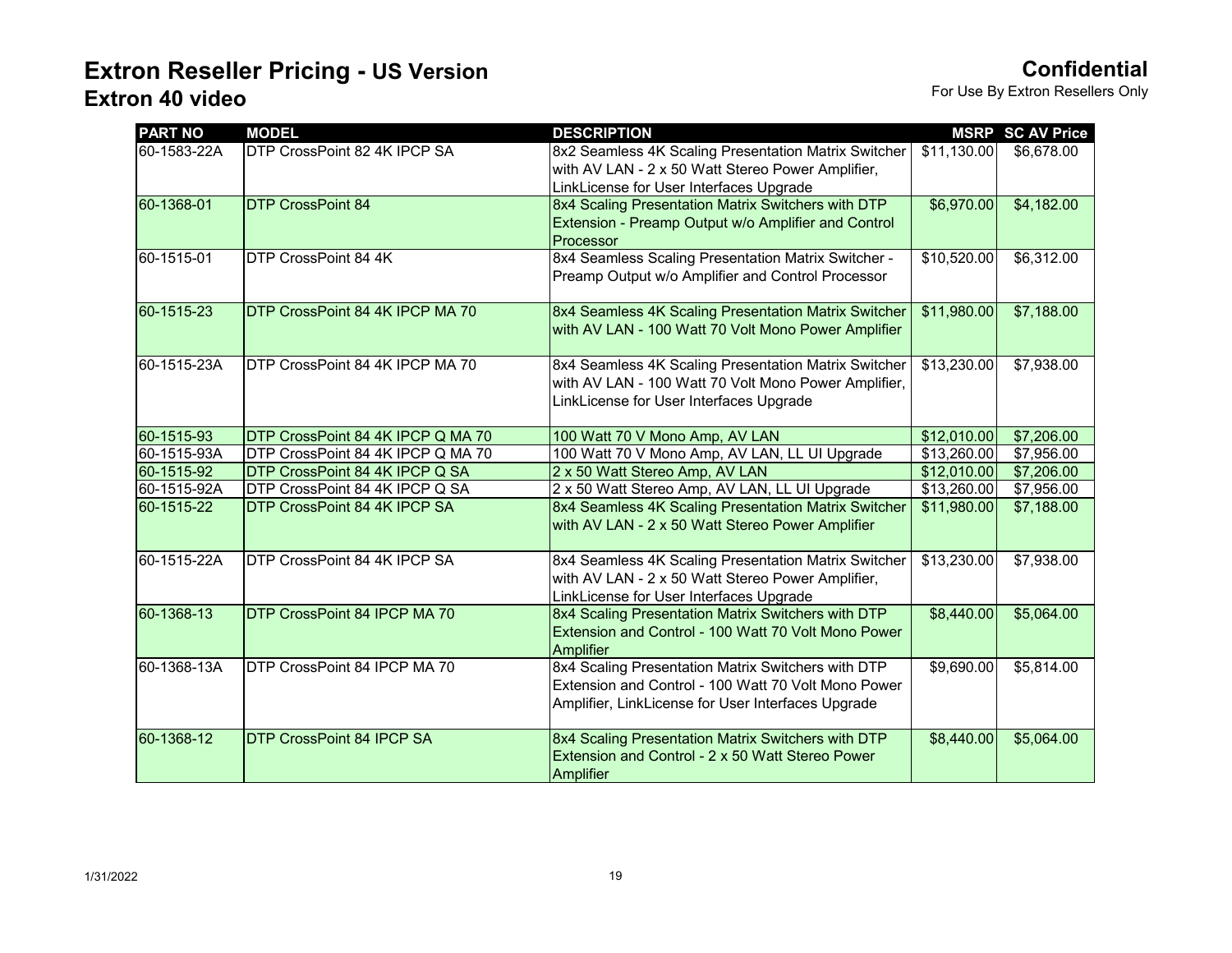# Extron Reseller Pricing - US Version

## Extron 40 video

**Confidential**

For Use By Extron Resellers Only

| PART NO | MODEL | DESCRIPTION | MSRP | SC AV Price |
|---|---|---|---|---|
| 60-1583-22A | DTP CrossPoint 82 4K IPCP SA | 8x2 Seamless 4K Scaling Presentation Matrix Switcher with AV LAN - 2 x 50 Watt Stereo Power Amplifier, LinkLicense for User Interfaces Upgrade | $11,130.00 | $6,678.00 |
| 60-1368-01 | DTP CrossPoint 84 | 8x4 Scaling Presentation Matrix Switchers with DTP Extension - Preamp Output w/o Amplifier and Control Processor | $6,970.00 | $4,182.00 |
| 60-1515-01 | DTP CrossPoint 84 4K | 8x4 Seamless Scaling Presentation Matrix Switcher - Preamp Output w/o Amplifier and Control Processor | $10,520.00 | $6,312.00 |
| 60-1515-23 | DTP CrossPoint 84 4K IPCP MA 70 | 8x4 Seamless 4K Scaling Presentation Matrix Switcher with AV LAN - 100 Watt 70 Volt Mono Power Amplifier | $11,980.00 | $7,188.00 |
| 60-1515-23A | DTP CrossPoint 84 4K IPCP MA 70 | 8x4 Seamless 4K Scaling Presentation Matrix Switcher with AV LAN - 100 Watt 70 Volt Mono Power Amplifier, LinkLicense for User Interfaces Upgrade | $13,230.00 | $7,938.00 |
| 60-1515-93 | DTP CrossPoint 84 4K IPCP Q MA 70 | 100 Watt 70 V Mono Amp, AV LAN | $12,010.00 | $7,206.00 |
| 60-1515-93A | DTP CrossPoint 84 4K IPCP Q MA 70 | 100 Watt 70 V Mono Amp, AV LAN, LL UI Upgrade | $13,260.00 | $7,956.00 |
| 60-1515-92 | DTP CrossPoint 84 4K IPCP Q SA | 2 x 50 Watt Stereo Amp, AV LAN | $12,010.00 | $7,206.00 |
| 60-1515-92A | DTP CrossPoint 84 4K IPCP Q SA | 2 x 50 Watt Stereo Amp, AV LAN, LL UI Upgrade | $13,260.00 | $7,956.00 |
| 60-1515-22 | DTP CrossPoint 84 4K IPCP SA | 8x4 Seamless 4K Scaling Presentation Matrix Switcher with AV LAN - 2 x 50 Watt Stereo Power Amplifier | $11,980.00 | $7,188.00 |
| 60-1515-22A | DTP CrossPoint 84 4K IPCP SA | 8x4 Seamless 4K Scaling Presentation Matrix Switcher with AV LAN - 2 x 50 Watt Stereo Power Amplifier, LinkLicense for User Interfaces Upgrade | $13,230.00 | $7,938.00 |
| 60-1368-13 | DTP CrossPoint 84 IPCP MA 70 | 8x4 Scaling Presentation Matrix Switchers with DTP Extension and Control - 100 Watt 70 Volt Mono Power Amplifier | $8,440.00 | $5,064.00 |
| 60-1368-13A | DTP CrossPoint 84 IPCP MA 70 | 8x4 Scaling Presentation Matrix Switchers with DTP Extension and Control - 100 Watt 70 Volt Mono Power Amplifier, LinkLicense for User Interfaces Upgrade | $9,690.00 | $5,814.00 |
| 60-1368-12 | DTP CrossPoint 84 IPCP SA | 8x4 Scaling Presentation Matrix Switchers with DTP Extension and Control - 2 x 50 Watt Stereo Power Amplifier | $8,440.00 | $5,064.00 |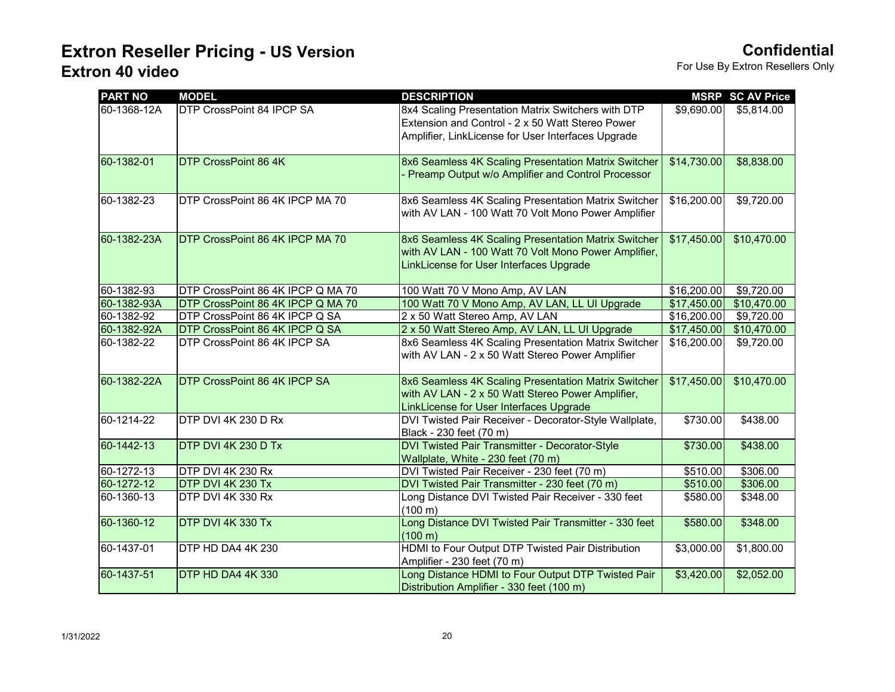# Extron Reseller Pricing - US Version

## Extron 40 video

**Confidential**
For Use By Extron Resellers Only

| PART NO | MODEL | DESCRIPTION | MSRP | SC AV Price |
|---|---|---|---|---|
| 60-1368-12A | DTP CrossPoint 84 IPCP SA | 8x4 Scaling Presentation Matrix Switchers with DTP Extension and Control - 2 x 50 Watt Stereo Power Amplifier, LinkLicense for User Interfaces Upgrade | $9,690.00 | $5,814.00 |
| 60-1382-01 | DTP CrossPoint 86 4K | 8x6 Seamless 4K Scaling Presentation Matrix Switcher - Preamp Output w/o Amplifier and Control Processor | $14,730.00 | $8,838.00 |
| 60-1382-23 | DTP CrossPoint 86 4K IPCP MA 70 | 8x6 Seamless 4K Scaling Presentation Matrix Switcher with AV LAN - 100 Watt 70 Volt Mono Power Amplifier | $16,200.00 | $9,720.00 |
| 60-1382-23A | DTP CrossPoint 86 4K IPCP MA 70 | 8x6 Seamless 4K Scaling Presentation Matrix Switcher with AV LAN - 100 Watt 70 Volt Mono Power Amplifier, LinkLicense for User Interfaces Upgrade | $17,450.00 | $10,470.00 |
| 60-1382-93 | DTP CrossPoint 86 4K IPCP Q MA 70 | 100 Watt 70 V Mono Amp, AV LAN | $16,200.00 | $9,720.00 |
| 60-1382-93A | DTP CrossPoint 86 4K IPCP Q MA 70 | 100 Watt 70 V Mono Amp, AV LAN, LL UI Upgrade | $17,450.00 | $10,470.00 |
| 60-1382-92 | DTP CrossPoint 86 4K IPCP Q SA | 2 x 50 Watt Stereo Amp, AV LAN | $16,200.00 | $9,720.00 |
| 60-1382-92A | DTP CrossPoint 86 4K IPCP Q SA | 2 x 50 Watt Stereo Amp, AV LAN, LL UI Upgrade | $17,450.00 | $10,470.00 |
| 60-1382-22 | DTP CrossPoint 86 4K IPCP SA | 8x6 Seamless 4K Scaling Presentation Matrix Switcher with AV LAN - 2 x 50 Watt Stereo Power Amplifier | $16,200.00 | $9,720.00 |
| 60-1382-22A | DTP CrossPoint 86 4K IPCP SA | 8x6 Seamless 4K Scaling Presentation Matrix Switcher with AV LAN - 2 x 50 Watt Stereo Power Amplifier, LinkLicense for User Interfaces Upgrade | $17,450.00 | $10,470.00 |
| 60-1214-22 | DTP DVI 4K 230 D Rx | DVI Twisted Pair Receiver - Decorator-Style Wallplate, Black - 230 feet (70 m) | $730.00 | $438.00 |
| 60-1442-13 | DTP DVI 4K 230 D Tx | DVI Twisted Pair Transmitter - Decorator-Style Wallplate, White - 230 feet (70 m) | $730.00 | $438.00 |
| 60-1272-13 | DTP DVI 4K 230 Rx | DVI Twisted Pair Receiver - 230 feet (70 m) | $510.00 | $306.00 |
| 60-1272-12 | DTP DVI 4K 230 Tx | DVI Twisted Pair Transmitter - 230 feet (70 m) | $510.00 | $306.00 |
| 60-1360-13 | DTP DVI 4K 330 Rx | Long Distance DVI Twisted Pair Receiver - 330 feet (100 m) | $580.00 | $348.00 |
| 60-1360-12 | DTP DVI 4K 330 Tx | Long Distance DVI Twisted Pair Transmitter - 330 feet (100 m) | $580.00 | $348.00 |
| 60-1437-01 | DTP HD DA4 4K 230 | HDMI to Four Output DTP Twisted Pair Distribution Amplifier - 230 feet (70 m) | $3,000.00 | $1,800.00 |
| 60-1437-51 | DTP HD DA4 4K 330 | Long Distance HDMI to Four Output DTP Twisted Pair Distribution Amplifier - 330 feet (100 m) | $3,420.00 | $2,052.00 |

1/31/2022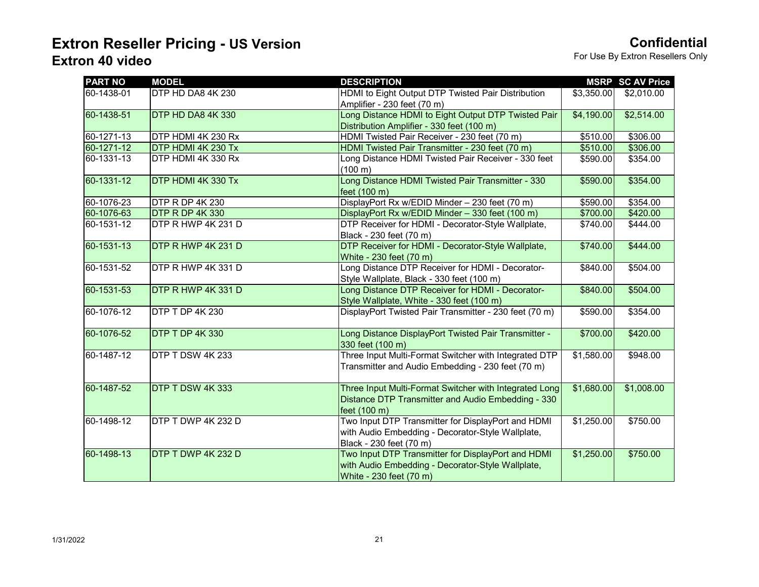# Extron Reseller Pricing - US Version

## Extron 40 video

**Confidential**
For Use By Extron Resellers Only

| PART NO | MODEL | DESCRIPTION | MSRP | SC AV Price |
|---|---|---|---|---|
| 60-1438-01 | DTP HD DA8 4K 230 | HDMI to Eight Output DTP Twisted Pair Distribution Amplifier - 230 feet (70 m) | $3,350.00 | $2,010.00 |
| 60-1438-51 | DTP HD DA8 4K 330 | Long Distance HDMI to Eight Output DTP Twisted Pair Distribution Amplifier - 330 feet (100 m) | $4,190.00 | $2,514.00 |
| 60-1271-13 | DTP HDMI 4K 230 Rx | HDMI Twisted Pair Receiver - 230 feet (70 m) | $510.00 | $306.00 |
| 60-1271-12 | DTP HDMI 4K 230 Tx | HDMI Twisted Pair Transmitter - 230 feet (70 m) | $510.00 | $306.00 |
| 60-1331-13 | DTP HDMI 4K 330 Rx | Long Distance HDMI Twisted Pair Receiver - 330 feet (100 m) | $590.00 | $354.00 |
| 60-1331-12 | DTP HDMI 4K 330 Tx | Long Distance HDMI Twisted Pair Transmitter - 330 feet (100 m) | $590.00 | $354.00 |
| 60-1076-23 | DTP R DP 4K 230 | DisplayPort Rx w/EDID Minder – 230 feet (70 m) | $590.00 | $354.00 |
| 60-1076-63 | DTP R DP 4K 330 | DisplayPort Rx w/EDID Minder – 330 feet (100 m) | $700.00 | $420.00 |
| 60-1531-12 | DTP R HWP 4K 231 D | DTP Receiver for HDMI - Decorator-Style Wallplate, Black - 230 feet (70 m) | $740.00 | $444.00 |
| 60-1531-13 | DTP R HWP 4K 231 D | DTP Receiver for HDMI - Decorator-Style Wallplate, White - 230 feet (70 m) | $740.00 | $444.00 |
| 60-1531-52 | DTP R HWP 4K 331 D | Long Distance DTP Receiver for HDMI - Decorator-Style Wallplate, Black - 330 feet (100 m) | $840.00 | $504.00 |
| 60-1531-53 | DTP R HWP 4K 331 D | Long Distance DTP Receiver for HDMI - Decorator-Style Wallplate, White - 330 feet (100 m) | $840.00 | $504.00 |
| 60-1076-12 | DTP T DP 4K 230 | DisplayPort Twisted Pair Transmitter - 230 feet (70 m) | $590.00 | $354.00 |
| 60-1076-52 | DTP T DP 4K 330 | Long Distance DisplayPort Twisted Pair Transmitter - 330 feet (100 m) | $700.00 | $420.00 |
| 60-1487-12 | DTP T DSW 4K 233 | Three Input Multi-Format Switcher with Integrated DTP Transmitter and Audio Embedding - 230 feet (70 m) | $1,580.00 | $948.00 |
| 60-1487-52 | DTP T DSW 4K 333 | Three Input Multi-Format Switcher with Integrated Long Distance DTP Transmitter and Audio Embedding - 330 feet (100 m) | $1,680.00 | $1,008.00 |
| 60-1498-12 | DTP T DWP 4K 232 D | Two Input DTP Transmitter for DisplayPort and HDMI with Audio Embedding - Decorator-Style Wallplate, Black - 230 feet (70 m) | $1,250.00 | $750.00 |
| 60-1498-13 | DTP T DWP 4K 232 D | Two Input DTP Transmitter for DisplayPort and HDMI with Audio Embedding - Decorator-Style Wallplate, White - 230 feet (70 m) | $1,250.00 | $750.00 |

1/31/2022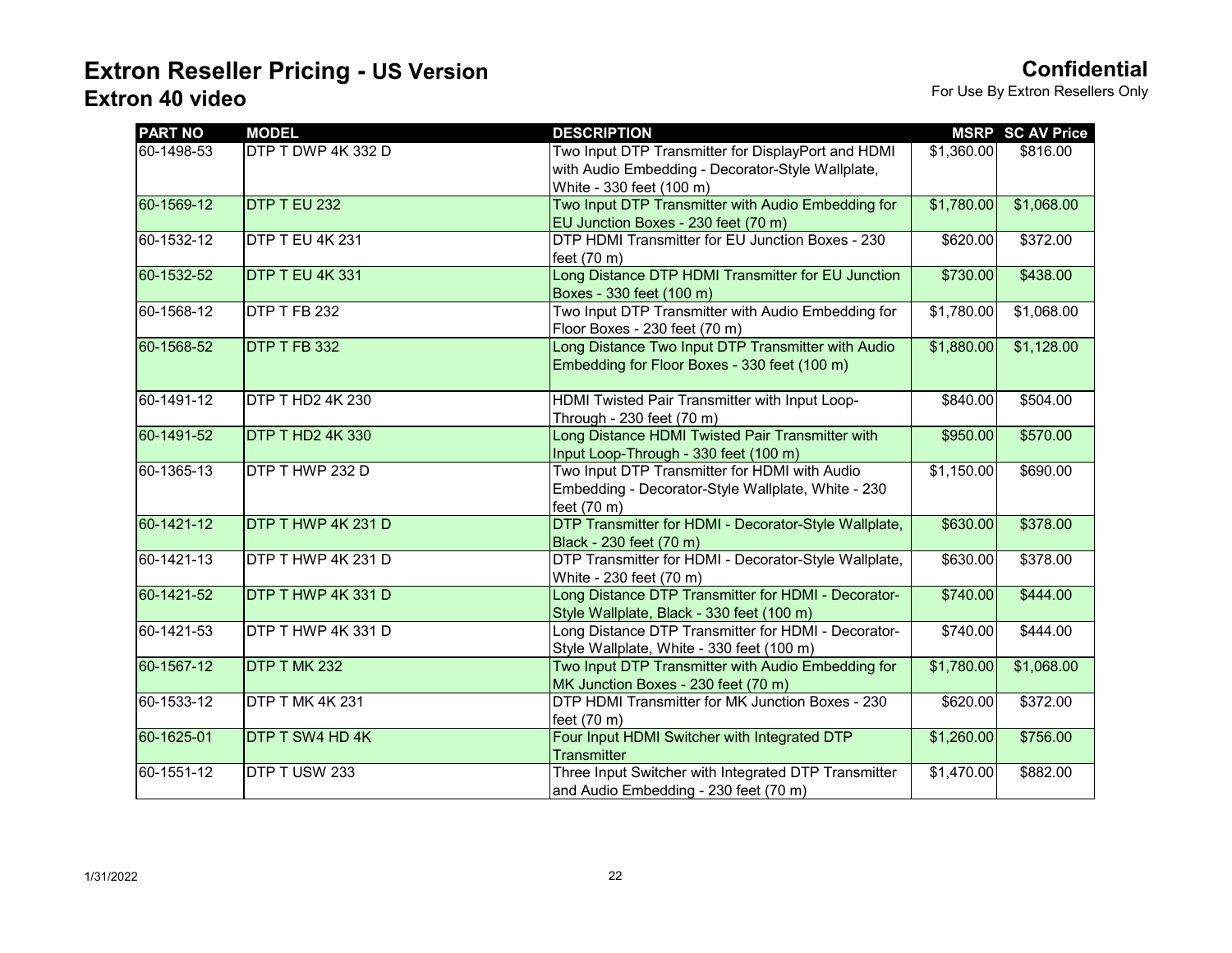# Extron Reseller Pricing - US Version

## Extron 40 video

**Confidential**

For Use By Extron Resellers Only

| PART NO | MODEL | DESCRIPTION | MSRP | SC AV Price |
|---|---|---|---|---|
| 60-1498-53 | DTP T DWP 4K 332 D | Two Input DTP Transmitter for DisplayPort and HDMI with Audio Embedding - Decorator-Style Wallplate, White - 330 feet (100 m) | $1,360.00 | $816.00 |
| 60-1569-12 | DTP T EU 232 | Two Input DTP Transmitter with Audio Embedding for EU Junction Boxes - 230 feet (70 m) | $1,780.00 | $1,068.00 |
| 60-1532-12 | DTP T EU 4K 231 | DTP HDMI Transmitter for EU Junction Boxes - 230 feet (70 m) | $620.00 | $372.00 |
| 60-1532-52 | DTP T EU 4K 331 | Long Distance DTP HDMI Transmitter for EU Junction Boxes - 330 feet (100 m) | $730.00 | $438.00 |
| 60-1568-12 | DTP T FB 232 | Two Input DTP Transmitter with Audio Embedding for Floor Boxes - 230 feet (70 m) | $1,780.00 | $1,068.00 |
| 60-1568-52 | DTP T FB 332 | Long Distance Two Input DTP Transmitter with Audio Embedding for Floor Boxes - 330 feet (100 m) | $1,880.00 | $1,128.00 |
| 60-1491-12 | DTP T HD2 4K 230 | HDMI Twisted Pair Transmitter with Input Loop-Through - 230 feet (70 m) | $840.00 | $504.00 |
| 60-1491-52 | DTP T HD2 4K 330 | Long Distance HDMI Twisted Pair Transmitter with Input Loop-Through - 330 feet (100 m) | $950.00 | $570.00 |
| 60-1365-13 | DTP T HWP 232 D | Two Input DTP Transmitter for HDMI with Audio Embedding - Decorator-Style Wallplate, White - 230 feet (70 m) | $1,150.00 | $690.00 |
| 60-1421-12 | DTP T HWP 4K 231 D | DTP Transmitter for HDMI - Decorator-Style Wallplate, Black - 230 feet (70 m) | $630.00 | $378.00 |
| 60-1421-13 | DTP T HWP 4K 231 D | DTP Transmitter for HDMI - Decorator-Style Wallplate, White - 230 feet (70 m) | $630.00 | $378.00 |
| 60-1421-52 | DTP T HWP 4K 331 D | Long Distance DTP Transmitter for HDMI - Decorator-Style Wallplate, Black - 330 feet (100 m) | $740.00 | $444.00 |
| 60-1421-53 | DTP T HWP 4K 331 D | Long Distance DTP Transmitter for HDMI - Decorator-Style Wallplate, White - 330 feet (100 m) | $740.00 | $444.00 |
| 60-1567-12 | DTP T MK 232 | Two Input DTP Transmitter with Audio Embedding for MK Junction Boxes - 230 feet (70 m) | $1,780.00 | $1,068.00 |
| 60-1533-12 | DTP T MK 4K 231 | DTP HDMI Transmitter for MK Junction Boxes - 230 feet (70 m) | $620.00 | $372.00 |
| 60-1625-01 | DTP T SW4 HD 4K | Four Input HDMI Switcher with Integrated DTP Transmitter | $1,260.00 | $756.00 |
| 60-1551-12 | DTP T USW 233 | Three Input Switcher with Integrated DTP Transmitter and Audio Embedding - 230 feet (70 m) | $1,470.00 | $882.00 |

1/31/2022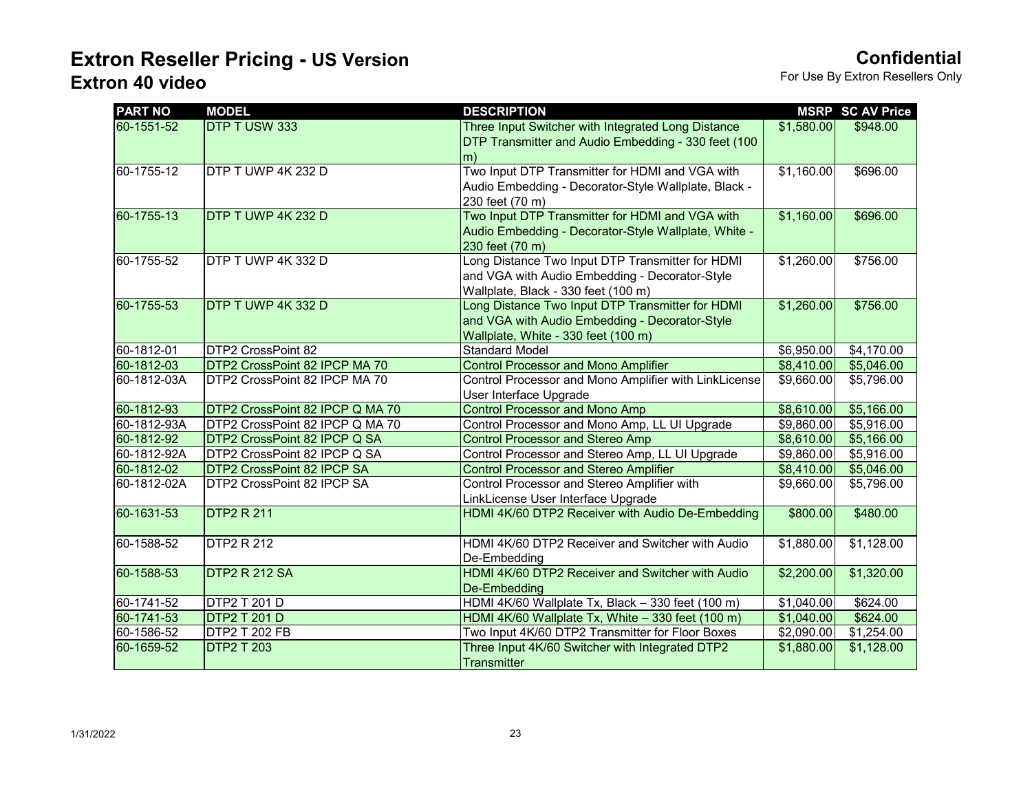# Extron Reseller Pricing - US Version

## Extron 40 video

**Confidential**

For Use By Extron Resellers Only

| PART NO | MODEL | DESCRIPTION | MSRP | SC AV Price |
|---|---|---|---|---|
| 60-1551-52 | DTP T USW 333 | Three Input Switcher with Integrated Long Distance DTP Transmitter and Audio Embedding - 330 feet (100 m) | $1,580.00 | $948.00 |
| 60-1755-12 | DTP T UWP 4K 232 D | Two Input DTP Transmitter for HDMI and VGA with Audio Embedding - Decorator-Style Wallplate, Black - 230 feet (70 m) | $1,160.00 | $696.00 |
| 60-1755-13 | DTP T UWP 4K 232 D | Two Input DTP Transmitter for HDMI and VGA with Audio Embedding - Decorator-Style Wallplate, White - 230 feet (70 m) | $1,160.00 | $696.00 |
| 60-1755-52 | DTP T UWP 4K 332 D | Long Distance Two Input DTP Transmitter for HDMI and VGA with Audio Embedding - Decorator-Style Wallplate, Black - 330 feet (100 m) | $1,260.00 | $756.00 |
| 60-1755-53 | DTP T UWP 4K 332 D | Long Distance Two Input DTP Transmitter for HDMI and VGA with Audio Embedding - Decorator-Style Wallplate, White - 330 feet (100 m) | $1,260.00 | $756.00 |
| 60-1812-01 | DTP2 CrossPoint 82 | Standard Model | $6,950.00 | $4,170.00 |
| 60-1812-03 | DTP2 CrossPoint 82 IPCP MA 70 | Control Processor and Mono Amplifier | $8,410.00 | $5,046.00 |
| 60-1812-03A | DTP2 CrossPoint 82 IPCP MA 70 | Control Processor and Mono Amplifier with LinkLicense User Interface Upgrade | $9,660.00 | $5,796.00 |
| 60-1812-93 | DTP2 CrossPoint 82 IPCP Q MA 70 | Control Processor and Mono Amp | $8,610.00 | $5,166.00 |
| 60-1812-93A | DTP2 CrossPoint 82 IPCP Q MA 70 | Control Processor and Mono Amp, LL UI Upgrade | $9,860.00 | $5,916.00 |
| 60-1812-92 | DTP2 CrossPoint 82 IPCP Q SA | Control Processor and Stereo Amp | $8,610.00 | $5,166.00 |
| 60-1812-92A | DTP2 CrossPoint 82 IPCP Q SA | Control Processor and Stereo Amp, LL UI Upgrade | $9,860.00 | $5,916.00 |
| 60-1812-02 | DTP2 CrossPoint 82 IPCP SA | Control Processor and Stereo Amplifier | $8,410.00 | $5,046.00 |
| 60-1812-02A | DTP2 CrossPoint 82 IPCP SA | Control Processor and Stereo Amplifier with LinkLicense User Interface Upgrade | $9,660.00 | $5,796.00 |
| 60-1631-53 | DTP2 R 211 | HDMI 4K/60 DTP2 Receiver with Audio De-Embedding | $800.00 | $480.00 |
| 60-1588-52 | DTP2 R 212 | HDMI 4K/60 DTP2 Receiver and Switcher with Audio De-Embedding | $1,880.00 | $1,128.00 |
| 60-1588-53 | DTP2 R 212 SA | HDMI 4K/60 DTP2 Receiver and Switcher with Audio De-Embedding | $2,200.00 | $1,320.00 |
| 60-1741-52 | DTP2 T 201 D | HDMI 4K/60 Wallplate Tx, Black – 330 feet (100 m) | $1,040.00 | $624.00 |
| 60-1741-53 | DTP2 T 201 D | HDMI 4K/60 Wallplate Tx, White – 330 feet (100 m) | $1,040.00 | $624.00 |
| 60-1586-52 | DTP2 T 202 FB | Two Input 4K/60 DTP2 Transmitter for Floor Boxes | $2,090.00 | $1,254.00 |
| 60-1659-52 | DTP2 T 203 | Three Input 4K/60 Switcher with Integrated DTP2 Transmitter | $1,880.00 | $1,128.00 |

1/31/2022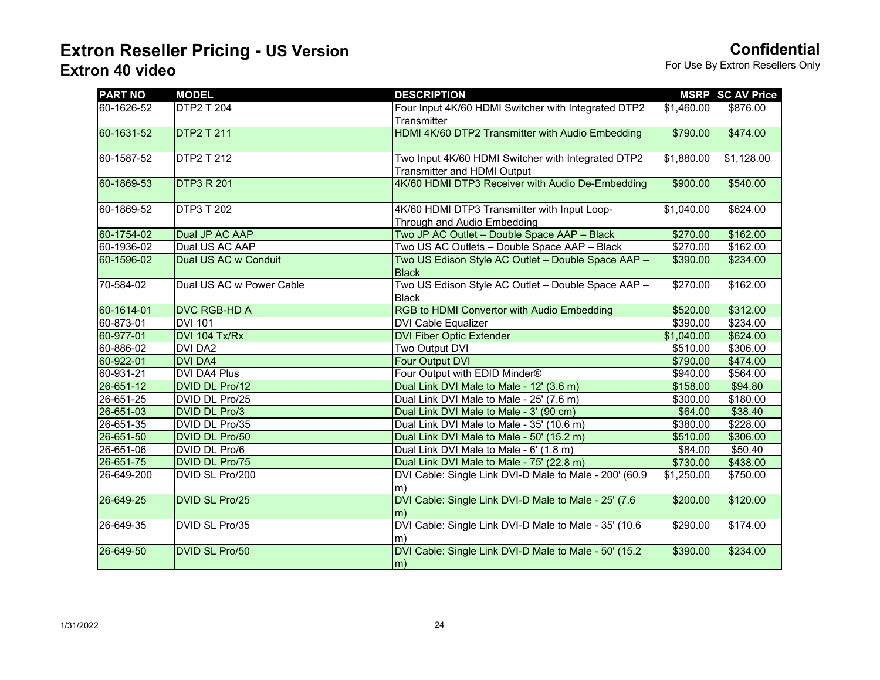# Extron Reseller Pricing - US Version
## Extron 40 video

**Confidential**
For Use By Extron Resellers Only

| PART NO | MODEL | DESCRIPTION | MSRP | SC AV Price |
|---|---|---|---|---|
| 60-1626-52 | DTP2 T 204 | Four Input 4K/60 HDMI Switcher with Integrated DTP2 Transmitter | $1,460.00 | $876.00 |
| 60-1631-52 | DTP2 T 211 | HDMI 4K/60 DTP2 Transmitter with Audio Embedding | $790.00 | $474.00 |
| 60-1587-52 | DTP2 T 212 | Two Input 4K/60 HDMI Switcher with Integrated DTP2 Transmitter and HDMI Output | $1,880.00 | $1,128.00 |
| 60-1869-53 | DTP3 R 201 | 4K/60 HDMI DTP3 Receiver with Audio De-Embedding | $900.00 | $540.00 |
| 60-1869-52 | DTP3 T 202 | 4K/60 HDMI DTP3 Transmitter with Input Loop-Through and Audio Embedding | $1,040.00 | $624.00 |
| 60-1754-02 | Dual JP AC AAP | Two JP AC Outlet – Double Space AAP – Black | $270.00 | $162.00 |
| 60-1936-02 | Dual US AC AAP | Two US AC Outlets – Double Space AAP – Black | $270.00 | $162.00 |
| 60-1596-02 | Dual US AC w Conduit | Two US Edison Style AC Outlet – Double Space AAP – Black | $390.00 | $234.00 |
| 70-584-02 | Dual US AC w Power Cable | Two US Edison Style AC Outlet – Double Space AAP – Black | $270.00 | $162.00 |
| 60-1614-01 | DVC RGB-HD A | RGB to HDMI Convertor with Audio Embedding | $520.00 | $312.00 |
| 60-873-01 | DVI 101 | DVI Cable Equalizer | $390.00 | $234.00 |
| 60-977-01 | DVI 104 Tx/Rx | DVI Fiber Optic Extender | $1,040.00 | $624.00 |
| 60-886-02 | DVI DA2 | Two Output DVI | $510.00 | $306.00 |
| 60-922-01 | DVI DA4 | Four Output DVI | $790.00 | $474.00 |
| 60-931-21 | DVI DA4 Plus | Four Output with EDID Minder® | $940.00 | $564.00 |
| 26-651-12 | DVID DL Pro/12 | Dual Link DVI Male to Male - 12' (3.6 m) | $158.00 | $94.80 |
| 26-651-25 | DVID DL Pro/25 | Dual Link DVI Male to Male - 25' (7.6 m) | $300.00 | $180.00 |
| 26-651-03 | DVID DL Pro/3 | Dual Link DVI Male to Male - 3' (90 cm) | $64.00 | $38.40 |
| 26-651-35 | DVID DL Pro/35 | Dual Link DVI Male to Male - 35' (10.6 m) | $380.00 | $228.00 |
| 26-651-50 | DVID DL Pro/50 | Dual Link DVI Male to Male - 50' (15.2 m) | $510.00 | $306.00 |
| 26-651-06 | DVID DL Pro/6 | Dual Link DVI Male to Male - 6' (1.8 m) | $84.00 | $50.40 |
| 26-651-75 | DVID DL Pro/75 | Dual Link DVI Male to Male - 75' (22.8 m) | $730.00 | $438.00 |
| 26-649-200 | DVID SL Pro/200 | DVI Cable: Single Link DVI-D Male to Male - 200' (60.9 m) | $1,250.00 | $750.00 |
| 26-649-25 | DVID SL Pro/25 | DVI Cable: Single Link DVI-D Male to Male - 25' (7.6 m) | $200.00 | $120.00 |
| 26-649-35 | DVID SL Pro/35 | DVI Cable: Single Link DVI-D Male to Male - 35' (10.6 m) | $290.00 | $174.00 |
| 26-649-50 | DVID SL Pro/50 | DVI Cable: Single Link DVI-D Male to Male - 50' (15.2 m) | $390.00 | $234.00 |

1/31/2022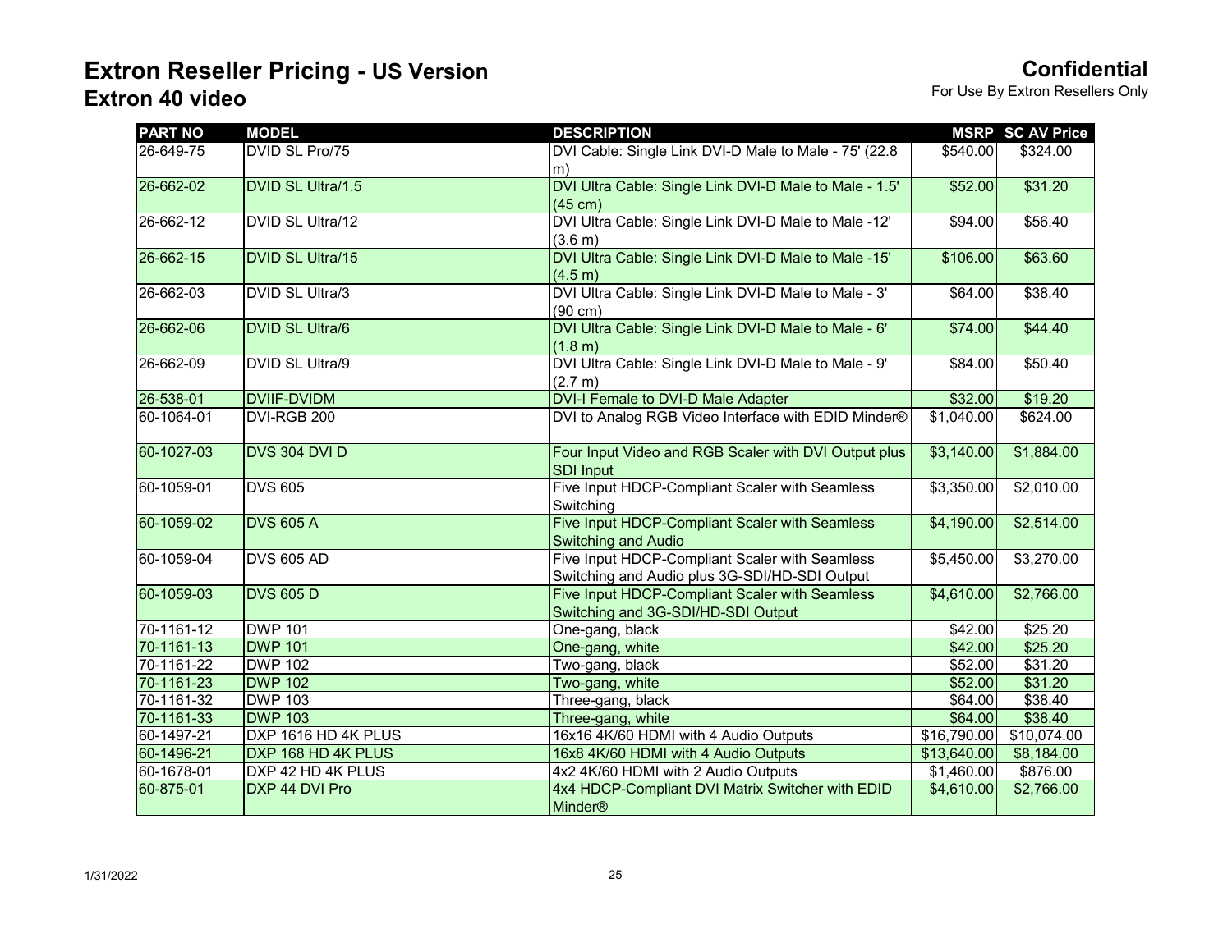# Extron Reseller Pricing - US Version
## Extron 40 video

**Confidential**
For Use By Extron Resellers Only

| PART NO | MODEL | DESCRIPTION | MSRP | SC AV Price |
|---|---|---|---|---|
| 26-649-75 | DVID SL Pro/75 | DVI Cable: Single Link DVI-D Male to Male - 75' (22.8 m) | $540.00 | $324.00 |
| 26-662-02 | DVID SL Ultra/1.5 | DVI Ultra Cable: Single Link DVI-D Male to Male - 1.5' (45 cm) | $52.00 | $31.20 |
| 26-662-12 | DVID SL Ultra/12 | DVI Ultra Cable: Single Link DVI-D Male to Male -12' (3.6 m) | $94.00 | $56.40 |
| 26-662-15 | DVID SL Ultra/15 | DVI Ultra Cable: Single Link DVI-D Male to Male -15' (4.5 m) | $106.00 | $63.60 |
| 26-662-03 | DVID SL Ultra/3 | DVI Ultra Cable: Single Link DVI-D Male to Male - 3' (90 cm) | $64.00 | $38.40 |
| 26-662-06 | DVID SL Ultra/6 | DVI Ultra Cable: Single Link DVI-D Male to Male - 6' (1.8 m) | $74.00 | $44.40 |
| 26-662-09 | DVID SL Ultra/9 | DVI Ultra Cable: Single Link DVI-D Male to Male - 9' (2.7 m) | $84.00 | $50.40 |
| 26-538-01 | DVIIF-DVIDM | DVI-I Female to DVI-D Male Adapter | $32.00 | $19.20 |
| 60-1064-01 | DVI-RGB 200 | DVI to Analog RGB Video Interface with EDID Minder® | $1,040.00 | $624.00 |
| 60-1027-03 | DVS 304 DVI D | Four Input Video and RGB Scaler with DVI Output plus SDI Input | $3,140.00 | $1,884.00 |
| 60-1059-01 | DVS 605 | Five Input HDCP-Compliant Scaler with Seamless Switching | $3,350.00 | $2,010.00 |
| 60-1059-02 | DVS 605 A | Five Input HDCP-Compliant Scaler with Seamless Switching and Audio | $4,190.00 | $2,514.00 |
| 60-1059-04 | DVS 605 AD | Five Input HDCP-Compliant Scaler with Seamless Switching and Audio plus 3G-SDI/HD-SDI Output | $5,450.00 | $3,270.00 |
| 60-1059-03 | DVS 605 D | Five Input HDCP-Compliant Scaler with Seamless Switching and 3G-SDI/HD-SDI Output | $4,610.00 | $2,766.00 |
| 70-1161-12 | DWP 101 | One-gang, black | $42.00 | $25.20 |
| 70-1161-13 | DWP 101 | One-gang, white | $42.00 | $25.20 |
| 70-1161-22 | DWP 102 | Two-gang, black | $52.00 | $31.20 |
| 70-1161-23 | DWP 102 | Two-gang, white | $52.00 | $31.20 |
| 70-1161-32 | DWP 103 | Three-gang, black | $64.00 | $38.40 |
| 70-1161-33 | DWP 103 | Three-gang, white | $64.00 | $38.40 |
| 60-1497-21 | DXP 1616 HD 4K PLUS | 16x16 4K/60 HDMI with 4 Audio Outputs | $16,790.00 | $10,074.00 |
| 60-1496-21 | DXP 168 HD 4K PLUS | 16x8 4K/60 HDMI with 4 Audio Outputs | $13,640.00 | $8,184.00 |
| 60-1678-01 | DXP 42 HD 4K PLUS | 4x2 4K/60 HDMI with 2 Audio Outputs | $1,460.00 | $876.00 |
| 60-875-01 | DXP 44 DVI Pro | 4x4 HDCP-Compliant DVI Matrix Switcher with EDID Minder® | $4,610.00 | $2,766.00 |

1/31/2022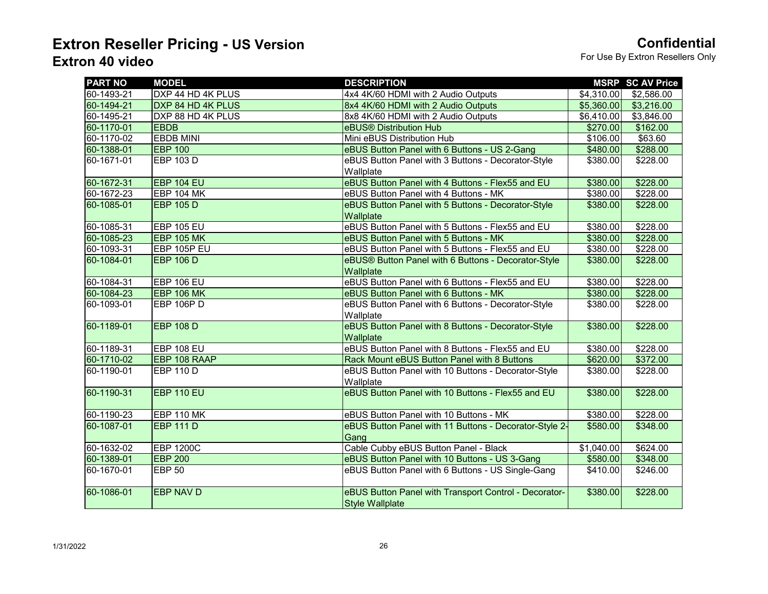# Extron Reseller Pricing - US Version

## Extron 40 video

**Confidential**

For Use By Extron Resellers Only

| PART NO | MODEL | DESCRIPTION | MSRP | SC AV Price |
|---|---|---|---|---|
| 60-1493-21 | DXP 44 HD 4K PLUS | 4x4 4K/60 HDMI with 2 Audio Outputs | $4,310.00 | $2,586.00 |
| 60-1494-21 | DXP 84 HD 4K PLUS | 8x4 4K/60 HDMI with 2 Audio Outputs | $5,360.00 | $3,216.00 |
| 60-1495-21 | DXP 88 HD 4K PLUS | 8x8 4K/60 HDMI with 2 Audio Outputs | $6,410.00 | $3,846.00 |
| 60-1170-01 | EBDB | eBUS® Distribution Hub | $270.00 | $162.00 |
| 60-1170-02 | EBDB MINI | Mini eBUS Distribution Hub | $106.00 | $63.60 |
| 60-1388-01 | EBP 100 | eBUS Button Panel with 6 Buttons - US 2-Gang | $480.00 | $288.00 |
| 60-1671-01 | EBP 103 D | eBUS Button Panel with 3 Buttons - Decorator-Style Wallplate | $380.00 | $228.00 |
| 60-1672-31 | EBP 104 EU | eBUS Button Panel with 4 Buttons - Flex55 and EU | $380.00 | $228.00 |
| 60-1672-23 | EBP 104 MK | eBUS Button Panel with 4 Buttons - MK | $380.00 | $228.00 |
| 60-1085-01 | EBP 105 D | eBUS Button Panel with 5 Buttons - Decorator-Style Wallplate | $380.00 | $228.00 |
| 60-1085-31 | EBP 105 EU | eBUS Button Panel with 5 Buttons - Flex55 and EU | $380.00 | $228.00 |
| 60-1085-23 | EBP 105 MK | eBUS Button Panel with 5 Buttons - MK | $380.00 | $228.00 |
| 60-1093-31 | EBP 105P EU | eBUS Button Panel with 5 Buttons - Flex55 and EU | $380.00 | $228.00 |
| 60-1084-01 | EBP 106 D | eBUS® Button Panel with 6 Buttons - Decorator-Style Wallplate | $380.00 | $228.00 |
| 60-1084-31 | EBP 106 EU | eBUS Button Panel with 6 Buttons - Flex55 and EU | $380.00 | $228.00 |
| 60-1084-23 | EBP 106 MK | eBUS Button Panel with 6 Buttons - MK | $380.00 | $228.00 |
| 60-1093-01 | EBP 106P D | eBUS Button Panel with 6 Buttons - Decorator-Style Wallplate | $380.00 | $228.00 |
| 60-1189-01 | EBP 108 D | eBUS Button Panel with 8 Buttons - Decorator-Style Wallplate | $380.00 | $228.00 |
| 60-1189-31 | EBP 108 EU | eBUS Button Panel with 8 Buttons - Flex55 and EU | $380.00 | $228.00 |
| 60-1710-02 | EBP 108 RAAP | Rack Mount eBUS Button Panel with 8 Buttons | $620.00 | $372.00 |
| 60-1190-01 | EBP 110 D | eBUS Button Panel with 10 Buttons - Decorator-Style Wallplate | $380.00 | $228.00 |
| 60-1190-31 | EBP 110 EU | eBUS Button Panel with 10 Buttons - Flex55 and EU | $380.00 | $228.00 |
| 60-1190-23 | EBP 110 MK | eBUS Button Panel with 10 Buttons - MK | $380.00 | $228.00 |
| 60-1087-01 | EBP 111 D | eBUS Button Panel with 11 Buttons - Decorator-Style 2-Gang | $580.00 | $348.00 |
| 60-1632-02 | EBP 1200C | Cable Cubby eBUS Button Panel - Black | $1,040.00 | $624.00 |
| 60-1389-01 | EBP 200 | eBUS Button Panel with 10 Buttons - US 3-Gang | $580.00 | $348.00 |
| 60-1670-01 | EBP 50 | eBUS Button Panel with 6 Buttons - US Single-Gang | $410.00 | $246.00 |
| 60-1086-01 | EBP NAV D | eBUS Button Panel with Transport Control - Decorator-Style Wallplate | $380.00 | $228.00 |

1/31/2022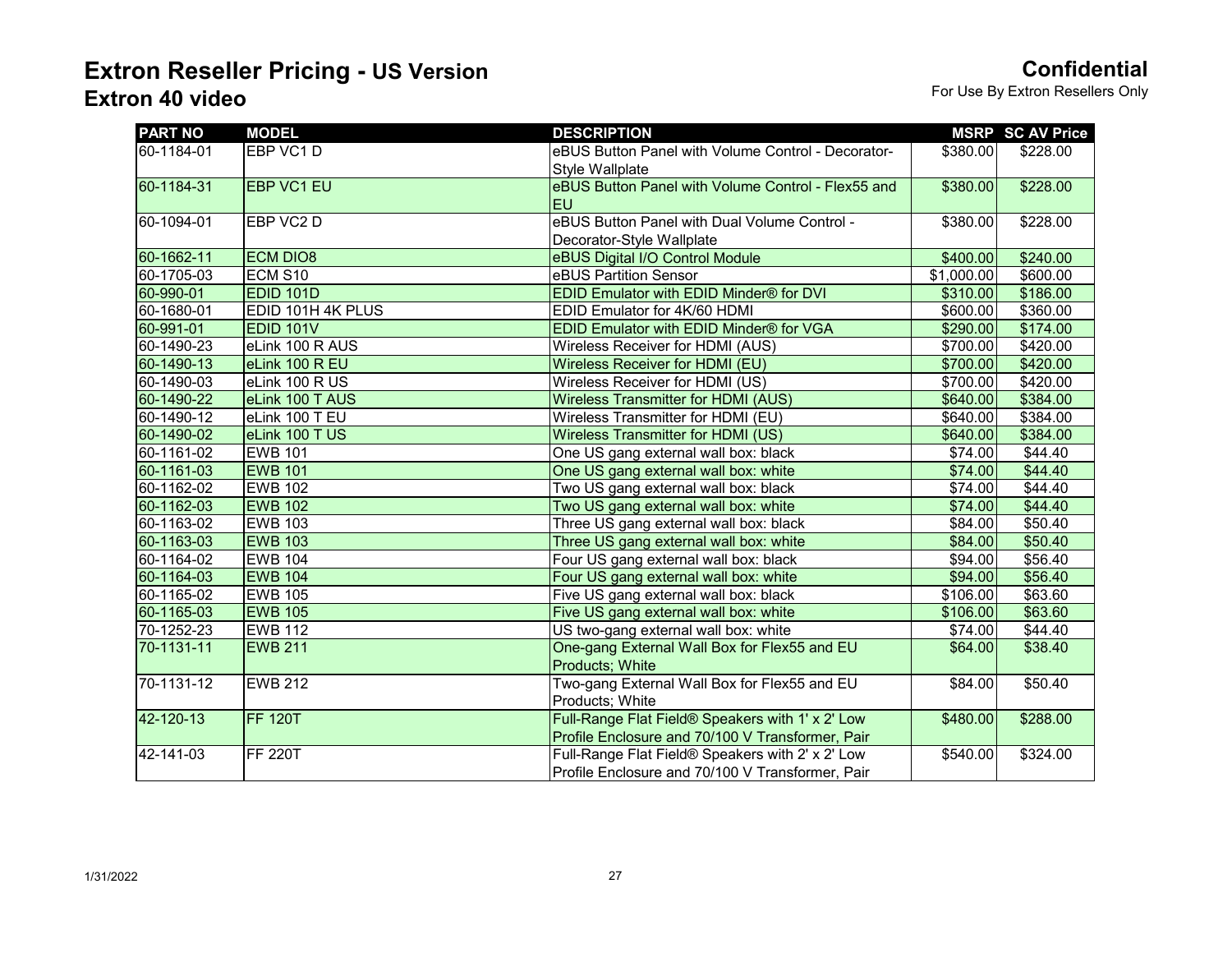# Extron Reseller Pricing - US Version

## Extron 40 video

**Confidential**

For Use By Extron Resellers Only

| PART NO | MODEL | DESCRIPTION | MSRP | SC AV Price |
|---|---|---|---|---|
| 60-1184-01 | EBP VC1 D | eBUS Button Panel with Volume Control - Decorator-Style Wallplate | $380.00 | $228.00 |
| 60-1184-31 | EBP VC1 EU | eBUS Button Panel with Volume Control - Flex55 and EU | $380.00 | $228.00 |
| 60-1094-01 | EBP VC2 D | eBUS Button Panel with Dual Volume Control - Decorator-Style Wallplate | $380.00 | $228.00 |
| 60-1662-11 | ECM DIO8 | eBUS Digital I/O Control Module | $400.00 | $240.00 |
| 60-1705-03 | ECM S10 | eBUS Partition Sensor | $1,000.00 | $600.00 |
| 60-990-01 | EDID 101D | EDID Emulator with EDID Minder® for DVI | $310.00 | $186.00 |
| 60-1680-01 | EDID 101H 4K PLUS | EDID Emulator for 4K/60 HDMI | $600.00 | $360.00 |
| 60-991-01 | EDID 101V | EDID Emulator with EDID Minder® for VGA | $290.00 | $174.00 |
| 60-1490-23 | eLink 100 R AUS | Wireless Receiver for HDMI (AUS) | $700.00 | $420.00 |
| 60-1490-13 | eLink 100 R EU | Wireless Receiver for HDMI (EU) | $700.00 | $420.00 |
| 60-1490-03 | eLink 100 R US | Wireless Receiver for HDMI (US) | $700.00 | $420.00 |
| 60-1490-22 | eLink 100 T AUS | Wireless Transmitter for HDMI (AUS) | $640.00 | $384.00 |
| 60-1490-12 | eLink 100 T EU | Wireless Transmitter for HDMI (EU) | $640.00 | $384.00 |
| 60-1490-02 | eLink 100 T US | Wireless Transmitter for HDMI (US) | $640.00 | $384.00 |
| 60-1161-02 | EWB 101 | One US gang external wall box: black | $74.00 | $44.40 |
| 60-1161-03 | EWB 101 | One US gang external wall box: white | $74.00 | $44.40 |
| 60-1162-02 | EWB 102 | Two US gang external wall box: black | $74.00 | $44.40 |
| 60-1162-03 | EWB 102 | Two US gang external wall box: white | $74.00 | $44.40 |
| 60-1163-02 | EWB 103 | Three US gang external wall box: black | $84.00 | $50.40 |
| 60-1163-03 | EWB 103 | Three US gang external wall box: white | $84.00 | $50.40 |
| 60-1164-02 | EWB 104 | Four US gang external wall box: black | $94.00 | $56.40 |
| 60-1164-03 | EWB 104 | Four US gang external wall box: white | $94.00 | $56.40 |
| 60-1165-02 | EWB 105 | Five US gang external wall box: black | $106.00 | $63.60 |
| 60-1165-03 | EWB 105 | Five US gang external wall box: white | $106.00 | $63.60 |
| 70-1252-23 | EWB 112 | US two-gang external wall box: white | $74.00 | $44.40 |
| 70-1131-11 | EWB 211 | One-gang External Wall Box for Flex55 and EU Products; White | $64.00 | $38.40 |
| 70-1131-12 | EWB 212 | Two-gang External Wall Box for Flex55 and EU Products; White | $84.00 | $50.40 |
| 42-120-13 | FF 120T | Full-Range Flat Field® Speakers with 1' x 2' Low Profile Enclosure and 70/100 V Transformer, Pair | $480.00 | $288.00 |
| 42-141-03 | FF 220T | Full-Range Flat Field® Speakers with 2' x 2' Low Profile Enclosure and 70/100 V Transformer, Pair | $540.00 | $324.00 |

1/31/2022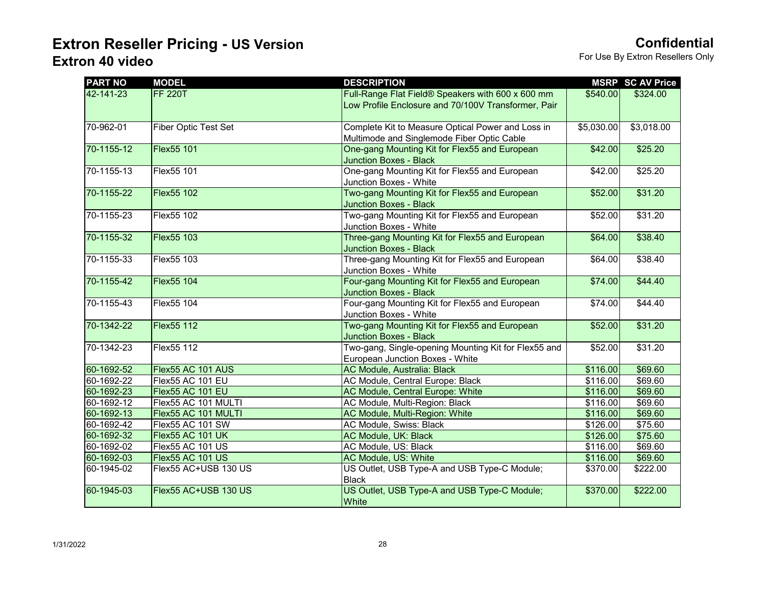# Extron Reseller Pricing - US Version

## Extron 40 video

**Confidential**
For Use By Extron Resellers Only

| PART NO | MODEL | DESCRIPTION | MSRP | SC AV Price |
|---|---|---|---|---|
| 42-141-23 | FF 220T | Full-Range Flat Field® Speakers with 600 x 600 mm Low Profile Enclosure and 70/100V Transformer, Pair | $540.00 | $324.00 |
| 70-962-01 | Fiber Optic Test Set | Complete Kit to Measure Optical Power and Loss in Multimode and Singlemode Fiber Optic Cable | $5,030.00 | $3,018.00 |
| 70-1155-12 | Flex55 101 | One-gang Mounting Kit for Flex55 and European Junction Boxes - Black | $42.00 | $25.20 |
| 70-1155-13 | Flex55 101 | One-gang Mounting Kit for Flex55 and European Junction Boxes - White | $42.00 | $25.20 |
| 70-1155-22 | Flex55 102 | Two-gang Mounting Kit for Flex55 and European Junction Boxes - Black | $52.00 | $31.20 |
| 70-1155-23 | Flex55 102 | Two-gang Mounting Kit for Flex55 and European Junction Boxes - White | $52.00 | $31.20 |
| 70-1155-32 | Flex55 103 | Three-gang Mounting Kit for Flex55 and European Junction Boxes - Black | $64.00 | $38.40 |
| 70-1155-33 | Flex55 103 | Three-gang Mounting Kit for Flex55 and European Junction Boxes - White | $64.00 | $38.40 |
| 70-1155-42 | Flex55 104 | Four-gang Mounting Kit for Flex55 and European Junction Boxes - Black | $74.00 | $44.40 |
| 70-1155-43 | Flex55 104 | Four-gang Mounting Kit for Flex55 and European Junction Boxes - White | $74.00 | $44.40 |
| 70-1342-22 | Flex55 112 | Two-gang Mounting Kit for Flex55 and European Junction Boxes - Black | $52.00 | $31.20 |
| 70-1342-23 | Flex55 112 | Two-gang, Single-opening Mounting Kit for Flex55 and European Junction Boxes - White | $52.00 | $31.20 |
| 60-1692-52 | Flex55 AC 101 AUS | AC Module, Australia: Black | $116.00 | $69.60 |
| 60-1692-22 | Flex55 AC 101 EU | AC Module, Central Europe: Black | $116.00 | $69.60 |
| 60-1692-23 | Flex55 AC 101 EU | AC Module, Central Europe: White | $116.00 | $69.60 |
| 60-1692-12 | Flex55 AC 101 MULTI | AC Module, Multi-Region: Black | $116.00 | $69.60 |
| 60-1692-13 | Flex55 AC 101 MULTI | AC Module, Multi-Region: White | $116.00 | $69.60 |
| 60-1692-42 | Flex55 AC 101 SW | AC Module, Swiss: Black | $126.00 | $75.60 |
| 60-1692-32 | Flex55 AC 101 UK | AC Module, UK: Black | $126.00 | $75.60 |
| 60-1692-02 | Flex55 AC 101 US | AC Module, US: Black | $116.00 | $69.60 |
| 60-1692-03 | Flex55 AC 101 US | AC Module, US: White | $116.00 | $69.60 |
| 60-1945-02 | Flex55 AC+USB 130 US | US Outlet, USB Type-A and USB Type-C Module; Black | $370.00 | $222.00 |
| 60-1945-03 | Flex55 AC+USB 130 US | US Outlet, USB Type-A and USB Type-C Module; White | $370.00 | $222.00 |

1/31/2022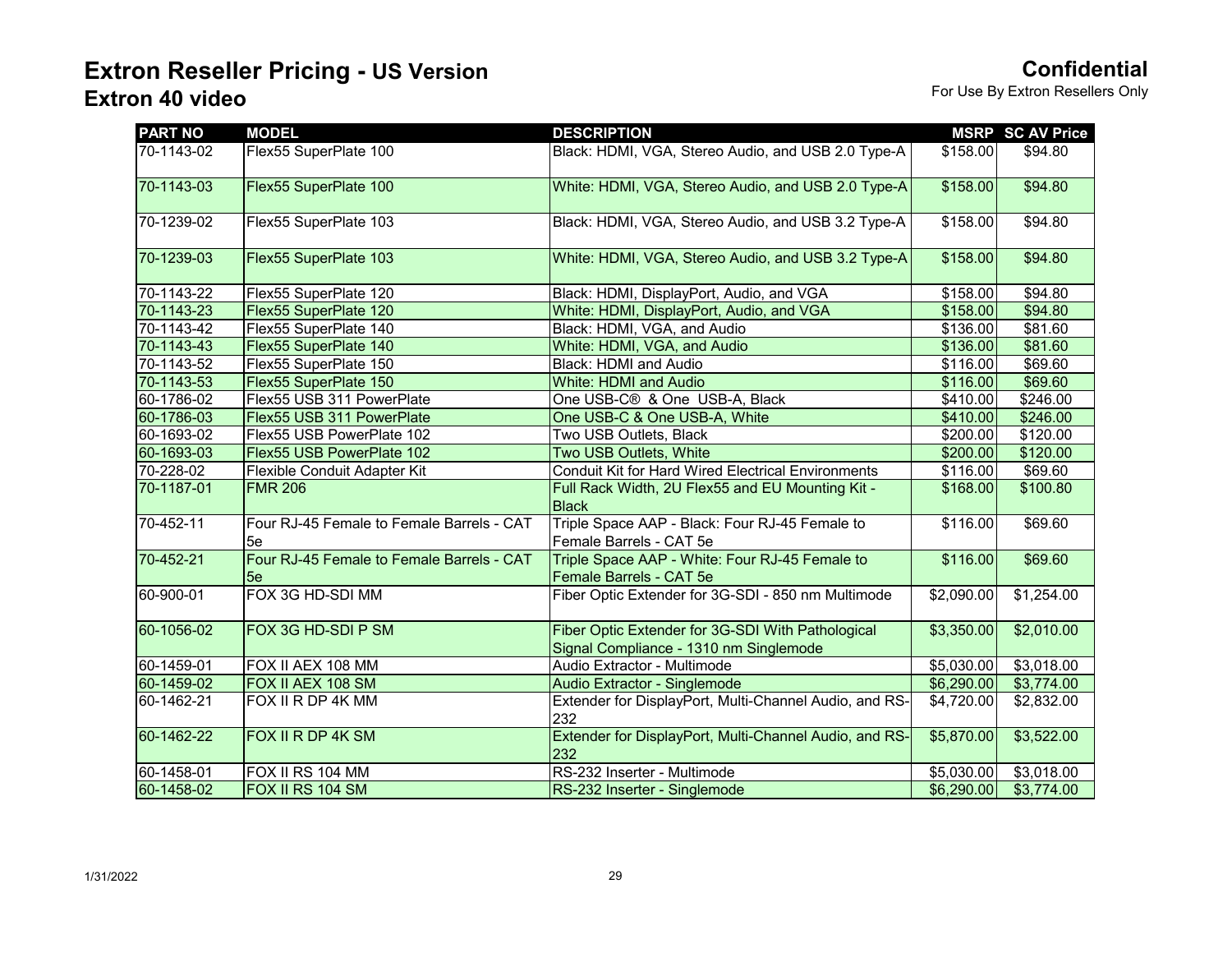# Extron Reseller Pricing - US Version

## Extron 40 video

**Confidential**

For Use By Extron Resellers Only

| PART NO | MODEL | DESCRIPTION | MSRP | SC AV Price |
|---|---|---|---|---|
| 70-1143-02 | Flex55 SuperPlate 100 | Black: HDMI, VGA, Stereo Audio, and USB 2.0 Type-A | $158.00 | $94.80 |
| 70-1143-03 | Flex55 SuperPlate 100 | White: HDMI, VGA, Stereo Audio, and USB 2.0 Type-A | $158.00 | $94.80 |
| 70-1239-02 | Flex55 SuperPlate 103 | Black: HDMI, VGA, Stereo Audio, and USB 3.2 Type-A | $158.00 | $94.80 |
| 70-1239-03 | Flex55 SuperPlate 103 | White: HDMI, VGA, Stereo Audio, and USB 3.2 Type-A | $158.00 | $94.80 |
| 70-1143-22 | Flex55 SuperPlate 120 | Black: HDMI, DisplayPort, Audio, and VGA | $158.00 | $94.80 |
| 70-1143-23 | Flex55 SuperPlate 120 | White: HDMI, DisplayPort, Audio, and VGA | $158.00 | $94.80 |
| 70-1143-42 | Flex55 SuperPlate 140 | Black: HDMI, VGA, and Audio | $136.00 | $81.60 |
| 70-1143-43 | Flex55 SuperPlate 140 | White: HDMI, VGA, and Audio | $136.00 | $81.60 |
| 70-1143-52 | Flex55 SuperPlate 150 | Black: HDMI and Audio | $116.00 | $69.60 |
| 70-1143-53 | Flex55 SuperPlate 150 | White: HDMI and Audio | $116.00 | $69.60 |
| 60-1786-02 | Flex55 USB 311 PowerPlate | One USB-C® & One USB-A, Black | $410.00 | $246.00 |
| 60-1786-03 | Flex55 USB 311 PowerPlate | One USB-C & One USB-A, White | $410.00 | $246.00 |
| 60-1693-02 | Flex55 USB PowerPlate 102 | Two USB Outlets, Black | $200.00 | $120.00 |
| 60-1693-03 | Flex55 USB PowerPlate 102 | Two USB Outlets, White | $200.00 | $120.00 |
| 70-228-02 | Flexible Conduit Adapter Kit | Conduit Kit for Hard Wired Electrical Environments | $116.00 | $69.60 |
| 70-1187-01 | FMR 206 | Full Rack Width, 2U Flex55 and EU Mounting Kit - Black | $168.00 | $100.80 |
| 70-452-11 | Four RJ-45 Female to Female Barrels - CAT 5e | Triple Space AAP - Black: Four RJ-45 Female to Female Barrels - CAT 5e | $116.00 | $69.60 |
| 70-452-21 | Four RJ-45 Female to Female Barrels - CAT 5e | Triple Space AAP - White: Four RJ-45 Female to Female Barrels - CAT 5e | $116.00 | $69.60 |
| 60-900-01 | FOX 3G HD-SDI MM | Fiber Optic Extender for 3G-SDI - 850 nm Multimode | $2,090.00 | $1,254.00 |
| 60-1056-02 | FOX 3G HD-SDI P SM | Fiber Optic Extender for 3G-SDI With Pathological Signal Compliance - 1310 nm Singlemode | $3,350.00 | $2,010.00 |
| 60-1459-01 | FOX II AEX 108 MM | Audio Extractor - Multimode | $5,030.00 | $3,018.00 |
| 60-1459-02 | FOX II AEX 108 SM | Audio Extractor - Singlemode | $6,290.00 | $3,774.00 |
| 60-1462-21 | FOX II R DP 4K MM | Extender for DisplayPort, Multi-Channel Audio, and RS-232 | $4,720.00 | $2,832.00 |
| 60-1462-22 | FOX II R DP 4K SM | Extender for DisplayPort, Multi-Channel Audio, and RS-232 | $5,870.00 | $3,522.00 |
| 60-1458-01 | FOX II RS 104 MM | RS-232 Inserter - Multimode | $5,030.00 | $3,018.00 |
| 60-1458-02 | FOX II RS 104 SM | RS-232 Inserter - Singlemode | $6,290.00 | $3,774.00 |

1/31/2022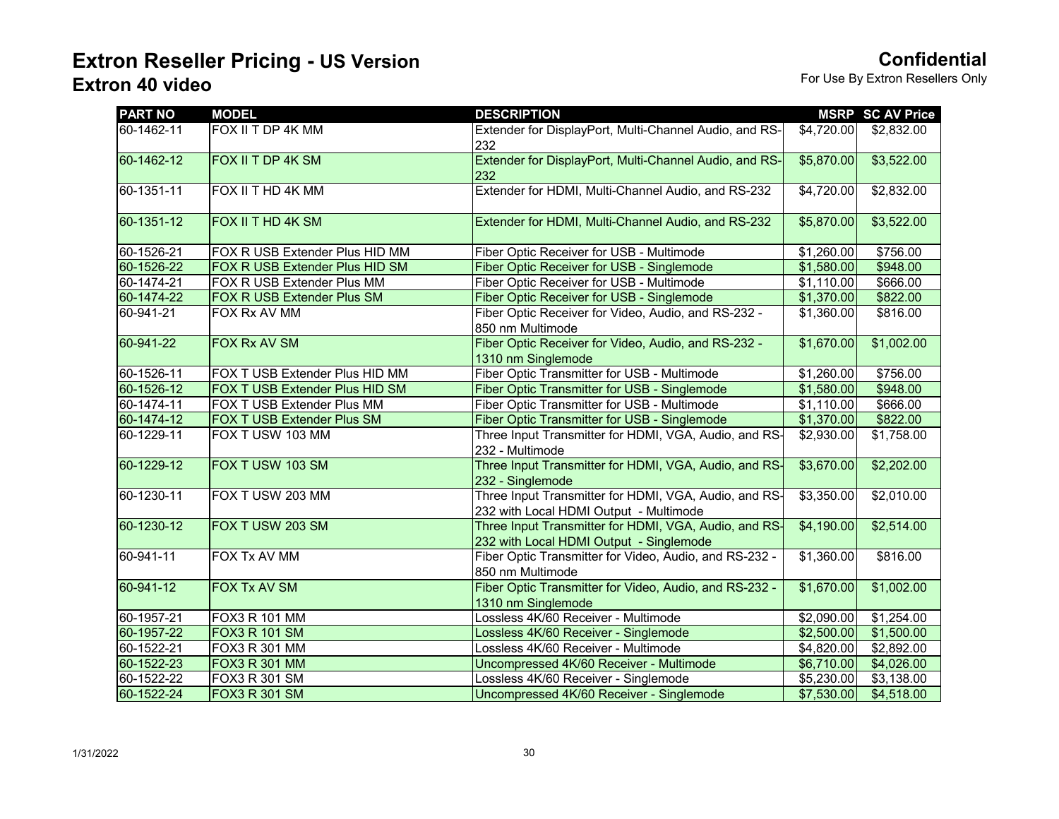# Extron Reseller Pricing - US Version

## Extron 40 video

**Confidential**

For Use By Extron Resellers Only

| PART NO | MODEL | DESCRIPTION | MSRP | SC AV Price |
|---|---|---|---|---|
| 60-1462-11 | FOX II T DP 4K MM | Extender for DisplayPort, Multi-Channel Audio, and RS-232 | $4,720.00 | $2,832.00 |
| 60-1462-12 | FOX II T DP 4K SM | Extender for DisplayPort, Multi-Channel Audio, and RS-232 | $5,870.00 | $3,522.00 |
| 60-1351-11 | FOX II T HD 4K MM | Extender for HDMI, Multi-Channel Audio, and RS-232 | $4,720.00 | $2,832.00 |
| 60-1351-12 | FOX II T HD 4K SM | Extender for HDMI, Multi-Channel Audio, and RS-232 | $5,870.00 | $3,522.00 |
| 60-1526-21 | FOX R USB Extender Plus HID MM | Fiber Optic Receiver for USB - Multimode | $1,260.00 | $756.00 |
| 60-1526-22 | FOX R USB Extender Plus HID SM | Fiber Optic Receiver for USB - Singlemode | $1,580.00 | $948.00 |
| 60-1474-21 | FOX R USB Extender Plus MM | Fiber Optic Receiver for USB - Multimode | $1,110.00 | $666.00 |
| 60-1474-22 | FOX R USB Extender Plus SM | Fiber Optic Receiver for USB - Singlemode | $1,370.00 | $822.00 |
| 60-941-21 | FOX Rx AV MM | Fiber Optic Receiver for Video, Audio, and RS-232 - 850 nm Multimode | $1,360.00 | $816.00 |
| 60-941-22 | FOX Rx AV SM | Fiber Optic Receiver for Video, Audio, and RS-232 - 1310 nm Singlemode | $1,670.00 | $1,002.00 |
| 60-1526-11 | FOX T USB Extender Plus HID MM | Fiber Optic Transmitter for USB - Multimode | $1,260.00 | $756.00 |
| 60-1526-12 | FOX T USB Extender Plus HID SM | Fiber Optic Transmitter for USB - Singlemode | $1,580.00 | $948.00 |
| 60-1474-11 | FOX T USB Extender Plus MM | Fiber Optic Transmitter for USB - Multimode | $1,110.00 | $666.00 |
| 60-1474-12 | FOX T USB Extender Plus SM | Fiber Optic Transmitter for USB - Singlemode | $1,370.00 | $822.00 |
| 60-1229-11 | FOX T USW 103 MM | Three Input Transmitter for HDMI, VGA, Audio, and RS-232 - Multimode | $2,930.00 | $1,758.00 |
| 60-1229-12 | FOX T USW 103 SM | Three Input Transmitter for HDMI, VGA, Audio, and RS-232 - Singlemode | $3,670.00 | $2,202.00 |
| 60-1230-11 | FOX T USW 203 MM | Three Input Transmitter for HDMI, VGA, Audio, and RS-232 with Local HDMI Output - Multimode | $3,350.00 | $2,010.00 |
| 60-1230-12 | FOX T USW 203 SM | Three Input Transmitter for HDMI, VGA, Audio, and RS-232 with Local HDMI Output - Singlemode | $4,190.00 | $2,514.00 |
| 60-941-11 | FOX Tx AV MM | Fiber Optic Transmitter for Video, Audio, and RS-232 - 850 nm Multimode | $1,360.00 | $816.00 |
| 60-941-12 | FOX Tx AV SM | Fiber Optic Transmitter for Video, Audio, and RS-232 - 1310 nm Singlemode | $1,670.00 | $1,002.00 |
| 60-1957-21 | FOX3 R 101 MM | Lossless 4K/60 Receiver - Multimode | $2,090.00 | $1,254.00 |
| 60-1957-22 | FOX3 R 101 SM | Lossless 4K/60 Receiver - Singlemode | $2,500.00 | $1,500.00 |
| 60-1522-21 | FOX3 R 301 MM | Lossless 4K/60 Receiver - Multimode | $4,820.00 | $2,892.00 |
| 60-1522-23 | FOX3 R 301 MM | Uncompressed 4K/60 Receiver - Multimode | $6,710.00 | $4,026.00 |
| 60-1522-22 | FOX3 R 301 SM | Lossless 4K/60 Receiver - Singlemode | $5,230.00 | $3,138.00 |
| 60-1522-24 | FOX3 R 301 SM | Uncompressed 4K/60 Receiver - Singlemode | $7,530.00 | $4,518.00 |

1/31/2022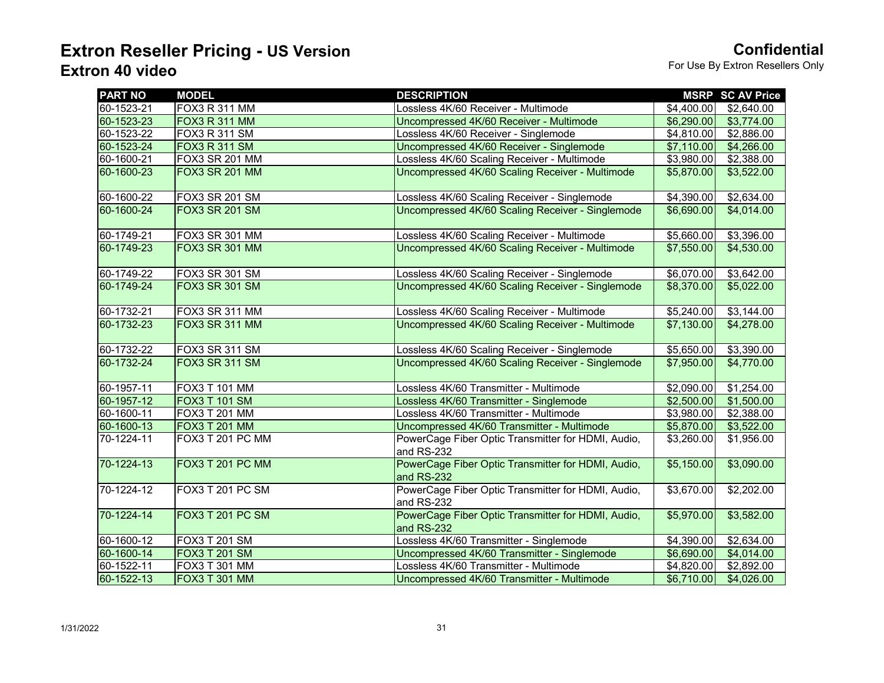# Extron Reseller Pricing - US Version

## Extron 40 video

**Confidential**

For Use By Extron Resellers Only

| PART NO | MODEL | DESCRIPTION | MSRP | SC AV Price |
|---|---|---|---|---|
| 60-1523-21 | FOX3 R 311 MM | Lossless 4K/60 Receiver - Multimode | $4,400.00 | $2,640.00 |
| 60-1523-23 | FOX3 R 311 MM | Uncompressed 4K/60 Receiver - Multimode | $6,290.00 | $3,774.00 |
| 60-1523-22 | FOX3 R 311 SM | Lossless 4K/60 Receiver - Singlemode | $4,810.00 | $2,886.00 |
| 60-1523-24 | FOX3 R 311 SM | Uncompressed 4K/60 Receiver - Singlemode | $7,110.00 | $4,266.00 |
| 60-1600-21 | FOX3 SR 201 MM | Lossless 4K/60 Scaling Receiver - Multimode | $3,980.00 | $2,388.00 |
| 60-1600-23 | FOX3 SR 201 MM | Uncompressed 4K/60 Scaling Receiver - Multimode | $5,870.00 | $3,522.00 |
| 60-1600-22 | FOX3 SR 201 SM | Lossless 4K/60 Scaling Receiver - Singlemode | $4,390.00 | $2,634.00 |
| 60-1600-24 | FOX3 SR 201 SM | Uncompressed 4K/60 Scaling Receiver - Singlemode | $6,690.00 | $4,014.00 |
| 60-1749-21 | FOX3 SR 301 MM | Lossless 4K/60 Scaling Receiver - Multimode | $5,660.00 | $3,396.00 |
| 60-1749-23 | FOX3 SR 301 MM | Uncompressed 4K/60 Scaling Receiver - Multimode | $7,550.00 | $4,530.00 |
| 60-1749-22 | FOX3 SR 301 SM | Lossless 4K/60 Scaling Receiver - Singlemode | $6,070.00 | $3,642.00 |
| 60-1749-24 | FOX3 SR 301 SM | Uncompressed 4K/60 Scaling Receiver - Singlemode | $8,370.00 | $5,022.00 |
| 60-1732-21 | FOX3 SR 311 MM | Lossless 4K/60 Scaling Receiver - Multimode | $5,240.00 | $3,144.00 |
| 60-1732-23 | FOX3 SR 311 MM | Uncompressed 4K/60 Scaling Receiver - Multimode | $7,130.00 | $4,278.00 |
| 60-1732-22 | FOX3 SR 311 SM | Lossless 4K/60 Scaling Receiver - Singlemode | $5,650.00 | $3,390.00 |
| 60-1732-24 | FOX3 SR 311 SM | Uncompressed 4K/60 Scaling Receiver - Singlemode | $7,950.00 | $4,770.00 |
| 60-1957-11 | FOX3 T 101 MM | Lossless 4K/60 Transmitter - Multimode | $2,090.00 | $1,254.00 |
| 60-1957-12 | FOX3 T 101 SM | Lossless 4K/60 Transmitter - Singlemode | $2,500.00 | $1,500.00 |
| 60-1600-11 | FOX3 T 201 MM | Lossless 4K/60 Transmitter - Multimode | $3,980.00 | $2,388.00 |
| 60-1600-13 | FOX3 T 201 MM | Uncompressed 4K/60 Transmitter - Multimode | $5,870.00 | $3,522.00 |
| 70-1224-11 | FOX3 T 201 PC MM | PowerCage Fiber Optic Transmitter for HDMI, Audio, and RS-232 | $3,260.00 | $1,956.00 |
| 70-1224-13 | FOX3 T 201 PC MM | PowerCage Fiber Optic Transmitter for HDMI, Audio, and RS-232 | $5,150.00 | $3,090.00 |
| 70-1224-12 | FOX3 T 201 PC SM | PowerCage Fiber Optic Transmitter for HDMI, Audio, and RS-232 | $3,670.00 | $2,202.00 |
| 70-1224-14 | FOX3 T 201 PC SM | PowerCage Fiber Optic Transmitter for HDMI, Audio, and RS-232 | $5,970.00 | $3,582.00 |
| 60-1600-12 | FOX3 T 201 SM | Lossless 4K/60 Transmitter - Singlemode | $4,390.00 | $2,634.00 |
| 60-1600-14 | FOX3 T 201 SM | Uncompressed 4K/60 Transmitter - Singlemode | $6,690.00 | $4,014.00 |
| 60-1522-11 | FOX3 T 301 MM | Lossless 4K/60 Transmitter - Multimode | $4,820.00 | $2,892.00 |
| 60-1522-13 | FOX3 T 301 MM | Uncompressed 4K/60 Transmitter - Multimode | $6,710.00 | $4,026.00 |

1/31/2022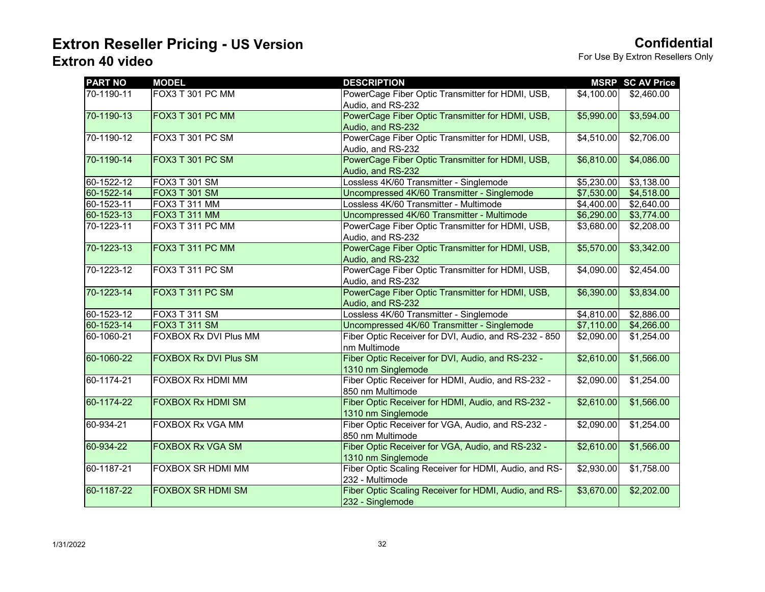# Extron Reseller Pricing - US Version

## Extron 40 video

**Confidential**

For Use By Extron Resellers Only

| PART NO | MODEL | DESCRIPTION | MSRP | SC AV Price |
|---|---|---|---|---|
| 70-1190-11 | FOX3 T 301 PC MM | PowerCage Fiber Optic Transmitter for HDMI, USB, Audio, and RS-232 | $4,100.00 | $2,460.00 |
| 70-1190-13 | FOX3 T 301 PC MM | PowerCage Fiber Optic Transmitter for HDMI, USB, Audio, and RS-232 | $5,990.00 | $3,594.00 |
| 70-1190-12 | FOX3 T 301 PC SM | PowerCage Fiber Optic Transmitter for HDMI, USB, Audio, and RS-232 | $4,510.00 | $2,706.00 |
| 70-1190-14 | FOX3 T 301 PC SM | PowerCage Fiber Optic Transmitter for HDMI, USB, Audio, and RS-232 | $6,810.00 | $4,086.00 |
| 60-1522-12 | FOX3 T 301 SM | Lossless 4K/60 Transmitter - Singlemode | $5,230.00 | $3,138.00 |
| 60-1522-14 | FOX3 T 301 SM | Uncompressed 4K/60 Transmitter - Singlemode | $7,530.00 | $4,518.00 |
| 60-1523-11 | FOX3 T 311 MM | Lossless 4K/60 Transmitter - Multimode | $4,400.00 | $2,640.00 |
| 60-1523-13 | FOX3 T 311 MM | Uncompressed 4K/60 Transmitter - Multimode | $6,290.00 | $3,774.00 |
| 70-1223-11 | FOX3 T 311 PC MM | PowerCage Fiber Optic Transmitter for HDMI, USB, Audio, and RS-232 | $3,680.00 | $2,208.00 |
| 70-1223-13 | FOX3 T 311 PC MM | PowerCage Fiber Optic Transmitter for HDMI, USB, Audio, and RS-232 | $5,570.00 | $3,342.00 |
| 70-1223-12 | FOX3 T 311 PC SM | PowerCage Fiber Optic Transmitter for HDMI, USB, Audio, and RS-232 | $4,090.00 | $2,454.00 |
| 70-1223-14 | FOX3 T 311 PC SM | PowerCage Fiber Optic Transmitter for HDMI, USB, Audio, and RS-232 | $6,390.00 | $3,834.00 |
| 60-1523-12 | FOX3 T 311 SM | Lossless 4K/60 Transmitter - Singlemode | $4,810.00 | $2,886.00 |
| 60-1523-14 | FOX3 T 311 SM | Uncompressed 4K/60 Transmitter - Singlemode | $7,110.00 | $4,266.00 |
| 60-1060-21 | FOXBOX Rx DVI Plus MM | Fiber Optic Receiver for DVI, Audio, and RS-232 - 850 nm Multimode | $2,090.00 | $1,254.00 |
| 60-1060-22 | FOXBOX Rx DVI Plus SM | Fiber Optic Receiver for DVI, Audio, and RS-232 - 1310 nm Singlemode | $2,610.00 | $1,566.00 |
| 60-1174-21 | FOXBOX Rx HDMI MM | Fiber Optic Receiver for HDMI, Audio, and RS-232 - 850 nm Multimode | $2,090.00 | $1,254.00 |
| 60-1174-22 | FOXBOX Rx HDMI SM | Fiber Optic Receiver for HDMI, Audio, and RS-232 - 1310 nm Singlemode | $2,610.00 | $1,566.00 |
| 60-934-21 | FOXBOX Rx VGA MM | Fiber Optic Receiver for VGA, Audio, and RS-232 - 850 nm Multimode | $2,090.00 | $1,254.00 |
| 60-934-22 | FOXBOX Rx VGA SM | Fiber Optic Receiver for VGA, Audio, and RS-232 - 1310 nm Singlemode | $2,610.00 | $1,566.00 |
| 60-1187-21 | FOXBOX SR HDMI MM | Fiber Optic Scaling Receiver for HDMI, Audio, and RS-232 - Multimode | $2,930.00 | $1,758.00 |
| 60-1187-22 | FOXBOX SR HDMI SM | Fiber Optic Scaling Receiver for HDMI, Audio, and RS-232 - Singlemode | $3,670.00 | $2,202.00 |

1/31/2022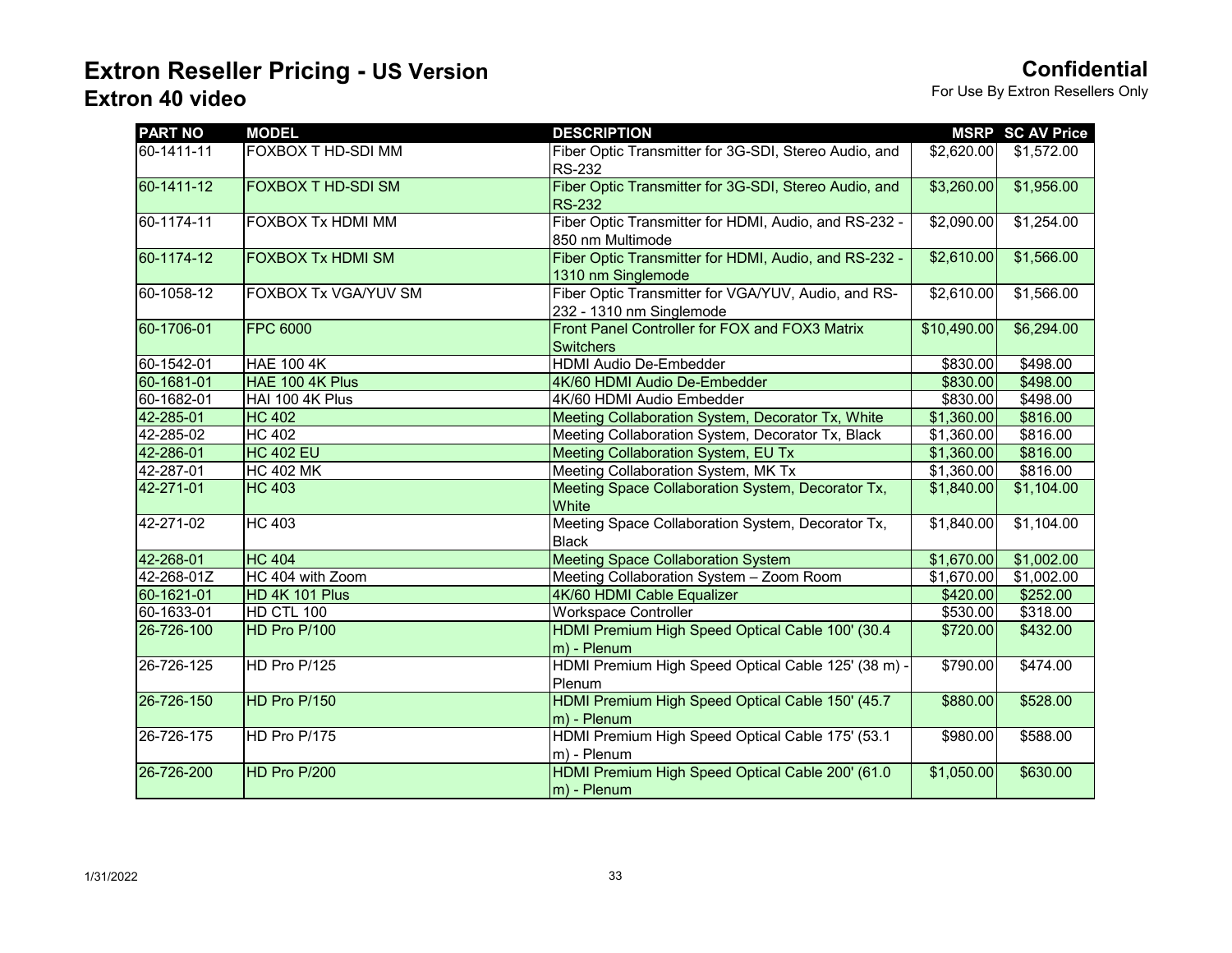# Extron Reseller Pricing - US Version

## Extron 40 video

**Confidential**

For Use By Extron Resellers Only

| PART NO | MODEL | DESCRIPTION | MSRP | SC AV Price |
|---|---|---|---|---|
| 60-1411-11 | FOXBOX T HD-SDI MM | Fiber Optic Transmitter for 3G-SDI, Stereo Audio, and RS-232 | $2,620.00 | $1,572.00 |
| 60-1411-12 | FOXBOX T HD-SDI SM | Fiber Optic Transmitter for 3G-SDI, Stereo Audio, and RS-232 | $3,260.00 | $1,956.00 |
| 60-1174-11 | FOXBOX Tx HDMI MM | Fiber Optic Transmitter for HDMI, Audio, and RS-232 - 850 nm Multimode | $2,090.00 | $1,254.00 |
| 60-1174-12 | FOXBOX Tx HDMI SM | Fiber Optic Transmitter for HDMI, Audio, and RS-232 - 1310 nm Singlemode | $2,610.00 | $1,566.00 |
| 60-1058-12 | FOXBOX Tx VGA/YUV SM | Fiber Optic Transmitter for VGA/YUV, Audio, and RS-232 - 1310 nm Singlemode | $2,610.00 | $1,566.00 |
| 60-1706-01 | FPC 6000 | Front Panel Controller for FOX and FOX3 Matrix Switchers | $10,490.00 | $6,294.00 |
| 60-1542-01 | HAE 100 4K | HDMI Audio De-Embedder | $830.00 | $498.00 |
| 60-1681-01 | HAE 100 4K Plus | 4K/60 HDMI Audio De-Embedder | $830.00 | $498.00 |
| 60-1682-01 | HAI 100 4K Plus | 4K/60 HDMI Audio Embedder | $830.00 | $498.00 |
| 42-285-01 | HC 402 | Meeting Collaboration System, Decorator Tx, White | $1,360.00 | $816.00 |
| 42-285-02 | HC 402 | Meeting Collaboration System, Decorator Tx, Black | $1,360.00 | $816.00 |
| 42-286-01 | HC 402 EU | Meeting Collaboration System, EU Tx | $1,360.00 | $816.00 |
| 42-287-01 | HC 402 MK | Meeting Collaboration System, MK Tx | $1,360.00 | $816.00 |
| 42-271-01 | HC 403 | Meeting Space Collaboration System, Decorator Tx, White | $1,840.00 | $1,104.00 |
| 42-271-02 | HC 403 | Meeting Space Collaboration System, Decorator Tx, Black | $1,840.00 | $1,104.00 |
| 42-268-01 | HC 404 | Meeting Space Collaboration System | $1,670.00 | $1,002.00 |
| 42-268-01Z | HC 404 with Zoom | Meeting Collaboration System – Zoom Room | $1,670.00 | $1,002.00 |
| 60-1621-01 | HD 4K 101 Plus | 4K/60 HDMI Cable Equalizer | $420.00 | $252.00 |
| 60-1633-01 | HD CTL 100 | Workspace Controller | $530.00 | $318.00 |
| 26-726-100 | HD Pro P/100 | HDMI Premium High Speed Optical Cable 100' (30.4 m) - Plenum | $720.00 | $432.00 |
| 26-726-125 | HD Pro P/125 | HDMI Premium High Speed Optical Cable 125' (38 m) - Plenum | $790.00 | $474.00 |
| 26-726-150 | HD Pro P/150 | HDMI Premium High Speed Optical Cable 150' (45.7 m) - Plenum | $880.00 | $528.00 |
| 26-726-175 | HD Pro P/175 | HDMI Premium High Speed Optical Cable 175' (53.1 m) - Plenum | $980.00 | $588.00 |
| 26-726-200 | HD Pro P/200 | HDMI Premium High Speed Optical Cable 200' (61.0 m) - Plenum | $1,050.00 | $630.00 |

1/31/2022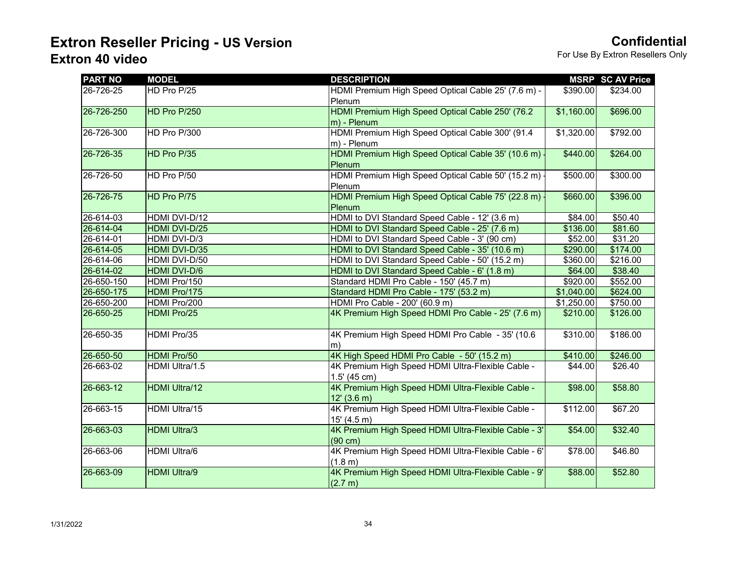# Extron Reseller Pricing - US Version

## Extron 40 video

**Confidential**

For Use By Extron Resellers Only

| PART NO | MODEL | DESCRIPTION | MSRP | SC AV Price |
|---|---|---|---|---|
| 26-726-25 | HD Pro P/25 | HDMI Premium High Speed Optical Cable 25' (7.6 m) - Plenum | $390.00 | $234.00 |
| 26-726-250 | HD Pro P/250 | HDMI Premium High Speed Optical Cable 250' (76.2 m) - Plenum | $1,160.00 | $696.00 |
| 26-726-300 | HD Pro P/300 | HDMI Premium High Speed Optical Cable 300' (91.4 m) - Plenum | $1,320.00 | $792.00 |
| 26-726-35 | HD Pro P/35 | HDMI Premium High Speed Optical Cable 35' (10.6 m) - Plenum | $440.00 | $264.00 |
| 26-726-50 | HD Pro P/50 | HDMI Premium High Speed Optical Cable 50' (15.2 m) - Plenum | $500.00 | $300.00 |
| 26-726-75 | HD Pro P/75 | HDMI Premium High Speed Optical Cable 75' (22.8 m) - Plenum | $660.00 | $396.00 |
| 26-614-03 | HDMI DVI-D/12 | HDMI to DVI Standard Speed Cable - 12' (3.6 m) | $84.00 | $50.40 |
| 26-614-04 | HDMI DVI-D/25 | HDMI to DVI Standard Speed Cable - 25' (7.6 m) | $136.00 | $81.60 |
| 26-614-01 | HDMI DVI-D/3 | HDMI to DVI Standard Speed Cable - 3' (90 cm) | $52.00 | $31.20 |
| 26-614-05 | HDMI DVI-D/35 | HDMI to DVI Standard Speed Cable - 35' (10.6 m) | $290.00 | $174.00 |
| 26-614-06 | HDMI DVI-D/50 | HDMI to DVI Standard Speed Cable - 50' (15.2 m) | $360.00 | $216.00 |
| 26-614-02 | HDMI DVI-D/6 | HDMI to DVI Standard Speed Cable - 6' (1.8 m) | $64.00 | $38.40 |
| 26-650-150 | HDMI Pro/150 | Standard HDMI Pro Cable - 150' (45.7 m) | $920.00 | $552.00 |
| 26-650-175 | HDMI Pro/175 | Standard HDMI Pro Cable - 175' (53.2 m) | $1,040.00 | $624.00 |
| 26-650-200 | HDMI Pro/200 | HDMI Pro Cable - 200' (60.9 m) | $1,250.00 | $750.00 |
| 26-650-25 | HDMI Pro/25 | 4K Premium High Speed HDMI Pro Cable - 25' (7.6 m) | $210.00 | $126.00 |
| 26-650-35 | HDMI Pro/35 | 4K Premium High Speed HDMI Pro Cable - 35' (10.6 m) | $310.00 | $186.00 |
| 26-650-50 | HDMI Pro/50 | 4K High Speed HDMI Pro Cable - 50' (15.2 m) | $410.00 | $246.00 |
| 26-663-02 | HDMI Ultra/1.5 | 4K Premium High Speed HDMI Ultra-Flexible Cable - 1.5' (45 cm) | $44.00 | $26.40 |
| 26-663-12 | HDMI Ultra/12 | 4K Premium High Speed HDMI Ultra-Flexible Cable - 12' (3.6 m) | $98.00 | $58.80 |
| 26-663-15 | HDMI Ultra/15 | 4K Premium High Speed HDMI Ultra-Flexible Cable - 15' (4.5 m) | $112.00 | $67.20 |
| 26-663-03 | HDMI Ultra/3 | 4K Premium High Speed HDMI Ultra-Flexible Cable - 3' (90 cm) | $54.00 | $32.40 |
| 26-663-06 | HDMI Ultra/6 | 4K Premium High Speed HDMI Ultra-Flexible Cable - 6' (1.8 m) | $78.00 | $46.80 |
| 26-663-09 | HDMI Ultra/9 | 4K Premium High Speed HDMI Ultra-Flexible Cable - 9' (2.7 m) | $88.00 | $52.80 |

1/31/2022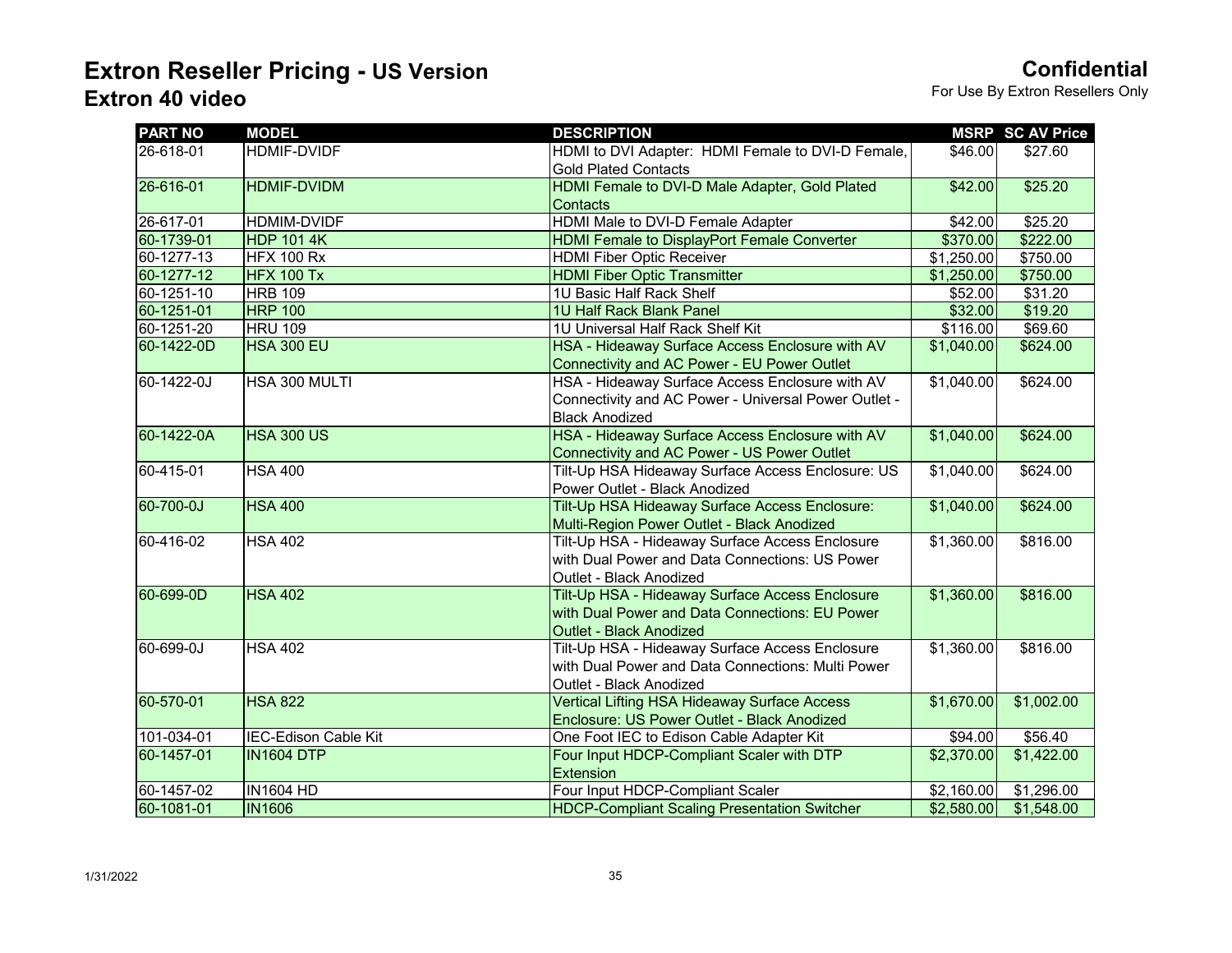# Extron Reseller Pricing - US Version

## Extron 40 video

**Confidential**

For Use By Extron Resellers Only

| PART NO | MODEL | DESCRIPTION | MSRP | SC AV Price |
|---|---|---|---|---|
| 26-618-01 | HDMIF-DVIDF | HDMI to DVI Adapter: HDMI Female to DVI-D Female, Gold Plated Contacts | $46.00 | $27.60 |
| 26-616-01 | HDMIF-DVIDM | HDMI Female to DVI-D Male Adapter, Gold Plated Contacts | $42.00 | $25.20 |
| 26-617-01 | HDMIM-DVIDF | HDMI Male to DVI-D Female Adapter | $42.00 | $25.20 |
| 60-1739-01 | HDP 101 4K | HDMI Female to DisplayPort Female Converter | $370.00 | $222.00 |
| 60-1277-13 | HFX 100 Rx | HDMI Fiber Optic Receiver | $1,250.00 | $750.00 |
| 60-1277-12 | HFX 100 Tx | HDMI Fiber Optic Transmitter | $1,250.00 | $750.00 |
| 60-1251-10 | HRB 109 | 1U Basic Half Rack Shelf | $52.00 | $31.20 |
| 60-1251-01 | HRP 100 | 1U Half Rack Blank Panel | $32.00 | $19.20 |
| 60-1251-20 | HRU 109 | 1U Universal Half Rack Shelf Kit | $116.00 | $69.60 |
| 60-1422-0D | HSA 300 EU | HSA - Hideaway Surface Access Enclosure with AV Connectivity and AC Power - EU Power Outlet | $1,040.00 | $624.00 |
| 60-1422-0J | HSA 300 MULTI | HSA - Hideaway Surface Access Enclosure with AV Connectivity and AC Power - Universal Power Outlet - Black Anodized | $1,040.00 | $624.00 |
| 60-1422-0A | HSA 300 US | HSA - Hideaway Surface Access Enclosure with AV Connectivity and AC Power - US Power Outlet | $1,040.00 | $624.00 |
| 60-415-01 | HSA 400 | Tilt-Up HSA Hideaway Surface Access Enclosure: US Power Outlet - Black Anodized | $1,040.00 | $624.00 |
| 60-700-0J | HSA 400 | Tilt-Up HSA Hideaway Surface Access Enclosure: Multi-Region Power Outlet - Black Anodized | $1,040.00 | $624.00 |
| 60-416-02 | HSA 402 | Tilt-Up HSA - Hideaway Surface Access Enclosure with Dual Power and Data Connections: US Power Outlet - Black Anodized | $1,360.00 | $816.00 |
| 60-699-0D | HSA 402 | Tilt-Up HSA - Hideaway Surface Access Enclosure with Dual Power and Data Connections: EU Power Outlet - Black Anodized | $1,360.00 | $816.00 |
| 60-699-0J | HSA 402 | Tilt-Up HSA - Hideaway Surface Access Enclosure with Dual Power and Data Connections: Multi Power Outlet - Black Anodized | $1,360.00 | $816.00 |
| 60-570-01 | HSA 822 | Vertical Lifting HSA Hideaway Surface Access Enclosure: US Power Outlet - Black Anodized | $1,670.00 | $1,002.00 |
| 101-034-01 | IEC-Edison Cable Kit | One Foot IEC to Edison Cable Adapter Kit | $94.00 | $56.40 |
| 60-1457-01 | IN1604 DTP | Four Input HDCP-Compliant Scaler with DTP Extension | $2,370.00 | $1,422.00 |
| 60-1457-02 | IN1604 HD | Four Input HDCP-Compliant Scaler | $2,160.00 | $1,296.00 |
| 60-1081-01 | IN1606 | HDCP-Compliant Scaling Presentation Switcher | $2,580.00 | $1,548.00 |

1/31/2022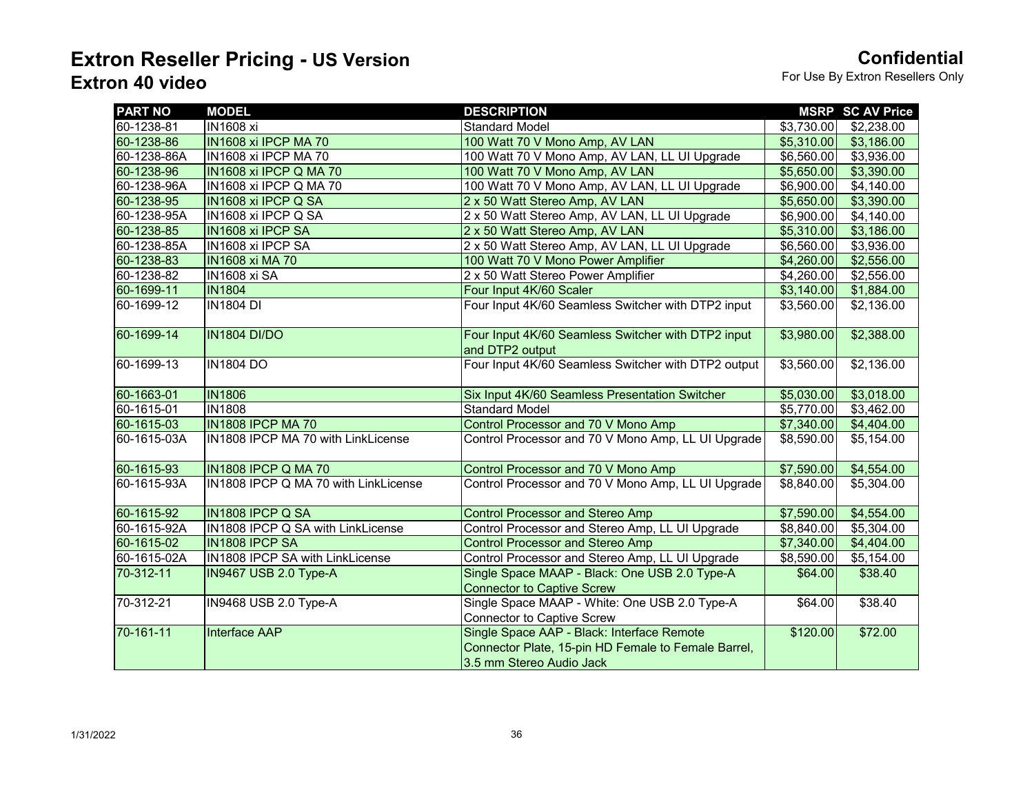# Extron Reseller Pricing - US Version

## Extron 40 video

**Confidential**

For Use By Extron Resellers Only

| PART NO | MODEL | DESCRIPTION | MSRP | SC AV Price |
|---|---|---|---|---|
| 60-1238-81 | IN1608 xi | Standard Model | $3,730.00 | $2,238.00 |
| 60-1238-86 | IN1608 xi IPCP MA 70 | 100 Watt 70 V Mono Amp, AV LAN | $5,310.00 | $3,186.00 |
| 60-1238-86A | IN1608 xi IPCP MA 70 | 100 Watt 70 V Mono Amp, AV LAN, LL UI Upgrade | $6,560.00 | $3,936.00 |
| 60-1238-96 | IN1608 xi IPCP Q MA 70 | 100 Watt 70 V Mono Amp, AV LAN | $5,650.00 | $3,390.00 |
| 60-1238-96A | IN1608 xi IPCP Q MA 70 | 100 Watt 70 V Mono Amp, AV LAN, LL UI Upgrade | $6,900.00 | $4,140.00 |
| 60-1238-95 | IN1608 xi IPCP Q SA | 2 x 50 Watt Stereo Amp, AV LAN | $5,650.00 | $3,390.00 |
| 60-1238-95A | IN1608 xi IPCP Q SA | 2 x 50 Watt Stereo Amp, AV LAN, LL UI Upgrade | $6,900.00 | $4,140.00 |
| 60-1238-85 | IN1608 xi IPCP SA | 2 x 50 Watt Stereo Amp, AV LAN | $5,310.00 | $3,186.00 |
| 60-1238-85A | IN1608 xi IPCP SA | 2 x 50 Watt Stereo Amp, AV LAN, LL UI Upgrade | $6,560.00 | $3,936.00 |
| 60-1238-83 | IN1608 xi MA 70 | 100 Watt 70 V Mono Power Amplifier | $4,260.00 | $2,556.00 |
| 60-1238-82 | IN1608 xi SA | 2 x 50 Watt Stereo Power Amplifier | $4,260.00 | $2,556.00 |
| 60-1699-11 | IN1804 | Four Input 4K/60 Scaler | $3,140.00 | $1,884.00 |
| 60-1699-12 | IN1804 DI | Four Input 4K/60 Seamless Switcher with DTP2 input | $3,560.00 | $2,136.00 |
| 60-1699-14 | IN1804 DI/DO | Four Input 4K/60 Seamless Switcher with DTP2 input and DTP2 output | $3,980.00 | $2,388.00 |
| 60-1699-13 | IN1804 DO | Four Input 4K/60 Seamless Switcher with DTP2 output | $3,560.00 | $2,136.00 |
| 60-1663-01 | IN1806 | Six Input 4K/60 Seamless Presentation Switcher | $5,030.00 | $3,018.00 |
| 60-1615-01 | IN1808 | Standard Model | $5,770.00 | $3,462.00 |
| 60-1615-03 | IN1808 IPCP MA 70 | Control Processor and 70 V Mono Amp | $7,340.00 | $4,404.00 |
| 60-1615-03A | IN1808 IPCP MA 70 with LinkLicense | Control Processor and 70 V Mono Amp, LL UI Upgrade | $8,590.00 | $5,154.00 |
| 60-1615-93 | IN1808 IPCP Q MA 70 | Control Processor and 70 V Mono Amp | $7,590.00 | $4,554.00 |
| 60-1615-93A | IN1808 IPCP Q MA 70 with LinkLicense | Control Processor and 70 V Mono Amp, LL UI Upgrade | $8,840.00 | $5,304.00 |
| 60-1615-92 | IN1808 IPCP Q SA | Control Processor and Stereo Amp | $7,590.00 | $4,554.00 |
| 60-1615-92A | IN1808 IPCP Q SA with LinkLicense | Control Processor and Stereo Amp, LL UI Upgrade | $8,840.00 | $5,304.00 |
| 60-1615-02 | IN1808 IPCP SA | Control Processor and Stereo Amp | $7,340.00 | $4,404.00 |
| 60-1615-02A | IN1808 IPCP SA with LinkLicense | Control Processor and Stereo Amp, LL UI Upgrade | $8,590.00 | $5,154.00 |
| 70-312-11 | IN9467 USB 2.0 Type-A | Single Space MAAP - Black: One USB 2.0 Type-A Connector to Captive Screw | $64.00 | $38.40 |
| 70-312-21 | IN9468 USB 2.0 Type-A | Single Space MAAP - White: One USB 2.0 Type-A Connector to Captive Screw | $64.00 | $38.40 |
| 70-161-11 | Interface AAP | Single Space AAP - Black: Interface Remote Connector Plate, 15-pin HD Female to Female Barrel, 3.5 mm Stereo Audio Jack | $120.00 | $72.00 |

1/31/2022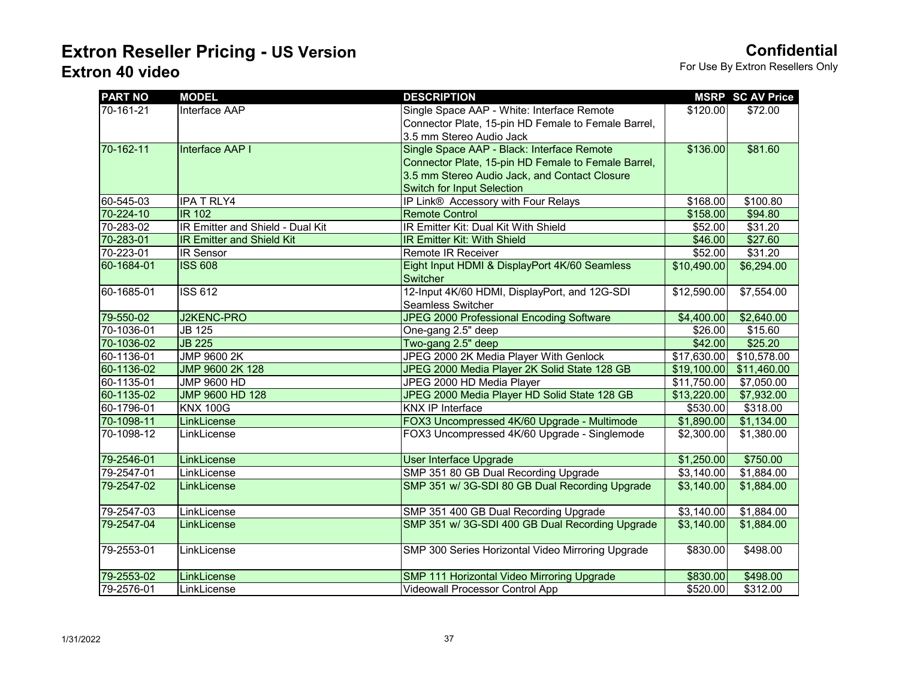# Extron Reseller Pricing - US Version

## Extron 40 video

**Confidential**

For Use By Extron Resellers Only

| PART NO | MODEL | DESCRIPTION | MSRP | SC AV Price |
|---|---|---|---|---|
| 70-161-21 | Interface AAP | Single Space AAP - White: Interface Remote Connector Plate, 15-pin HD Female to Female Barrel, 3.5 mm Stereo Audio Jack | $120.00 | $72.00 |
| 70-162-11 | Interface AAP I | Single Space AAP - Black: Interface Remote Connector Plate, 15-pin HD Female to Female Barrel, 3.5 mm Stereo Audio Jack, and Contact Closure Switch for Input Selection | $136.00 | $81.60 |
| 60-545-03 | IPA T RLY4 | IP Link® Accessory with Four Relays | $168.00 | $100.80 |
| 70-224-10 | IR 102 | Remote Control | $158.00 | $94.80 |
| 70-283-02 | IR Emitter and Shield - Dual Kit | IR Emitter Kit: Dual Kit With Shield | $52.00 | $31.20 |
| 70-283-01 | IR Emitter and Shield Kit | IR Emitter Kit: With Shield | $46.00 | $27.60 |
| 70-223-01 | IR Sensor | Remote IR Receiver | $52.00 | $31.20 |
| 60-1684-01 | ISS 608 | Eight Input HDMI & DisplayPort 4K/60 Seamless Switcher | $10,490.00 | $6,294.00 |
| 60-1685-01 | ISS 612 | 12-Input 4K/60 HDMI, DisplayPort, and 12G-SDI Seamless Switcher | $12,590.00 | $7,554.00 |
| 79-550-02 | J2KENC-PRO | JPEG 2000 Professional Encoding Software | $4,400.00 | $2,640.00 |
| 70-1036-01 | JB 125 | One-gang 2.5" deep | $26.00 | $15.60 |
| 70-1036-02 | JB 225 | Two-gang 2.5" deep | $42.00 | $25.20 |
| 60-1136-01 | JMP 9600 2K | JPEG 2000 2K Media Player With Genlock | $17,630.00 | $10,578.00 |
| 60-1136-02 | JMP 9600 2K 128 | JPEG 2000 Media Player 2K Solid State 128 GB | $19,100.00 | $11,460.00 |
| 60-1135-01 | JMP 9600 HD | JPEG 2000 HD Media Player | $11,750.00 | $7,050.00 |
| 60-1135-02 | JMP 9600 HD 128 | JPEG 2000 Media Player HD Solid State 128 GB | $13,220.00 | $7,932.00 |
| 60-1796-01 | KNX 100G | KNX IP Interface | $530.00 | $318.00 |
| 70-1098-11 | LinkLicense | FOX3 Uncompressed 4K/60 Upgrade - Multimode | $1,890.00 | $1,134.00 |
| 70-1098-12 | LinkLicense | FOX3 Uncompressed 4K/60 Upgrade - Singlemode | $2,300.00 | $1,380.00 |
| 79-2546-01 | LinkLicense | User Interface Upgrade | $1,250.00 | $750.00 |
| 79-2547-01 | LinkLicense | SMP 351 80 GB Dual Recording Upgrade | $3,140.00 | $1,884.00 |
| 79-2547-02 | LinkLicense | SMP 351 w/ 3G-SDI 80 GB Dual Recording Upgrade | $3,140.00 | $1,884.00 |
| 79-2547-03 | LinkLicense | SMP 351 400 GB Dual Recording Upgrade | $3,140.00 | $1,884.00 |
| 79-2547-04 | LinkLicense | SMP 351 w/ 3G-SDI 400 GB Dual Recording Upgrade | $3,140.00 | $1,884.00 |
| 79-2553-01 | LinkLicense | SMP 300 Series Horizontal Video Mirroring Upgrade | $830.00 | $498.00 |
| 79-2553-02 | LinkLicense | SMP 111 Horizontal Video Mirroring Upgrade | $830.00 | $498.00 |
| 79-2576-01 | LinkLicense | Videowall Processor Control App | $520.00 | $312.00 |

1/31/2022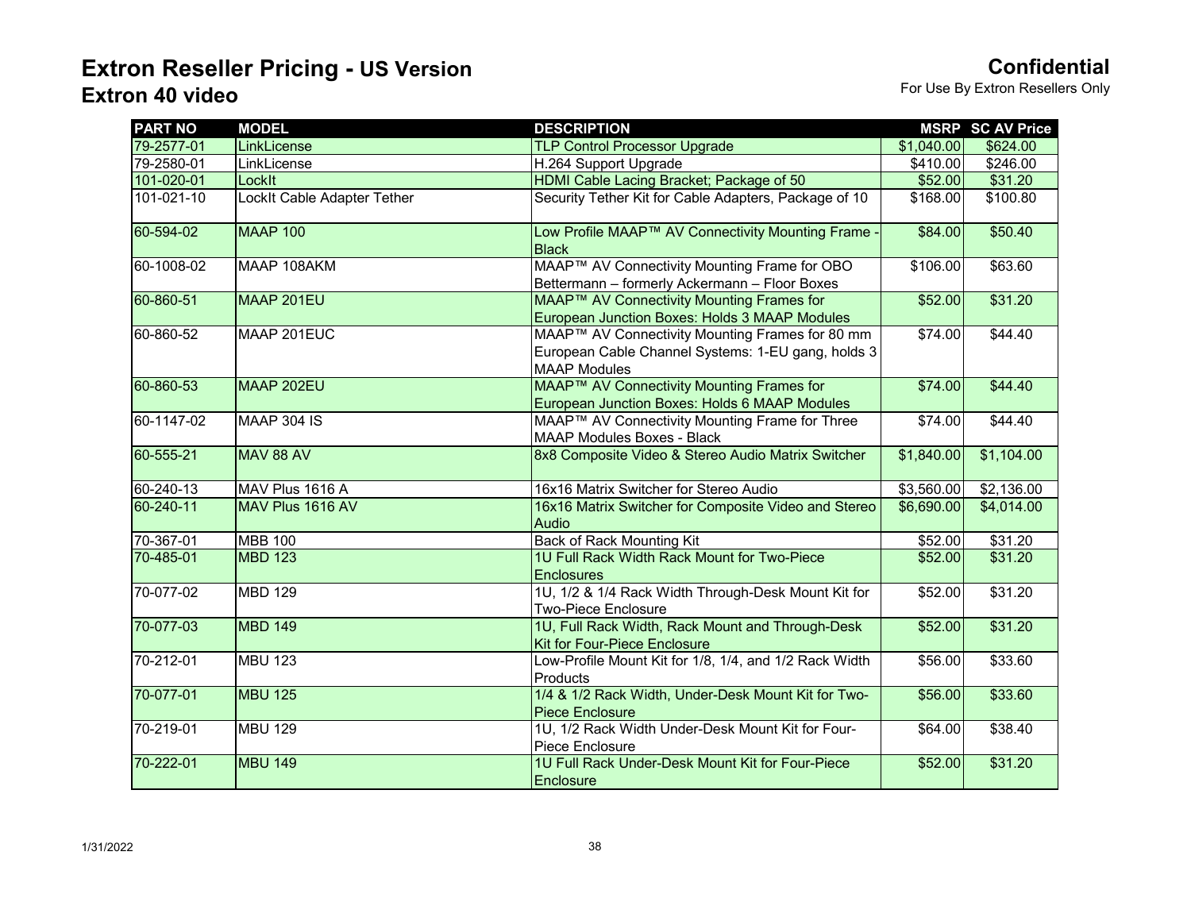# Extron Reseller Pricing - US Version

## Extron 40 video

**Confidential**

For Use By Extron Resellers Only

| PART NO | MODEL | DESCRIPTION | MSRP | SC AV Price |
|---|---|---|---|---|
| 79-2577-01 | LinkLicense | TLP Control Processor Upgrade | $1,040.00 | $624.00 |
| 79-2580-01 | LinkLicense | H.264 Support Upgrade | $410.00 | $246.00 |
| 101-020-01 | LockIt | HDMI Cable Lacing Bracket; Package of 50 | $52.00 | $31.20 |
| 101-021-10 | LockIt Cable Adapter Tether | Security Tether Kit for Cable Adapters, Package of 10 | $168.00 | $100.80 |
| 60-594-02 | MAAP 100 | Low Profile MAAP™ AV Connectivity Mounting Frame - Black | $84.00 | $50.40 |
| 60-1008-02 | MAAP 108AKM | MAAP™ AV Connectivity Mounting Frame for OBO Bettermann – formerly Ackermann – Floor Boxes | $106.00 | $63.60 |
| 60-860-51 | MAAP 201EU | MAAP™ AV Connectivity Mounting Frames for European Junction Boxes: Holds 3 MAAP Modules | $52.00 | $31.20 |
| 60-860-52 | MAAP 201EUC | MAAP™ AV Connectivity Mounting Frames for 80 mm European Cable Channel Systems: 1-EU gang, holds 3 MAAP Modules | $74.00 | $44.40 |
| 60-860-53 | MAAP 202EU | MAAP™ AV Connectivity Mounting Frames for European Junction Boxes: Holds 6 MAAP Modules | $74.00 | $44.40 |
| 60-1147-02 | MAAP 304 IS | MAAP™ AV Connectivity Mounting Frame for Three MAAP Modules Boxes - Black | $74.00 | $44.40 |
| 60-555-21 | MAV 88 AV | 8x8 Composite Video & Stereo Audio Matrix Switcher | $1,840.00 | $1,104.00 |
| 60-240-13 | MAV Plus 1616 A | 16x16 Matrix Switcher for Stereo Audio | $3,560.00 | $2,136.00 |
| 60-240-11 | MAV Plus 1616 AV | 16x16 Matrix Switcher for Composite Video and Stereo Audio | $6,690.00 | $4,014.00 |
| 70-367-01 | MBB 100 | Back of Rack Mounting Kit | $52.00 | $31.20 |
| 70-485-01 | MBD 123 | 1U Full Rack Width Rack Mount for Two-Piece Enclosures | $52.00 | $31.20 |
| 70-077-02 | MBD 129 | 1U, 1/2 & 1/4 Rack Width Through-Desk Mount Kit for Two-Piece Enclosure | $52.00 | $31.20 |
| 70-077-03 | MBD 149 | 1U, Full Rack Width, Rack Mount and Through-Desk Kit for Four-Piece Enclosure | $52.00 | $31.20 |
| 70-212-01 | MBU 123 | Low-Profile Mount Kit for 1/8, 1/4, and 1/2 Rack Width Products | $56.00 | $33.60 |
| 70-077-01 | MBU 125 | 1/4 & 1/2 Rack Width, Under-Desk Mount Kit for Two-Piece Enclosure | $56.00 | $33.60 |
| 70-219-01 | MBU 129 | 1U, 1/2 Rack Width Under-Desk Mount Kit for Four-Piece Enclosure | $64.00 | $38.40 |
| 70-222-01 | MBU 149 | 1U Full Rack Under-Desk Mount Kit for Four-Piece Enclosure | $52.00 | $31.20 |

1/31/2022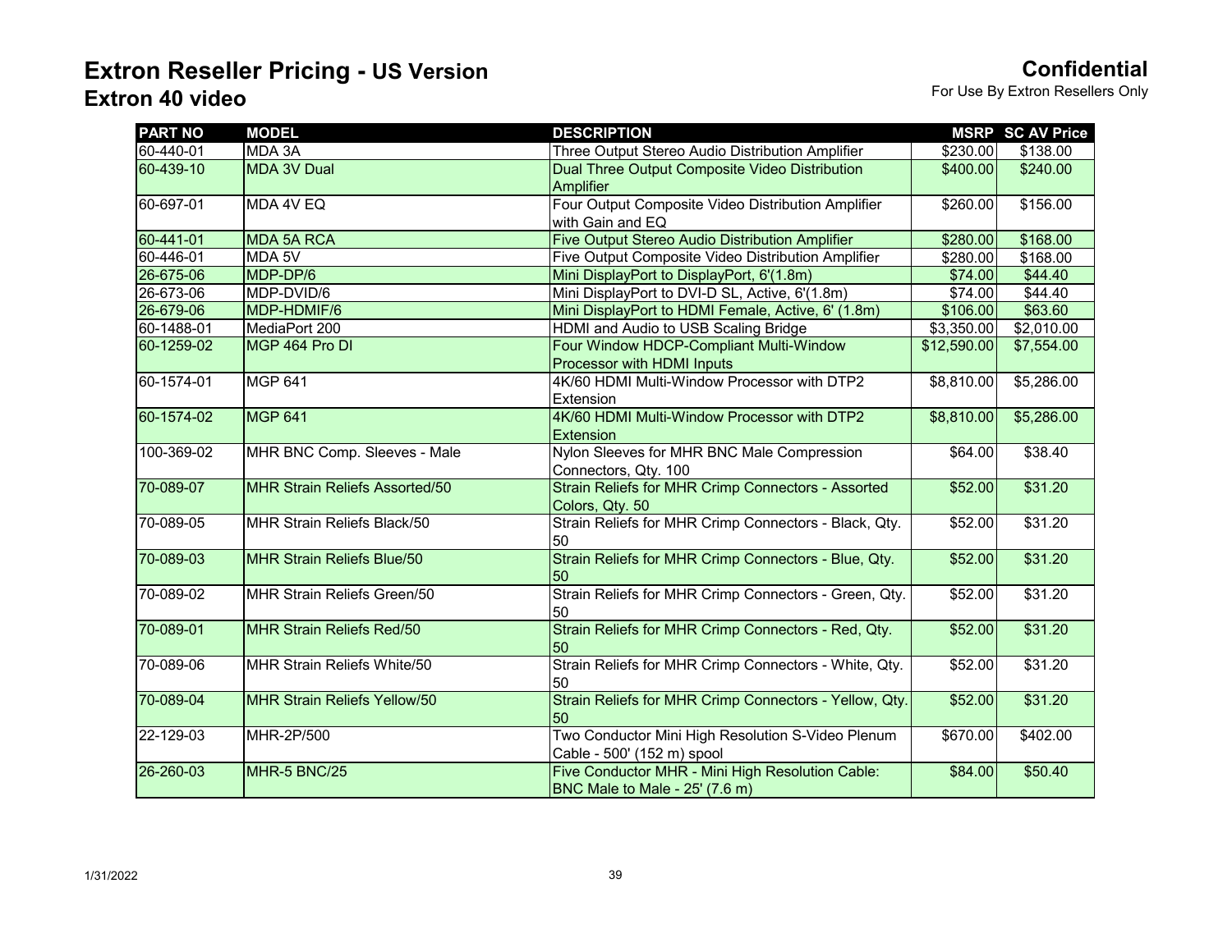# Extron Reseller Pricing - US Version

## Extron 40 video

**Confidential**
For Use By Extron Resellers Only

| PART NO | MODEL | DESCRIPTION | MSRP | SC AV Price |
|---|---|---|---|---|
| 60-440-01 | MDA 3A | Three Output Stereo Audio Distribution Amplifier | $230.00 | $138.00 |
| 60-439-10 | MDA 3V Dual | Dual Three Output Composite Video Distribution Amplifier | $400.00 | $240.00 |
| 60-697-01 | MDA 4V EQ | Four Output Composite Video Distribution Amplifier with Gain and EQ | $260.00 | $156.00 |
| 60-441-01 | MDA 5A RCA | Five Output Stereo Audio Distribution Amplifier | $280.00 | $168.00 |
| 60-446-01 | MDA 5V | Five Output Composite Video Distribution Amplifier | $280.00 | $168.00 |
| 26-675-06 | MDP-DP/6 | Mini DisplayPort to DisplayPort, 6'(1.8m) | $74.00 | $44.40 |
| 26-673-06 | MDP-DVID/6 | Mini DisplayPort to DVI-D SL, Active, 6'(1.8m) | $74.00 | $44.40 |
| 26-679-06 | MDP-HDMIF/6 | Mini DisplayPort to HDMI Female, Active, 6' (1.8m) | $106.00 | $63.60 |
| 60-1488-01 | MediaPort 200 | HDMI and Audio to USB Scaling Bridge | $3,350.00 | $2,010.00 |
| 60-1259-02 | MGP 464 Pro DI | Four Window HDCP-Compliant Multi-Window Processor with HDMI Inputs | $12,590.00 | $7,554.00 |
| 60-1574-01 | MGP 641 | 4K/60 HDMI Multi-Window Processor with DTP2 Extension | $8,810.00 | $5,286.00 |
| 60-1574-02 | MGP 641 | 4K/60 HDMI Multi-Window Processor with DTP2 Extension | $8,810.00 | $5,286.00 |
| 100-369-02 | MHR BNC Comp. Sleeves - Male | Nylon Sleeves for MHR BNC Male Compression Connectors, Qty. 100 | $64.00 | $38.40 |
| 70-089-07 | MHR Strain Reliefs Assorted/50 | Strain Reliefs for MHR Crimp Connectors - Assorted Colors, Qty. 50 | $52.00 | $31.20 |
| 70-089-05 | MHR Strain Reliefs Black/50 | Strain Reliefs for MHR Crimp Connectors - Black, Qty. 50 | $52.00 | $31.20 |
| 70-089-03 | MHR Strain Reliefs Blue/50 | Strain Reliefs for MHR Crimp Connectors - Blue, Qty. 50 | $52.00 | $31.20 |
| 70-089-02 | MHR Strain Reliefs Green/50 | Strain Reliefs for MHR Crimp Connectors - Green, Qty. 50 | $52.00 | $31.20 |
| 70-089-01 | MHR Strain Reliefs Red/50 | Strain Reliefs for MHR Crimp Connectors - Red, Qty. 50 | $52.00 | $31.20 |
| 70-089-06 | MHR Strain Reliefs White/50 | Strain Reliefs for MHR Crimp Connectors - White, Qty. 50 | $52.00 | $31.20 |
| 70-089-04 | MHR Strain Reliefs Yellow/50 | Strain Reliefs for MHR Crimp Connectors - Yellow, Qty. 50 | $52.00 | $31.20 |
| 22-129-03 | MHR-2P/500 | Two Conductor Mini High Resolution S-Video Plenum Cable - 500' (152 m) spool | $670.00 | $402.00 |
| 26-260-03 | MHR-5 BNC/25 | Five Conductor MHR - Mini High Resolution Cable: BNC Male to Male - 25' (7.6 m) | $84.00 | $50.40 |

1/31/2022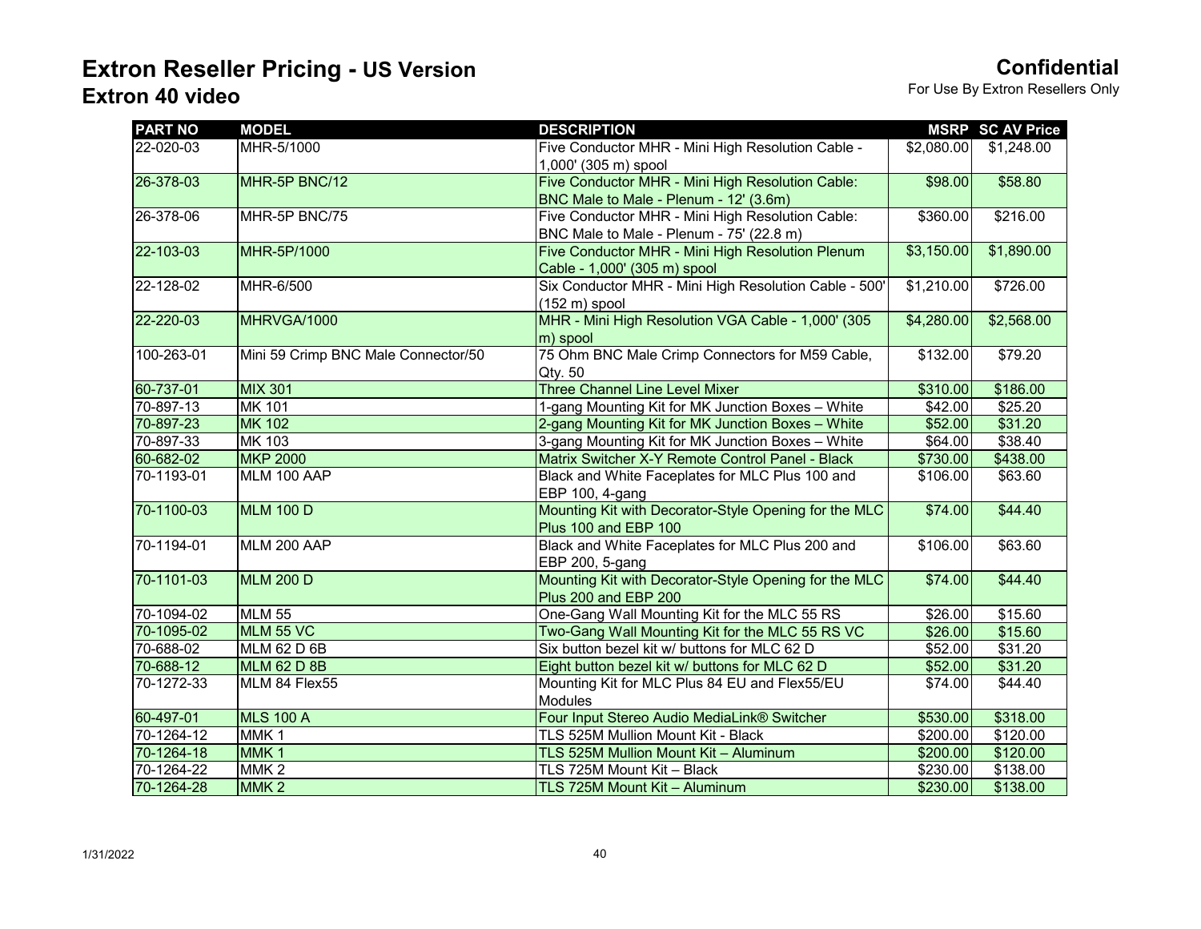# Extron Reseller Pricing - US Version

## Extron 40 video

**Confidential**

For Use By Extron Resellers Only

| PART NO | MODEL | DESCRIPTION | MSRP | SC AV Price |
|---|---|---|---|---|
| 22-020-03 | MHR-5/1000 | Five Conductor MHR - Mini High Resolution Cable - 1,000' (305 m) spool | $2,080.00 | $1,248.00 |
| 26-378-03 | MHR-5P BNC/12 | Five Conductor MHR - Mini High Resolution Cable: BNC Male to Male - Plenum - 12' (3.6m) | $98.00 | $58.80 |
| 26-378-06 | MHR-5P BNC/75 | Five Conductor MHR - Mini High Resolution Cable: BNC Male to Male - Plenum - 75' (22.8 m) | $360.00 | $216.00 |
| 22-103-03 | MHR-5P/1000 | Five Conductor MHR - Mini High Resolution Plenum Cable - 1,000' (305 m) spool | $3,150.00 | $1,890.00 |
| 22-128-02 | MHR-6/500 | Six Conductor MHR - Mini High Resolution Cable - 500' (152 m) spool | $1,210.00 | $726.00 |
| 22-220-03 | MHRVGA/1000 | MHR - Mini High Resolution VGA Cable - 1,000' (305 m) spool | $4,280.00 | $2,568.00 |
| 100-263-01 | Mini 59 Crimp BNC Male Connector/50 | 75 Ohm BNC Male Crimp Connectors for M59 Cable, Qty. 50 | $132.00 | $79.20 |
| 60-737-01 | MIX 301 | Three Channel Line Level Mixer | $310.00 | $186.00 |
| 70-897-13 | MK 101 | 1-gang Mounting Kit for MK Junction Boxes – White | $42.00 | $25.20 |
| 70-897-23 | MK 102 | 2-gang Mounting Kit for MK Junction Boxes – White | $52.00 | $31.20 |
| 70-897-33 | MK 103 | 3-gang Mounting Kit for MK Junction Boxes – White | $64.00 | $38.40 |
| 60-682-02 | MKP 2000 | Matrix Switcher X-Y Remote Control Panel - Black | $730.00 | $438.00 |
| 70-1193-01 | MLM 100 AAP | Black and White Faceplates for MLC Plus 100 and EBP 100, 4-gang | $106.00 | $63.60 |
| 70-1100-03 | MLM 100 D | Mounting Kit with Decorator-Style Opening for the MLC Plus 100 and EBP 100 | $74.00 | $44.40 |
| 70-1194-01 | MLM 200 AAP | Black and White Faceplates for MLC Plus 200 and EBP 200, 5-gang | $106.00 | $63.60 |
| 70-1101-03 | MLM 200 D | Mounting Kit with Decorator-Style Opening for the MLC Plus 200 and EBP 200 | $74.00 | $44.40 |
| 70-1094-02 | MLM 55 | One-Gang Wall Mounting Kit for the MLC 55 RS | $26.00 | $15.60 |
| 70-1095-02 | MLM 55 VC | Two-Gang Wall Mounting Kit for the MLC 55 RS VC | $26.00 | $15.60 |
| 70-688-02 | MLM 62 D 6B | Six button bezel kit w/ buttons for MLC 62 D | $52.00 | $31.20 |
| 70-688-12 | MLM 62 D 8B | Eight button bezel kit w/ buttons for MLC 62 D | $52.00 | $31.20 |
| 70-1272-33 | MLM 84 Flex55 | Mounting Kit for MLC Plus 84 EU and Flex55/EU Modules | $74.00 | $44.40 |
| 60-497-01 | MLS 100 A | Four Input Stereo Audio MediaLink® Switcher | $530.00 | $318.00 |
| 70-1264-12 | MMK 1 | TLS 525M Mullion Mount Kit - Black | $200.00 | $120.00 |
| 70-1264-18 | MMK 1 | TLS 525M Mullion Mount Kit – Aluminum | $200.00 | $120.00 |
| 70-1264-22 | MMK 2 | TLS 725M Mount Kit – Black | $230.00 | $138.00 |
| 70-1264-28 | MMK 2 | TLS 725M Mount Kit – Aluminum | $230.00 | $138.00 |

1/31/2022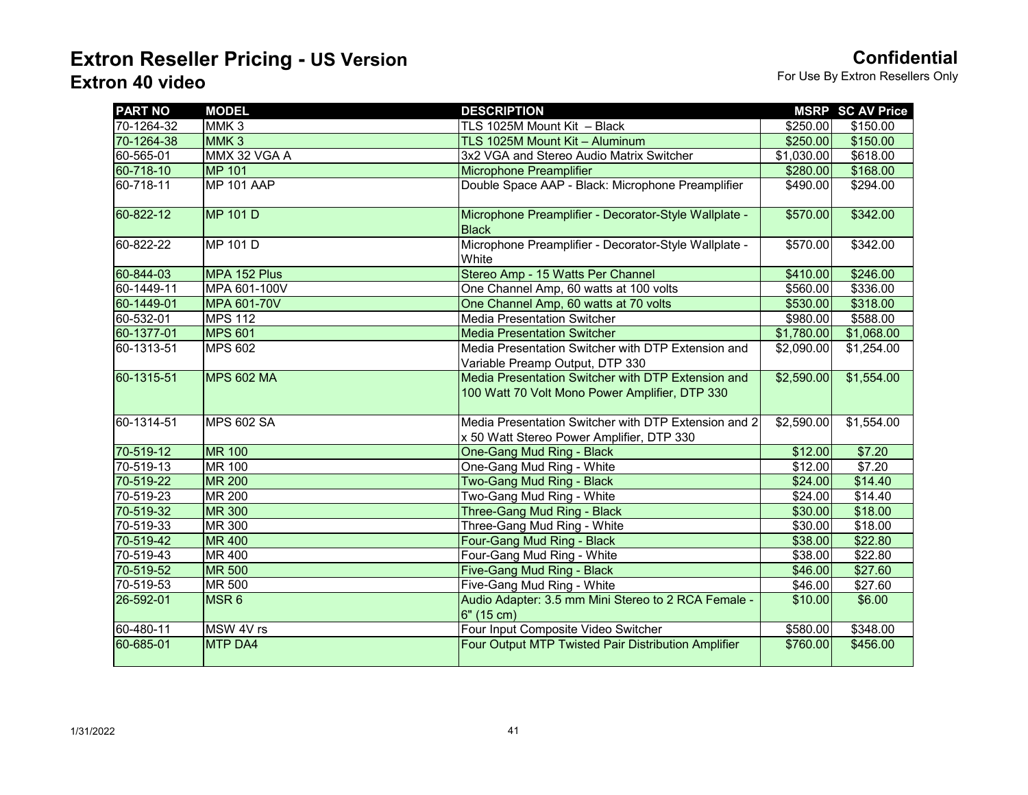# Extron Reseller Pricing - US Version

## Extron 40 video

**Confidential**
For Use By Extron Resellers Only

| PART NO | MODEL | DESCRIPTION | MSRP | SC AV Price |
|---|---|---|---|---|
| 70-1264-32 | MMK 3 | TLS 1025M Mount Kit – Black | $250.00 | $150.00 |
| 70-1264-38 | MMK 3 | TLS 1025M Mount Kit – Aluminum | $250.00 | $150.00 |
| 60-565-01 | MMX 32 VGA A | 3x2 VGA and Stereo Audio Matrix Switcher | $1,030.00 | $618.00 |
| 60-718-10 | MP 101 | Microphone Preamplifier | $280.00 | $168.00 |
| 60-718-11 | MP 101 AAP | Double Space AAP - Black: Microphone Preamplifier | $490.00 | $294.00 |
| 60-822-12 | MP 101 D | Microphone Preamplifier - Decorator-Style Wallplate - Black | $570.00 | $342.00 |
| 60-822-22 | MP 101 D | Microphone Preamplifier - Decorator-Style Wallplate - White | $570.00 | $342.00 |
| 60-844-03 | MPA 152 Plus | Stereo Amp - 15 Watts Per Channel | $410.00 | $246.00 |
| 60-1449-11 | MPA 601-100V | One Channel Amp, 60 watts at 100 volts | $560.00 | $336.00 |
| 60-1449-01 | MPA 601-70V | One Channel Amp, 60 watts at 70 volts | $530.00 | $318.00 |
| 60-532-01 | MPS 112 | Media Presentation Switcher | $980.00 | $588.00 |
| 60-1377-01 | MPS 601 | Media Presentation Switcher | $1,780.00 | $1,068.00 |
| 60-1313-51 | MPS 602 | Media Presentation Switcher with DTP Extension and Variable Preamp Output, DTP 330 | $2,090.00 | $1,254.00 |
| 60-1315-51 | MPS 602 MA | Media Presentation Switcher with DTP Extension and 100 Watt 70 Volt Mono Power Amplifier, DTP 330 | $2,590.00 | $1,554.00 |
| 60-1314-51 | MPS 602 SA | Media Presentation Switcher with DTP Extension and 2 x 50 Watt Stereo Power Amplifier, DTP 330 | $2,590.00 | $1,554.00 |
| 70-519-12 | MR 100 | One-Gang Mud Ring - Black | $12.00 | $7.20 |
| 70-519-13 | MR 100 | One-Gang Mud Ring - White | $12.00 | $7.20 |
| 70-519-22 | MR 200 | Two-Gang Mud Ring - Black | $24.00 | $14.40 |
| 70-519-23 | MR 200 | Two-Gang Mud Ring - White | $24.00 | $14.40 |
| 70-519-32 | MR 300 | Three-Gang Mud Ring - Black | $30.00 | $18.00 |
| 70-519-33 | MR 300 | Three-Gang Mud Ring - White | $30.00 | $18.00 |
| 70-519-42 | MR 400 | Four-Gang Mud Ring - Black | $38.00 | $22.80 |
| 70-519-43 | MR 400 | Four-Gang Mud Ring - White | $38.00 | $22.80 |
| 70-519-52 | MR 500 | Five-Gang Mud Ring - Black | $46.00 | $27.60 |
| 70-519-53 | MR 500 | Five-Gang Mud Ring - White | $46.00 | $27.60 |
| 26-592-01 | MSR 6 | Audio Adapter: 3.5 mm Mini Stereo to 2 RCA Female - 6" (15 cm) | $10.00 | $6.00 |
| 60-480-11 | MSW 4V rs | Four Input Composite Video Switcher | $580.00 | $348.00 |
| 60-685-01 | MTP DA4 | Four Output MTP Twisted Pair Distribution Amplifier | $760.00 | $456.00 |

1/31/2022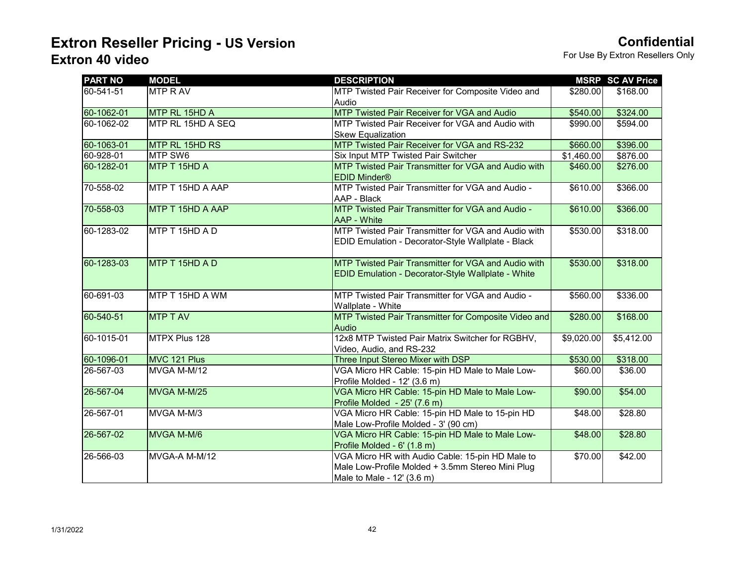# Extron Reseller Pricing - US Version

## Extron 40 video

**Confidential**
For Use By Extron Resellers Only

| PART NO | MODEL | DESCRIPTION | MSRP | SC AV Price |
|---|---|---|---|---|
| 60-541-51 | MTP R AV | MTP Twisted Pair Receiver for Composite Video and Audio | $280.00 | $168.00 |
| 60-1062-01 | MTP RL 15HD A | MTP Twisted Pair Receiver for VGA and Audio | $540.00 | $324.00 |
| 60-1062-02 | MTP RL 15HD A SEQ | MTP Twisted Pair Receiver for VGA and Audio with Skew Equalization | $990.00 | $594.00 |
| 60-1063-01 | MTP RL 15HD RS | MTP Twisted Pair Receiver for VGA and RS-232 | $660.00 | $396.00 |
| 60-928-01 | MTP SW6 | Six Input MTP Twisted Pair Switcher | $1,460.00 | $876.00 |
| 60-1282-01 | MTP T 15HD A | MTP Twisted Pair Transmitter for VGA and Audio with EDID Minder® | $460.00 | $276.00 |
| 70-558-02 | MTP T 15HD A AAP | MTP Twisted Pair Transmitter for VGA and Audio - AAP - Black | $610.00 | $366.00 |
| 70-558-03 | MTP T 15HD A AAP | MTP Twisted Pair Transmitter for VGA and Audio - AAP - White | $610.00 | $366.00 |
| 60-1283-02 | MTP T 15HD A D | MTP Twisted Pair Transmitter for VGA and Audio with EDID Emulation - Decorator-Style Wallplate - Black | $530.00 | $318.00 |
| 60-1283-03 | MTP T 15HD A D | MTP Twisted Pair Transmitter for VGA and Audio with EDID Emulation - Decorator-Style Wallplate - White | $530.00 | $318.00 |
| 60-691-03 | MTP T 15HD A WM | MTP Twisted Pair Transmitter for VGA and Audio - Wallplate - White | $560.00 | $336.00 |
| 60-540-51 | MTP T AV | MTP Twisted Pair Transmitter for Composite Video and Audio | $280.00 | $168.00 |
| 60-1015-01 | MTPX Plus 128 | 12x8 MTP Twisted Pair Matrix Switcher for RGBHV, Video, Audio, and RS-232 | $9,020.00 | $5,412.00 |
| 60-1096-01 | MVC 121 Plus | Three Input Stereo Mixer with DSP | $530.00 | $318.00 |
| 26-567-03 | MVGA M-M/12 | VGA Micro HR Cable: 15-pin HD Male to Male Low-Profile Molded - 12' (3.6 m) | $60.00 | $36.00 |
| 26-567-04 | MVGA M-M/25 | VGA Micro HR Cable: 15-pin HD Male to Male Low-Profile Molded - 25' (7.6 m) | $90.00 | $54.00 |
| 26-567-01 | MVGA M-M/3 | VGA Micro HR Cable: 15-pin HD Male to 15-pin HD Male Low-Profile Molded - 3' (90 cm) | $48.00 | $28.80 |
| 26-567-02 | MVGA M-M/6 | VGA Micro HR Cable: 15-pin HD Male to Male Low-Profile Molded - 6' (1.8 m) | $48.00 | $28.80 |
| 26-566-03 | MVGA-A M-M/12 | VGA Micro HR with Audio Cable: 15-pin HD Male to Male Low-Profile Molded + 3.5mm Stereo Mini Plug Male to Male - 12' (3.6 m) | $70.00 | $42.00 |

1/31/2022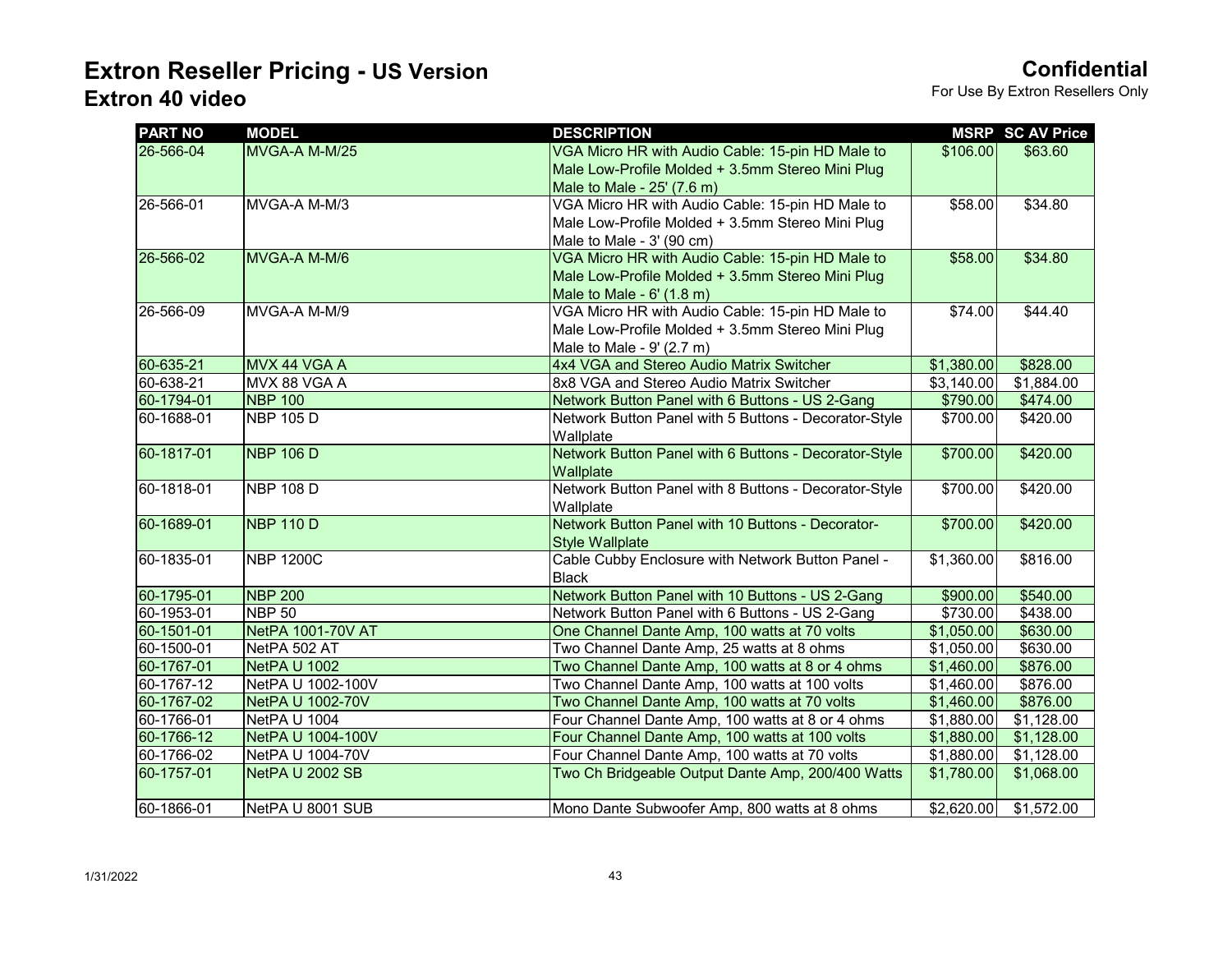# Extron Reseller Pricing - US Version

## Extron 40 video

**Confidential**

For Use By Extron Resellers Only

| PART NO | MODEL | DESCRIPTION | MSRP | SC AV Price |
|---|---|---|---|---|
| 26-566-04 | MVGA-A M-M/25 | VGA Micro HR with Audio Cable: 15-pin HD Male to Male Low-Profile Molded + 3.5mm Stereo Mini Plug Male to Male - 25' (7.6 m) | $106.00 | $63.60 |
| 26-566-01 | MVGA-A M-M/3 | VGA Micro HR with Audio Cable: 15-pin HD Male to Male Low-Profile Molded + 3.5mm Stereo Mini Plug Male to Male - 3' (90 cm) | $58.00 | $34.80 |
| 26-566-02 | MVGA-A M-M/6 | VGA Micro HR with Audio Cable: 15-pin HD Male to Male Low-Profile Molded + 3.5mm Stereo Mini Plug Male to Male - 6' (1.8 m) | $58.00 | $34.80 |
| 26-566-09 | MVGA-A M-M/9 | VGA Micro HR with Audio Cable: 15-pin HD Male to Male Low-Profile Molded + 3.5mm Stereo Mini Plug Male to Male - 9' (2.7 m) | $74.00 | $44.40 |
| 60-635-21 | MVX 44 VGA A | 4x4 VGA and Stereo Audio Matrix Switcher | $1,380.00 | $828.00 |
| 60-638-21 | MVX 88 VGA A | 8x8 VGA and Stereo Audio Matrix Switcher | $3,140.00 | $1,884.00 |
| 60-1794-01 | NBP 100 | Network Button Panel with 6 Buttons - US 2-Gang | $790.00 | $474.00 |
| 60-1688-01 | NBP 105 D | Network Button Panel with 5 Buttons - Decorator-Style Wallplate | $700.00 | $420.00 |
| 60-1817-01 | NBP 106 D | Network Button Panel with 6 Buttons - Decorator-Style Wallplate | $700.00 | $420.00 |
| 60-1818-01 | NBP 108 D | Network Button Panel with 8 Buttons - Decorator-Style Wallplate | $700.00 | $420.00 |
| 60-1689-01 | NBP 110 D | Network Button Panel with 10 Buttons - Decorator-Style Wallplate | $700.00 | $420.00 |
| 60-1835-01 | NBP 1200C | Cable Cubby Enclosure with Network Button Panel - Black | $1,360.00 | $816.00 |
| 60-1795-01 | NBP 200 | Network Button Panel with 10 Buttons - US 2-Gang | $900.00 | $540.00 |
| 60-1953-01 | NBP 50 | Network Button Panel with 6 Buttons - US 2-Gang | $730.00 | $438.00 |
| 60-1501-01 | NetPA 1001-70V AT | One Channel Dante Amp, 100 watts at 70 volts | $1,050.00 | $630.00 |
| 60-1500-01 | NetPA 502 AT | Two Channel Dante Amp, 25 watts at 8 ohms | $1,050.00 | $630.00 |
| 60-1767-01 | NetPA U 1002 | Two Channel Dante Amp, 100 watts at 8 or 4 ohms | $1,460.00 | $876.00 |
| 60-1767-12 | NetPA U 1002-100V | Two Channel Dante Amp, 100 watts at 100 volts | $1,460.00 | $876.00 |
| 60-1767-02 | NetPA U 1002-70V | Two Channel Dante Amp, 100 watts at 70 volts | $1,460.00 | $876.00 |
| 60-1766-01 | NetPA U 1004 | Four Channel Dante Amp, 100 watts at 8 or 4 ohms | $1,880.00 | $1,128.00 |
| 60-1766-12 | NetPA U 1004-100V | Four Channel Dante Amp, 100 watts at 100 volts | $1,880.00 | $1,128.00 |
| 60-1766-02 | NetPA U 1004-70V | Four Channel Dante Amp, 100 watts at 70 volts | $1,880.00 | $1,128.00 |
| 60-1757-01 | NetPA U 2002 SB | Two Ch Bridgeable Output Dante Amp, 200/400 Watts | $1,780.00 | $1,068.00 |
| 60-1866-01 | NetPA U 8001 SUB | Mono Dante Subwoofer Amp, 800 watts at 8 ohms | $2,620.00 | $1,572.00 |

1/31/2022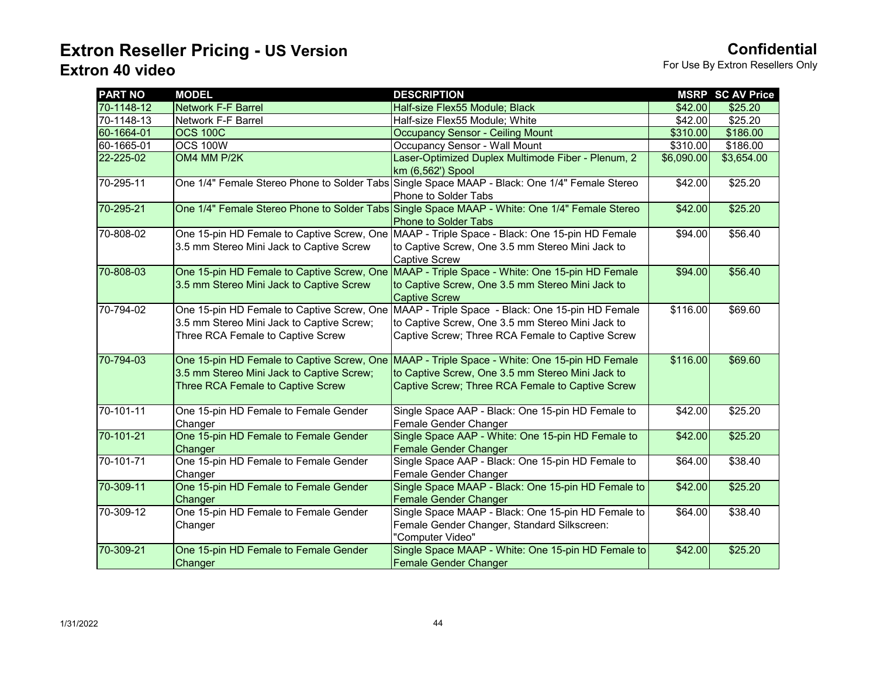# Extron Reseller Pricing - US Version

## Extron 40 video

**Confidential**

For Use By Extron Resellers Only

| PART NO | MODEL | DESCRIPTION | MSRP | SC AV Price |
|---|---|---|---|---|
| 70-1148-12 | Network F-F Barrel | Half-size Flex55 Module; Black | $42.00 | $25.20 |
| 70-1148-13 | Network F-F Barrel | Half-size Flex55 Module; White | $42.00 | $25.20 |
| 60-1664-01 | OCS 100C | Occupancy Sensor - Ceiling Mount | $310.00 | $186.00 |
| 60-1665-01 | OCS 100W | Occupancy Sensor - Wall Mount | $310.00 | $186.00 |
| 22-225-02 | OM4 MM P/2K | Laser-Optimized Duplex Multimode Fiber - Plenum, 2 km (6,562') Spool | $6,090.00 | $3,654.00 |
| 70-295-11 | One 1/4" Female Stereo Phone to Solder Tabs | Single Space MAAP - Black: One 1/4" Female Stereo Phone to Solder Tabs | $42.00 | $25.20 |
| 70-295-21 | One 1/4" Female Stereo Phone to Solder Tabs | Single Space MAAP - White: One 1/4" Female Stereo Phone to Solder Tabs | $42.00 | $25.20 |
| 70-808-02 | One 15-pin HD Female to Captive Screw, One 3.5 mm Stereo Mini Jack to Captive Screw | MAAP - Triple Space - Black: One 15-pin HD Female to Captive Screw, One 3.5 mm Stereo Mini Jack to Captive Screw | $94.00 | $56.40 |
| 70-808-03 | One 15-pin HD Female to Captive Screw, One 3.5 mm Stereo Mini Jack to Captive Screw | MAAP - Triple Space - White: One 15-pin HD Female to Captive Screw, One 3.5 mm Stereo Mini Jack to Captive Screw | $94.00 | $56.40 |
| 70-794-02 | One 15-pin HD Female to Captive Screw, One 3.5 mm Stereo Mini Jack to Captive Screw; Three RCA Female to Captive Screw | MAAP - Triple Space - Black: One 15-pin HD Female to Captive Screw, One 3.5 mm Stereo Mini Jack to Captive Screw; Three RCA Female to Captive Screw | $116.00 | $69.60 |
| 70-794-03 | One 15-pin HD Female to Captive Screw, One 3.5 mm Stereo Mini Jack to Captive Screw; Three RCA Female to Captive Screw | MAAP - Triple Space - White: One 15-pin HD Female to Captive Screw, One 3.5 mm Stereo Mini Jack to Captive Screw; Three RCA Female to Captive Screw | $116.00 | $69.60 |
| 70-101-11 | One 15-pin HD Female to Female Gender Changer | Single Space AAP - Black: One 15-pin HD Female to Female Gender Changer | $42.00 | $25.20 |
| 70-101-21 | One 15-pin HD Female to Female Gender Changer | Single Space AAP - White: One 15-pin HD Female to Female Gender Changer | $42.00 | $25.20 |
| 70-101-71 | One 15-pin HD Female to Female Gender Changer | Single Space AAP - Black: One 15-pin HD Female to Female Gender Changer | $64.00 | $38.40 |
| 70-309-11 | One 15-pin HD Female to Female Gender Changer | Single Space MAAP - Black: One 15-pin HD Female to Female Gender Changer | $42.00 | $25.20 |
| 70-309-12 | One 15-pin HD Female to Female Gender Changer | Single Space MAAP - Black: One 15-pin HD Female to Female Gender Changer, Standard Silkscreen: "Computer Video" | $64.00 | $38.40 |
| 70-309-21 | One 15-pin HD Female to Female Gender Changer | Single Space MAAP - White: One 15-pin HD Female to Female Gender Changer | $42.00 | $25.20 |

1/31/2022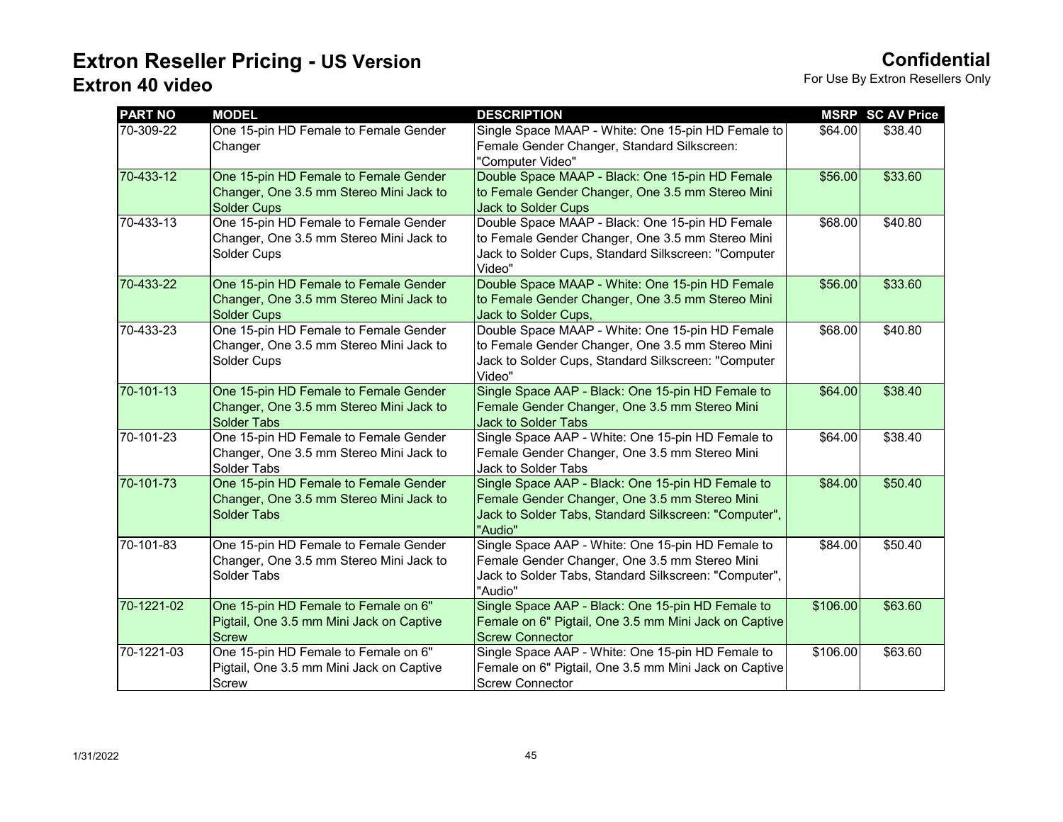# Extron Reseller Pricing - US Version

## Extron 40 video

**Confidential**

For Use By Extron Resellers Only

| PART NO | MODEL | DESCRIPTION | MSRP | SC AV Price |
|---|---|---|---|---|
| 70-309-22 | One 15-pin HD Female to Female Gender Changer | Single Space MAAP - White: One 15-pin HD Female to Female Gender Changer, Standard Silkscreen: "Computer Video" | $64.00 | $38.40 |
| 70-433-12 | One 15-pin HD Female to Female Gender Changer, One 3.5 mm Stereo Mini Jack to Solder Cups | Double Space MAAP - Black: One 15-pin HD Female to Female Gender Changer, One 3.5 mm Stereo Mini Jack to Solder Cups | $56.00 | $33.60 |
| 70-433-13 | One 15-pin HD Female to Female Gender Changer, One 3.5 mm Stereo Mini Jack to Solder Cups | Double Space MAAP - Black: One 15-pin HD Female to Female Gender Changer, One 3.5 mm Stereo Mini Jack to Solder Cups, Standard Silkscreen: "Computer Video" | $68.00 | $40.80 |
| 70-433-22 | One 15-pin HD Female to Female Gender Changer, One 3.5 mm Stereo Mini Jack to Solder Cups | Double Space MAAP - White: One 15-pin HD Female to Female Gender Changer, One 3.5 mm Stereo Mini Jack to Solder Cups, | $56.00 | $33.60 |
| 70-433-23 | One 15-pin HD Female to Female Gender Changer, One 3.5 mm Stereo Mini Jack to Solder Cups | Double Space MAAP - White: One 15-pin HD Female to Female Gender Changer, One 3.5 mm Stereo Mini Jack to Solder Cups, Standard Silkscreen: "Computer Video" | $68.00 | $40.80 |
| 70-101-13 | One 15-pin HD Female to Female Gender Changer, One 3.5 mm Stereo Mini Jack to Solder Tabs | Single Space AAP - Black: One 15-pin HD Female to Female Gender Changer, One 3.5 mm Stereo Mini Jack to Solder Tabs | $64.00 | $38.40 |
| 70-101-23 | One 15-pin HD Female to Female Gender Changer, One 3.5 mm Stereo Mini Jack to Solder Tabs | Single Space AAP - White: One 15-pin HD Female to Female Gender Changer, One 3.5 mm Stereo Mini Jack to Solder Tabs | $64.00 | $38.40 |
| 70-101-73 | One 15-pin HD Female to Female Gender Changer, One 3.5 mm Stereo Mini Jack to Solder Tabs | Single Space AAP - Black: One 15-pin HD Female to Female Gender Changer, One 3.5 mm Stereo Mini Jack to Solder Tabs, Standard Silkscreen: "Computer", "Audio" | $84.00 | $50.40 |
| 70-101-83 | One 15-pin HD Female to Female Gender Changer, One 3.5 mm Stereo Mini Jack to Solder Tabs | Single Space AAP - White: One 15-pin HD Female to Female Gender Changer, One 3.5 mm Stereo Mini Jack to Solder Tabs, Standard Silkscreen: "Computer", "Audio" | $84.00 | $50.40 |
| 70-1221-02 | One 15-pin HD Female to Female on 6" Pigtail, One 3.5 mm Mini Jack on Captive Screw | Single Space AAP - Black: One 15-pin HD Female to Female on 6" Pigtail, One 3.5 mm Mini Jack on Captive Screw Connector | $106.00 | $63.60 |
| 70-1221-03 | One 15-pin HD Female to Female on 6" Pigtail, One 3.5 mm Mini Jack on Captive Screw | Single Space AAP - White: One 15-pin HD Female to Female on 6" Pigtail, One 3.5 mm Mini Jack on Captive Screw Connector | $106.00 | $63.60 |

1/31/2022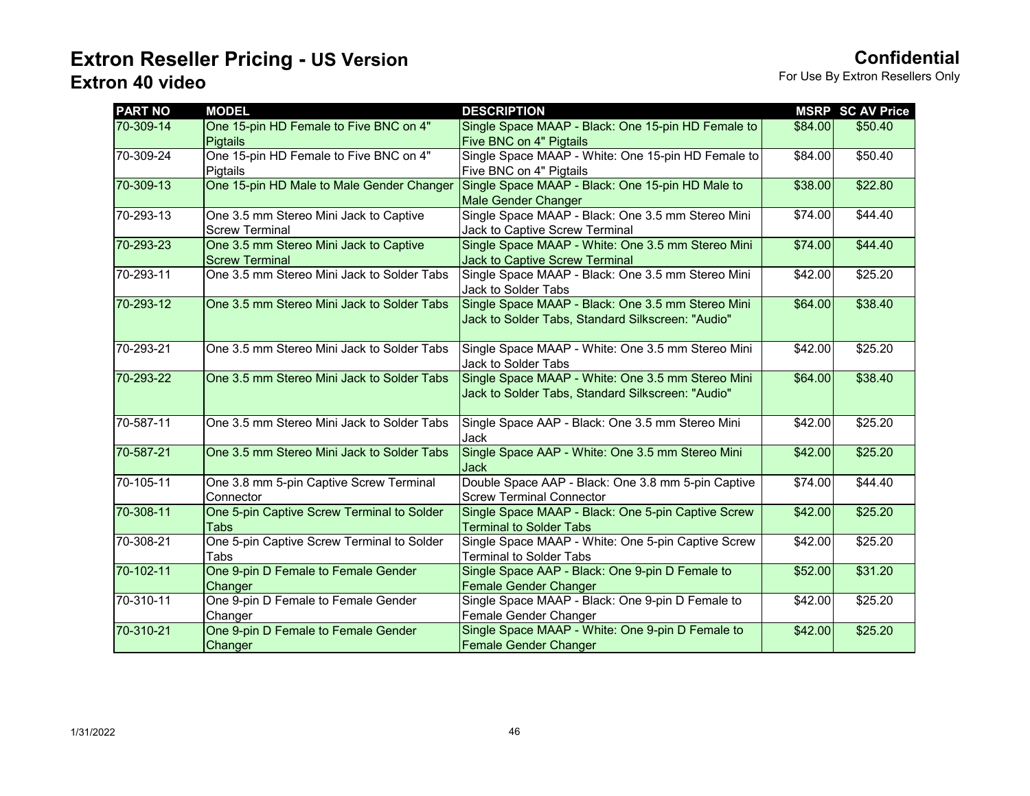# Extron Reseller Pricing - US Version

## Extron 40 video

**Confidential**

For Use By Extron Resellers Only

| PART NO | MODEL | DESCRIPTION | MSRP | SC AV Price |
|---|---|---|---|---|
| 70-309-14 | One 15-pin HD Female to Five BNC on 4" Pigtails | Single Space MAAP - Black: One 15-pin HD Female to Five BNC on 4" Pigtails | $84.00 | $50.40 |
| 70-309-24 | One 15-pin HD Female to Five BNC on 4" Pigtails | Single Space MAAP - White: One 15-pin HD Female to Five BNC on 4" Pigtails | $84.00 | $50.40 |
| 70-309-13 | One 15-pin HD Male to Male Gender Changer | Single Space MAAP - Black: One 15-pin HD Male to Male Gender Changer | $38.00 | $22.80 |
| 70-293-13 | One 3.5 mm Stereo Mini Jack to Captive Screw Terminal | Single Space MAAP - Black: One 3.5 mm Stereo Mini Jack to Captive Screw Terminal | $74.00 | $44.40 |
| 70-293-23 | One 3.5 mm Stereo Mini Jack to Captive Screw Terminal | Single Space MAAP - White: One 3.5 mm Stereo Mini Jack to Captive Screw Terminal | $74.00 | $44.40 |
| 70-293-11 | One 3.5 mm Stereo Mini Jack to Solder Tabs | Single Space MAAP - Black: One 3.5 mm Stereo Mini Jack to Solder Tabs | $42.00 | $25.20 |
| 70-293-12 | One 3.5 mm Stereo Mini Jack to Solder Tabs | Single Space MAAP - Black: One 3.5 mm Stereo Mini Jack to Solder Tabs, Standard Silkscreen: "Audio" | $64.00 | $38.40 |
| 70-293-21 | One 3.5 mm Stereo Mini Jack to Solder Tabs | Single Space MAAP - White: One 3.5 mm Stereo Mini Jack to Solder Tabs | $42.00 | $25.20 |
| 70-293-22 | One 3.5 mm Stereo Mini Jack to Solder Tabs | Single Space MAAP - White: One 3.5 mm Stereo Mini Jack to Solder Tabs, Standard Silkscreen: "Audio" | $64.00 | $38.40 |
| 70-587-11 | One 3.5 mm Stereo Mini Jack to Solder Tabs | Single Space AAP - Black: One 3.5 mm Stereo Mini Jack | $42.00 | $25.20 |
| 70-587-21 | One 3.5 mm Stereo Mini Jack to Solder Tabs | Single Space AAP - White: One 3.5 mm Stereo Mini Jack | $42.00 | $25.20 |
| 70-105-11 | One 3.8 mm 5-pin Captive Screw Terminal Connector | Double Space AAP - Black: One 3.8 mm 5-pin Captive Screw Terminal Connector | $74.00 | $44.40 |
| 70-308-11 | One 5-pin Captive Screw Terminal to Solder Tabs | Single Space MAAP - Black: One 5-pin Captive Screw Terminal to Solder Tabs | $42.00 | $25.20 |
| 70-308-21 | One 5-pin Captive Screw Terminal to Solder Tabs | Single Space MAAP - White: One 5-pin Captive Screw Terminal to Solder Tabs | $42.00 | $25.20 |
| 70-102-11 | One 9-pin D Female to Female Gender Changer | Single Space AAP - Black: One 9-pin D Female to Female Gender Changer | $52.00 | $31.20 |
| 70-310-11 | One 9-pin D Female to Female Gender Changer | Single Space MAAP - Black: One 9-pin D Female to Female Gender Changer | $42.00 | $25.20 |
| 70-310-21 | One 9-pin D Female to Female Gender Changer | Single Space MAAP - White: One 9-pin D Female to Female Gender Changer | $42.00 | $25.20 |

1/31/2022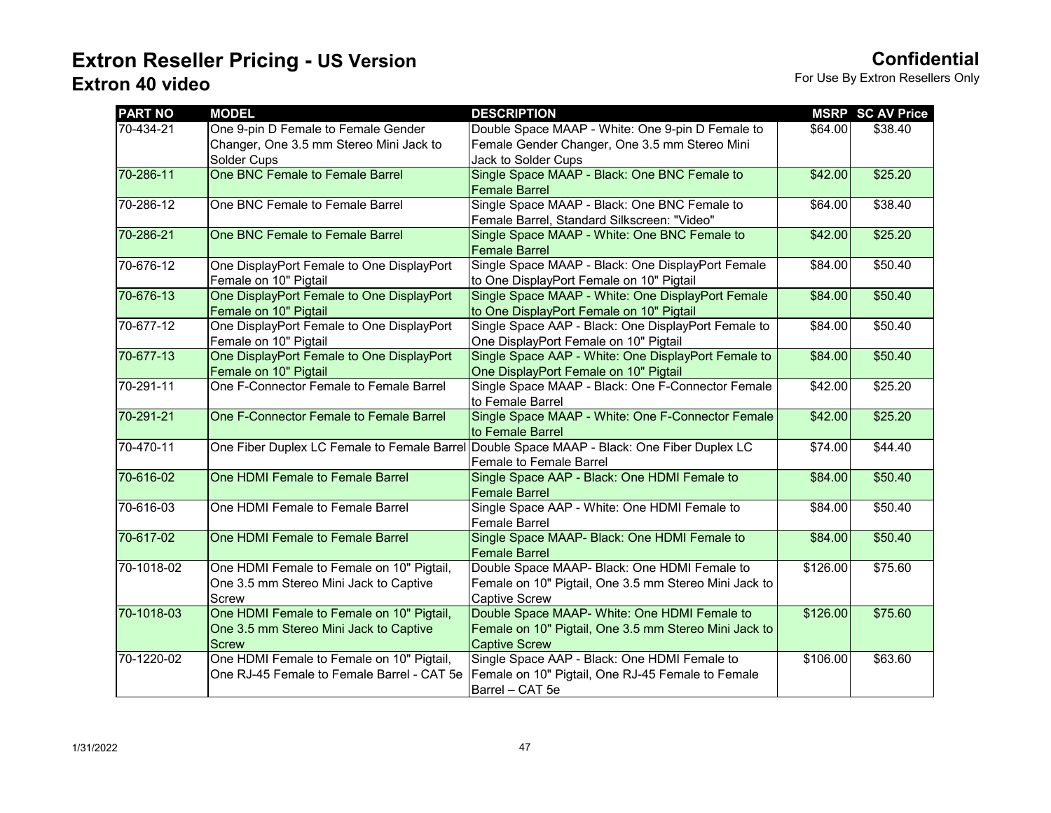# Extron Reseller Pricing - US Version

## Extron 40 video

**Confidential**

For Use By Extron Resellers Only

| PART NO | MODEL | DESCRIPTION | MSRP | SC AV Price |
|---|---|---|---|---|
| 70-434-21 | One 9-pin D Female to Female Gender Changer, One 3.5 mm Stereo Mini Jack to Solder Cups | Double Space MAAP - White: One 9-pin D Female to Female Gender Changer, One 3.5 mm Stereo Mini Jack to Solder Cups | $64.00 | $38.40 |
| 70-286-11 | One BNC Female to Female Barrel | Single Space MAAP - Black: One BNC Female to Female Barrel | $42.00 | $25.20 |
| 70-286-12 | One BNC Female to Female Barrel | Single Space MAAP - Black: One BNC Female to Female Barrel, Standard Silkscreen: "Video" | $64.00 | $38.40 |
| 70-286-21 | One BNC Female to Female Barrel | Single Space MAAP - White: One BNC Female to Female Barrel | $42.00 | $25.20 |
| 70-676-12 | One DisplayPort Female to One DisplayPort Female on 10" Pigtail | Single Space MAAP - Black: One DisplayPort Female to One DisplayPort Female on 10" Pigtail | $84.00 | $50.40 |
| 70-676-13 | One DisplayPort Female to One DisplayPort Female on 10" Pigtail | Single Space MAAP - White: One DisplayPort Female to One DisplayPort Female on 10" Pigtail | $84.00 | $50.40 |
| 70-677-12 | One DisplayPort Female to One DisplayPort Female on 10" Pigtail | Single Space AAP - Black: One DisplayPort Female to One DisplayPort Female on 10" Pigtail | $84.00 | $50.40 |
| 70-677-13 | One DisplayPort Female to One DisplayPort Female on 10" Pigtail | Single Space AAP - White: One DisplayPort Female to One DisplayPort Female on 10" Pigtail | $84.00 | $50.40 |
| 70-291-11 | One F-Connector Female to Female Barrel | Single Space MAAP - Black: One F-Connector Female to Female Barrel | $42.00 | $25.20 |
| 70-291-21 | One F-Connector Female to Female Barrel | Single Space MAAP - White: One F-Connector Female to Female Barrel | $42.00 | $25.20 |
| 70-470-11 | One Fiber Duplex LC Female to Female Barrel | Double Space MAAP - Black: One Fiber Duplex LC Female to Female Barrel | $74.00 | $44.40 |
| 70-616-02 | One HDMI Female to Female Barrel | Single Space AAP - Black: One HDMI Female to Female Barrel | $84.00 | $50.40 |
| 70-616-03 | One HDMI Female to Female Barrel | Single Space AAP - White: One HDMI Female to Female Barrel | $84.00 | $50.40 |
| 70-617-02 | One HDMI Female to Female Barrel | Single Space MAAP- Black: One HDMI Female to Female Barrel | $84.00 | $50.40 |
| 70-1018-02 | One HDMI Female to Female on 10" Pigtail, One 3.5 mm Stereo Mini Jack to Captive Screw | Double Space MAAP- Black: One HDMI Female to Female on 10" Pigtail, One 3.5 mm Stereo Mini Jack to Captive Screw | $126.00 | $75.60 |
| 70-1018-03 | One HDMI Female to Female on 10" Pigtail, One 3.5 mm Stereo Mini Jack to Captive Screw | Double Space MAAP- White: One HDMI Female to Female on 10" Pigtail, One 3.5 mm Stereo Mini Jack to Captive Screw | $126.00 | $75.60 |
| 70-1220-02 | One HDMI Female to Female on 10" Pigtail, One RJ-45 Female to Female Barrel - CAT 5e | Single Space AAP - Black: One HDMI Female to Female on 10" Pigtail, One RJ-45 Female to Female Barrel – CAT 5e | $106.00 | $63.60 |

1/31/2022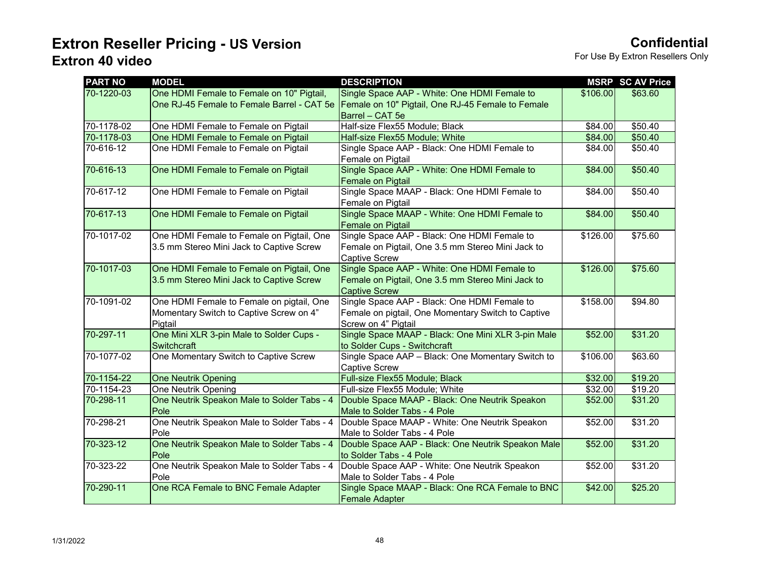# Extron Reseller Pricing - US Version

## Extron 40 video

**Confidential**

For Use By Extron Resellers Only

| PART NO | MODEL | DESCRIPTION | MSRP | SC AV Price |
|---|---|---|---|---|
| 70-1220-03 | One HDMI Female to Female on 10" Pigtail, One RJ-45 Female to Female Barrel - CAT 5e | Single Space AAP - White: One HDMI Female to Female on 10" Pigtail, One RJ-45 Female to Female Barrel – CAT 5e | $106.00 | $63.60 |
| 70-1178-02 | One HDMI Female to Female on Pigtail | Half-size Flex55 Module; Black | $84.00 | $50.40 |
| 70-1178-03 | One HDMI Female to Female on Pigtail | Half-size Flex55 Module; White | $84.00 | $50.40 |
| 70-616-12 | One HDMI Female to Female on Pigtail | Single Space AAP - Black: One HDMI Female to Female on Pigtail | $84.00 | $50.40 |
| 70-616-13 | One HDMI Female to Female on Pigtail | Single Space AAP - White: One HDMI Female to Female on Pigtail | $84.00 | $50.40 |
| 70-617-12 | One HDMI Female to Female on Pigtail | Single Space MAAP - Black: One HDMI Female to Female on Pigtail | $84.00 | $50.40 |
| 70-617-13 | One HDMI Female to Female on Pigtail | Single Space MAAP - White: One HDMI Female to Female on Pigtail | $84.00 | $50.40 |
| 70-1017-02 | One HDMI Female to Female on Pigtail, One 3.5 mm Stereo Mini Jack to Captive Screw | Single Space AAP - Black: One HDMI Female to Female on Pigtail, One 3.5 mm Stereo Mini Jack to Captive Screw | $126.00 | $75.60 |
| 70-1017-03 | One HDMI Female to Female on Pigtail, One 3.5 mm Stereo Mini Jack to Captive Screw | Single Space AAP - White: One HDMI Female to Female on Pigtail, One 3.5 mm Stereo Mini Jack to Captive Screw | $126.00 | $75.60 |
| 70-1091-02 | One HDMI Female to Female on pigtail, One Momentary Switch to Captive Screw on 4" Pigtail | Single Space AAP - Black: One HDMI Female to Female on pigtail, One Momentary Switch to Captive Screw on 4" Pigtail | $158.00 | $94.80 |
| 70-297-11 | One Mini XLR 3-pin Male to Solder Cups - Switchcraft | Single Space MAAP - Black: One Mini XLR 3-pin Male to Solder Cups - Switchcraft | $52.00 | $31.20 |
| 70-1077-02 | One Momentary Switch to Captive Screw | Single Space AAP – Black: One Momentary Switch to Captive Screw | $106.00 | $63.60 |
| 70-1154-22 | One Neutrik Opening | Full-size Flex55 Module; Black | $32.00 | $19.20 |
| 70-1154-23 | One Neutrik Opening | Full-size Flex55 Module; White | $32.00 | $19.20 |
| 70-298-11 | One Neutrik Speakon Male to Solder Tabs - 4 Pole | Double Space MAAP - Black: One Neutrik Speakon Male to Solder Tabs - 4 Pole | $52.00 | $31.20 |
| 70-298-21 | One Neutrik Speakon Male to Solder Tabs - 4 Pole | Double Space MAAP - White: One Neutrik Speakon Male to Solder Tabs - 4 Pole | $52.00 | $31.20 |
| 70-323-12 | One Neutrik Speakon Male to Solder Tabs - 4 Pole | Double Space AAP - Black: One Neutrik Speakon Male to Solder Tabs - 4 Pole | $52.00 | $31.20 |
| 70-323-22 | One Neutrik Speakon Male to Solder Tabs - 4 Pole | Double Space AAP - White: One Neutrik Speakon Male to Solder Tabs - 4 Pole | $52.00 | $31.20 |
| 70-290-11 | One RCA Female to BNC Female Adapter | Single Space MAAP - Black: One RCA Female to BNC Female Adapter | $42.00 | $25.20 |

1/31/2022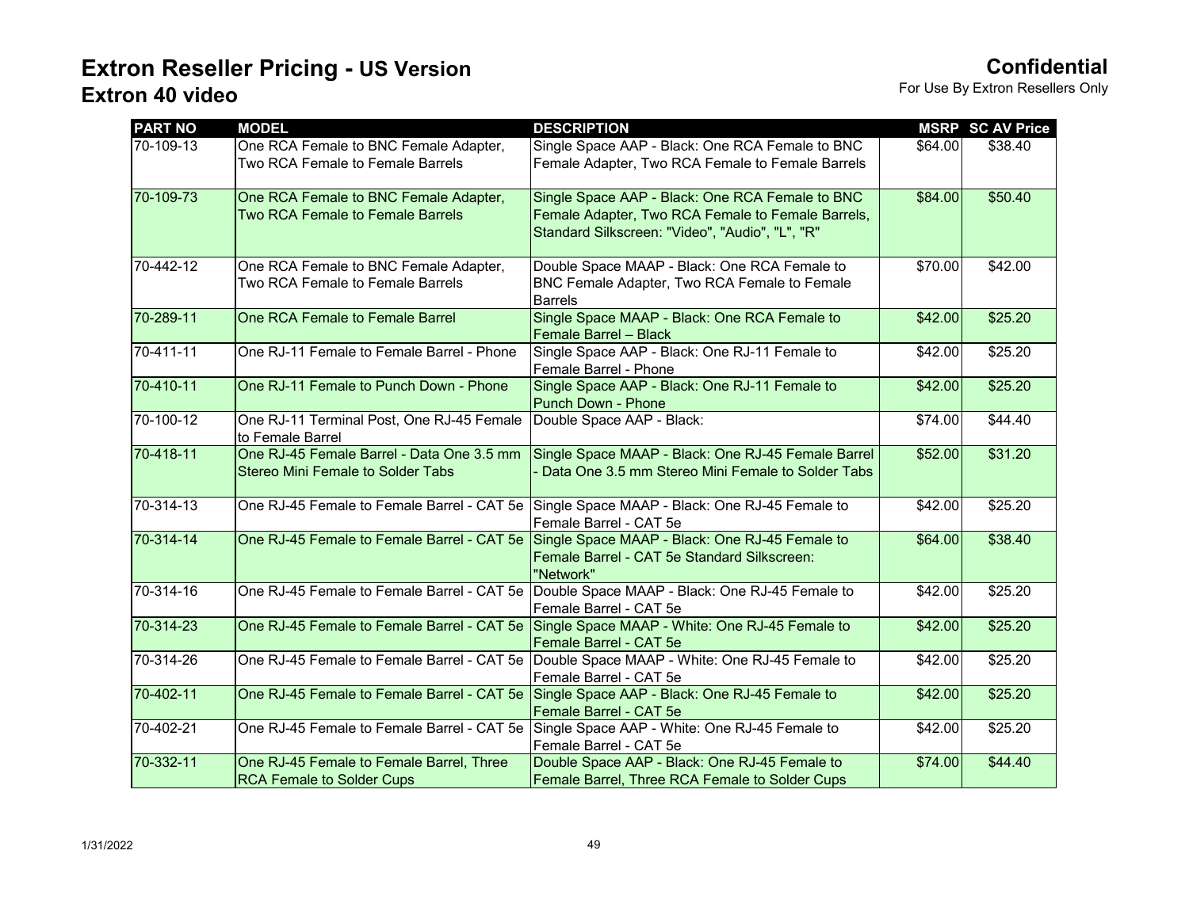# Extron Reseller Pricing - US Version

## Extron 40 video

**Confidential**

For Use By Extron Resellers Only

| PART NO | MODEL | DESCRIPTION | MSRP | SC AV Price |
|---|---|---|---|---|
| 70-109-13 | One RCA Female to BNC Female Adapter, Two RCA Female to Female Barrels | Single Space AAP - Black: One RCA Female to BNC Female Adapter, Two RCA Female to Female Barrels | $64.00 | $38.40 |
| 70-109-73 | One RCA Female to BNC Female Adapter, Two RCA Female to Female Barrels | Single Space AAP - Black: One RCA Female to BNC Female Adapter, Two RCA Female to Female Barrels, Standard Silkscreen: "Video", "Audio", "L", "R" | $84.00 | $50.40 |
| 70-442-12 | One RCA Female to BNC Female Adapter, Two RCA Female to Female Barrels | Double Space MAAP - Black: One RCA Female to BNC Female Adapter, Two RCA Female to Female Barrels | $70.00 | $42.00 |
| 70-289-11 | One RCA Female to Female Barrel | Single Space MAAP - Black: One RCA Female to Female Barrel – Black | $42.00 | $25.20 |
| 70-411-11 | One RJ-11 Female to Female Barrel - Phone | Single Space AAP - Black: One RJ-11 Female to Female Barrel - Phone | $42.00 | $25.20 |
| 70-410-11 | One RJ-11 Female to Punch Down - Phone | Single Space AAP - Black: One RJ-11 Female to Punch Down - Phone | $42.00 | $25.20 |
| 70-100-12 | One RJ-11 Terminal Post, One RJ-45 Female to Female Barrel | Double Space AAP - Black: | $74.00 | $44.40 |
| 70-418-11 | One RJ-45 Female Barrel - Data One 3.5 mm Stereo Mini Female to Solder Tabs | Single Space MAAP - Black: One RJ-45 Female Barrel - Data One 3.5 mm Stereo Mini Female to Solder Tabs | $52.00 | $31.20 |
| 70-314-13 | One RJ-45 Female to Female Barrel - CAT 5e | Single Space MAAP - Black: One RJ-45 Female to Female Barrel - CAT 5e | $42.00 | $25.20 |
| 70-314-14 | One RJ-45 Female to Female Barrel - CAT 5e | Single Space MAAP - Black: One RJ-45 Female to Female Barrel - CAT 5e Standard Silkscreen: "Network" | $64.00 | $38.40 |
| 70-314-16 | One RJ-45 Female to Female Barrel - CAT 5e | Double Space MAAP - Black: One RJ-45 Female to Female Barrel - CAT 5e | $42.00 | $25.20 |
| 70-314-23 | One RJ-45 Female to Female Barrel - CAT 5e | Single Space MAAP - White: One RJ-45 Female to Female Barrel - CAT 5e | $42.00 | $25.20 |
| 70-314-26 | One RJ-45 Female to Female Barrel - CAT 5e | Double Space MAAP - White: One RJ-45 Female to Female Barrel - CAT 5e | $42.00 | $25.20 |
| 70-402-11 | One RJ-45 Female to Female Barrel - CAT 5e | Single Space AAP - Black: One RJ-45 Female to Female Barrel - CAT 5e | $42.00 | $25.20 |
| 70-402-21 | One RJ-45 Female to Female Barrel - CAT 5e | Single Space AAP - White: One RJ-45 Female to Female Barrel - CAT 5e | $42.00 | $25.20 |
| 70-332-11 | One RJ-45 Female to Female Barrel, Three RCA Female to Solder Cups | Double Space AAP - Black: One RJ-45 Female to Female Barrel, Three RCA Female to Solder Cups | $74.00 | $44.40 |

1/31/2022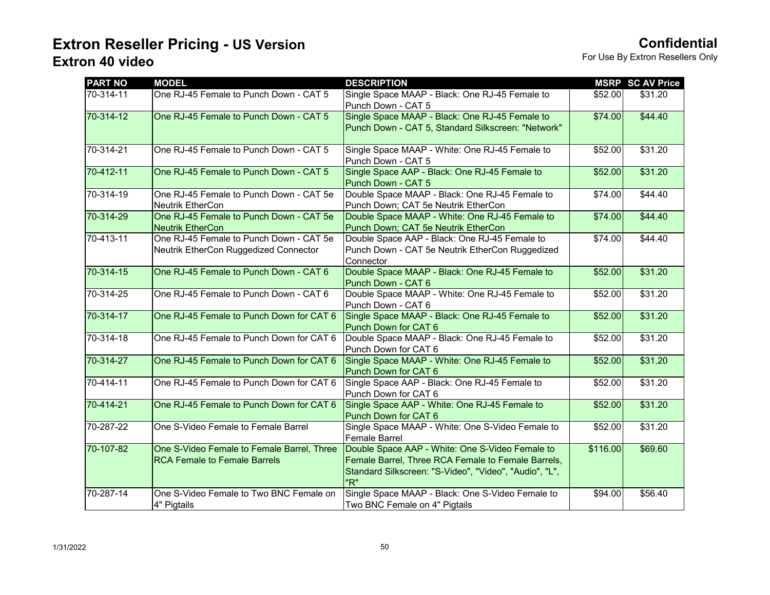# Extron Reseller Pricing - US Version

## Extron 40 video

**Confidential**

For Use By Extron Resellers Only

| PART NO | MODEL | DESCRIPTION | MSRP | SC AV Price |
|---|---|---|---|---|
| 70-314-11 | One RJ-45 Female to Punch Down - CAT 5 | Single Space MAAP - Black: One RJ-45 Female to Punch Down - CAT 5 | $52.00 | $31.20 |
| 70-314-12 | One RJ-45 Female to Punch Down - CAT 5 | Single Space MAAP - Black: One RJ-45 Female to Punch Down - CAT 5, Standard Silkscreen: "Network" | $74.00 | $44.40 |
| 70-314-21 | One RJ-45 Female to Punch Down - CAT 5 | Single Space MAAP - White: One RJ-45 Female to Punch Down - CAT 5 | $52.00 | $31.20 |
| 70-412-11 | One RJ-45 Female to Punch Down - CAT 5 | Single Space AAP - Black: One RJ-45 Female to Punch Down - CAT 5 | $52.00 | $31.20 |
| 70-314-19 | One RJ-45 Female to Punch Down - CAT 5e Neutrik EtherCon | Double Space MAAP - Black: One RJ-45 Female to Punch Down; CAT 5e Neutrik EtherCon | $74.00 | $44.40 |
| 70-314-29 | One RJ-45 Female to Punch Down - CAT 5e Neutrik EtherCon | Double Space MAAP - White: One RJ-45 Female to Punch Down; CAT 5e Neutrik EtherCon | $74.00 | $44.40 |
| 70-413-11 | One RJ-45 Female to Punch Down - CAT 5e Neutrik EtherCon Ruggedized Connector | Double Space AAP - Black: One RJ-45 Female to Punch Down - CAT 5e Neutrik EtherCon Ruggedized Connector | $74.00 | $44.40 |
| 70-314-15 | One RJ-45 Female to Punch Down - CAT 6 | Double Space MAAP - Black: One RJ-45 Female to Punch Down - CAT 6 | $52.00 | $31.20 |
| 70-314-25 | One RJ-45 Female to Punch Down - CAT 6 | Double Space MAAP - White: One RJ-45 Female to Punch Down - CAT 6 | $52.00 | $31.20 |
| 70-314-17 | One RJ-45 Female to Punch Down for CAT 6 | Single Space MAAP - Black: One RJ-45 Female to Punch Down for CAT 6 | $52.00 | $31.20 |
| 70-314-18 | One RJ-45 Female to Punch Down for CAT 6 | Double Space MAAP - Black: One RJ-45 Female to Punch Down for CAT 6 | $52.00 | $31.20 |
| 70-314-27 | One RJ-45 Female to Punch Down for CAT 6 | Single Space MAAP - White: One RJ-45 Female to Punch Down for CAT 6 | $52.00 | $31.20 |
| 70-414-11 | One RJ-45 Female to Punch Down for CAT 6 | Single Space AAP - Black: One RJ-45 Female to Punch Down for CAT 6 | $52.00 | $31.20 |
| 70-414-21 | One RJ-45 Female to Punch Down for CAT 6 | Single Space AAP - White: One RJ-45 Female to Punch Down for CAT 6 | $52.00 | $31.20 |
| 70-287-22 | One S-Video Female to Female Barrel | Single Space MAAP - White: One S-Video Female to Female Barrel | $52.00 | $31.20 |
| 70-107-82 | One S-Video Female to Female Barrel, Three RCA Female to Female Barrels | Double Space AAP - White: One S-Video Female to Female Barrel, Three RCA Female to Female Barrels, Standard Silkscreen: "S-Video", "Video", "Audio", "L", "R" | $116.00 | $69.60 |
| 70-287-14 | One S-Video Female to Two BNC Female on 4" Pigtails | Single Space MAAP - Black: One S-Video Female to Two BNC Female on 4" Pigtails | $94.00 | $56.40 |

1/31/2022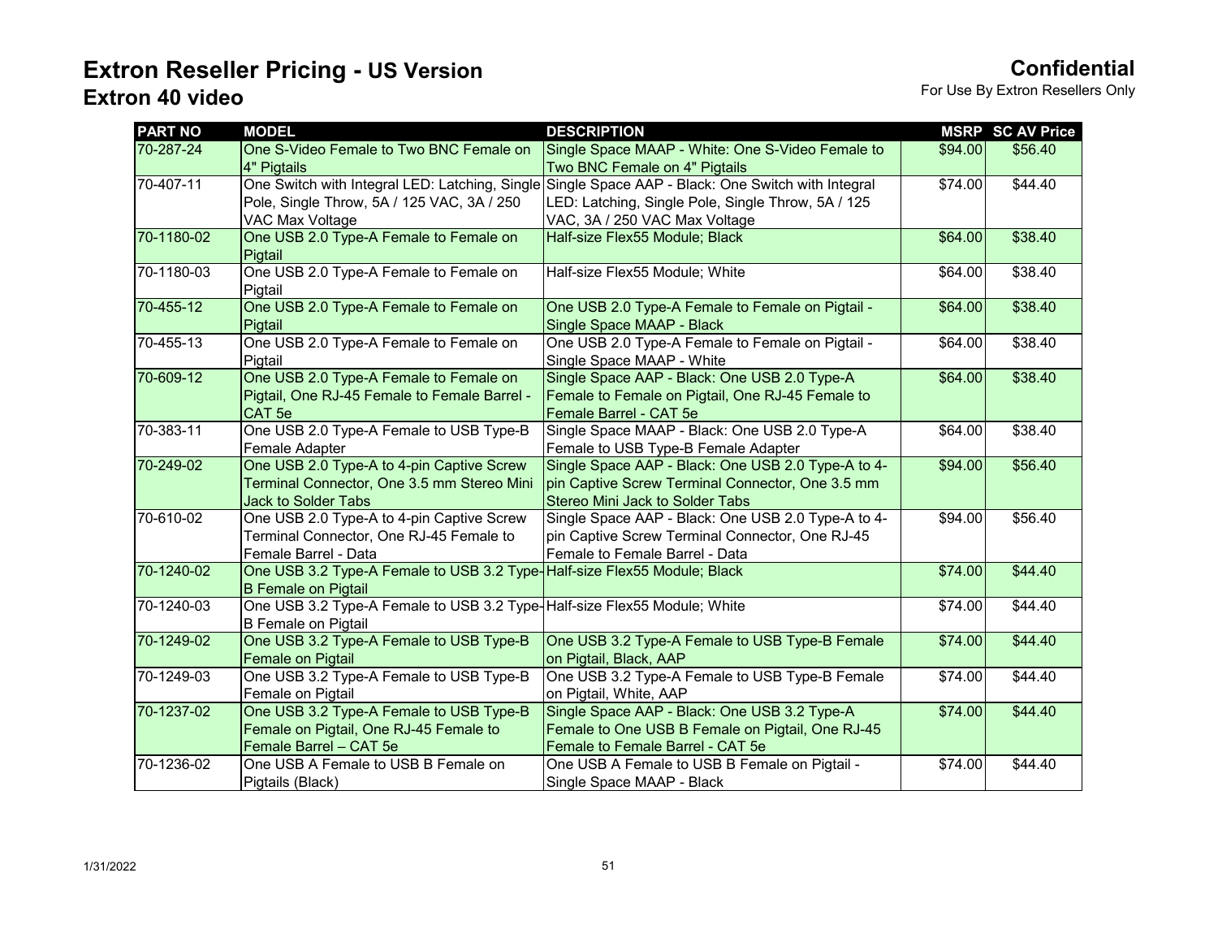# Extron Reseller Pricing - US Version

## Extron 40 video

**Confidential**

For Use By Extron Resellers Only

| PART NO | MODEL | DESCRIPTION | MSRP | SC AV Price |
|---|---|---|---|---|
| 70-287-24 | One S-Video Female to Two BNC Female on 4" Pigtails | Single Space MAAP - White: One S-Video Female to Two BNC Female on 4" Pigtails | $94.00 | $56.40 |
| 70-407-11 | One Switch with Integral LED: Latching, Single Pole, Single Throw, 5A / 125 VAC, 3A / 250 VAC Max Voltage | Single Space AAP - Black: One Switch with Integral LED: Latching, Single Pole, Single Throw, 5A / 125 VAC, 3A / 250 VAC Max Voltage | $74.00 | $44.40 |
| 70-1180-02 | One USB 2.0 Type-A Female to Female on Pigtail | Half-size Flex55 Module; Black | $64.00 | $38.40 |
| 70-1180-03 | One USB 2.0 Type-A Female to Female on Pigtail | Half-size Flex55 Module; White | $64.00 | $38.40 |
| 70-455-12 | One USB 2.0 Type-A Female to Female on Pigtail | One USB 2.0 Type-A Female to Female on Pigtail - Single Space MAAP - Black | $64.00 | $38.40 |
| 70-455-13 | One USB 2.0 Type-A Female to Female on Pigtail | One USB 2.0 Type-A Female to Female on Pigtail - Single Space MAAP - White | $64.00 | $38.40 |
| 70-609-12 | One USB 2.0 Type-A Female to Female on Pigtail, One RJ-45 Female to Female Barrel - CAT 5e | Single Space AAP - Black: One USB 2.0 Type-A Female to Female on Pigtail, One RJ-45 Female to Female Barrel - CAT 5e | $64.00 | $38.40 |
| 70-383-11 | One USB 2.0 Type-A Female to USB Type-B Female Adapter | Single Space MAAP - Black: One USB 2.0 Type-A Female to USB Type-B Female Adapter | $64.00 | $38.40 |
| 70-249-02 | One USB 2.0 Type-A to 4-pin Captive Screw Terminal Connector, One 3.5 mm Stereo Mini Jack to Solder Tabs | Single Space AAP - Black: One USB 2.0 Type-A to 4-pin Captive Screw Terminal Connector, One 3.5 mm Stereo Mini Jack to Solder Tabs | $94.00 | $56.40 |
| 70-610-02 | One USB 2.0 Type-A to 4-pin Captive Screw Terminal Connector, One RJ-45 Female to Female Barrel - Data | Single Space AAP - Black: One USB 2.0 Type-A to 4-pin Captive Screw Terminal Connector, One RJ-45 Female to Female Barrel - Data | $94.00 | $56.40 |
| 70-1240-02 | One USB 3.2 Type-A Female to USB 3.2 Type-B Female on Pigtail | Half-size Flex55 Module; Black | $74.00 | $44.40 |
| 70-1240-03 | One USB 3.2 Type-A Female to USB 3.2 Type-B Female on Pigtail | Half-size Flex55 Module; White | $74.00 | $44.40 |
| 70-1249-02 | One USB 3.2 Type-A Female to USB Type-B Female on Pigtail | One USB 3.2 Type-A Female to USB Type-B Female on Pigtail, Black, AAP | $74.00 | $44.40 |
| 70-1249-03 | One USB 3.2 Type-A Female to USB Type-B Female on Pigtail | One USB 3.2 Type-A Female to USB Type-B Female on Pigtail, White, AAP | $74.00 | $44.40 |
| 70-1237-02 | One USB 3.2 Type-A Female to USB Type-B Female on Pigtail, One RJ-45 Female to Female Barrel – CAT 5e | Single Space AAP - Black: One USB 3.2 Type-A Female to One USB B Female on Pigtail, One RJ-45 Female to Female Barrel - CAT 5e | $74.00 | $44.40 |
| 70-1236-02 | One USB A Female to USB B Female on Pigtails (Black) | One USB A Female to USB B Female on Pigtail - Single Space MAAP - Black | $74.00 | $44.40 |

1/31/2022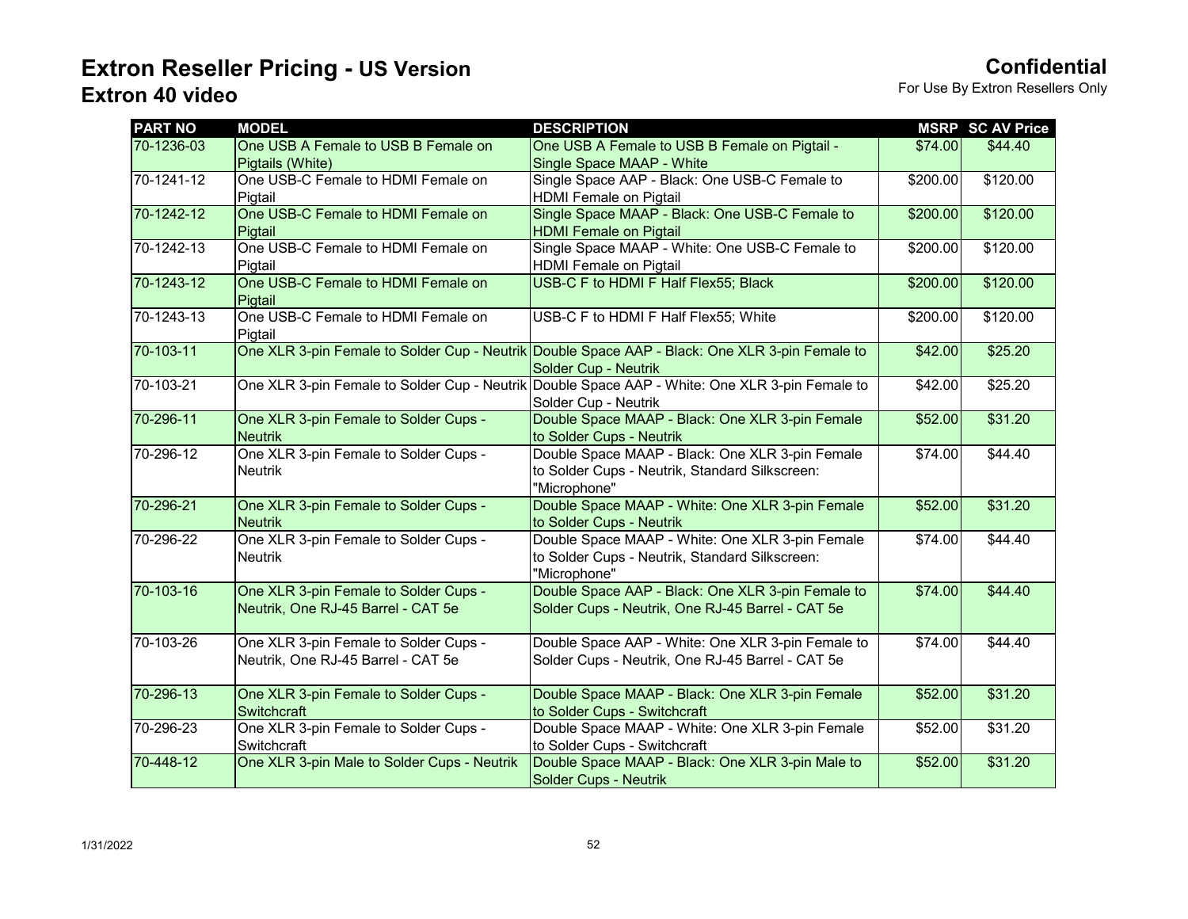# Extron Reseller Pricing - US Version

## Extron 40 video

**Confidential**

For Use By Extron Resellers Only

| PART NO | MODEL | DESCRIPTION | MSRP | SC AV Price |
|---|---|---|---|---|
| 70-1236-03 | One USB A Female to USB B Female on Pigtails (White) | One USB A Female to USB B Female on Pigtail - Single Space MAAP - White | $74.00 | $44.40 |
| 70-1241-12 | One USB-C Female to HDMI Female on Pigtail | Single Space AAP - Black: One USB-C Female to HDMI Female on Pigtail | $200.00 | $120.00 |
| 70-1242-12 | One USB-C Female to HDMI Female on Pigtail | Single Space MAAP - Black: One USB-C Female to HDMI Female on Pigtail | $200.00 | $120.00 |
| 70-1242-13 | One USB-C Female to HDMI Female on Pigtail | Single Space MAAP - White: One USB-C Female to HDMI Female on Pigtail | $200.00 | $120.00 |
| 70-1243-12 | One USB-C Female to HDMI Female on Pigtail | USB-C F to HDMI F Half Flex55; Black | $200.00 | $120.00 |
| 70-1243-13 | One USB-C Female to HDMI Female on Pigtail | USB-C F to HDMI F Half Flex55; White | $200.00 | $120.00 |
| 70-103-11 | One XLR 3-pin Female to Solder Cup - Neutrik | Double Space AAP - Black: One XLR 3-pin Female to Solder Cup - Neutrik | $42.00 | $25.20 |
| 70-103-21 | One XLR 3-pin Female to Solder Cup - Neutrik | Double Space AAP - White: One XLR 3-pin Female to Solder Cup - Neutrik | $42.00 | $25.20 |
| 70-296-11 | One XLR 3-pin Female to Solder Cups - Neutrik | Double Space MAAP - Black: One XLR 3-pin Female to Solder Cups - Neutrik | $52.00 | $31.20 |
| 70-296-12 | One XLR 3-pin Female to Solder Cups - Neutrik | Double Space MAAP - Black: One XLR 3-pin Female to Solder Cups - Neutrik, Standard Silkscreen: "Microphone" | $74.00 | $44.40 |
| 70-296-21 | One XLR 3-pin Female to Solder Cups - Neutrik | Double Space MAAP - White: One XLR 3-pin Female to Solder Cups - Neutrik | $52.00 | $31.20 |
| 70-296-22 | One XLR 3-pin Female to Solder Cups - Neutrik | Double Space MAAP - White: One XLR 3-pin Female to Solder Cups - Neutrik, Standard Silkscreen: "Microphone" | $74.00 | $44.40 |
| 70-103-16 | One XLR 3-pin Female to Solder Cups - Neutrik, One RJ-45 Barrel - CAT 5e | Double Space AAP - Black: One XLR 3-pin Female to Solder Cups - Neutrik, One RJ-45 Barrel - CAT 5e | $74.00 | $44.40 |
| 70-103-26 | One XLR 3-pin Female to Solder Cups - Neutrik, One RJ-45 Barrel - CAT 5e | Double Space AAP - White: One XLR 3-pin Female to Solder Cups - Neutrik, One RJ-45 Barrel - CAT 5e | $74.00 | $44.40 |
| 70-296-13 | One XLR 3-pin Female to Solder Cups - Switchcraft | Double Space MAAP - Black: One XLR 3-pin Female to Solder Cups - Switchcraft | $52.00 | $31.20 |
| 70-296-23 | One XLR 3-pin Female to Solder Cups - Switchcraft | Double Space MAAP - White: One XLR 3-pin Female to Solder Cups - Switchcraft | $52.00 | $31.20 |
| 70-448-12 | One XLR 3-pin Male to Solder Cups - Neutrik | Double Space MAAP - Black: One XLR 3-pin Male to Solder Cups - Neutrik | $52.00 | $31.20 |

1/31/2022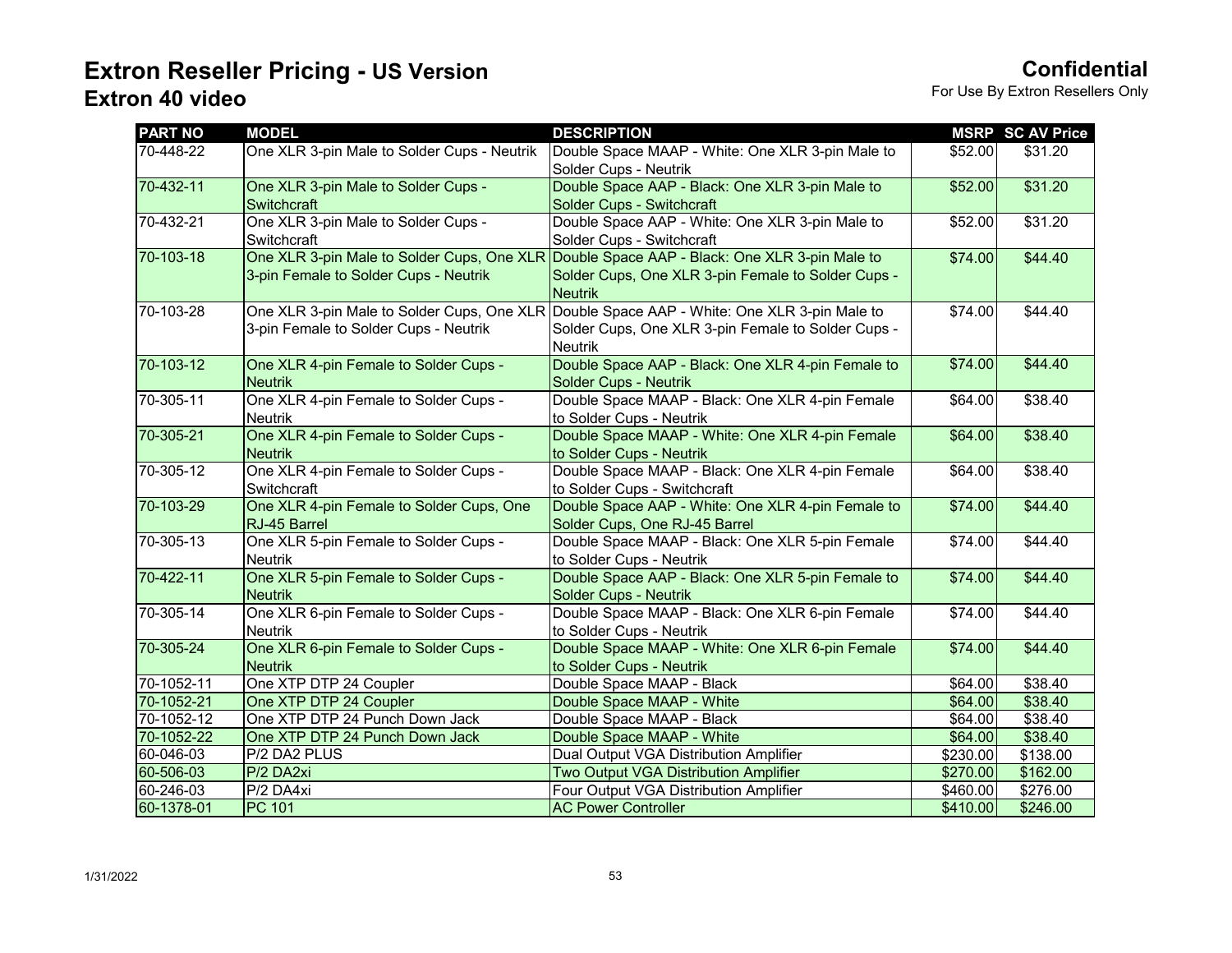# Extron Reseller Pricing - US Version

## Extron 40 video

**Confidential**

For Use By Extron Resellers Only

| PART NO | MODEL | DESCRIPTION | MSRP | SC AV Price |
|---|---|---|---|---|
| 70-448-22 | One XLR 3-pin Male to Solder Cups - Neutrik | Double Space MAAP - White: One XLR 3-pin Male to Solder Cups - Neutrik | $52.00 | $31.20 |
| 70-432-11 | One XLR 3-pin Male to Solder Cups - Switchcraft | Double Space AAP - Black: One XLR 3-pin Male to Solder Cups - Switchcraft | $52.00 | $31.20 |
| 70-432-21 | One XLR 3-pin Male to Solder Cups - Switchcraft | Double Space AAP - White: One XLR 3-pin Male to Solder Cups - Switchcraft | $52.00 | $31.20 |
| 70-103-18 | One XLR 3-pin Male to Solder Cups, One XLR 3-pin Female to Solder Cups - Neutrik | Double Space AAP - Black: One XLR 3-pin Male to Solder Cups, One XLR 3-pin Female to Solder Cups - Neutrik | $74.00 | $44.40 |
| 70-103-28 | One XLR 3-pin Male to Solder Cups, One XLR 3-pin Female to Solder Cups - Neutrik | Double Space AAP - White: One XLR 3-pin Male to Solder Cups, One XLR 3-pin Female to Solder Cups - Neutrik | $74.00 | $44.40 |
| 70-103-12 | One XLR 4-pin Female to Solder Cups - Neutrik | Double Space AAP - Black: One XLR 4-pin Female to Solder Cups - Neutrik | $74.00 | $44.40 |
| 70-305-11 | One XLR 4-pin Female to Solder Cups - Neutrik | Double Space MAAP - Black: One XLR 4-pin Female to Solder Cups - Neutrik | $64.00 | $38.40 |
| 70-305-21 | One XLR 4-pin Female to Solder Cups - Neutrik | Double Space MAAP - White: One XLR 4-pin Female to Solder Cups - Neutrik | $64.00 | $38.40 |
| 70-305-12 | One XLR 4-pin Female to Solder Cups - Switchcraft | Double Space MAAP - Black: One XLR 4-pin Female to Solder Cups - Switchcraft | $64.00 | $38.40 |
| 70-103-29 | One XLR 4-pin Female to Solder Cups, One RJ-45 Barrel | Double Space AAP - White: One XLR 4-pin Female to Solder Cups, One RJ-45 Barrel | $74.00 | $44.40 |
| 70-305-13 | One XLR 5-pin Female to Solder Cups - Neutrik | Double Space MAAP - Black: One XLR 5-pin Female to Solder Cups - Neutrik | $74.00 | $44.40 |
| 70-422-11 | One XLR 5-pin Female to Solder Cups - Neutrik | Double Space AAP - Black: One XLR 5-pin Female to Solder Cups - Neutrik | $74.00 | $44.40 |
| 70-305-14 | One XLR 6-pin Female to Solder Cups - Neutrik | Double Space MAAP - Black: One XLR 6-pin Female to Solder Cups - Neutrik | $74.00 | $44.40 |
| 70-305-24 | One XLR 6-pin Female to Solder Cups - Neutrik | Double Space MAAP - White: One XLR 6-pin Female to Solder Cups - Neutrik | $74.00 | $44.40 |
| 70-1052-11 | One XTP DTP 24 Coupler | Double Space MAAP - Black | $64.00 | $38.40 |
| 70-1052-21 | One XTP DTP 24 Coupler | Double Space MAAP - White | $64.00 | $38.40 |
| 70-1052-12 | One XTP DTP 24 Punch Down Jack | Double Space MAAP - Black | $64.00 | $38.40 |
| 70-1052-22 | One XTP DTP 24 Punch Down Jack | Double Space MAAP - White | $64.00 | $38.40 |
| 60-046-03 | P/2 DA2 PLUS | Dual Output VGA Distribution Amplifier | $230.00 | $138.00 |
| 60-506-03 | P/2 DA2xi | Two Output VGA Distribution Amplifier | $270.00 | $162.00 |
| 60-246-03 | P/2 DA4xi | Four Output VGA Distribution Amplifier | $460.00 | $276.00 |
| 60-1378-01 | PC 101 | AC Power Controller | $410.00 | $246.00 |

1/31/2022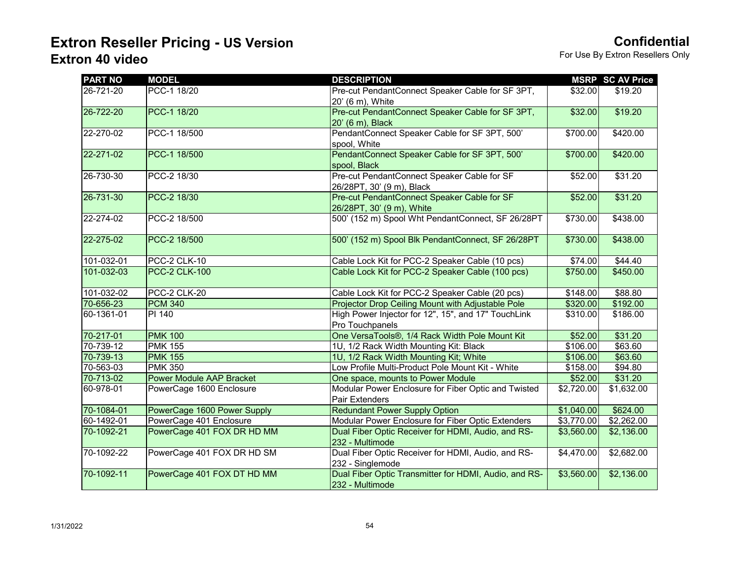# Extron Reseller Pricing - US Version
## Extron 40 video

**Confidential**
For Use By Extron Resellers Only

| PART NO | MODEL | DESCRIPTION | MSRP | SC AV Price |
|---|---|---|---|---|
| 26-721-20 | PCC-1 18/20 | Pre-cut PendantConnect Speaker Cable for SF 3PT, 20' (6 m), White | $32.00 | $19.20 |
| 26-722-20 | PCC-1 18/20 | Pre-cut PendantConnect Speaker Cable for SF 3PT, 20' (6 m), Black | $32.00 | $19.20 |
| 22-270-02 | PCC-1 18/500 | PendantConnect Speaker Cable for SF 3PT, 500' spool, White | $700.00 | $420.00 |
| 22-271-02 | PCC-1 18/500 | PendantConnect Speaker Cable for SF 3PT, 500' spool, Black | $700.00 | $420.00 |
| 26-730-30 | PCC-2 18/30 | Pre-cut PendantConnect Speaker Cable for SF 26/28PT, 30' (9 m), Black | $52.00 | $31.20 |
| 26-731-30 | PCC-2 18/30 | Pre-cut PendantConnect Speaker Cable for SF 26/28PT, 30' (9 m), White | $52.00 | $31.20 |
| 22-274-02 | PCC-2 18/500 | 500' (152 m) Spool Wht PendantConnect, SF 26/28PT | $730.00 | $438.00 |
| 22-275-02 | PCC-2 18/500 | 500' (152 m) Spool Blk PendantConnect, SF 26/28PT | $730.00 | $438.00 |
| 101-032-01 | PCC-2 CLK-10 | Cable Lock Kit for PCC-2 Speaker Cable (10 pcs) | $74.00 | $44.40 |
| 101-032-03 | PCC-2 CLK-100 | Cable Lock Kit for PCC-2 Speaker Cable (100 pcs) | $750.00 | $450.00 |
| 101-032-02 | PCC-2 CLK-20 | Cable Lock Kit for PCC-2 Speaker Cable (20 pcs) | $148.00 | $88.80 |
| 70-656-23 | PCM 340 | Projector Drop Ceiling Mount with Adjustable Pole | $320.00 | $192.00 |
| 60-1361-01 | PI 140 | High Power Injector for 12", 15", and 17" TouchLink Pro Touchpanels | $310.00 | $186.00 |
| 70-217-01 | PMK 100 | One VersaTools®, 1/4 Rack Width Pole Mount Kit | $52.00 | $31.20 |
| 70-739-12 | PMK 155 | 1U, 1/2 Rack Width Mounting Kit: Black | $106.00 | $63.60 |
| 70-739-13 | PMK 155 | 1U, 1/2 Rack Width Mounting Kit; White | $106.00 | $63.60 |
| 70-563-03 | PMK 350 | Low Profile Multi-Product Pole Mount Kit - White | $158.00 | $94.80 |
| 70-713-02 | Power Module AAP Bracket | One space, mounts to Power Module | $52.00 | $31.20 |
| 60-978-01 | PowerCage 1600 Enclosure | Modular Power Enclosure for Fiber Optic and Twisted Pair Extenders | $2,720.00 | $1,632.00 |
| 70-1084-01 | PowerCage 1600 Power Supply | Redundant Power Supply Option | $1,040.00 | $624.00 |
| 60-1492-01 | PowerCage 401 Enclosure | Modular Power Enclosure for Fiber Optic Extenders | $3,770.00 | $2,262.00 |
| 70-1092-21 | PowerCage 401 FOX DR HD MM | Dual Fiber Optic Receiver for HDMI, Audio, and RS-232 - Multimode | $3,560.00 | $2,136.00 |
| 70-1092-22 | PowerCage 401 FOX DR HD SM | Dual Fiber Optic Receiver for HDMI, Audio, and RS-232 - Singlemode | $4,470.00 | $2,682.00 |
| 70-1092-11 | PowerCage 401 FOX DT HD MM | Dual Fiber Optic Transmitter for HDMI, Audio, and RS-232 - Multimode | $3,560.00 | $2,136.00 |

1/31/2022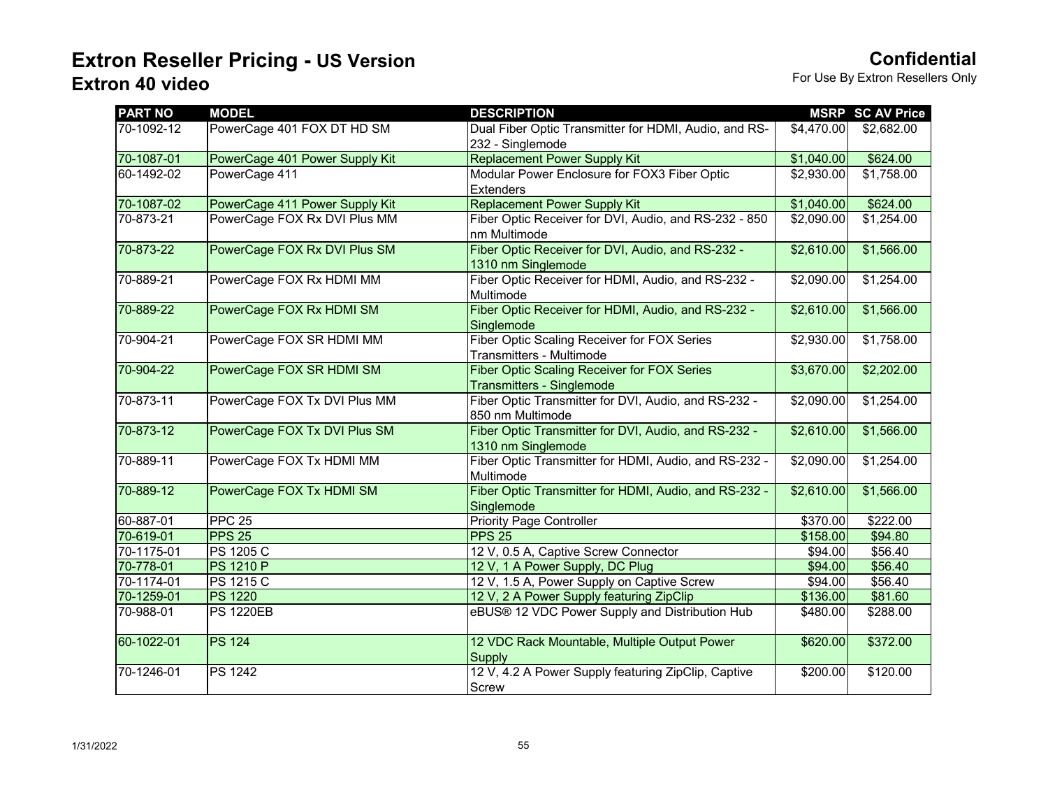# Extron Reseller Pricing - US Version

## Extron 40 video

**Confidential**

For Use By Extron Resellers Only

| PART NO | MODEL | DESCRIPTION | MSRP | SC AV Price |
|---|---|---|---|---|
| 70-1092-12 | PowerCage 401 FOX DT HD SM | Dual Fiber Optic Transmitter for HDMI, Audio, and RS-232 - Singlemode | $4,470.00 | $2,682.00 |
| 70-1087-01 | PowerCage 401 Power Supply Kit | Replacement Power Supply Kit | $1,040.00 | $624.00 |
| 60-1492-02 | PowerCage 411 | Modular Power Enclosure for FOX3 Fiber Optic Extenders | $2,930.00 | $1,758.00 |
| 70-1087-02 | PowerCage 411 Power Supply Kit | Replacement Power Supply Kit | $1,040.00 | $624.00 |
| 70-873-21 | PowerCage FOX Rx DVI Plus MM | Fiber Optic Receiver for DVI, Audio, and RS-232 - 850 nm Multimode | $2,090.00 | $1,254.00 |
| 70-873-22 | PowerCage FOX Rx DVI Plus SM | Fiber Optic Receiver for DVI, Audio, and RS-232 - 1310 nm Singlemode | $2,610.00 | $1,566.00 |
| 70-889-21 | PowerCage FOX Rx HDMI MM | Fiber Optic Receiver for HDMI, Audio, and RS-232 - Multimode | $2,090.00 | $1,254.00 |
| 70-889-22 | PowerCage FOX Rx HDMI SM | Fiber Optic Receiver for HDMI, Audio, and RS-232 - Singlemode | $2,610.00 | $1,566.00 |
| 70-904-21 | PowerCage FOX SR HDMI MM | Fiber Optic Scaling Receiver for FOX Series Transmitters - Multimode | $2,930.00 | $1,758.00 |
| 70-904-22 | PowerCage FOX SR HDMI SM | Fiber Optic Scaling Receiver for FOX Series Transmitters - Singlemode | $3,670.00 | $2,202.00 |
| 70-873-11 | PowerCage FOX Tx DVI Plus MM | Fiber Optic Transmitter for DVI, Audio, and RS-232 - 850 nm Multimode | $2,090.00 | $1,254.00 |
| 70-873-12 | PowerCage FOX Tx DVI Plus SM | Fiber Optic Transmitter for DVI, Audio, and RS-232 - 1310 nm Singlemode | $2,610.00 | $1,566.00 |
| 70-889-11 | PowerCage FOX Tx HDMI MM | Fiber Optic Transmitter for HDMI, Audio, and RS-232 - Multimode | $2,090.00 | $1,254.00 |
| 70-889-12 | PowerCage FOX Tx HDMI SM | Fiber Optic Transmitter for HDMI, Audio, and RS-232 - Singlemode | $2,610.00 | $1,566.00 |
| 60-887-01 | PPC 25 | Priority Page Controller | $370.00 | $222.00 |
| 70-619-01 | PPS 25 | PPS 25 | $158.00 | $94.80 |
| 70-1175-01 | PS 1205 C | 12 V, 0.5 A, Captive Screw Connector | $94.00 | $56.40 |
| 70-778-01 | PS 1210 P | 12 V, 1 A Power Supply, DC Plug | $94.00 | $56.40 |
| 70-1174-01 | PS 1215 C | 12 V, 1.5 A, Power Supply on Captive Screw | $94.00 | $56.40 |
| 70-1259-01 | PS 1220 | 12 V, 2 A Power Supply featuring ZipClip | $136.00 | $81.60 |
| 70-988-01 | PS 1220EB | eBUS® 12 VDC Power Supply and Distribution Hub | $480.00 | $288.00 |
| 60-1022-01 | PS 124 | 12 VDC Rack Mountable, Multiple Output Power Supply | $620.00 | $372.00 |
| 70-1246-01 | PS 1242 | 12 V, 4.2 A Power Supply featuring ZipClip, Captive Screw | $200.00 | $120.00 |

1/31/2022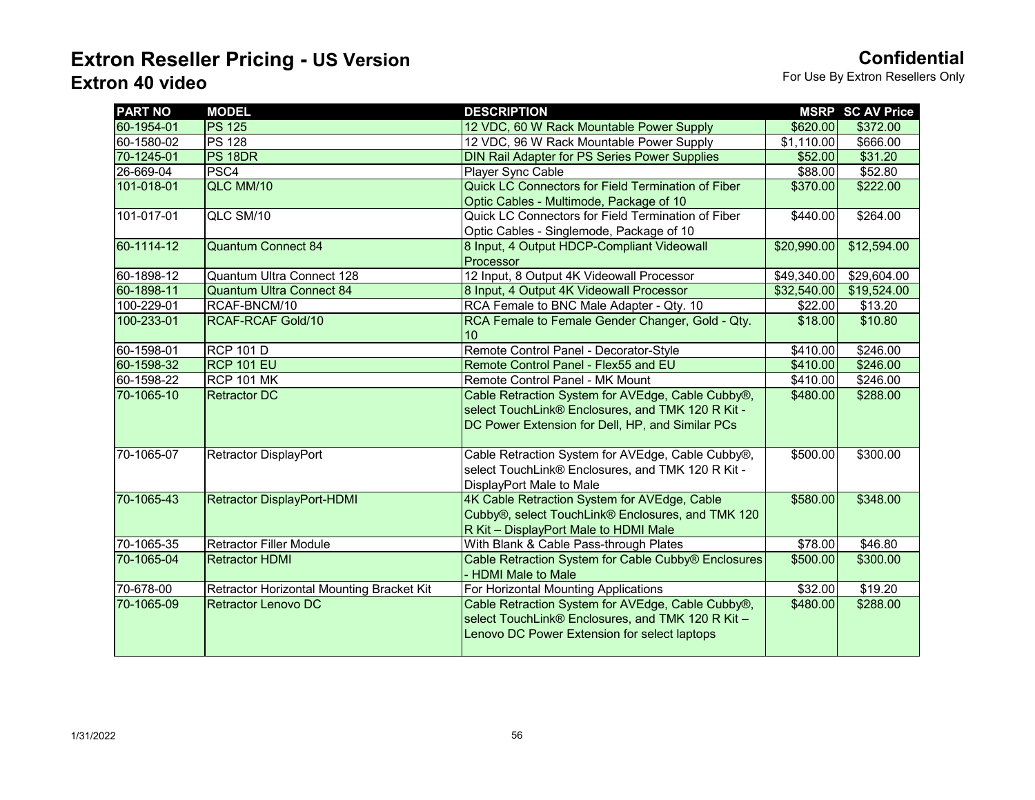# Extron Reseller Pricing - US Version

## Extron 40 video

**Confidential**

For Use By Extron Resellers Only

| PART NO | MODEL | DESCRIPTION | MSRP | SC AV Price |
|---|---|---|---|---|
| 60-1954-01 | PS 125 | 12 VDC, 60 W Rack Mountable Power Supply | $620.00 | $372.00 |
| 60-1580-02 | PS 128 | 12 VDC, 96 W Rack Mountable Power Supply | $1,110.00 | $666.00 |
| 70-1245-01 | PS 18DR | DIN Rail Adapter for PS Series Power Supplies | $52.00 | $31.20 |
| 26-669-04 | PSC4 | Player Sync Cable | $88.00 | $52.80 |
| 101-018-01 | QLC MM/10 | Quick LC Connectors for Field Termination of Fiber Optic Cables - Multimode, Package of 10 | $370.00 | $222.00 |
| 101-017-01 | QLC SM/10 | Quick LC Connectors for Field Termination of Fiber Optic Cables - Singlemode, Package of 10 | $440.00 | $264.00 |
| 60-1114-12 | Quantum Connect 84 | 8 Input, 4 Output HDCP-Compliant Videowall Processor | $20,990.00 | $12,594.00 |
| 60-1898-12 | Quantum Ultra Connect 128 | 12 Input, 8 Output 4K Videowall Processor | $49,340.00 | $29,604.00 |
| 60-1898-11 | Quantum Ultra Connect 84 | 8 Input, 4 Output 4K Videowall Processor | $32,540.00 | $19,524.00 |
| 100-229-01 | RCAF-BNCM/10 | RCA Female to BNC Male Adapter - Qty. 10 | $22.00 | $13.20 |
| 100-233-01 | RCAF-RCAF Gold/10 | RCA Female to Female Gender Changer, Gold - Qty. 10 | $18.00 | $10.80 |
| 60-1598-01 | RCP 101 D | Remote Control Panel - Decorator-Style | $410.00 | $246.00 |
| 60-1598-32 | RCP 101 EU | Remote Control Panel - Flex55 and EU | $410.00 | $246.00 |
| 60-1598-22 | RCP 101 MK | Remote Control Panel - MK Mount | $410.00 | $246.00 |
| 70-1065-10 | Retractor DC | Cable Retraction System for AVEdge, Cable Cubby®, select TouchLink® Enclosures, and TMK 120 R Kit - DC Power Extension for Dell, HP, and Similar PCs | $480.00 | $288.00 |
| 70-1065-07 | Retractor DisplayPort | Cable Retraction System for AVEdge, Cable Cubby®, select TouchLink® Enclosures, and TMK 120 R Kit - DisplayPort Male to Male | $500.00 | $300.00 |
| 70-1065-43 | Retractor DisplayPort-HDMI | 4K Cable Retraction System for AVEdge, Cable Cubby®, select TouchLink® Enclosures, and TMK 120 R Kit – DisplayPort Male to HDMI Male | $580.00 | $348.00 |
| 70-1065-35 | Retractor Filler Module | With Blank & Cable Pass-through Plates | $78.00 | $46.80 |
| 70-1065-04 | Retractor HDMI | Cable Retraction System for Cable Cubby® Enclosures - HDMI Male to Male | $500.00 | $300.00 |
| 70-678-00 | Retractor Horizontal Mounting Bracket Kit | For Horizontal Mounting Applications | $32.00 | $19.20 |
| 70-1065-09 | Retractor Lenovo DC | Cable Retraction System for AVEdge, Cable Cubby®, select TouchLink® Enclosures, and TMK 120 R Kit – Lenovo DC Power Extension for select laptops | $480.00 | $288.00 |

1/31/2022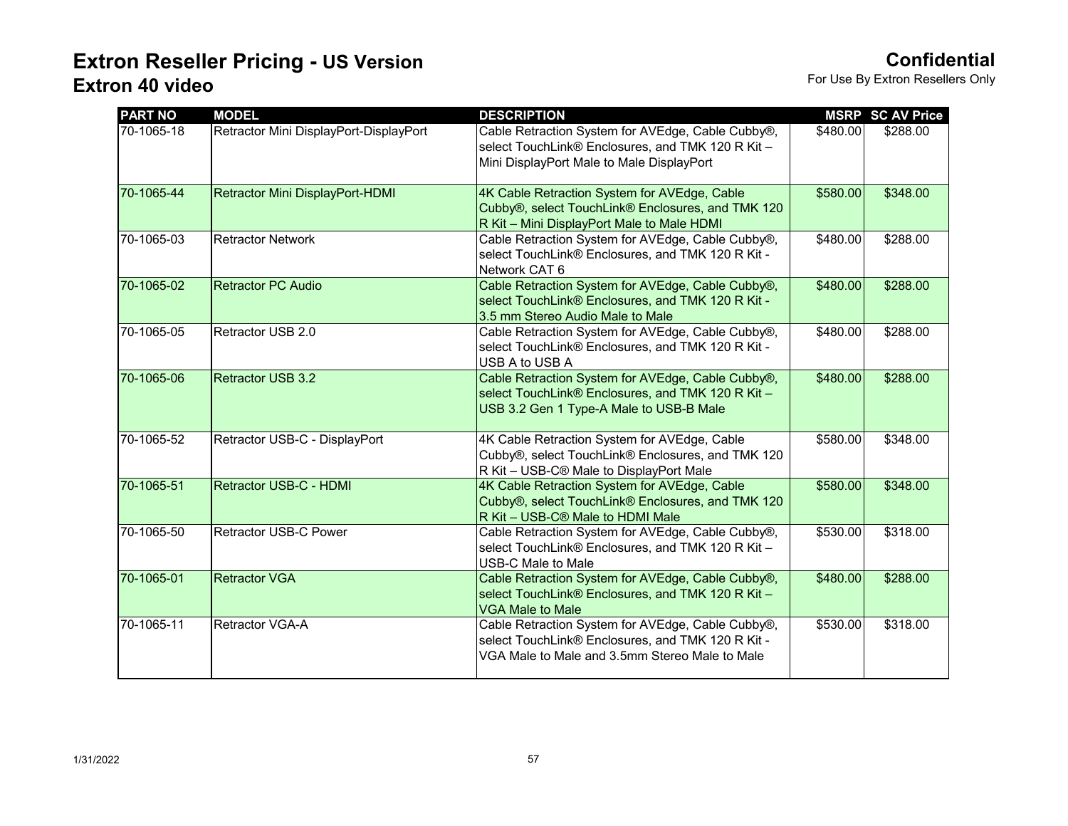# Extron Reseller Pricing - US Version

## Extron 40 video

**Confidential**

For Use By Extron Resellers Only

| PART NO | MODEL | DESCRIPTION | MSRP | SC AV Price |
|---|---|---|---|---|
| 70-1065-18 | Retractor Mini DisplayPort-DisplayPort | Cable Retraction System for AVEdge, Cable Cubby®, select TouchLink® Enclosures, and TMK 120 R Kit – Mini DisplayPort Male to Male DisplayPort | $480.00 | $288.00 |
| 70-1065-44 | Retractor Mini DisplayPort-HDMI | 4K Cable Retraction System for AVEdge, Cable Cubby®, select TouchLink® Enclosures, and TMK 120 R Kit – Mini DisplayPort Male to Male HDMI | $580.00 | $348.00 |
| 70-1065-03 | Retractor Network | Cable Retraction System for AVEdge, Cable Cubby®, select TouchLink® Enclosures, and TMK 120 R Kit - Network CAT 6 | $480.00 | $288.00 |
| 70-1065-02 | Retractor PC Audio | Cable Retraction System for AVEdge, Cable Cubby®, select TouchLink® Enclosures, and TMK 120 R Kit - 3.5 mm Stereo Audio Male to Male | $480.00 | $288.00 |
| 70-1065-05 | Retractor USB 2.0 | Cable Retraction System for AVEdge, Cable Cubby®, select TouchLink® Enclosures, and TMK 120 R Kit - USB A to USB A | $480.00 | $288.00 |
| 70-1065-06 | Retractor USB 3.2 | Cable Retraction System for AVEdge, Cable Cubby®, select TouchLink® Enclosures, and TMK 120 R Kit – USB 3.2 Gen 1 Type-A Male to USB-B Male | $480.00 | $288.00 |
| 70-1065-52 | Retractor USB-C - DisplayPort | 4K Cable Retraction System for AVEdge, Cable Cubby®, select TouchLink® Enclosures, and TMK 120 R Kit – USB-C® Male to DisplayPort Male | $580.00 | $348.00 |
| 70-1065-51 | Retractor USB-C - HDMI | 4K Cable Retraction System for AVEdge, Cable Cubby®, select TouchLink® Enclosures, and TMK 120 R Kit – USB-C® Male to HDMI Male | $580.00 | $348.00 |
| 70-1065-50 | Retractor USB-C Power | Cable Retraction System for AVEdge, Cable Cubby®, select TouchLink® Enclosures, and TMK 120 R Kit – USB-C Male to Male | $530.00 | $318.00 |
| 70-1065-01 | Retractor VGA | Cable Retraction System for AVEdge, Cable Cubby®, select TouchLink® Enclosures, and TMK 120 R Kit – VGA Male to Male | $480.00 | $288.00 |
| 70-1065-11 | Retractor VGA-A | Cable Retraction System for AVEdge, Cable Cubby®, select TouchLink® Enclosures, and TMK 120 R Kit - VGA Male to Male and 3.5mm Stereo Male to Male | $530.00 | $318.00 |

1/31/2022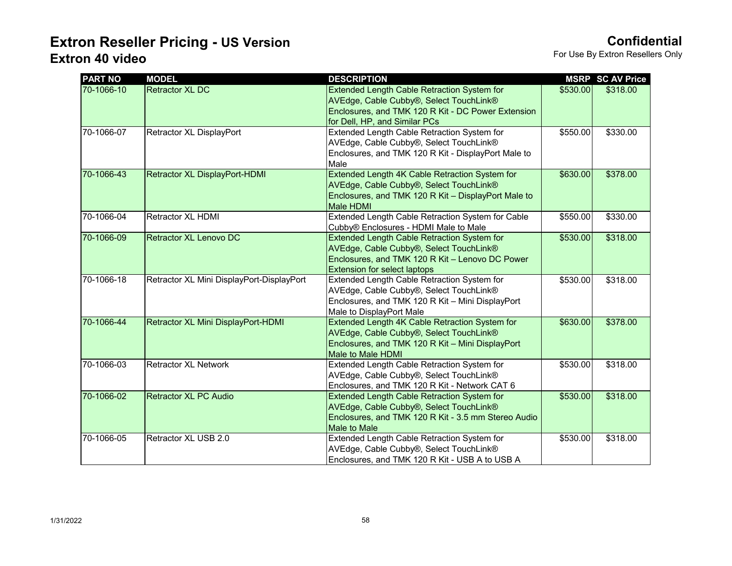# Extron Reseller Pricing - US Version

## Extron 40 video

**Confidential**

For Use By Extron Resellers Only

| PART NO | MODEL | DESCRIPTION | MSRP | SC AV Price |
|---|---|---|---|---|
| 70-1066-10 | Retractor XL DC | Extended Length Cable Retraction System for AVEdge, Cable Cubby®, Select TouchLink® Enclosures, and TMK 120 R Kit - DC Power Extension for Dell, HP, and Similar PCs | $530.00 | $318.00 |
| 70-1066-07 | Retractor XL DisplayPort | Extended Length Cable Retraction System for AVEdge, Cable Cubby®, Select TouchLink® Enclosures, and TMK 120 R Kit - DisplayPort Male to Male | $550.00 | $330.00 |
| 70-1066-43 | Retractor XL DisplayPort-HDMI | Extended Length 4K Cable Retraction System for AVEdge, Cable Cubby®, Select TouchLink® Enclosures, and TMK 120 R Kit – DisplayPort Male to Male HDMI | $630.00 | $378.00 |
| 70-1066-04 | Retractor XL HDMI | Extended Length Cable Retraction System for Cable Cubby® Enclosures - HDMI Male to Male | $550.00 | $330.00 |
| 70-1066-09 | Retractor XL Lenovo DC | Extended Length Cable Retraction System for AVEdge, Cable Cubby®, Select TouchLink® Enclosures, and TMK 120 R Kit – Lenovo DC Power Extension for select laptops | $530.00 | $318.00 |
| 70-1066-18 | Retractor XL Mini DisplayPort-DisplayPort | Extended Length Cable Retraction System for AVEdge, Cable Cubby®, Select TouchLink® Enclosures, and TMK 120 R Kit – Mini DisplayPort Male to DisplayPort Male | $530.00 | $318.00 |
| 70-1066-44 | Retractor XL Mini DisplayPort-HDMI | Extended Length 4K Cable Retraction System for AVEdge, Cable Cubby®, Select TouchLink® Enclosures, and TMK 120 R Kit – Mini DisplayPort Male to Male HDMI | $630.00 | $378.00 |
| 70-1066-03 | Retractor XL Network | Extended Length Cable Retraction System for AVEdge, Cable Cubby®, Select TouchLink® Enclosures, and TMK 120 R Kit - Network CAT 6 | $530.00 | $318.00 |
| 70-1066-02 | Retractor XL PC Audio | Extended Length Cable Retraction System for AVEdge, Cable Cubby®, Select TouchLink® Enclosures, and TMK 120 R Kit - 3.5 mm Stereo Audio Male to Male | $530.00 | $318.00 |
| 70-1066-05 | Retractor XL USB 2.0 | Extended Length Cable Retraction System for AVEdge, Cable Cubby®, Select TouchLink® Enclosures, and TMK 120 R Kit - USB A to USB A | $530.00 | $318.00 |

1/31/2022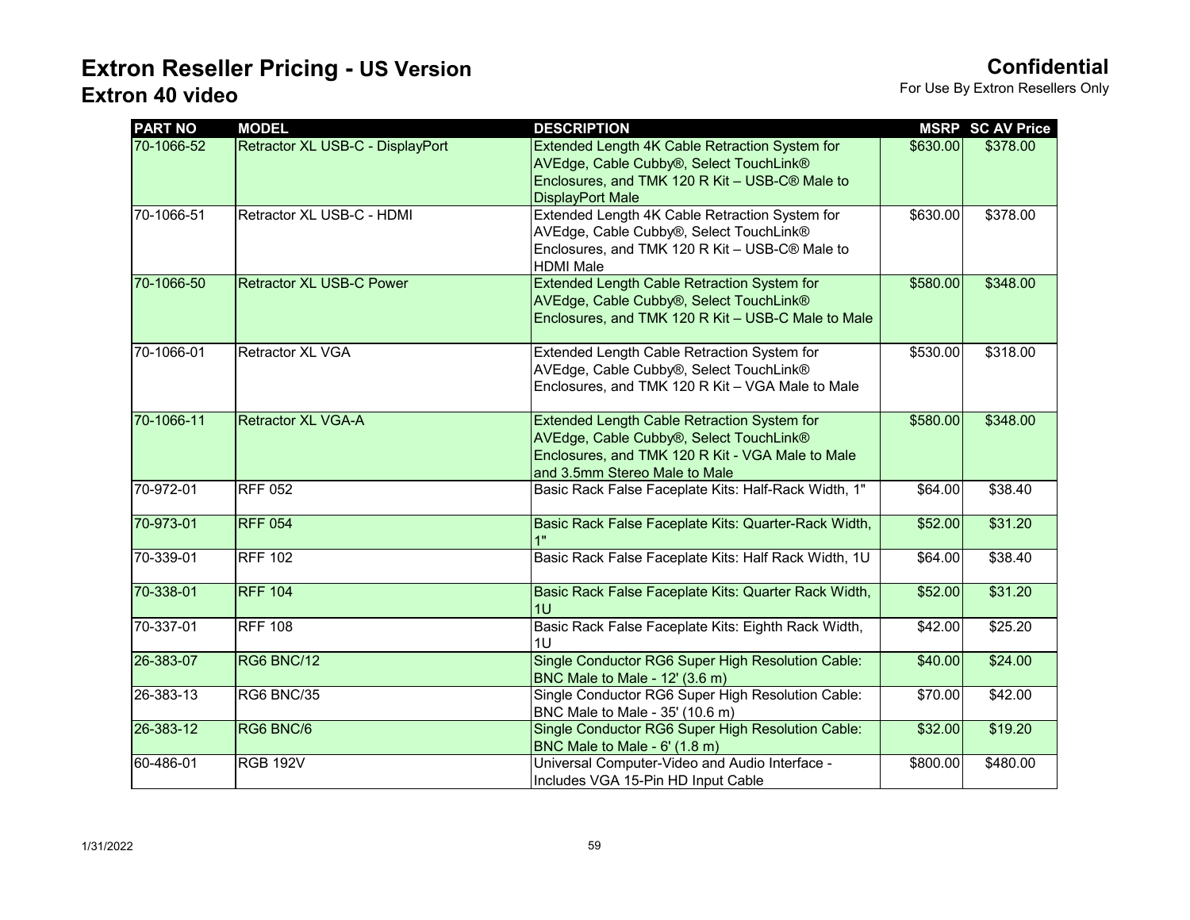# Extron Reseller Pricing - US Version

## Extron 40 video

**Confidential**

For Use By Extron Resellers Only

| PART NO | MODEL | DESCRIPTION | MSRP | SC AV Price |
|---|---|---|---|---|
| 70-1066-52 | Retractor XL USB-C - DisplayPort | Extended Length 4K Cable Retraction System for AVEdge, Cable Cubby®, Select TouchLink® Enclosures, and TMK 120 R Kit – USB-C® Male to DisplayPort Male | $630.00 | $378.00 |
| 70-1066-51 | Retractor XL USB-C - HDMI | Extended Length 4K Cable Retraction System for AVEdge, Cable Cubby®, Select TouchLink® Enclosures, and TMK 120 R Kit – USB-C® Male to HDMI Male | $630.00 | $378.00 |
| 70-1066-50 | Retractor XL USB-C Power | Extended Length Cable Retraction System for AVEdge, Cable Cubby®, Select TouchLink® Enclosures, and TMK 120 R Kit – USB-C Male to Male | $580.00 | $348.00 |
| 70-1066-01 | Retractor XL VGA | Extended Length Cable Retraction System for AVEdge, Cable Cubby®, Select TouchLink® Enclosures, and TMK 120 R Kit – VGA Male to Male | $530.00 | $318.00 |
| 70-1066-11 | Retractor XL VGA-A | Extended Length Cable Retraction System for AVEdge, Cable Cubby®, Select TouchLink® Enclosures, and TMK 120 R Kit - VGA Male to Male and 3.5mm Stereo Male to Male | $580.00 | $348.00 |
| 70-972-01 | RFF 052 | Basic Rack False Faceplate Kits: Half-Rack Width, 1" | $64.00 | $38.40 |
| 70-973-01 | RFF 054 | Basic Rack False Faceplate Kits: Quarter-Rack Width, 1" | $52.00 | $31.20 |
| 70-339-01 | RFF 102 | Basic Rack False Faceplate Kits: Half Rack Width, 1U | $64.00 | $38.40 |
| 70-338-01 | RFF 104 | Basic Rack False Faceplate Kits: Quarter Rack Width, 1U | $52.00 | $31.20 |
| 70-337-01 | RFF 108 | Basic Rack False Faceplate Kits: Eighth Rack Width, 1U | $42.00 | $25.20 |
| 26-383-07 | RG6 BNC/12 | Single Conductor RG6 Super High Resolution Cable: BNC Male to Male - 12' (3.6 m) | $40.00 | $24.00 |
| 26-383-13 | RG6 BNC/35 | Single Conductor RG6 Super High Resolution Cable: BNC Male to Male - 35' (10.6 m) | $70.00 | $42.00 |
| 26-383-12 | RG6 BNC/6 | Single Conductor RG6 Super High Resolution Cable: BNC Male to Male - 6' (1.8 m) | $32.00 | $19.20 |
| 60-486-01 | RGB 192V | Universal Computer-Video and Audio Interface - Includes VGA 15-Pin HD Input Cable | $800.00 | $480.00 |

1/31/2022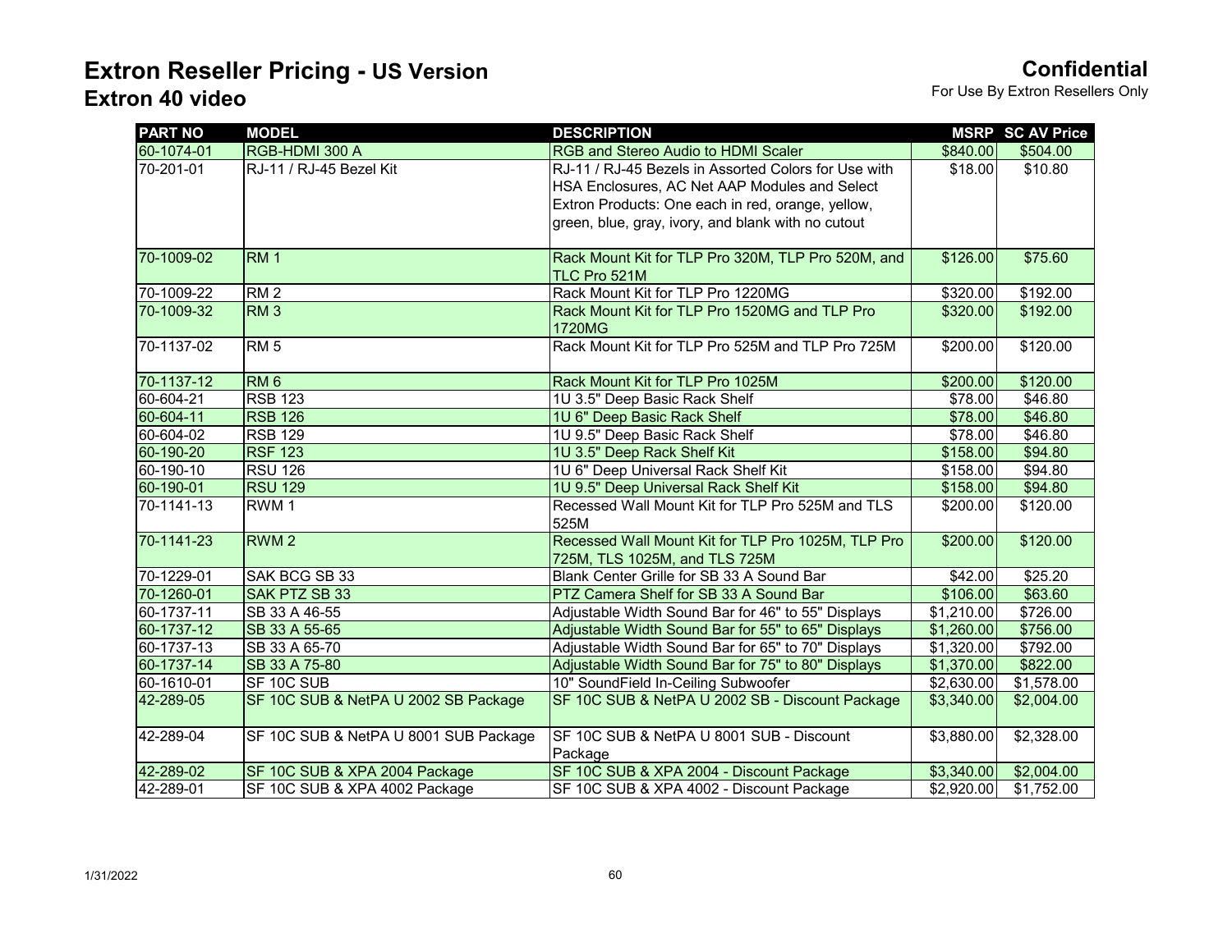# Extron Reseller Pricing - US Version

## Extron 40 video

**Confidential**

For Use By Extron Resellers Only

| PART NO | MODEL | DESCRIPTION | MSRP | SC AV Price |
|---|---|---|---|---|
| 60-1074-01 | RGB-HDMI 300 A | RGB and Stereo Audio to HDMI Scaler | $840.00 | $504.00 |
| 70-201-01 | RJ-11 / RJ-45 Bezel Kit | RJ-11 / RJ-45 Bezels in Assorted Colors for Use with HSA Enclosures, AC Net AAP Modules and Select Extron Products: One each in red, orange, yellow, green, blue, gray, ivory, and blank with no cutout | $18.00 | $10.80 |
| 70-1009-02 | RM 1 | Rack Mount Kit for TLP Pro 320M, TLP Pro 520M, and TLC Pro 521M | $126.00 | $75.60 |
| 70-1009-22 | RM 2 | Rack Mount Kit for TLP Pro 1220MG | $320.00 | $192.00 |
| 70-1009-32 | RM 3 | Rack Mount Kit for TLP Pro 1520MG and TLP Pro 1720MG | $320.00 | $192.00 |
| 70-1137-02 | RM 5 | Rack Mount Kit for TLP Pro 525M and TLP Pro 725M | $200.00 | $120.00 |
| 70-1137-12 | RM 6 | Rack Mount Kit for TLP Pro 1025M | $200.00 | $120.00 |
| 60-604-21 | RSB 123 | 1U 3.5" Deep Basic Rack Shelf | $78.00 | $46.80 |
| 60-604-11 | RSB 126 | 1U 6" Deep Basic Rack Shelf | $78.00 | $46.80 |
| 60-604-02 | RSB 129 | 1U 9.5" Deep Basic Rack Shelf | $78.00 | $46.80 |
| 60-190-20 | RSF 123 | 1U 3.5" Deep Rack Shelf Kit | $158.00 | $94.80 |
| 60-190-10 | RSU 126 | 1U 6" Deep Universal Rack Shelf Kit | $158.00 | $94.80 |
| 60-190-01 | RSU 129 | 1U 9.5" Deep Universal Rack Shelf Kit | $158.00 | $94.80 |
| 70-1141-13 | RWM 1 | Recessed Wall Mount Kit for TLP Pro 525M and TLS 525M | $200.00 | $120.00 |
| 70-1141-23 | RWM 2 | Recessed Wall Mount Kit for TLP Pro 1025M, TLP Pro 725M, TLS 1025M, and TLS 725M | $200.00 | $120.00 |
| 70-1229-01 | SAK BCG SB 33 | Blank Center Grille for SB 33 A Sound Bar | $42.00 | $25.20 |
| 70-1260-01 | SAK PTZ SB 33 | PTZ Camera Shelf for SB 33 A Sound Bar | $106.00 | $63.60 |
| 60-1737-11 | SB 33 A 46-55 | Adjustable Width Sound Bar for 46" to 55" Displays | $1,210.00 | $726.00 |
| 60-1737-12 | SB 33 A 55-65 | Adjustable Width Sound Bar for 55" to 65" Displays | $1,260.00 | $756.00 |
| 60-1737-13 | SB 33 A 65-70 | Adjustable Width Sound Bar for 65" to 70" Displays | $1,320.00 | $792.00 |
| 60-1737-14 | SB 33 A 75-80 | Adjustable Width Sound Bar for 75" to 80" Displays | $1,370.00 | $822.00 |
| 60-1610-01 | SF 10C SUB | 10" SoundField In-Ceiling Subwoofer | $2,630.00 | $1,578.00 |
| 42-289-05 | SF 10C SUB & NetPA U 2002 SB Package | SF 10C SUB & NetPA U 2002 SB - Discount Package | $3,340.00 | $2,004.00 |
| 42-289-04 | SF 10C SUB & NetPA U 8001 SUB Package | SF 10C SUB & NetPA U 8001 SUB - Discount Package | $3,880.00 | $2,328.00 |
| 42-289-02 | SF 10C SUB & XPA 2004 Package | SF 10C SUB & XPA 2004 - Discount Package | $3,340.00 | $2,004.00 |
| 42-289-01 | SF 10C SUB & XPA 4002 Package | SF 10C SUB & XPA 4002 - Discount Package | $2,920.00 | $1,752.00 |

1/31/2022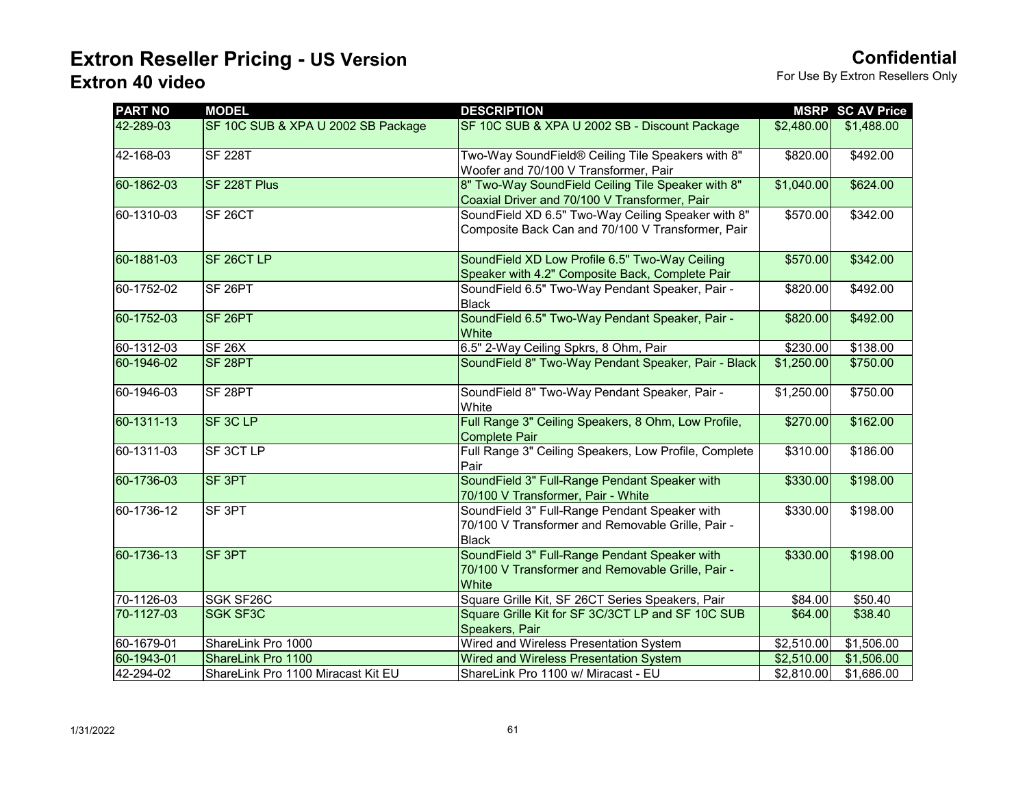# Extron Reseller Pricing - US Version

## Extron 40 video

**Confidential**

For Use By Extron Resellers Only

| PART NO | MODEL | DESCRIPTION | MSRP | SC AV Price |
|---|---|---|---|---|
| 42-289-03 | SF 10C SUB & XPA U 2002 SB Package | SF 10C SUB & XPA U 2002 SB - Discount Package | $2,480.00 | $1,488.00 |
| 42-168-03 | SF 228T | Two-Way SoundField® Ceiling Tile Speakers with 8" Woofer and 70/100 V Transformer, Pair | $820.00 | $492.00 |
| 60-1862-03 | SF 228T Plus | 8" Two-Way SoundField Ceiling Tile Speaker with 8" Coaxial Driver and 70/100 V Transformer, Pair | $1,040.00 | $624.00 |
| 60-1310-03 | SF 26CT | SoundField XD 6.5" Two-Way Ceiling Speaker with 8" Composite Back Can and 70/100 V Transformer, Pair | $570.00 | $342.00 |
| 60-1881-03 | SF 26CT LP | SoundField XD Low Profile 6.5" Two-Way Ceiling Speaker with 4.2" Composite Back, Complete Pair | $570.00 | $342.00 |
| 60-1752-02 | SF 26PT | SoundField 6.5" Two-Way Pendant Speaker, Pair - Black | $820.00 | $492.00 |
| 60-1752-03 | SF 26PT | SoundField 6.5" Two-Way Pendant Speaker, Pair - White | $820.00 | $492.00 |
| 60-1312-03 | SF 26X | 6.5" 2-Way Ceiling Spkrs, 8 Ohm, Pair | $230.00 | $138.00 |
| 60-1946-02 | SF 28PT | SoundField 8" Two-Way Pendant Speaker, Pair - Black | $1,250.00 | $750.00 |
| 60-1946-03 | SF 28PT | SoundField 8" Two-Way Pendant Speaker, Pair - White | $1,250.00 | $750.00 |
| 60-1311-13 | SF 3C LP | Full Range 3" Ceiling Speakers, 8 Ohm, Low Profile, Complete Pair | $270.00 | $162.00 |
| 60-1311-03 | SF 3CT LP | Full Range 3" Ceiling Speakers, Low Profile, Complete Pair | $310.00 | $186.00 |
| 60-1736-03 | SF 3PT | SoundField 3" Full-Range Pendant Speaker with 70/100 V Transformer, Pair - White | $330.00 | $198.00 |
| 60-1736-12 | SF 3PT | SoundField 3" Full-Range Pendant Speaker with 70/100 V Transformer and Removable Grille, Pair - Black | $330.00 | $198.00 |
| 60-1736-13 | SF 3PT | SoundField 3" Full-Range Pendant Speaker with 70/100 V Transformer and Removable Grille, Pair - White | $330.00 | $198.00 |
| 70-1126-03 | SGK SF26C | Square Grille Kit, SF 26CT Series Speakers, Pair | $84.00 | $50.40 |
| 70-1127-03 | SGK SF3C | Square Grille Kit for SF 3C/3CT LP and SF 10C SUB Speakers, Pair | $64.00 | $38.40 |
| 60-1679-01 | ShareLink Pro 1000 | Wired and Wireless Presentation System | $2,510.00 | $1,506.00 |
| 60-1943-01 | ShareLink Pro 1100 | Wired and Wireless Presentation System | $2,510.00 | $1,506.00 |
| 42-294-02 | ShareLink Pro 1100 Miracast Kit EU | ShareLink Pro 1100 w/ Miracast - EU | $2,810.00 | $1,686.00 |

1/31/2022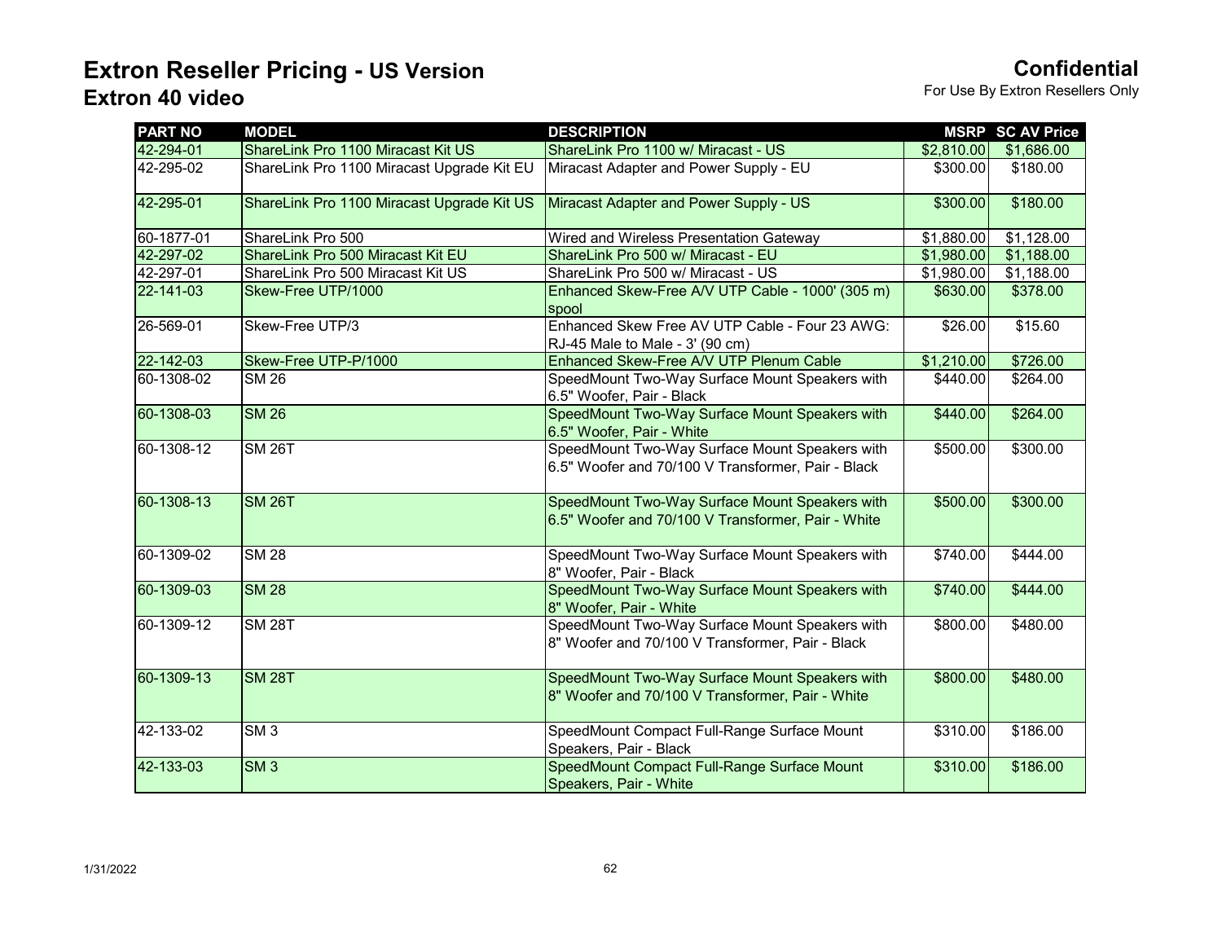# Extron Reseller Pricing - US Version
## Extron 40 video

**Confidential**
For Use By Extron Resellers Only

| PART NO | MODEL | DESCRIPTION | MSRP | SC AV Price |
|---|---|---|---|---|
| 42-294-01 | ShareLink Pro 1100 Miracast Kit US | ShareLink Pro 1100 w/ Miracast - US | $2,810.00 | $1,686.00 |
| 42-295-02 | ShareLink Pro 1100 Miracast Upgrade Kit EU | Miracast Adapter and Power Supply - EU | $300.00 | $180.00 |
| 42-295-01 | ShareLink Pro 1100 Miracast Upgrade Kit US | Miracast Adapter and Power Supply - US | $300.00 | $180.00 |
| 60-1877-01 | ShareLink Pro 500 | Wired and Wireless Presentation Gateway | $1,880.00 | $1,128.00 |
| 42-297-02 | ShareLink Pro 500 Miracast Kit EU | ShareLink Pro 500 w/ Miracast - EU | $1,980.00 | $1,188.00 |
| 42-297-01 | ShareLink Pro 500 Miracast Kit US | ShareLink Pro 500 w/ Miracast - US | $1,980.00 | $1,188.00 |
| 22-141-03 | Skew-Free UTP/1000 | Enhanced Skew-Free A/V UTP Cable - 1000' (305 m) spool | $630.00 | $378.00 |
| 26-569-01 | Skew-Free UTP/3 | Enhanced Skew Free AV UTP Cable - Four 23 AWG: RJ-45 Male to Male - 3' (90 cm) | $26.00 | $15.60 |
| 22-142-03 | Skew-Free UTP-P/1000 | Enhanced Skew-Free A/V UTP Plenum Cable | $1,210.00 | $726.00 |
| 60-1308-02 | SM 26 | SpeedMount Two-Way Surface Mount Speakers with 6.5" Woofer, Pair - Black | $440.00 | $264.00 |
| 60-1308-03 | SM 26 | SpeedMount Two-Way Surface Mount Speakers with 6.5" Woofer, Pair - White | $440.00 | $264.00 |
| 60-1308-12 | SM 26T | SpeedMount Two-Way Surface Mount Speakers with 6.5" Woofer and 70/100 V Transformer, Pair - Black | $500.00 | $300.00 |
| 60-1308-13 | SM 26T | SpeedMount Two-Way Surface Mount Speakers with 6.5" Woofer and 70/100 V Transformer, Pair - White | $500.00 | $300.00 |
| 60-1309-02 | SM 28 | SpeedMount Two-Way Surface Mount Speakers with 8" Woofer, Pair - Black | $740.00 | $444.00 |
| 60-1309-03 | SM 28 | SpeedMount Two-Way Surface Mount Speakers with 8" Woofer, Pair - White | $740.00 | $444.00 |
| 60-1309-12 | SM 28T | SpeedMount Two-Way Surface Mount Speakers with 8" Woofer and 70/100 V Transformer, Pair - Black | $800.00 | $480.00 |
| 60-1309-13 | SM 28T | SpeedMount Two-Way Surface Mount Speakers with 8" Woofer and 70/100 V Transformer, Pair - White | $800.00 | $480.00 |
| 42-133-02 | SM 3 | SpeedMount Compact Full-Range Surface Mount Speakers, Pair - Black | $310.00 | $186.00 |
| 42-133-03 | SM 3 | SpeedMount Compact Full-Range Surface Mount Speakers, Pair - White | $310.00 | $186.00 |

1/31/2022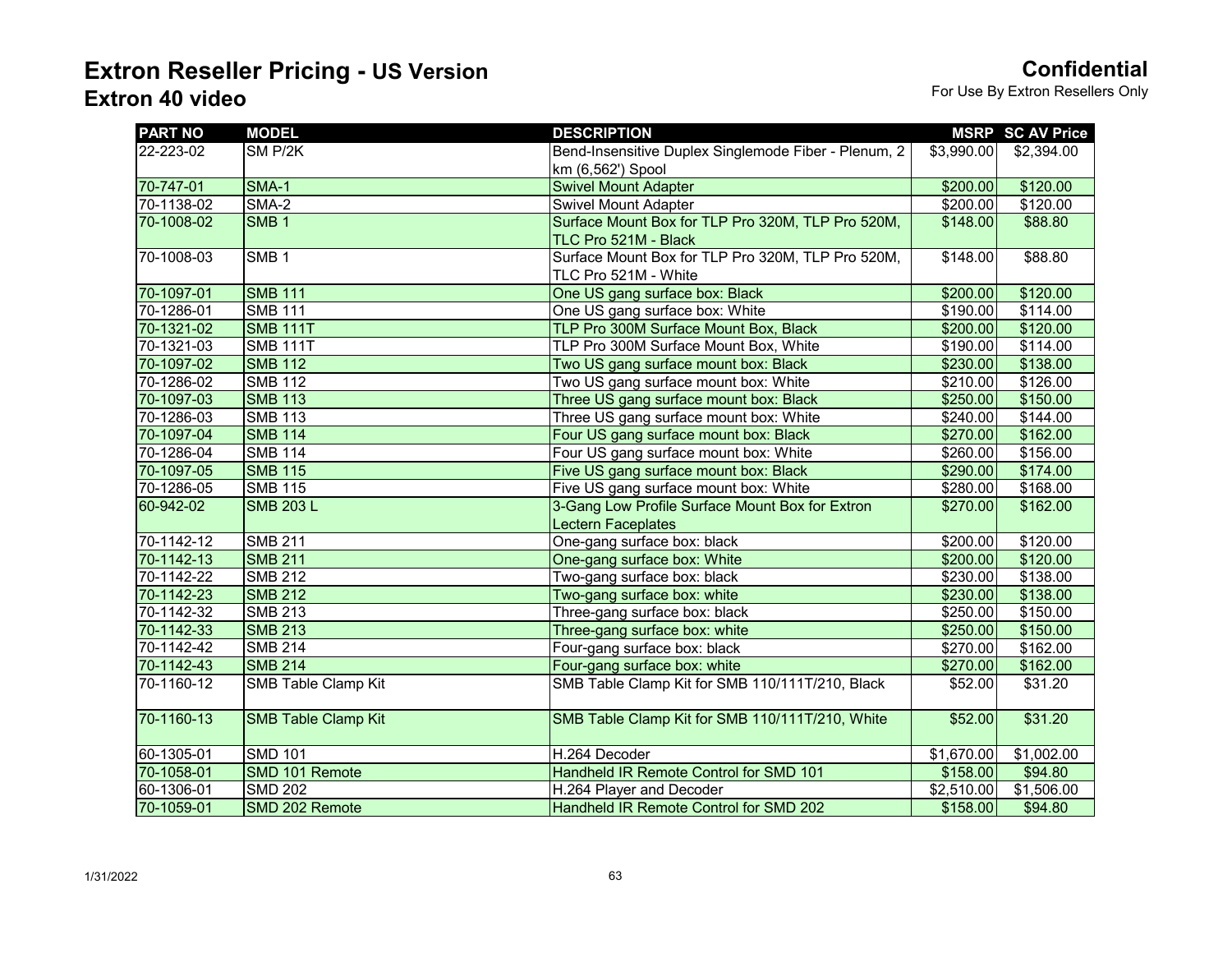# Extron Reseller Pricing - US Version

## Extron 40 video

**Confidential**

For Use By Extron Resellers Only

| PART NO | MODEL | DESCRIPTION | MSRP | SC AV Price |
|---|---|---|---|---|
| 22-223-02 | SM P/2K | Bend-Insensitive Duplex Singlemode Fiber - Plenum, 2 km (6,562') Spool | $3,990.00 | $2,394.00 |
| 70-747-01 | SMA-1 | Swivel Mount Adapter | $200.00 | $120.00 |
| 70-1138-02 | SMA-2 | Swivel Mount Adapter | $200.00 | $120.00 |
| 70-1008-02 | SMB 1 | Surface Mount Box for TLP Pro 320M, TLP Pro 520M, TLC Pro 521M - Black | $148.00 | $88.80 |
| 70-1008-03 | SMB 1 | Surface Mount Box for TLP Pro 320M, TLP Pro 520M, TLC Pro 521M - White | $148.00 | $88.80 |
| 70-1097-01 | SMB 111 | One US gang surface box: Black | $200.00 | $120.00 |
| 70-1286-01 | SMB 111 | One US gang surface box: White | $190.00 | $114.00 |
| 70-1321-02 | SMB 111T | TLP Pro 300M Surface Mount Box, Black | $200.00 | $120.00 |
| 70-1321-03 | SMB 111T | TLP Pro 300M Surface Mount Box, White | $190.00 | $114.00 |
| 70-1097-02 | SMB 112 | Two US gang surface mount box: Black | $230.00 | $138.00 |
| 70-1286-02 | SMB 112 | Two US gang surface mount box: White | $210.00 | $126.00 |
| 70-1097-03 | SMB 113 | Three US gang surface mount box: Black | $250.00 | $150.00 |
| 70-1286-03 | SMB 113 | Three US gang surface mount box: White | $240.00 | $144.00 |
| 70-1097-04 | SMB 114 | Four US gang surface mount box: Black | $270.00 | $162.00 |
| 70-1286-04 | SMB 114 | Four US gang surface mount box: White | $260.00 | $156.00 |
| 70-1097-05 | SMB 115 | Five US gang surface mount box: Black | $290.00 | $174.00 |
| 70-1286-05 | SMB 115 | Five US gang surface mount box: White | $280.00 | $168.00 |
| 60-942-02 | SMB 203 L | 3-Gang Low Profile Surface Mount Box for Extron Lectern Faceplates | $270.00 | $162.00 |
| 70-1142-12 | SMB 211 | One-gang surface box: black | $200.00 | $120.00 |
| 70-1142-13 | SMB 211 | One-gang surface box: White | $200.00 | $120.00 |
| 70-1142-22 | SMB 212 | Two-gang surface box: black | $230.00 | $138.00 |
| 70-1142-23 | SMB 212 | Two-gang surface box: white | $230.00 | $138.00 |
| 70-1142-32 | SMB 213 | Three-gang surface box: black | $250.00 | $150.00 |
| 70-1142-33 | SMB 213 | Three-gang surface box: white | $250.00 | $150.00 |
| 70-1142-42 | SMB 214 | Four-gang surface box: black | $270.00 | $162.00 |
| 70-1142-43 | SMB 214 | Four-gang surface box: white | $270.00 | $162.00 |
| 70-1160-12 | SMB Table Clamp Kit | SMB Table Clamp Kit for SMB 110/111T/210, Black | $52.00 | $31.20 |
| 70-1160-13 | SMB Table Clamp Kit | SMB Table Clamp Kit for SMB 110/111T/210, White | $52.00 | $31.20 |
| 60-1305-01 | SMD 101 | H.264 Decoder | $1,670.00 | $1,002.00 |
| 70-1058-01 | SMD 101 Remote | Handheld IR Remote Control for SMD 101 | $158.00 | $94.80 |
| 60-1306-01 | SMD 202 | H.264 Player and Decoder | $2,510.00 | $1,506.00 |
| 70-1059-01 | SMD 202 Remote | Handheld IR Remote Control for SMD 202 | $158.00 | $94.80 |

1/31/2022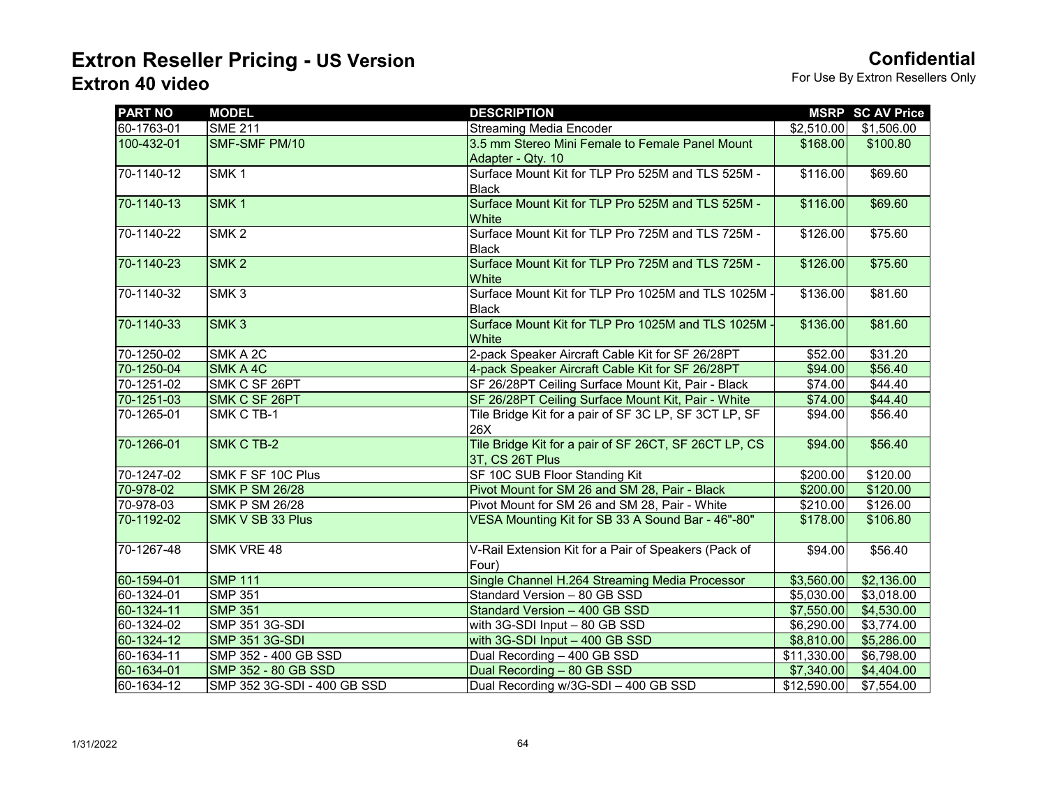# Extron Reseller Pricing - US Version

## Extron 40 video

**Confidential**

For Use By Extron Resellers Only

| PART NO | MODEL | DESCRIPTION | MSRP | SC AV Price |
|---|---|---|---|---|
| 60-1763-01 | SME 211 | Streaming Media Encoder | $2,510.00 | $1,506.00 |
| 100-432-01 | SMF-SMF PM/10 | 3.5 mm Stereo Mini Female to Female Panel Mount Adapter - Qty. 10 | $168.00 | $100.80 |
| 70-1140-12 | SMK 1 | Surface Mount Kit for TLP Pro 525M and TLS 525M - Black | $116.00 | $69.60 |
| 70-1140-13 | SMK 1 | Surface Mount Kit for TLP Pro 525M and TLS 525M - White | $116.00 | $69.60 |
| 70-1140-22 | SMK 2 | Surface Mount Kit for TLP Pro 725M and TLS 725M - Black | $126.00 | $75.60 |
| 70-1140-23 | SMK 2 | Surface Mount Kit for TLP Pro 725M and TLS 725M - White | $126.00 | $75.60 |
| 70-1140-32 | SMK 3 | Surface Mount Kit for TLP Pro 1025M and TLS 1025M - Black | $136.00 | $81.60 |
| 70-1140-33 | SMK 3 | Surface Mount Kit for TLP Pro 1025M and TLS 1025M - White | $136.00 | $81.60 |
| 70-1250-02 | SMK A 2C | 2-pack Speaker Aircraft Cable Kit for SF 26/28PT | $52.00 | $31.20 |
| 70-1250-04 | SMK A 4C | 4-pack Speaker Aircraft Cable Kit for SF 26/28PT | $94.00 | $56.40 |
| 70-1251-02 | SMK C SF 26PT | SF 26/28PT Ceiling Surface Mount Kit, Pair - Black | $74.00 | $44.40 |
| 70-1251-03 | SMK C SF 26PT | SF 26/28PT Ceiling Surface Mount Kit, Pair - White | $74.00 | $44.40 |
| 70-1265-01 | SMK C TB-1 | Tile Bridge Kit for a pair of SF 3C LP, SF 3CT LP, SF 26X | $94.00 | $56.40 |
| 70-1266-01 | SMK C TB-2 | Tile Bridge Kit for a pair of SF 26CT, SF 26CT LP, CS 3T, CS 26T Plus | $94.00 | $56.40 |
| 70-1247-02 | SMK F SF 10C Plus | SF 10C SUB Floor Standing Kit | $200.00 | $120.00 |
| 70-978-02 | SMK P SM 26/28 | Pivot Mount for SM 26 and SM 28, Pair - Black | $200.00 | $120.00 |
| 70-978-03 | SMK P SM 26/28 | Pivot Mount for SM 26 and SM 28, Pair - White | $210.00 | $126.00 |
| 70-1192-02 | SMK V SB 33 Plus | VESA Mounting Kit for SB 33 A Sound Bar - 46"-80" | $178.00 | $106.80 |
| 70-1267-48 | SMK VRE 48 | V-Rail Extension Kit for a Pair of Speakers (Pack of Four) | $94.00 | $56.40 |
| 60-1594-01 | SMP 111 | Single Channel H.264 Streaming Media Processor | $3,560.00 | $2,136.00 |
| 60-1324-01 | SMP 351 | Standard Version – 80 GB SSD | $5,030.00 | $3,018.00 |
| 60-1324-11 | SMP 351 | Standard Version – 400 GB SSD | $7,550.00 | $4,530.00 |
| 60-1324-02 | SMP 351 3G-SDI | with 3G-SDI Input – 80 GB SSD | $6,290.00 | $3,774.00 |
| 60-1324-12 | SMP 351 3G-SDI | with 3G-SDI Input – 400 GB SSD | $8,810.00 | $5,286.00 |
| 60-1634-11 | SMP 352 - 400 GB SSD | Dual Recording – 400 GB SSD | $11,330.00 | $6,798.00 |
| 60-1634-01 | SMP 352 - 80 GB SSD | Dual Recording – 80 GB SSD | $7,340.00 | $4,404.00 |
| 60-1634-12 | SMP 352 3G-SDI - 400 GB SSD | Dual Recording w/3G-SDI – 400 GB SSD | $12,590.00 | $7,554.00 |

1/31/2022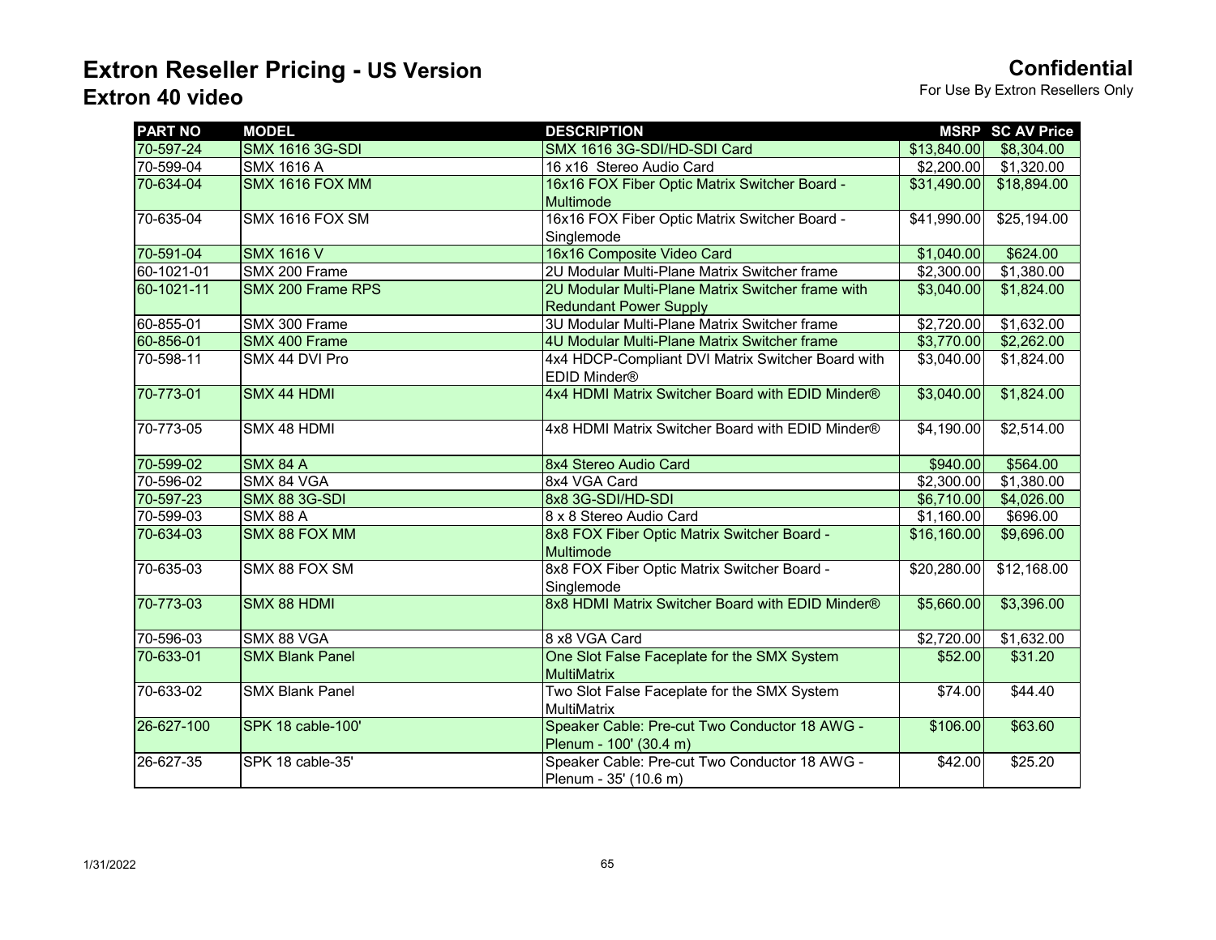# Extron Reseller Pricing - US Version

## Extron 40 video

**Confidential**

For Use By Extron Resellers Only

| PART NO | MODEL | DESCRIPTION | MSRP | SC AV Price |
|---|---|---|---|---|
| 70-597-24 | SMX 1616 3G-SDI | SMX 1616 3G-SDI/HD-SDI Card | $13,840.00 | $8,304.00 |
| 70-599-04 | SMX 1616 A | 16 x16 Stereo Audio Card | $2,200.00 | $1,320.00 |
| 70-634-04 | SMX 1616 FOX MM | 16x16 FOX Fiber Optic Matrix Switcher Board - Multimode | $31,490.00 | $18,894.00 |
| 70-635-04 | SMX 1616 FOX SM | 16x16 FOX Fiber Optic Matrix Switcher Board - Singlemode | $41,990.00 | $25,194.00 |
| 70-591-04 | SMX 1616 V | 16x16 Composite Video Card | $1,040.00 | $624.00 |
| 60-1021-01 | SMX 200 Frame | 2U Modular Multi-Plane Matrix Switcher frame | $2,300.00 | $1,380.00 |
| 60-1021-11 | SMX 200 Frame RPS | 2U Modular Multi-Plane Matrix Switcher frame with Redundant Power Supply | $3,040.00 | $1,824.00 |
| 60-855-01 | SMX 300 Frame | 3U Modular Multi-Plane Matrix Switcher frame | $2,720.00 | $1,632.00 |
| 60-856-01 | SMX 400 Frame | 4U Modular Multi-Plane Matrix Switcher frame | $3,770.00 | $2,262.00 |
| 70-598-11 | SMX 44 DVI Pro | 4x4 HDCP-Compliant DVI Matrix Switcher Board with EDID Minder® | $3,040.00 | $1,824.00 |
| 70-773-01 | SMX 44 HDMI | 4x4 HDMI Matrix Switcher Board with EDID Minder® | $3,040.00 | $1,824.00 |
| 70-773-05 | SMX 48 HDMI | 4x8 HDMI Matrix Switcher Board with EDID Minder® | $4,190.00 | $2,514.00 |
| 70-599-02 | SMX 84 A | 8x4 Stereo Audio Card | $940.00 | $564.00 |
| 70-596-02 | SMX 84 VGA | 8x4 VGA Card | $2,300.00 | $1,380.00 |
| 70-597-23 | SMX 88 3G-SDI | 8x8 3G-SDI/HD-SDI | $6,710.00 | $4,026.00 |
| 70-599-03 | SMX 88 A | 8 x 8 Stereo Audio Card | $1,160.00 | $696.00 |
| 70-634-03 | SMX 88 FOX MM | 8x8 FOX Fiber Optic Matrix Switcher Board - Multimode | $16,160.00 | $9,696.00 |
| 70-635-03 | SMX 88 FOX SM | 8x8 FOX Fiber Optic Matrix Switcher Board - Singlemode | $20,280.00 | $12,168.00 |
| 70-773-03 | SMX 88 HDMI | 8x8 HDMI Matrix Switcher Board with EDID Minder® | $5,660.00 | $3,396.00 |
| 70-596-03 | SMX 88 VGA | 8 x8 VGA Card | $2,720.00 | $1,632.00 |
| 70-633-01 | SMX Blank Panel | One Slot False Faceplate for the SMX System MultiMatrix | $52.00 | $31.20 |
| 70-633-02 | SMX Blank Panel | Two Slot False Faceplate for the SMX System MultiMatrix | $74.00 | $44.40 |
| 26-627-100 | SPK 18 cable-100' | Speaker Cable: Pre-cut Two Conductor 18 AWG - Plenum - 100' (30.4 m) | $106.00 | $63.60 |
| 26-627-35 | SPK 18 cable-35' | Speaker Cable: Pre-cut Two Conductor 18 AWG - Plenum - 35' (10.6 m) | $42.00 | $25.20 |

1/31/2022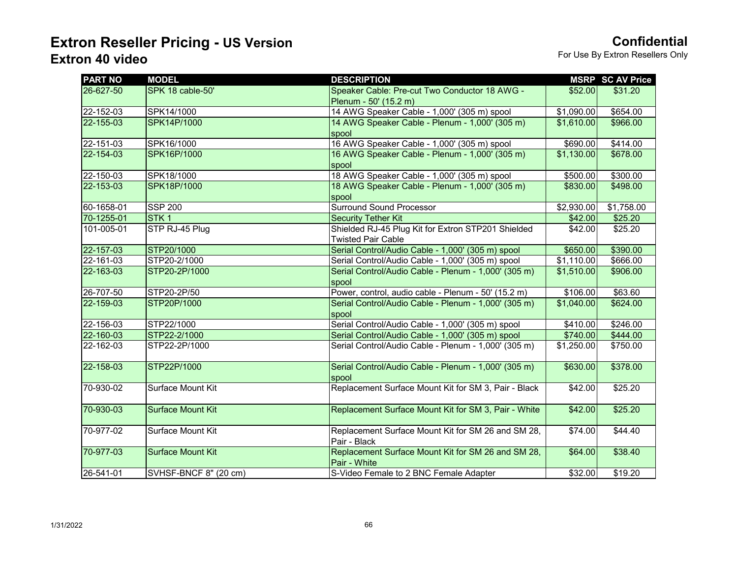# Extron Reseller Pricing - US Version

## Extron 40 video

**Confidential**

For Use By Extron Resellers Only

| PART NO | MODEL | DESCRIPTION | MSRP | SC AV Price |
|---|---|---|---|---|
| 26-627-50 | SPK 18 cable-50' | Speaker Cable: Pre-cut Two Conductor 18 AWG - Plenum - 50' (15.2 m) | $52.00 | $31.20 |
| 22-152-03 | SPK14/1000 | 14 AWG Speaker Cable - 1,000' (305 m) spool | $1,090.00 | $654.00 |
| 22-155-03 | SPK14P/1000 | 14 AWG Speaker Cable - Plenum - 1,000' (305 m) spool | $1,610.00 | $966.00 |
| 22-151-03 | SPK16/1000 | 16 AWG Speaker Cable - 1,000' (305 m) spool | $690.00 | $414.00 |
| 22-154-03 | SPK16P/1000 | 16 AWG Speaker Cable - Plenum - 1,000' (305 m) spool | $1,130.00 | $678.00 |
| 22-150-03 | SPK18/1000 | 18 AWG Speaker Cable - 1,000' (305 m) spool | $500.00 | $300.00 |
| 22-153-03 | SPK18P/1000 | 18 AWG Speaker Cable - Plenum - 1,000' (305 m) spool | $830.00 | $498.00 |
| 60-1658-01 | SSP 200 | Surround Sound Processor | $2,930.00 | $1,758.00 |
| 70-1255-01 | STK 1 | Security Tether Kit | $42.00 | $25.20 |
| 101-005-01 | STP RJ-45 Plug | Shielded RJ-45 Plug Kit for Extron STP201 Shielded Twisted Pair Cable | $42.00 | $25.20 |
| 22-157-03 | STP20/1000 | Serial Control/Audio Cable - 1,000' (305 m) spool | $650.00 | $390.00 |
| 22-161-03 | STP20-2/1000 | Serial Control/Audio Cable - 1,000' (305 m) spool | $1,110.00 | $666.00 |
| 22-163-03 | STP20-2P/1000 | Serial Control/Audio Cable - Plenum - 1,000' (305 m) spool | $1,510.00 | $906.00 |
| 26-707-50 | STP20-2P/50 | Power, control, audio cable - Plenum - 50' (15.2 m) | $106.00 | $63.60 |
| 22-159-03 | STP20P/1000 | Serial Control/Audio Cable - Plenum - 1,000' (305 m) spool | $1,040.00 | $624.00 |
| 22-156-03 | STP22/1000 | Serial Control/Audio Cable - 1,000' (305 m) spool | $410.00 | $246.00 |
| 22-160-03 | STP22-2/1000 | Serial Control/Audio Cable - 1,000' (305 m) spool | $740.00 | $444.00 |
| 22-162-03 | STP22-2P/1000 | Serial Control/Audio Cable - Plenum - 1,000' (305 m) | $1,250.00 | $750.00 |
| 22-158-03 | STP22P/1000 | Serial Control/Audio Cable - Plenum - 1,000' (305 m) spool | $630.00 | $378.00 |
| 70-930-02 | Surface Mount Kit | Replacement Surface Mount Kit for SM 3, Pair - Black | $42.00 | $25.20 |
| 70-930-03 | Surface Mount Kit | Replacement Surface Mount Kit for SM 3, Pair - White | $42.00 | $25.20 |
| 70-977-02 | Surface Mount Kit | Replacement Surface Mount Kit for SM 26 and SM 28, Pair - Black | $74.00 | $44.40 |
| 70-977-03 | Surface Mount Kit | Replacement Surface Mount Kit for SM 26 and SM 28, Pair - White | $64.00 | $38.40 |
| 26-541-01 | SVHSF-BNCF 8" (20 cm) | S-Video Female to 2 BNC Female Adapter | $32.00 | $19.20 |

1/31/2022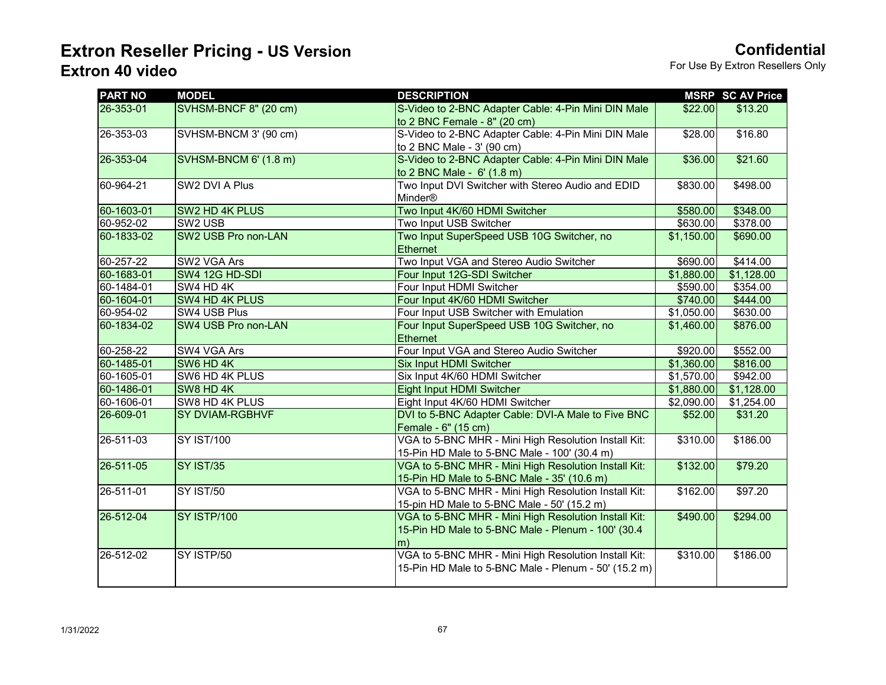# Extron Reseller Pricing - US Version

## Extron 40 video

**Confidential**

For Use By Extron Resellers Only

| PART NO | MODEL | DESCRIPTION | MSRP | SC AV Price |
|---|---|---|---|---|
| 26-353-01 | SVHSM-BNCF 8" (20 cm) | S-Video to 2-BNC Adapter Cable: 4-Pin Mini DIN Male to 2 BNC Female - 8" (20 cm) | $22.00 | $13.20 |
| 26-353-03 | SVHSM-BNCM 3' (90 cm) | S-Video to 2-BNC Adapter Cable: 4-Pin Mini DIN Male to 2 BNC Male - 3' (90 cm) | $28.00 | $16.80 |
| 26-353-04 | SVHSM-BNCM 6' (1.8 m) | S-Video to 2-BNC Adapter Cable: 4-Pin Mini DIN Male to 2 BNC Male - 6' (1.8 m) | $36.00 | $21.60 |
| 60-964-21 | SW2 DVI A Plus | Two Input DVI Switcher with Stereo Audio and EDID Minder® | $830.00 | $498.00 |
| 60-1603-01 | SW2 HD 4K PLUS | Two Input 4K/60 HDMI Switcher | $580.00 | $348.00 |
| 60-952-02 | SW2 USB | Two Input USB Switcher | $630.00 | $378.00 |
| 60-1833-02 | SW2 USB Pro non-LAN | Two Input SuperSpeed USB 10G Switcher, no Ethernet | $1,150.00 | $690.00 |
| 60-257-22 | SW2 VGA Ars | Two Input VGA and Stereo Audio Switcher | $690.00 | $414.00 |
| 60-1683-01 | SW4 12G HD-SDI | Four Input 12G-SDI Switcher | $1,880.00 | $1,128.00 |
| 60-1484-01 | SW4 HD 4K | Four Input HDMI Switcher | $590.00 | $354.00 |
| 60-1604-01 | SW4 HD 4K PLUS | Four Input 4K/60 HDMI Switcher | $740.00 | $444.00 |
| 60-954-02 | SW4 USB Plus | Four Input USB Switcher with Emulation | $1,050.00 | $630.00 |
| 60-1834-02 | SW4 USB Pro non-LAN | Four Input SuperSpeed USB 10G Switcher, no Ethernet | $1,460.00 | $876.00 |
| 60-258-22 | SW4 VGA Ars | Four Input VGA and Stereo Audio Switcher | $920.00 | $552.00 |
| 60-1485-01 | SW6 HD 4K | Six Input HDMI Switcher | $1,360.00 | $816.00 |
| 60-1605-01 | SW6 HD 4K PLUS | Six Input 4K/60 HDMI Switcher | $1,570.00 | $942.00 |
| 60-1486-01 | SW8 HD 4K | Eight Input HDMI Switcher | $1,880.00 | $1,128.00 |
| 60-1606-01 | SW8 HD 4K PLUS | Eight Input 4K/60 HDMI Switcher | $2,090.00 | $1,254.00 |
| 26-609-01 | SY DVIAM-RGBHVF | DVI to 5-BNC Adapter Cable: DVI-A Male to Five BNC Female - 6" (15 cm) | $52.00 | $31.20 |
| 26-511-03 | SY IST/100 | VGA to 5-BNC MHR - Mini High Resolution Install Kit: 15-Pin HD Male to 5-BNC Male - 100' (30.4 m) | $310.00 | $186.00 |
| 26-511-05 | SY IST/35 | VGA to 5-BNC MHR - Mini High Resolution Install Kit: 15-Pin HD Male to 5-BNC Male - 35' (10.6 m) | $132.00 | $79.20 |
| 26-511-01 | SY IST/50 | VGA to 5-BNC MHR - Mini High Resolution Install Kit: 15-pin HD Male to 5-BNC Male - 50' (15.2 m) | $162.00 | $97.20 |
| 26-512-04 | SY ISTP/100 | VGA to 5-BNC MHR - Mini High Resolution Install Kit: 15-Pin HD Male to 5-BNC Male - Plenum - 100' (30.4 m) | $490.00 | $294.00 |
| 26-512-02 | SY ISTP/50 | VGA to 5-BNC MHR - Mini High Resolution Install Kit: 15-Pin HD Male to 5-BNC Male - Plenum - 50' (15.2 m) | $310.00 | $186.00 |

1/31/2022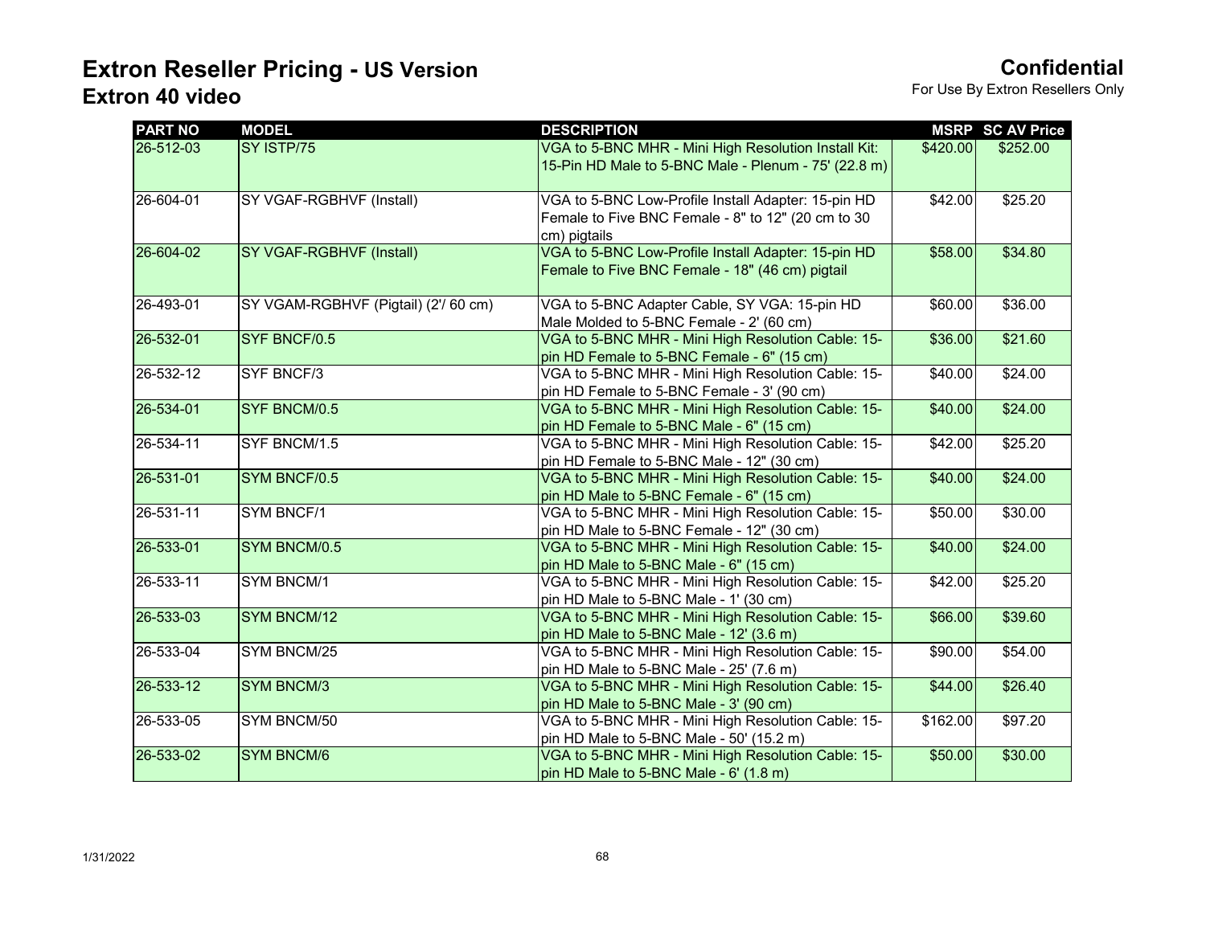# Extron Reseller Pricing - US Version

## Extron 40 video

**Confidential**
For Use By Extron Resellers Only

| PART NO | MODEL | DESCRIPTION | MSRP | SC AV Price |
|---|---|---|---|---|
| 26-512-03 | SY ISTP/75 | VGA to 5-BNC MHR - Mini High Resolution Install Kit: 15-Pin HD Male to 5-BNC Male - Plenum - 75' (22.8 m) | $420.00 | $252.00 |
| 26-604-01 | SY VGAF-RGBHVF (Install) | VGA to 5-BNC Low-Profile Install Adapter: 15-pin HD Female to Five BNC Female - 8" to 12" (20 cm to 30 cm) pigtails | $42.00 | $25.20 |
| 26-604-02 | SY VGAF-RGBHVF (Install) | VGA to 5-BNC Low-Profile Install Adapter: 15-pin HD Female to Five BNC Female - 18" (46 cm) pigtail | $58.00 | $34.80 |
| 26-493-01 | SY VGAM-RGBHVF (Pigtail) (2'/ 60 cm) | VGA to 5-BNC Adapter Cable, SY VGA: 15-pin HD Male Molded to 5-BNC Female - 2' (60 cm) | $60.00 | $36.00 |
| 26-532-01 | SYF BNCF/0.5 | VGA to 5-BNC MHR - Mini High Resolution Cable: 15-pin HD Female to 5-BNC Female - 6" (15 cm) | $36.00 | $21.60 |
| 26-532-12 | SYF BNCF/3 | VGA to 5-BNC MHR - Mini High Resolution Cable: 15-pin HD Female to 5-BNC Female - 3' (90 cm) | $40.00 | $24.00 |
| 26-534-01 | SYF BNCM/0.5 | VGA to 5-BNC MHR - Mini High Resolution Cable: 15-pin HD Female to 5-BNC Male - 6" (15 cm) | $40.00 | $24.00 |
| 26-534-11 | SYF BNCM/1.5 | VGA to 5-BNC MHR - Mini High Resolution Cable: 15-pin HD Female to 5-BNC Male - 12" (30 cm) | $42.00 | $25.20 |
| 26-531-01 | SYM BNCF/0.5 | VGA to 5-BNC MHR - Mini High Resolution Cable: 15-pin HD Male to 5-BNC Female - 6" (15 cm) | $40.00 | $24.00 |
| 26-531-11 | SYM BNCF/1 | VGA to 5-BNC MHR - Mini High Resolution Cable: 15-pin HD Male to 5-BNC Female - 12" (30 cm) | $50.00 | $30.00 |
| 26-533-01 | SYM BNCM/0.5 | VGA to 5-BNC MHR - Mini High Resolution Cable: 15-pin HD Male to 5-BNC Male - 6" (15 cm) | $40.00 | $24.00 |
| 26-533-11 | SYM BNCM/1 | VGA to 5-BNC MHR - Mini High Resolution Cable: 15-pin HD Male to 5-BNC Male - 1' (30 cm) | $42.00 | $25.20 |
| 26-533-03 | SYM BNCM/12 | VGA to 5-BNC MHR - Mini High Resolution Cable: 15-pin HD Male to 5-BNC Male - 12' (3.6 m) | $66.00 | $39.60 |
| 26-533-04 | SYM BNCM/25 | VGA to 5-BNC MHR - Mini High Resolution Cable: 15-pin HD Male to 5-BNC Male - 25' (7.6 m) | $90.00 | $54.00 |
| 26-533-12 | SYM BNCM/3 | VGA to 5-BNC MHR - Mini High Resolution Cable: 15-pin HD Male to 5-BNC Male - 3' (90 cm) | $44.00 | $26.40 |
| 26-533-05 | SYM BNCM/50 | VGA to 5-BNC MHR - Mini High Resolution Cable: 15-pin HD Male to 5-BNC Male - 50' (15.2 m) | $162.00 | $97.20 |
| 26-533-02 | SYM BNCM/6 | VGA to 5-BNC MHR - Mini High Resolution Cable: 15-pin HD Male to 5-BNC Male - 6' (1.8 m) | $50.00 | $30.00 |

1/31/2022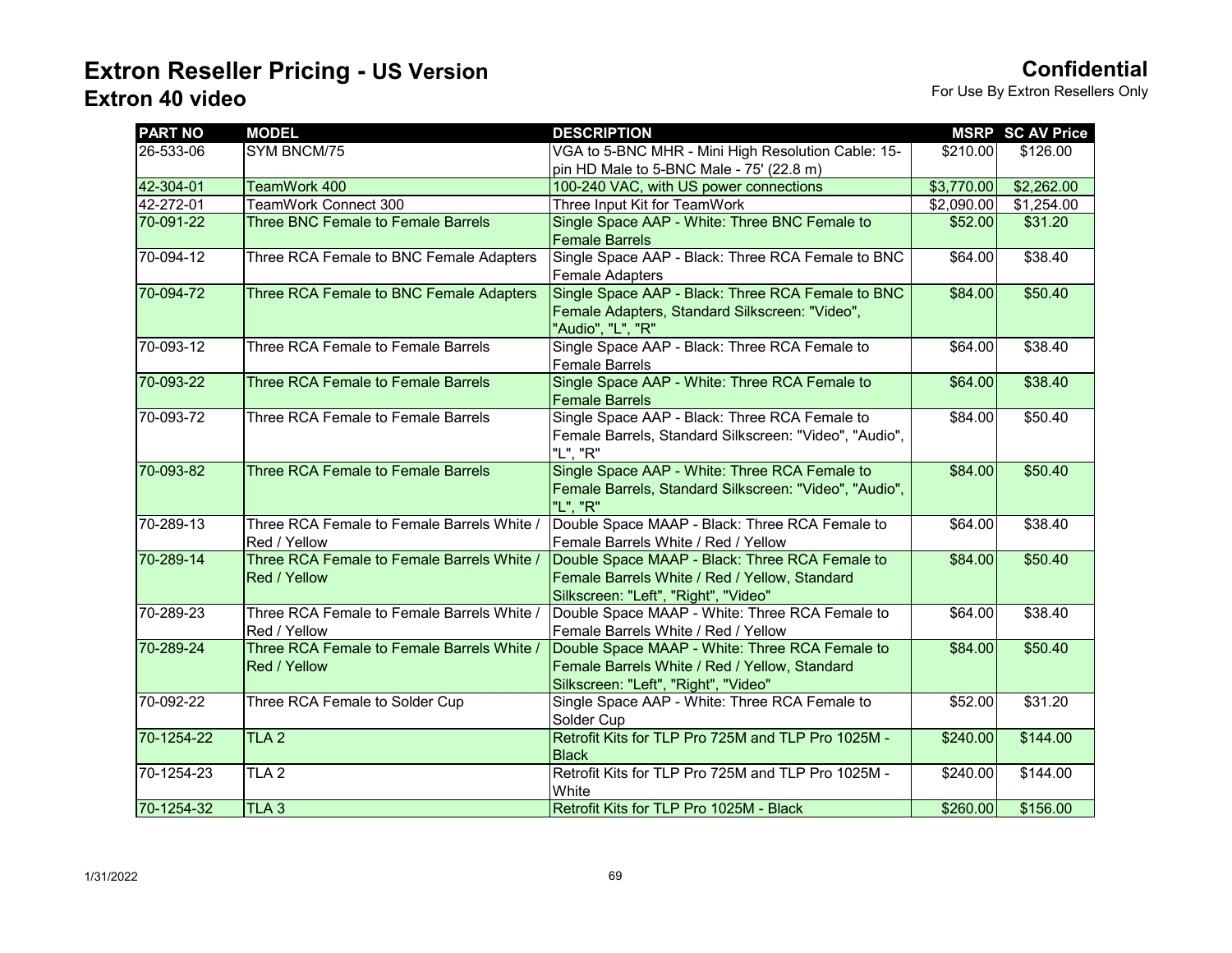# Extron Reseller Pricing - US Version

## Extron 40 video

**Confidential**

For Use By Extron Resellers Only

| PART NO | MODEL | DESCRIPTION | MSRP | SC AV Price |
|---|---|---|---|---|
| 26-533-06 | SYM BNCM/75 | VGA to 5-BNC MHR - Mini High Resolution Cable: 15-pin HD Male to 5-BNC Male - 75' (22.8 m) | $210.00 | $126.00 |
| 42-304-01 | TeamWork 400 | 100-240 VAC, with US power connections | $3,770.00 | $2,262.00 |
| 42-272-01 | TeamWork Connect 300 | Three Input Kit for TeamWork | $2,090.00 | $1,254.00 |
| 70-091-22 | Three BNC Female to Female Barrels | Single Space AAP - White: Three BNC Female to Female Barrels | $52.00 | $31.20 |
| 70-094-12 | Three RCA Female to BNC Female Adapters | Single Space AAP - Black: Three RCA Female to BNC Female Adapters | $64.00 | $38.40 |
| 70-094-72 | Three RCA Female to BNC Female Adapters | Single Space AAP - Black: Three RCA Female to BNC Female Adapters, Standard Silkscreen: "Video", "Audio", "L", "R" | $84.00 | $50.40 |
| 70-093-12 | Three RCA Female to Female Barrels | Single Space AAP - Black: Three RCA Female to Female Barrels | $64.00 | $38.40 |
| 70-093-22 | Three RCA Female to Female Barrels | Single Space AAP - White: Three RCA Female to Female Barrels | $64.00 | $38.40 |
| 70-093-72 | Three RCA Female to Female Barrels | Single Space AAP - Black: Three RCA Female to Female Barrels, Standard Silkscreen: "Video", "Audio", "L", "R" | $84.00 | $50.40 |
| 70-093-82 | Three RCA Female to Female Barrels | Single Space AAP - White: Three RCA Female to Female Barrels, Standard Silkscreen: "Video", "Audio", "L", "R" | $84.00 | $50.40 |
| 70-289-13 | Three RCA Female to Female Barrels White / Red / Yellow | Double Space MAAP - Black: Three RCA Female to Female Barrels White / Red / Yellow | $64.00 | $38.40 |
| 70-289-14 | Three RCA Female to Female Barrels White / Red / Yellow | Double Space MAAP - Black: Three RCA Female to Female Barrels White / Red / Yellow, Standard Silkscreen: "Left", "Right", "Video" | $84.00 | $50.40 |
| 70-289-23 | Three RCA Female to Female Barrels White / Red / Yellow | Double Space MAAP - White: Three RCA Female to Female Barrels White / Red / Yellow | $64.00 | $38.40 |
| 70-289-24 | Three RCA Female to Female Barrels White / Red / Yellow | Double Space MAAP - White: Three RCA Female to Female Barrels White / Red / Yellow, Standard Silkscreen: "Left", "Right", "Video" | $84.00 | $50.40 |
| 70-092-22 | Three RCA Female to Solder Cup | Single Space AAP - White: Three RCA Female to Solder Cup | $52.00 | $31.20 |
| 70-1254-22 | TLA 2 | Retrofit Kits for TLP Pro 725M and TLP Pro 1025M - Black | $240.00 | $144.00 |
| 70-1254-23 | TLA 2 | Retrofit Kits for TLP Pro 725M and TLP Pro 1025M - White | $240.00 | $144.00 |
| 70-1254-32 | TLA 3 | Retrofit Kits for TLP Pro 1025M - Black | $260.00 | $156.00 |

1/31/2022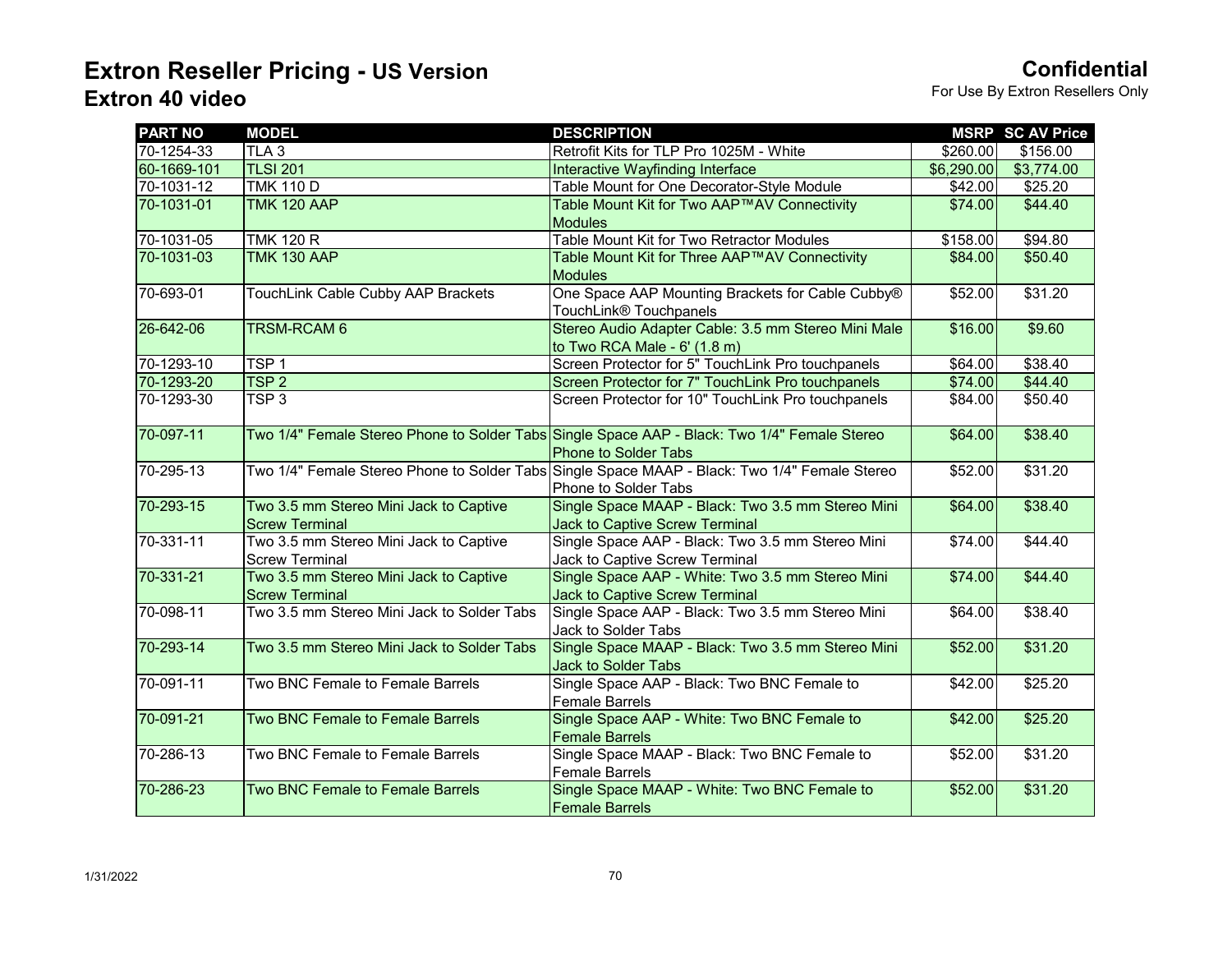# Extron Reseller Pricing - US Version
## Extron 40 video

**Confidential**
For Use By Extron Resellers Only

| PART NO | MODEL | DESCRIPTION | MSRP | SC AV Price |
|---|---|---|---|---|
| 70-1254-33 | TLA 3 | Retrofit Kits for TLP Pro 1025M - White | $260.00 | $156.00 |
| 60-1669-101 | TLSI 201 | Interactive Wayfinding Interface | $6,290.00 | $3,774.00 |
| 70-1031-12 | TMK 110 D | Table Mount for One Decorator-Style Module | $42.00 | $25.20 |
| 70-1031-01 | TMK 120 AAP | Table Mount Kit for Two AAP™AV Connectivity Modules | $74.00 | $44.40 |
| 70-1031-05 | TMK 120 R | Table Mount Kit for Two Retractor Modules | $158.00 | $94.80 |
| 70-1031-03 | TMK 130 AAP | Table Mount Kit for Three AAP™AV Connectivity Modules | $84.00 | $50.40 |
| 70-693-01 | TouchLink Cable Cubby AAP Brackets | One Space AAP Mounting Brackets for Cable Cubby® TouchLink® Touchpanels | $52.00 | $31.20 |
| 26-642-06 | TRSM-RCAM 6 | Stereo Audio Adapter Cable: 3.5 mm Stereo Mini Male to Two RCA Male - 6' (1.8 m) | $16.00 | $9.60 |
| 70-1293-10 | TSP 1 | Screen Protector for 5" TouchLink Pro touchpanels | $64.00 | $38.40 |
| 70-1293-20 | TSP 2 | Screen Protector for 7" TouchLink Pro touchpanels | $74.00 | $44.40 |
| 70-1293-30 | TSP 3 | Screen Protector for 10" TouchLink Pro touchpanels | $84.00 | $50.40 |
| 70-097-11 | Two 1/4" Female Stereo Phone to Solder Tabs | Single Space AAP - Black: Two 1/4" Female Stereo Phone to Solder Tabs | $64.00 | $38.40 |
| 70-295-13 | Two 1/4" Female Stereo Phone to Solder Tabs | Single Space MAAP - Black: Two 1/4" Female Stereo Phone to Solder Tabs | $52.00 | $31.20 |
| 70-293-15 | Two 3.5 mm Stereo Mini Jack to Captive Screw Terminal | Single Space MAAP - Black: Two 3.5 mm Stereo Mini Jack to Captive Screw Terminal | $64.00 | $38.40 |
| 70-331-11 | Two 3.5 mm Stereo Mini Jack to Captive Screw Terminal | Single Space AAP - Black: Two 3.5 mm Stereo Mini Jack to Captive Screw Terminal | $74.00 | $44.40 |
| 70-331-21 | Two 3.5 mm Stereo Mini Jack to Captive Screw Terminal | Single Space AAP - White: Two 3.5 mm Stereo Mini Jack to Captive Screw Terminal | $74.00 | $44.40 |
| 70-098-11 | Two 3.5 mm Stereo Mini Jack to Solder Tabs | Single Space AAP - Black: Two 3.5 mm Stereo Mini Jack to Solder Tabs | $64.00 | $38.40 |
| 70-293-14 | Two 3.5 mm Stereo Mini Jack to Solder Tabs | Single Space MAAP - Black: Two 3.5 mm Stereo Mini Jack to Solder Tabs | $52.00 | $31.20 |
| 70-091-11 | Two BNC Female to Female Barrels | Single Space AAP - Black: Two BNC Female to Female Barrels | $42.00 | $25.20 |
| 70-091-21 | Two BNC Female to Female Barrels | Single Space AAP - White: Two BNC Female to Female Barrels | $42.00 | $25.20 |
| 70-286-13 | Two BNC Female to Female Barrels | Single Space MAAP - Black: Two BNC Female to Female Barrels | $52.00 | $31.20 |
| 70-286-23 | Two BNC Female to Female Barrels | Single Space MAAP - White: Two BNC Female to Female Barrels | $52.00 | $31.20 |

1/31/2022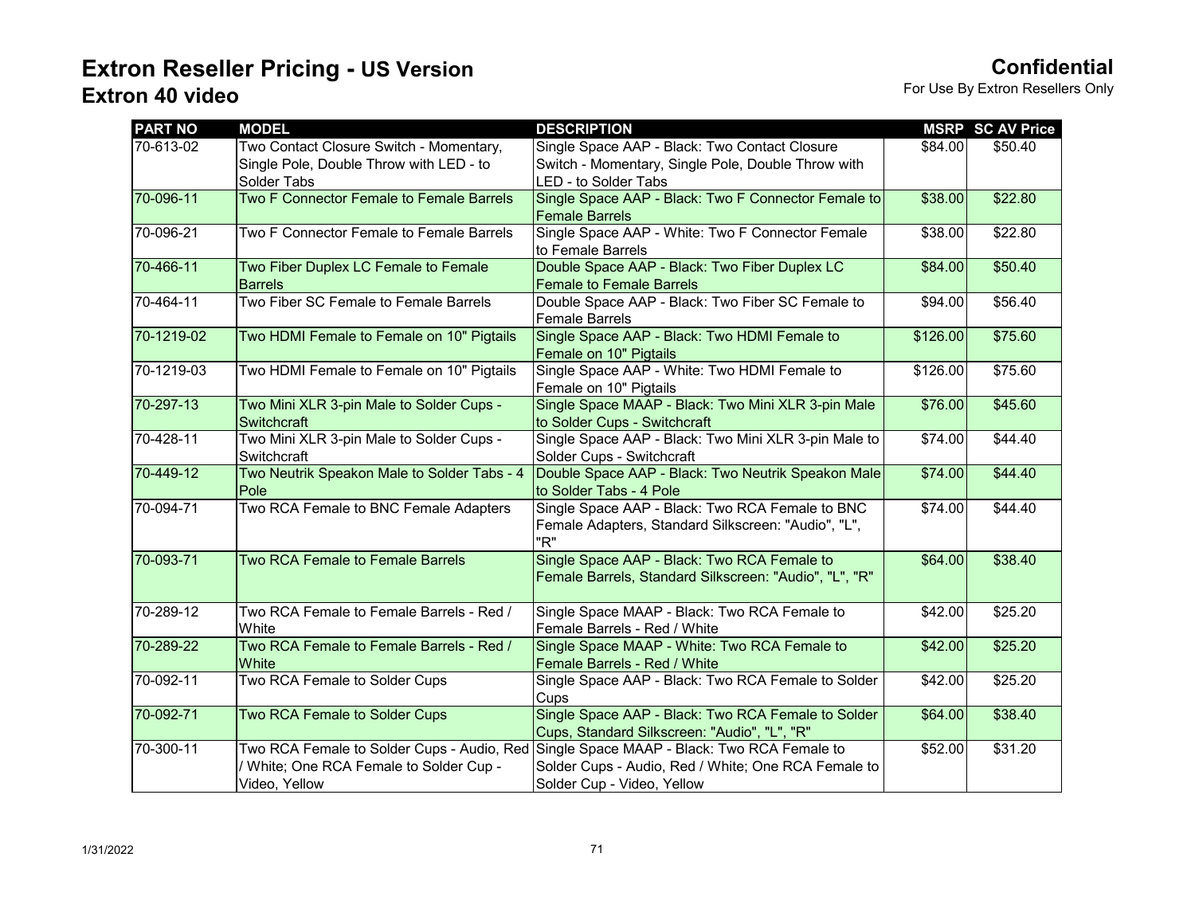# Extron Reseller Pricing - US Version

## Extron 40 video

**Confidential**
For Use By Extron Resellers Only

| PART NO | MODEL | DESCRIPTION | MSRP | SC AV Price |
|---|---|---|---|---|
| 70-613-02 | Two Contact Closure Switch - Momentary, Single Pole, Double Throw with LED - to Solder Tabs | Single Space AAP - Black: Two Contact Closure Switch - Momentary, Single Pole, Double Throw with LED - to Solder Tabs | $84.00 | $50.40 |
| 70-096-11 | Two F Connector Female to Female Barrels | Single Space AAP - Black: Two F Connector Female to Female Barrels | $38.00 | $22.80 |
| 70-096-21 | Two F Connector Female to Female Barrels | Single Space AAP - White: Two F Connector Female to Female Barrels | $38.00 | $22.80 |
| 70-466-11 | Two Fiber Duplex LC Female to Female Barrels | Double Space AAP - Black: Two Fiber Duplex LC Female to Female Barrels | $84.00 | $50.40 |
| 70-464-11 | Two Fiber SC Female to Female Barrels | Double Space AAP - Black: Two Fiber SC Female to Female Barrels | $94.00 | $56.40 |
| 70-1219-02 | Two HDMI Female to Female on 10" Pigtails | Single Space AAP - Black: Two HDMI Female to Female on 10" Pigtails | $126.00 | $75.60 |
| 70-1219-03 | Two HDMI Female to Female on 10" Pigtails | Single Space AAP - White: Two HDMI Female to Female on 10" Pigtails | $126.00 | $75.60 |
| 70-297-13 | Two Mini XLR 3-pin Male to Solder Cups - Switchcraft | Single Space MAAP - Black: Two Mini XLR 3-pin Male to Solder Cups - Switchcraft | $76.00 | $45.60 |
| 70-428-11 | Two Mini XLR 3-pin Male to Solder Cups - Switchcraft | Single Space AAP - Black: Two Mini XLR 3-pin Male to Solder Cups - Switchcraft | $74.00 | $44.40 |
| 70-449-12 | Two Neutrik Speakon Male to Solder Tabs - 4 Pole | Double Space AAP - Black: Two Neutrik Speakon Male to Solder Tabs - 4 Pole | $74.00 | $44.40 |
| 70-094-71 | Two RCA Female to BNC Female Adapters | Single Space AAP - Black: Two RCA Female to BNC Female Adapters, Standard Silkscreen: "Audio", "L", "R" | $74.00 | $44.40 |
| 70-093-71 | Two RCA Female to Female Barrels | Single Space AAP - Black: Two RCA Female to Female Barrels, Standard Silkscreen: "Audio", "L", "R" | $64.00 | $38.40 |
| 70-289-12 | Two RCA Female to Female Barrels - Red / White | Single Space MAAP - Black: Two RCA Female to Female Barrels - Red / White | $42.00 | $25.20 |
| 70-289-22 | Two RCA Female to Female Barrels - Red / White | Single Space MAAP - White: Two RCA Female to Female Barrels - Red / White | $42.00 | $25.20 |
| 70-092-11 | Two RCA Female to Solder Cups | Single Space AAP - Black: Two RCA Female to Solder Cups | $42.00 | $25.20 |
| 70-092-71 | Two RCA Female to Solder Cups | Single Space AAP - Black: Two RCA Female to Solder Cups, Standard Silkscreen: "Audio", "L", "R" | $64.00 | $38.40 |
| 70-300-11 | Two RCA Female to Solder Cups - Audio, Red / White; One RCA Female to Solder Cup - Video, Yellow | Single Space MAAP - Black: Two RCA Female to Solder Cups - Audio, Red / White; One RCA Female to Solder Cup - Video, Yellow | $52.00 | $31.20 |

1/31/2022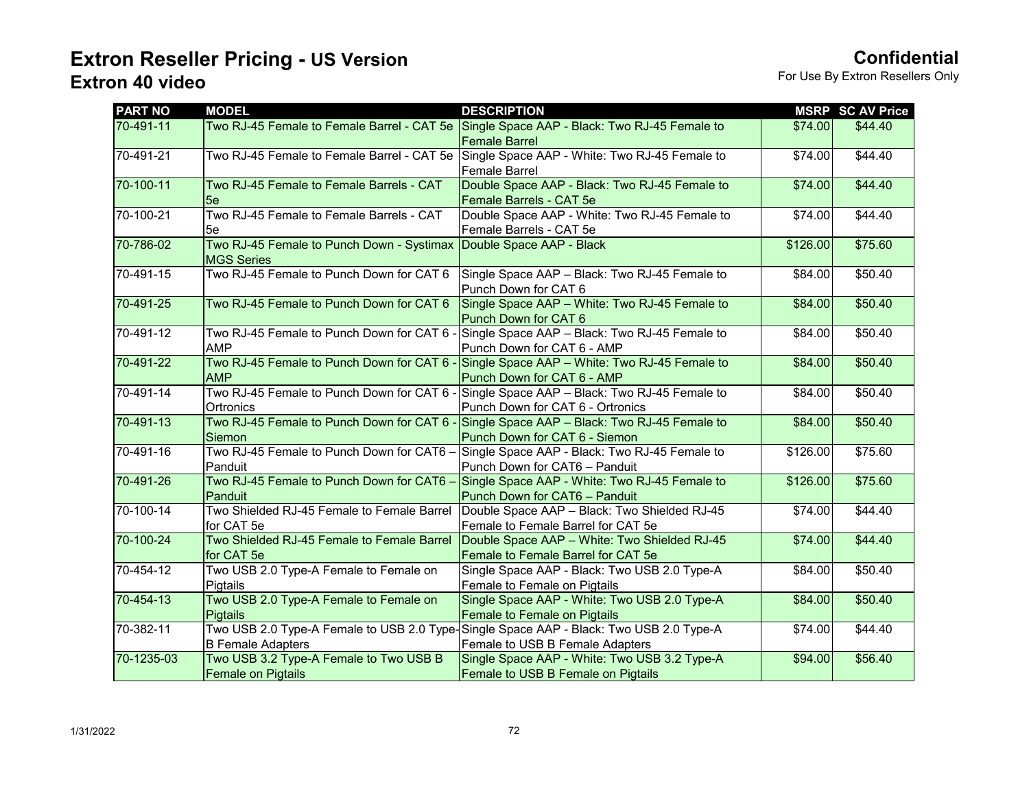# Extron Reseller Pricing - US Version

## Extron 40 video

**Confidential**
For Use By Extron Resellers Only

| PART NO | MODEL | DESCRIPTION | MSRP | SC AV Price |
|---|---|---|---|---|
| 70-491-11 | Two RJ-45 Female to Female Barrel - CAT 5e | Single Space AAP - Black: Two RJ-45 Female to Female Barrel | $74.00 | $44.40 |
| 70-491-21 | Two RJ-45 Female to Female Barrel - CAT 5e | Single Space AAP - White: Two RJ-45 Female to Female Barrel | $74.00 | $44.40 |
| 70-100-11 | Two RJ-45 Female to Female Barrels - CAT 5e | Double Space AAP - Black: Two RJ-45 Female to Female Barrels - CAT 5e | $74.00 | $44.40 |
| 70-100-21 | Two RJ-45 Female to Female Barrels - CAT 5e | Double Space AAP - White: Two RJ-45 Female to Female Barrels - CAT 5e | $74.00 | $44.40 |
| 70-786-02 | Two RJ-45 Female to Punch Down - Systimax MGS Series | Double Space AAP - Black | $126.00 | $75.60 |
| 70-491-15 | Two RJ-45 Female to Punch Down for CAT 6 | Single Space AAP – Black: Two RJ-45 Female to Punch Down for CAT 6 | $84.00 | $50.40 |
| 70-491-25 | Two RJ-45 Female to Punch Down for CAT 6 | Single Space AAP – White: Two RJ-45 Female to Punch Down for CAT 6 | $84.00 | $50.40 |
| 70-491-12 | Two RJ-45 Female to Punch Down for CAT 6 - AMP | Single Space AAP – Black: Two RJ-45 Female to Punch Down for CAT 6 - AMP | $84.00 | $50.40 |
| 70-491-22 | Two RJ-45 Female to Punch Down for CAT 6 - AMP | Single Space AAP – White: Two RJ-45 Female to Punch Down for CAT 6 - AMP | $84.00 | $50.40 |
| 70-491-14 | Two RJ-45 Female to Punch Down for CAT 6 - Ortronics | Single Space AAP – Black: Two RJ-45 Female to Punch Down for CAT 6 - Ortronics | $84.00 | $50.40 |
| 70-491-13 | Two RJ-45 Female to Punch Down for CAT 6 - Siemon | Single Space AAP – Black: Two RJ-45 Female to Punch Down for CAT 6 - Siemon | $84.00 | $50.40 |
| 70-491-16 | Two RJ-45 Female to Punch Down for CAT6 – Panduit | Single Space AAP - Black: Two RJ-45 Female to Punch Down for CAT6 – Panduit | $126.00 | $75.60 |
| 70-491-26 | Two RJ-45 Female to Punch Down for CAT6 – Panduit | Single Space AAP - White: Two RJ-45 Female to Punch Down for CAT6 – Panduit | $126.00 | $75.60 |
| 70-100-14 | Two Shielded RJ-45 Female to Female Barrel for CAT 5e | Double Space AAP – Black: Two Shielded RJ-45 Female to Female Barrel for CAT 5e | $74.00 | $44.40 |
| 70-100-24 | Two Shielded RJ-45 Female to Female Barrel for CAT 5e | Double Space AAP – White: Two Shielded RJ-45 Female to Female Barrel for CAT 5e | $74.00 | $44.40 |
| 70-454-12 | Two USB 2.0 Type-A Female to Female on Pigtails | Single Space AAP - Black: Two USB 2.0 Type-A Female to Female on Pigtails | $84.00 | $50.40 |
| 70-454-13 | Two USB 2.0 Type-A Female to Female on Pigtails | Single Space AAP - White: Two USB 2.0 Type-A Female to Female on Pigtails | $84.00 | $50.40 |
| 70-382-11 | Two USB 2.0 Type-A Female to USB 2.0 Type-B Female Adapters | Single Space AAP - Black: Two USB 2.0 Type-A Female to USB B Female Adapters | $74.00 | $44.40 |
| 70-1235-03 | Two USB 3.2 Type-A Female to Two USB B Female on Pigtails | Single Space AAP - White: Two USB 3.2 Type-A Female to USB B Female on Pigtails | $94.00 | $56.40 |

1/31/2022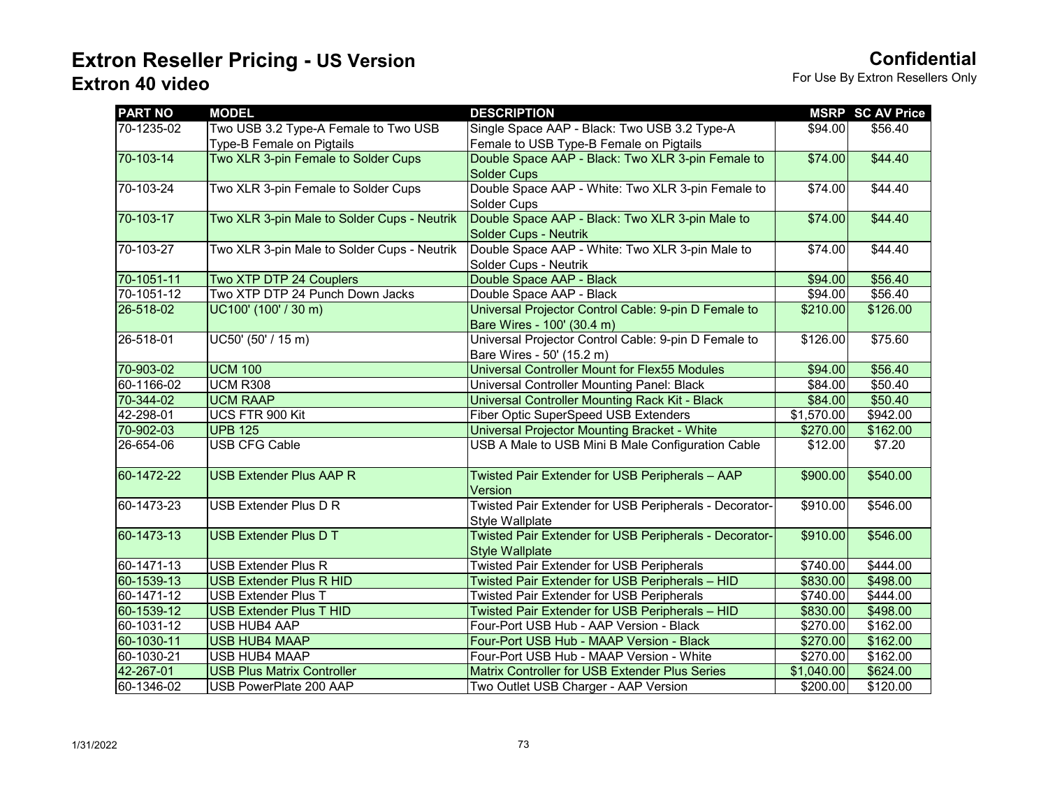# Extron Reseller Pricing - US Version

## Extron 40 video

**Confidential**

For Use By Extron Resellers Only

| PART NO | MODEL | DESCRIPTION | MSRP | SC AV Price |
|---|---|---|---|---|
| 70-1235-02 | Two USB 3.2 Type-A Female to Two USB Type-B Female on Pigtails | Single Space AAP - Black: Two USB 3.2 Type-A Female to USB Type-B Female on Pigtails | $94.00 | $56.40 |
| 70-103-14 | Two XLR 3-pin Female to Solder Cups | Double Space AAP - Black: Two XLR 3-pin Female to Solder Cups | $74.00 | $44.40 |
| 70-103-24 | Two XLR 3-pin Female to Solder Cups | Double Space AAP - White: Two XLR 3-pin Female to Solder Cups | $74.00 | $44.40 |
| 70-103-17 | Two XLR 3-pin Male to Solder Cups - Neutrik | Double Space AAP - Black: Two XLR 3-pin Male to Solder Cups - Neutrik | $74.00 | $44.40 |
| 70-103-27 | Two XLR 3-pin Male to Solder Cups - Neutrik | Double Space AAP - White: Two XLR 3-pin Male to Solder Cups - Neutrik | $74.00 | $44.40 |
| 70-1051-11 | Two XTP DTP 24 Couplers | Double Space AAP - Black | $94.00 | $56.40 |
| 70-1051-12 | Two XTP DTP 24 Punch Down Jacks | Double Space AAP - Black | $94.00 | $56.40 |
| 26-518-02 | UC100' (100' / 30 m) | Universal Projector Control Cable: 9-pin D Female to Bare Wires - 100' (30.4 m) | $210.00 | $126.00 |
| 26-518-01 | UC50' (50' / 15 m) | Universal Projector Control Cable: 9-pin D Female to Bare Wires - 50' (15.2 m) | $126.00 | $75.60 |
| 70-903-02 | UCM 100 | Universal Controller Mount for Flex55 Modules | $94.00 | $56.40 |
| 60-1166-02 | UCM R308 | Universal Controller Mounting Panel: Black | $84.00 | $50.40 |
| 70-344-02 | UCM RAAP | Universal Controller Mounting Rack Kit - Black | $84.00 | $50.40 |
| 42-298-01 | UCS FTR 900 Kit | Fiber Optic SuperSpeed USB Extenders | $1,570.00 | $942.00 |
| 70-902-03 | UPB 125 | Universal Projector Mounting Bracket - White | $270.00 | $162.00 |
| 26-654-06 | USB CFG Cable | USB A Male to USB Mini B Male Configuration Cable | $12.00 | $7.20 |
| 60-1472-22 | USB Extender Plus AAP R | Twisted Pair Extender for USB Peripherals – AAP Version | $900.00 | $540.00 |
| 60-1473-23 | USB Extender Plus D R | Twisted Pair Extender for USB Peripherals - Decorator-Style Wallplate | $910.00 | $546.00 |
| 60-1473-13 | USB Extender Plus D T | Twisted Pair Extender for USB Peripherals - Decorator-Style Wallplate | $910.00 | $546.00 |
| 60-1471-13 | USB Extender Plus R | Twisted Pair Extender for USB Peripherals | $740.00 | $444.00 |
| 60-1539-13 | USB Extender Plus R HID | Twisted Pair Extender for USB Peripherals – HID | $830.00 | $498.00 |
| 60-1471-12 | USB Extender Plus T | Twisted Pair Extender for USB Peripherals | $740.00 | $444.00 |
| 60-1539-12 | USB Extender Plus T HID | Twisted Pair Extender for USB Peripherals – HID | $830.00 | $498.00 |
| 60-1031-12 | USB HUB4 AAP | Four-Port USB Hub - AAP Version - Black | $270.00 | $162.00 |
| 60-1030-11 | USB HUB4 MAAP | Four-Port USB Hub - MAAP Version - Black | $270.00 | $162.00 |
| 60-1030-21 | USB HUB4 MAAP | Four-Port USB Hub - MAAP Version - White | $270.00 | $162.00 |
| 42-267-01 | USB Plus Matrix Controller | Matrix Controller for USB Extender Plus Series | $1,040.00 | $624.00 |
| 60-1346-02 | USB PowerPlate 200 AAP | Two Outlet USB Charger - AAP Version | $200.00 | $120.00 |

1/31/2022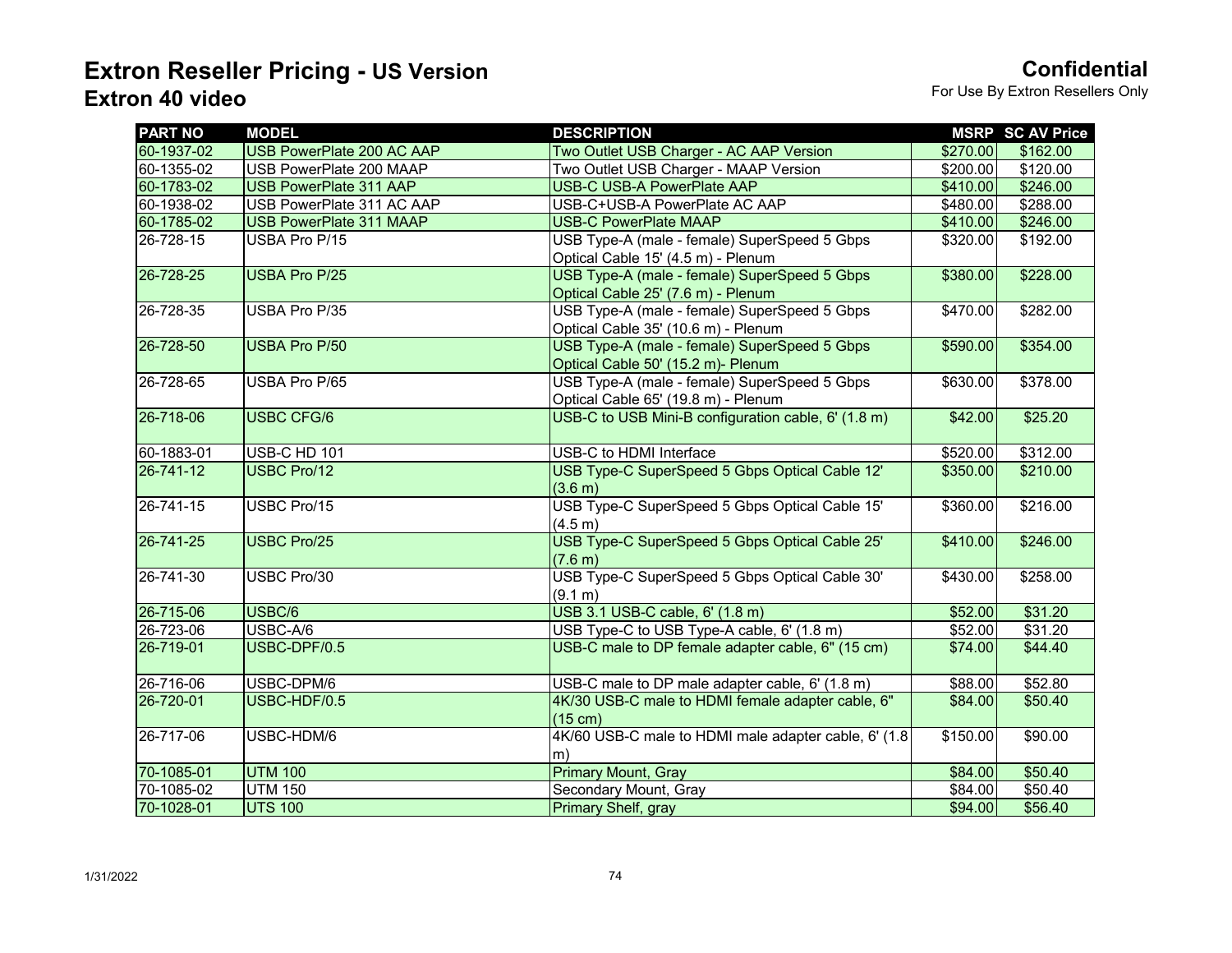# Extron Reseller Pricing - US Version

## Extron 40 video

**Confidential**

For Use By Extron Resellers Only

| PART NO | MODEL | DESCRIPTION | MSRP | SC AV Price |
|---|---|---|---|---|
| 60-1937-02 | USB PowerPlate 200 AC AAP | Two Outlet USB Charger - AC AAP Version | $270.00 | $162.00 |
| 60-1355-02 | USB PowerPlate 200 MAAP | Two Outlet USB Charger - MAAP Version | $200.00 | $120.00 |
| 60-1783-02 | USB PowerPlate 311 AAP | USB-C USB-A PowerPlate AAP | $410.00 | $246.00 |
| 60-1938-02 | USB PowerPlate 311 AC AAP | USB-C+USB-A PowerPlate AC AAP | $480.00 | $288.00 |
| 60-1785-02 | USB PowerPlate 311 MAAP | USB-C PowerPlate MAAP | $410.00 | $246.00 |
| 26-728-15 | USBA Pro P/15 | USB Type-A (male - female) SuperSpeed 5 Gbps Optical Cable 15' (4.5 m) - Plenum | $320.00 | $192.00 |
| 26-728-25 | USBA Pro P/25 | USB Type-A (male - female) SuperSpeed 5 Gbps Optical Cable 25' (7.6 m) - Plenum | $380.00 | $228.00 |
| 26-728-35 | USBA Pro P/35 | USB Type-A (male - female) SuperSpeed 5 Gbps Optical Cable 35' (10.6 m) - Plenum | $470.00 | $282.00 |
| 26-728-50 | USBA Pro P/50 | USB Type-A (male - female) SuperSpeed 5 Gbps Optical Cable 50' (15.2 m)- Plenum | $590.00 | $354.00 |
| 26-728-65 | USBA Pro P/65 | USB Type-A (male - female) SuperSpeed 5 Gbps Optical Cable 65' (19.8 m) - Plenum | $630.00 | $378.00 |
| 26-718-06 | USBC CFG/6 | USB-C to USB Mini-B configuration cable, 6' (1.8 m) | $42.00 | $25.20 |
| 60-1883-01 | USB-C HD 101 | USB-C to HDMI Interface | $520.00 | $312.00 |
| 26-741-12 | USBC Pro/12 | USB Type-C SuperSpeed 5 Gbps Optical Cable 12' (3.6 m) | $350.00 | $210.00 |
| 26-741-15 | USBC Pro/15 | USB Type-C SuperSpeed 5 Gbps Optical Cable 15' (4.5 m) | $360.00 | $216.00 |
| 26-741-25 | USBC Pro/25 | USB Type-C SuperSpeed 5 Gbps Optical Cable 25' (7.6 m) | $410.00 | $246.00 |
| 26-741-30 | USBC Pro/30 | USB Type-C SuperSpeed 5 Gbps Optical Cable 30' (9.1 m) | $430.00 | $258.00 |
| 26-715-06 | USBC/6 | USB 3.1 USB-C cable, 6' (1.8 m) | $52.00 | $31.20 |
| 26-723-06 | USBC-A/6 | USB Type-C to USB Type-A cable, 6' (1.8 m) | $52.00 | $31.20 |
| 26-719-01 | USBC-DPF/0.5 | USB-C male to DP female adapter cable, 6" (15 cm) | $74.00 | $44.40 |
| 26-716-06 | USBC-DPM/6 | USB-C male to DP male adapter cable, 6' (1.8 m) | $88.00 | $52.80 |
| 26-720-01 | USBC-HDF/0.5 | 4K/30 USB-C male to HDMI female adapter cable, 6" (15 cm) | $84.00 | $50.40 |
| 26-717-06 | USBC-HDM/6 | 4K/60 USB-C male to HDMI male adapter cable, 6' (1.8 m) | $150.00 | $90.00 |
| 70-1085-01 | UTM 100 | Primary Mount, Gray | $84.00 | $50.40 |
| 70-1085-02 | UTM 150 | Secondary Mount, Gray | $84.00 | $50.40 |
| 70-1028-01 | UTS 100 | Primary Shelf, gray | $94.00 | $56.40 |

1/31/2022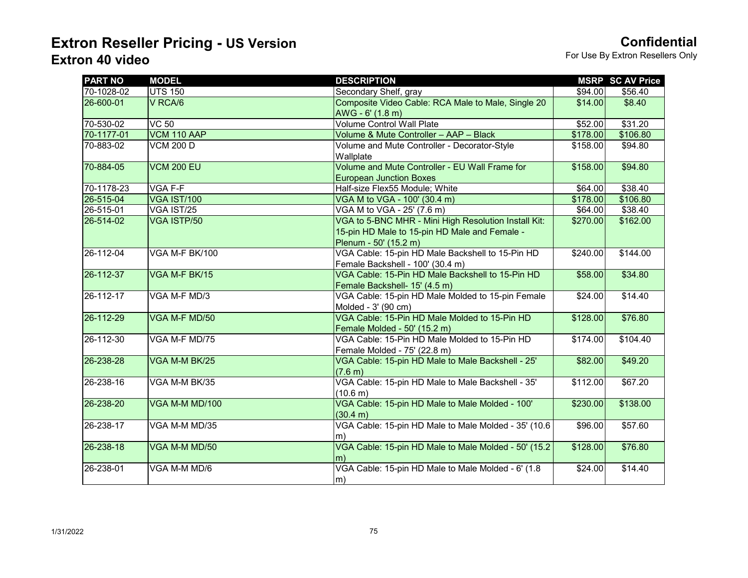# Extron Reseller Pricing - US Version

## Extron 40 video

**Confidential**
For Use By Extron Resellers Only

| PART NO | MODEL | DESCRIPTION | MSRP | SC AV Price |
|---|---|---|---|---|
| 70-1028-02 | UTS 150 | Secondary Shelf, gray | $94.00 | $56.40 |
| 26-600-01 | V RCA/6 | Composite Video Cable: RCA Male to Male, Single 20 AWG - 6' (1.8 m) | $14.00 | $8.40 |
| 70-530-02 | VC 50 | Volume Control Wall Plate | $52.00 | $31.20 |
| 70-1177-01 | VCM 110 AAP | Volume & Mute Controller – AAP – Black | $178.00 | $106.80 |
| 70-883-02 | VCM 200 D | Volume and Mute Controller - Decorator-Style Wallplate | $158.00 | $94.80 |
| 70-884-05 | VCM 200 EU | Volume and Mute Controller - EU Wall Frame for European Junction Boxes | $158.00 | $94.80 |
| 70-1178-23 | VGA F-F | Half-size Flex55 Module; White | $64.00 | $38.40 |
| 26-515-04 | VGA IST/100 | VGA M to VGA - 100' (30.4 m) | $178.00 | $106.80 |
| 26-515-01 | VGA IST/25 | VGA M to VGA - 25' (7.6 m) | $64.00 | $38.40 |
| 26-514-02 | VGA ISTP/50 | VGA to 5-BNC MHR - Mini High Resolution Install Kit: 15-pin HD Male to 15-pin HD Male and Female - Plenum - 50' (15.2 m) | $270.00 | $162.00 |
| 26-112-04 | VGA M-F BK/100 | VGA Cable: 15-pin HD Male Backshell to 15-Pin HD Female Backshell - 100' (30.4 m) | $240.00 | $144.00 |
| 26-112-37 | VGA M-F BK/15 | VGA Cable: 15-Pin HD Male Backshell to 15-Pin HD Female Backshell- 15' (4.5 m) | $58.00 | $34.80 |
| 26-112-17 | VGA M-F MD/3 | VGA Cable: 15-pin HD Male Molded to 15-pin Female Molded - 3' (90 cm) | $24.00 | $14.40 |
| 26-112-29 | VGA M-F MD/50 | VGA Cable: 15-Pin HD Male Molded to 15-Pin HD Female Molded - 50' (15.2 m) | $128.00 | $76.80 |
| 26-112-30 | VGA M-F MD/75 | VGA Cable: 15-Pin HD Male Molded to 15-Pin HD Female Molded - 75' (22.8 m) | $174.00 | $104.40 |
| 26-238-28 | VGA M-M BK/25 | VGA Cable: 15-pin HD Male to Male Backshell - 25' (7.6 m) | $82.00 | $49.20 |
| 26-238-16 | VGA M-M BK/35 | VGA Cable: 15-pin HD Male to Male Backshell - 35' (10.6 m) | $112.00 | $67.20 |
| 26-238-20 | VGA M-M MD/100 | VGA Cable: 15-pin HD Male to Male Molded - 100' (30.4 m) | $230.00 | $138.00 |
| 26-238-17 | VGA M-M MD/35 | VGA Cable: 15-pin HD Male to Male Molded - 35' (10.6 m) | $96.00 | $57.60 |
| 26-238-18 | VGA M-M MD/50 | VGA Cable: 15-pin HD Male to Male Molded - 50' (15.2 m) | $128.00 | $76.80 |
| 26-238-01 | VGA M-M MD/6 | VGA Cable: 15-pin HD Male to Male Molded - 6' (1.8 m) | $24.00 | $14.40 |

1/31/2022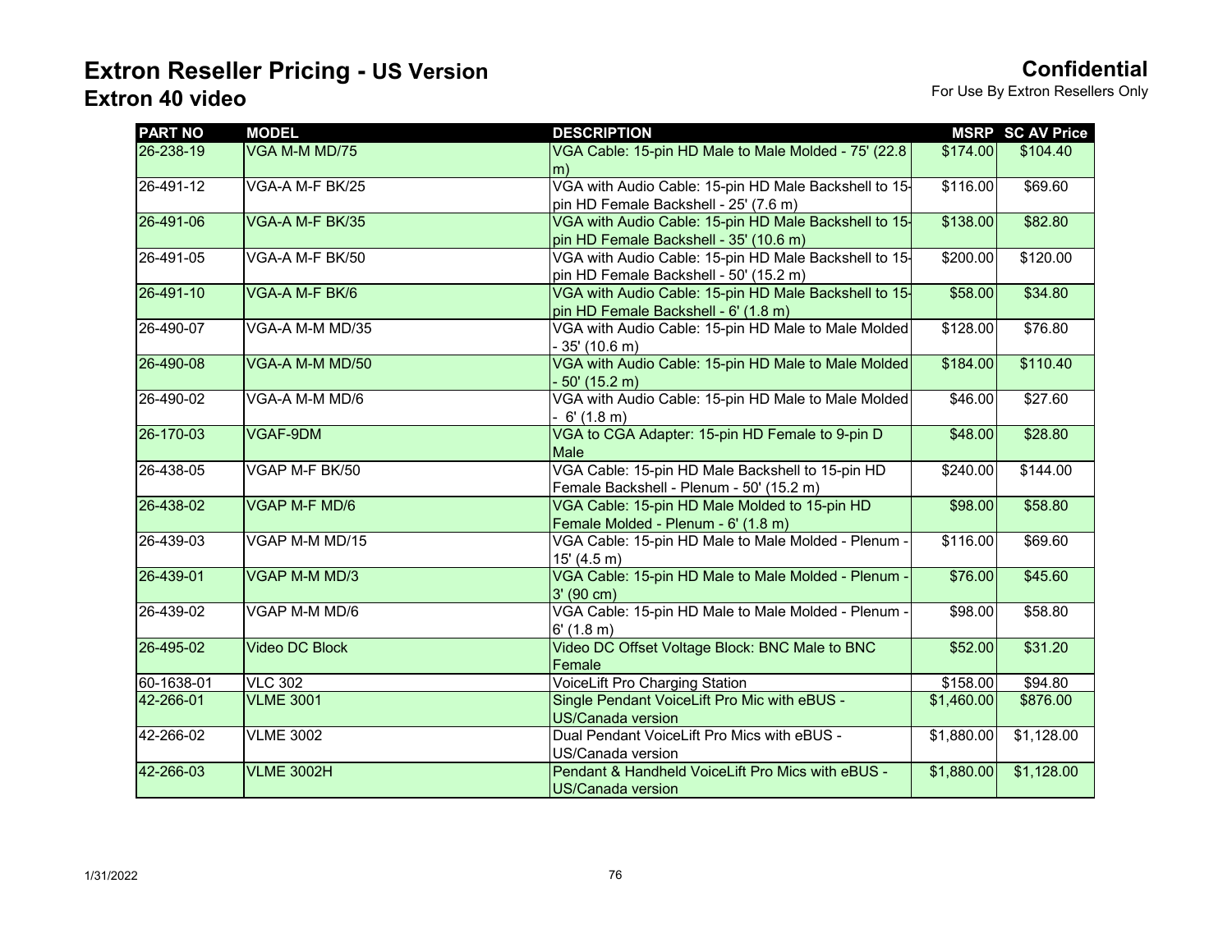# Extron Reseller Pricing - US Version

## Extron 40 video

**Confidential**
For Use By Extron Resellers Only

| PART NO | MODEL | DESCRIPTION | MSRP | SC AV Price |
|---|---|---|---|---|
| 26-238-19 | VGA M-M MD/75 | VGA Cable: 15-pin HD Male to Male Molded - 75' (22.8 m) | $174.00 | $104.40 |
| 26-491-12 | VGA-A M-F BK/25 | VGA with Audio Cable: 15-pin HD Male Backshell to 15-pin HD Female Backshell - 25' (7.6 m) | $116.00 | $69.60 |
| 26-491-06 | VGA-A M-F BK/35 | VGA with Audio Cable: 15-pin HD Male Backshell to 15-pin HD Female Backshell - 35' (10.6 m) | $138.00 | $82.80 |
| 26-491-05 | VGA-A M-F BK/50 | VGA with Audio Cable: 15-pin HD Male Backshell to 15-pin HD Female Backshell - 50' (15.2 m) | $200.00 | $120.00 |
| 26-491-10 | VGA-A M-F BK/6 | VGA with Audio Cable: 15-pin HD Male Backshell to 15-pin HD Female Backshell - 6' (1.8 m) | $58.00 | $34.80 |
| 26-490-07 | VGA-A M-M MD/35 | VGA with Audio Cable: 15-pin HD Male to Male Molded - 35' (10.6 m) | $128.00 | $76.80 |
| 26-490-08 | VGA-A M-M MD/50 | VGA with Audio Cable: 15-pin HD Male to Male Molded - 50' (15.2 m) | $184.00 | $110.40 |
| 26-490-02 | VGA-A M-M MD/6 | VGA with Audio Cable: 15-pin HD Male to Male Molded - 6' (1.8 m) | $46.00 | $27.60 |
| 26-170-03 | VGAF-9DM | VGA to CGA Adapter: 15-pin HD Female to 9-pin D Male | $48.00 | $28.80 |
| 26-438-05 | VGAP M-F BK/50 | VGA Cable: 15-pin HD Male Backshell to 15-pin HD Female Backshell - Plenum - 50' (15.2 m) | $240.00 | $144.00 |
| 26-438-02 | VGAP M-F MD/6 | VGA Cable: 15-pin HD Male Molded to 15-pin HD Female Molded - Plenum - 6' (1.8 m) | $98.00 | $58.80 |
| 26-439-03 | VGAP M-M MD/15 | VGA Cable: 15-pin HD Male to Male Molded - Plenum - 15' (4.5 m) | $116.00 | $69.60 |
| 26-439-01 | VGAP M-M MD/3 | VGA Cable: 15-pin HD Male to Male Molded - Plenum - 3' (90 cm) | $76.00 | $45.60 |
| 26-439-02 | VGAP M-M MD/6 | VGA Cable: 15-pin HD Male to Male Molded - Plenum - 6' (1.8 m) | $98.00 | $58.80 |
| 26-495-02 | Video DC Block | Video DC Offset Voltage Block: BNC Male to BNC Female | $52.00 | $31.20 |
| 60-1638-01 | VLC 302 | VoiceLift Pro Charging Station | $158.00 | $94.80 |
| 42-266-01 | VLME 3001 | Single Pendant VoiceLift Pro Mic with eBUS - US/Canada version | $1,460.00 | $876.00 |
| 42-266-02 | VLME 3002 | Dual Pendant VoiceLift Pro Mics with eBUS - US/Canada version | $1,880.00 | $1,128.00 |
| 42-266-03 | VLME 3002H | Pendant & Handheld VoiceLift Pro Mics with eBUS - US/Canada version | $1,880.00 | $1,128.00 |

1/31/2022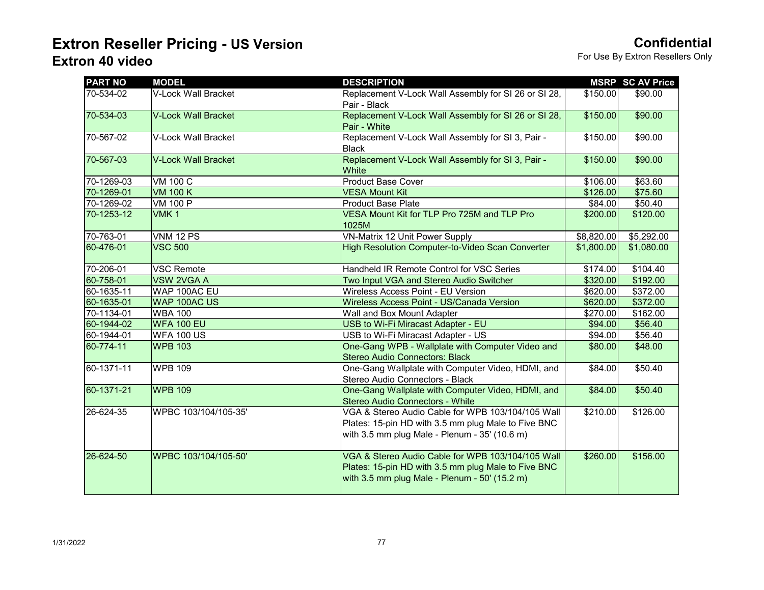# Extron Reseller Pricing - US Version

## Extron 40 video

**Confidential**
For Use By Extron Resellers Only

| PART NO | MODEL | DESCRIPTION | MSRP | SC AV Price |
|---|---|---|---|---|
| 70-534-02 | V-Lock Wall Bracket | Replacement V-Lock Wall Assembly for SI 26 or SI 28, Pair - Black | $150.00 | $90.00 |
| 70-534-03 | V-Lock Wall Bracket | Replacement V-Lock Wall Assembly for SI 26 or SI 28, Pair - White | $150.00 | $90.00 |
| 70-567-02 | V-Lock Wall Bracket | Replacement V-Lock Wall Assembly for SI 3, Pair - Black | $150.00 | $90.00 |
| 70-567-03 | V-Lock Wall Bracket | Replacement V-Lock Wall Assembly for SI 3, Pair - White | $150.00 | $90.00 |
| 70-1269-03 | VM 100 C | Product Base Cover | $106.00 | $63.60 |
| 70-1269-01 | VM 100 K | VESA Mount Kit | $126.00 | $75.60 |
| 70-1269-02 | VM 100 P | Product Base Plate | $84.00 | $50.40 |
| 70-1253-12 | VMK 1 | VESA Mount Kit for TLP Pro 725M and TLP Pro 1025M | $200.00 | $120.00 |
| 70-763-01 | VNM 12 PS | VN-Matrix 12 Unit Power Supply | $8,820.00 | $5,292.00 |
| 60-476-01 | VSC 500 | High Resolution Computer-to-Video Scan Converter | $1,800.00 | $1,080.00 |
| 70-206-01 | VSC Remote | Handheld IR Remote Control for VSC Series | $174.00 | $104.40 |
| 60-758-01 | VSW 2VGA A | Two Input VGA and Stereo Audio Switcher | $320.00 | $192.00 |
| 60-1635-11 | WAP 100AC EU | Wireless Access Point - EU Version | $620.00 | $372.00 |
| 60-1635-01 | WAP 100AC US | Wireless Access Point - US/Canada Version | $620.00 | $372.00 |
| 70-1134-01 | WBA 100 | Wall and Box Mount Adapter | $270.00 | $162.00 |
| 60-1944-02 | WFA 100 EU | USB to Wi-Fi Miracast Adapter - EU | $94.00 | $56.40 |
| 60-1944-01 | WFA 100 US | USB to Wi-Fi Miracast Adapter - US | $94.00 | $56.40 |
| 60-774-11 | WPB 103 | One-Gang WPB - Wallplate with Computer Video and Stereo Audio Connectors: Black | $80.00 | $48.00 |
| 60-1371-11 | WPB 109 | One-Gang Wallplate with Computer Video, HDMI, and Stereo Audio Connectors - Black | $84.00 | $50.40 |
| 60-1371-21 | WPB 109 | One-Gang Wallplate with Computer Video, HDMI, and Stereo Audio Connectors - White | $84.00 | $50.40 |
| 26-624-35 | WPBC 103/104/105-35' | VGA & Stereo Audio Cable for WPB 103/104/105 Wall Plates: 15-pin HD with 3.5 mm plug Male to Five BNC with 3.5 mm plug Male - Plenum - 35' (10.6 m) | $210.00 | $126.00 |
| 26-624-50 | WPBC 103/104/105-50' | VGA & Stereo Audio Cable for WPB 103/104/105 Wall Plates: 15-pin HD with 3.5 mm plug Male to Five BNC with 3.5 mm plug Male - Plenum - 50' (15.2 m) | $260.00 | $156.00 |

1/31/2022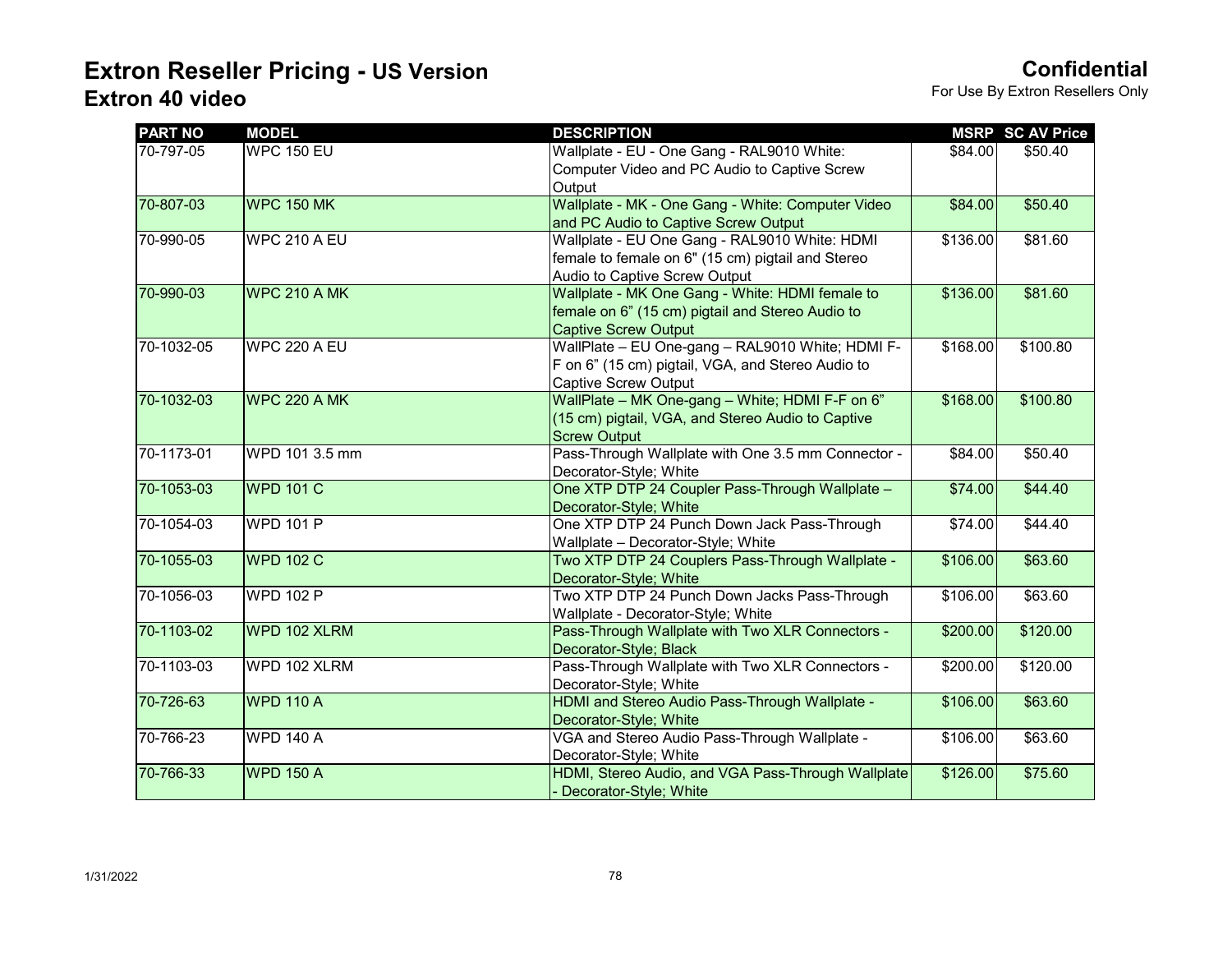# Extron Reseller Pricing - US Version

## Extron 40 video

**Confidential**
For Use By Extron Resellers Only

| PART NO | MODEL | DESCRIPTION | MSRP | SC AV Price |
|---|---|---|---|---|
| 70-797-05 | WPC 150 EU | Wallplate - EU - One Gang - RAL9010 White: Computer Video and PC Audio to Captive Screw Output | $84.00 | $50.40 |
| 70-807-03 | WPC 150 MK | Wallplate - MK - One Gang - White: Computer Video and PC Audio to Captive Screw Output | $84.00 | $50.40 |
| 70-990-05 | WPC 210 A EU | Wallplate - EU One Gang - RAL9010 White: HDMI female to female on 6" (15 cm) pigtail and Stereo Audio to Captive Screw Output | $136.00 | $81.60 |
| 70-990-03 | WPC 210 A MK | Wallplate - MK One Gang - White: HDMI female to female on 6" (15 cm) pigtail and Stereo Audio to Captive Screw Output | $136.00 | $81.60 |
| 70-1032-05 | WPC 220 A EU | WallPlate – EU One-gang – RAL9010 White; HDMI F-F on 6" (15 cm) pigtail, VGA, and Stereo Audio to Captive Screw Output | $168.00 | $100.80 |
| 70-1032-03 | WPC 220 A MK | WallPlate – MK One-gang – White; HDMI F-F on 6" (15 cm) pigtail, VGA, and Stereo Audio to Captive Screw Output | $168.00 | $100.80 |
| 70-1173-01 | WPD 101 3.5 mm | Pass-Through Wallplate with One 3.5 mm Connector - Decorator-Style; White | $84.00 | $50.40 |
| 70-1053-03 | WPD 101 C | One XTP DTP 24 Coupler Pass-Through Wallplate – Decorator-Style; White | $74.00 | $44.40 |
| 70-1054-03 | WPD 101 P | One XTP DTP 24 Punch Down Jack Pass-Through Wallplate – Decorator-Style; White | $74.00 | $44.40 |
| 70-1055-03 | WPD 102 C | Two XTP DTP 24 Couplers Pass-Through Wallplate - Decorator-Style; White | $106.00 | $63.60 |
| 70-1056-03 | WPD 102 P | Two XTP DTP 24 Punch Down Jacks Pass-Through Wallplate - Decorator-Style; White | $106.00 | $63.60 |
| 70-1103-02 | WPD 102 XLRM | Pass-Through Wallplate with Two XLR Connectors - Decorator-Style; Black | $200.00 | $120.00 |
| 70-1103-03 | WPD 102 XLRM | Pass-Through Wallplate with Two XLR Connectors - Decorator-Style; White | $200.00 | $120.00 |
| 70-726-63 | WPD 110 A | HDMI and Stereo Audio Pass-Through Wallplate - Decorator-Style; White | $106.00 | $63.60 |
| 70-766-23 | WPD 140 A | VGA and Stereo Audio Pass-Through Wallplate - Decorator-Style; White | $106.00 | $63.60 |
| 70-766-33 | WPD 150 A | HDMI, Stereo Audio, and VGA Pass-Through Wallplate - Decorator-Style; White | $126.00 | $75.60 |

1/31/2022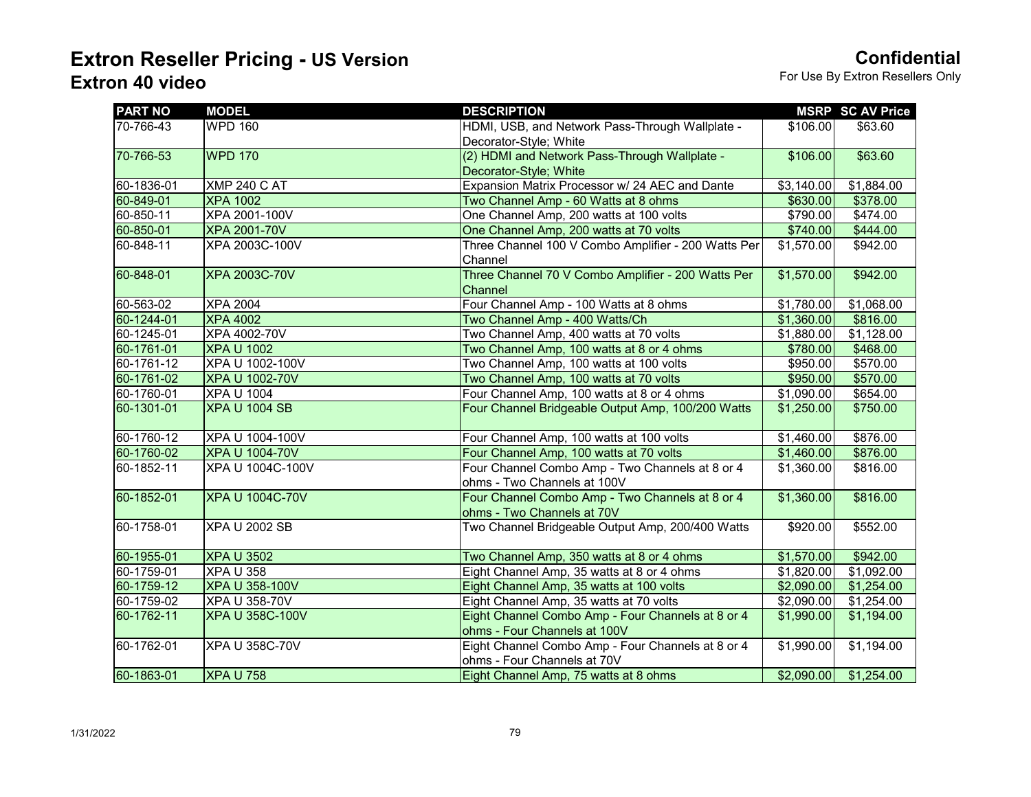# Extron Reseller Pricing - US Version

## Extron 40 video

**Confidential**

For Use By Extron Resellers Only

| PART NO | MODEL | DESCRIPTION | MSRP | SC AV Price |
|---|---|---|---|---|
| 70-766-43 | WPD 160 | HDMI, USB, and Network Pass-Through Wallplate - Decorator-Style; White | $106.00 | $63.60 |
| 70-766-53 | WPD 170 | (2) HDMI and Network Pass-Through Wallplate - Decorator-Style; White | $106.00 | $63.60 |
| 60-1836-01 | XMP 240 C AT | Expansion Matrix Processor w/ 24 AEC and Dante | $3,140.00 | $1,884.00 |
| 60-849-01 | XPA 1002 | Two Channel Amp - 60 Watts at 8 ohms | $630.00 | $378.00 |
| 60-850-11 | XPA 2001-100V | One Channel Amp, 200 watts at 100 volts | $790.00 | $474.00 |
| 60-850-01 | XPA 2001-70V | One Channel Amp, 200 watts at 70 volts | $740.00 | $444.00 |
| 60-848-11 | XPA 2003C-100V | Three Channel 100 V Combo Amplifier - 200 Watts Per Channel | $1,570.00 | $942.00 |
| 60-848-01 | XPA 2003C-70V | Three Channel 70 V Combo Amplifier - 200 Watts Per Channel | $1,570.00 | $942.00 |
| 60-563-02 | XPA 2004 | Four Channel Amp - 100 Watts at 8 ohms | $1,780.00 | $1,068.00 |
| 60-1244-01 | XPA 4002 | Two Channel Amp - 400 Watts/Ch | $1,360.00 | $816.00 |
| 60-1245-01 | XPA 4002-70V | Two Channel Amp, 400 watts at 70 volts | $1,880.00 | $1,128.00 |
| 60-1761-01 | XPA U 1002 | Two Channel Amp, 100 watts at 8 or 4 ohms | $780.00 | $468.00 |
| 60-1761-12 | XPA U 1002-100V | Two Channel Amp, 100 watts at 100 volts | $950.00 | $570.00 |
| 60-1761-02 | XPA U 1002-70V | Two Channel Amp, 100 watts at 70 volts | $950.00 | $570.00 |
| 60-1760-01 | XPA U 1004 | Four Channel Amp, 100 watts at 8 or 4 ohms | $1,090.00 | $654.00 |
| 60-1301-01 | XPA U 1004 SB | Four Channel Bridgeable Output Amp, 100/200 Watts | $1,250.00 | $750.00 |
| 60-1760-12 | XPA U 1004-100V | Four Channel Amp, 100 watts at 100 volts | $1,460.00 | $876.00 |
| 60-1760-02 | XPA U 1004-70V | Four Channel Amp, 100 watts at 70 volts | $1,460.00 | $876.00 |
| 60-1852-11 | XPA U 1004C-100V | Four Channel Combo Amp - Two Channels at 8 or 4 ohms - Two Channels at 100V | $1,360.00 | $816.00 |
| 60-1852-01 | XPA U 1004C-70V | Four Channel Combo Amp - Two Channels at 8 or 4 ohms - Two Channels at 70V | $1,360.00 | $816.00 |
| 60-1758-01 | XPA U 2002 SB | Two Channel Bridgeable Output Amp, 200/400 Watts | $920.00 | $552.00 |
| 60-1955-01 | XPA U 3502 | Two Channel Amp, 350 watts at 8 or 4 ohms | $1,570.00 | $942.00 |
| 60-1759-01 | XPA U 358 | Eight Channel Amp, 35 watts at 8 or 4 ohms | $1,820.00 | $1,092.00 |
| 60-1759-12 | XPA U 358-100V | Eight Channel Amp, 35 watts at 100 volts | $2,090.00 | $1,254.00 |
| 60-1759-02 | XPA U 358-70V | Eight Channel Amp, 35 watts at 70 volts | $2,090.00 | $1,254.00 |
| 60-1762-11 | XPA U 358C-100V | Eight Channel Combo Amp - Four Channels at 8 or 4 ohms - Four Channels at 100V | $1,990.00 | $1,194.00 |
| 60-1762-01 | XPA U 358C-70V | Eight Channel Combo Amp - Four Channels at 8 or 4 ohms - Four Channels at 70V | $1,990.00 | $1,194.00 |
| 60-1863-01 | XPA U 758 | Eight Channel Amp, 75 watts at 8 ohms | $2,090.00 | $1,254.00 |

1/31/2022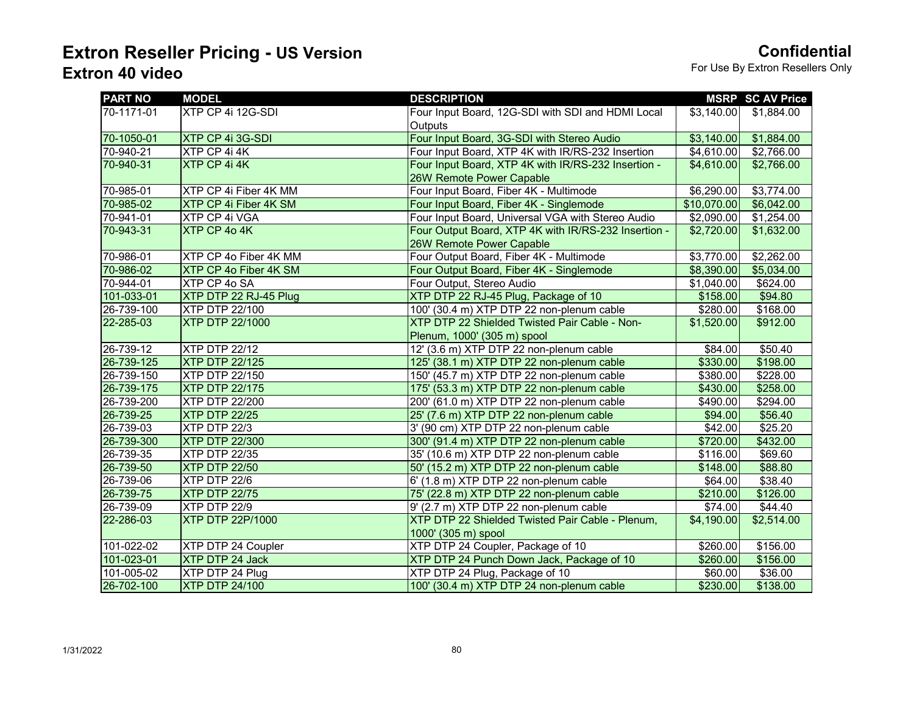# Extron Reseller Pricing - US Version

## Extron 40 video

**Confidential**

For Use By Extron Resellers Only

| PART NO | MODEL | DESCRIPTION | MSRP | SC AV Price |
|---|---|---|---|---|
| 70-1171-01 | XTP CP 4i 12G-SDI | Four Input Board, 12G-SDI with SDI and HDMI Local Outputs | $3,140.00 | $1,884.00 |
| 70-1050-01 | XTP CP 4i 3G-SDI | Four Input Board, 3G-SDI with Stereo Audio | $3,140.00 | $1,884.00 |
| 70-940-21 | XTP CP 4i 4K | Four Input Board, XTP 4K with IR/RS-232 Insertion | $4,610.00 | $2,766.00 |
| 70-940-31 | XTP CP 4i 4K | Four Input Board, XTP 4K with IR/RS-232 Insertion - 26W Remote Power Capable | $4,610.00 | $2,766.00 |
| 70-985-01 | XTP CP 4i Fiber 4K MM | Four Input Board, Fiber 4K - Multimode | $6,290.00 | $3,774.00 |
| 70-985-02 | XTP CP 4i Fiber 4K SM | Four Input Board, Fiber 4K - Singlemode | $10,070.00 | $6,042.00 |
| 70-941-01 | XTP CP 4i VGA | Four Input Board, Universal VGA with Stereo Audio | $2,090.00 | $1,254.00 |
| 70-943-31 | XTP CP 4o 4K | Four Output Board, XTP 4K with IR/RS-232 Insertion - 26W Remote Power Capable | $2,720.00 | $1,632.00 |
| 70-986-01 | XTP CP 4o Fiber 4K MM | Four Output Board, Fiber 4K - Multimode | $3,770.00 | $2,262.00 |
| 70-986-02 | XTP CP 4o Fiber 4K SM | Four Output Board, Fiber 4K - Singlemode | $8,390.00 | $5,034.00 |
| 70-944-01 | XTP CP 4o SA | Four Output, Stereo Audio | $1,040.00 | $624.00 |
| 101-033-01 | XTP DTP 22 RJ-45 Plug | XTP DTP 22 RJ-45 Plug, Package of 10 | $158.00 | $94.80 |
| 26-739-100 | XTP DTP 22/100 | 100' (30.4 m) XTP DTP 22 non-plenum cable | $280.00 | $168.00 |
| 22-285-03 | XTP DTP 22/1000 | XTP DTP 22 Shielded Twisted Pair Cable - Non-Plenum, 1000' (305 m) spool | $1,520.00 | $912.00 |
| 26-739-12 | XTP DTP 22/12 | 12' (3.6 m) XTP DTP 22 non-plenum cable | $84.00 | $50.40 |
| 26-739-125 | XTP DTP 22/125 | 125' (38.1 m) XTP DTP 22 non-plenum cable | $330.00 | $198.00 |
| 26-739-150 | XTP DTP 22/150 | 150' (45.7 m) XTP DTP 22 non-plenum cable | $380.00 | $228.00 |
| 26-739-175 | XTP DTP 22/175 | 175' (53.3 m) XTP DTP 22 non-plenum cable | $430.00 | $258.00 |
| 26-739-200 | XTP DTP 22/200 | 200' (61.0 m) XTP DTP 22 non-plenum cable | $490.00 | $294.00 |
| 26-739-25 | XTP DTP 22/25 | 25' (7.6 m) XTP DTP 22 non-plenum cable | $94.00 | $56.40 |
| 26-739-03 | XTP DTP 22/3 | 3' (90 cm) XTP DTP 22 non-plenum cable | $42.00 | $25.20 |
| 26-739-300 | XTP DTP 22/300 | 300' (91.4 m) XTP DTP 22 non-plenum cable | $720.00 | $432.00 |
| 26-739-35 | XTP DTP 22/35 | 35' (10.6 m) XTP DTP 22 non-plenum cable | $116.00 | $69.60 |
| 26-739-50 | XTP DTP 22/50 | 50' (15.2 m) XTP DTP 22 non-plenum cable | $148.00 | $88.80 |
| 26-739-06 | XTP DTP 22/6 | 6' (1.8 m) XTP DTP 22 non-plenum cable | $64.00 | $38.40 |
| 26-739-75 | XTP DTP 22/75 | 75' (22.8 m) XTP DTP 22 non-plenum cable | $210.00 | $126.00 |
| 26-739-09 | XTP DTP 22/9 | 9' (2.7 m) XTP DTP 22 non-plenum cable | $74.00 | $44.40 |
| 22-286-03 | XTP DTP 22P/1000 | XTP DTP 22 Shielded Twisted Pair Cable - Plenum, 1000' (305 m) spool | $4,190.00 | $2,514.00 |
| 101-022-02 | XTP DTP 24 Coupler | XTP DTP 24 Coupler, Package of 10 | $260.00 | $156.00 |
| 101-023-01 | XTP DTP 24 Jack | XTP DTP 24 Punch Down Jack, Package of 10 | $260.00 | $156.00 |
| 101-005-02 | XTP DTP 24 Plug | XTP DTP 24 Plug, Package of 10 | $60.00 | $36.00 |
| 26-702-100 | XTP DTP 24/100 | 100' (30.4 m) XTP DTP 24 non-plenum cable | $230.00 | $138.00 |

1/31/2022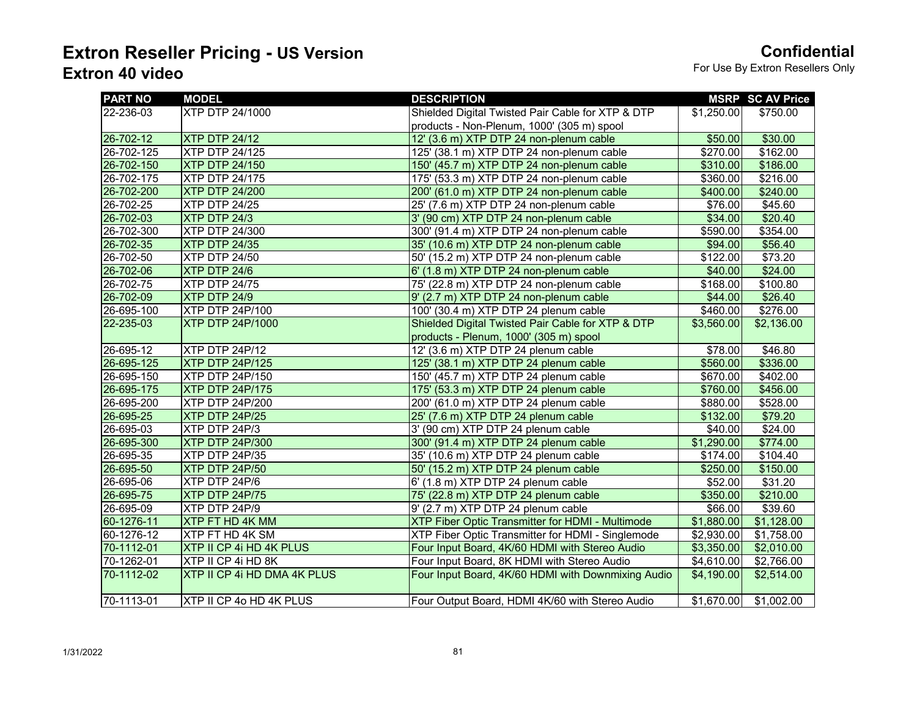# Extron Reseller Pricing - US Version

## Extron 40 video

**Confidential**

For Use By Extron Resellers Only

| PART NO | MODEL | DESCRIPTION | MSRP | SC AV Price |
|---|---|---|---|---|
| 22-236-03 | XTP DTP 24/1000 | Shielded Digital Twisted Pair Cable for XTP & DTP products - Non-Plenum, 1000' (305 m) spool | $1,250.00 | $750.00 |
| 26-702-12 | XTP DTP 24/12 | 12' (3.6 m) XTP DTP 24 non-plenum cable | $50.00 | $30.00 |
| 26-702-125 | XTP DTP 24/125 | 125' (38.1 m) XTP DTP 24 non-plenum cable | $270.00 | $162.00 |
| 26-702-150 | XTP DTP 24/150 | 150' (45.7 m) XTP DTP 24 non-plenum cable | $310.00 | $186.00 |
| 26-702-175 | XTP DTP 24/175 | 175' (53.3 m) XTP DTP 24 non-plenum cable | $360.00 | $216.00 |
| 26-702-200 | XTP DTP 24/200 | 200' (61.0 m) XTP DTP 24 non-plenum cable | $400.00 | $240.00 |
| 26-702-25 | XTP DTP 24/25 | 25' (7.6 m) XTP DTP 24 non-plenum cable | $76.00 | $45.60 |
| 26-702-03 | XTP DTP 24/3 | 3' (90 cm) XTP DTP 24 non-plenum cable | $34.00 | $20.40 |
| 26-702-300 | XTP DTP 24/300 | 300' (91.4 m) XTP DTP 24 non-plenum cable | $590.00 | $354.00 |
| 26-702-35 | XTP DTP 24/35 | 35' (10.6 m) XTP DTP 24 non-plenum cable | $94.00 | $56.40 |
| 26-702-50 | XTP DTP 24/50 | 50' (15.2 m) XTP DTP 24 non-plenum cable | $122.00 | $73.20 |
| 26-702-06 | XTP DTP 24/6 | 6' (1.8 m) XTP DTP 24 non-plenum cable | $40.00 | $24.00 |
| 26-702-75 | XTP DTP 24/75 | 75' (22.8 m) XTP DTP 24 non-plenum cable | $168.00 | $100.80 |
| 26-702-09 | XTP DTP 24/9 | 9' (2.7 m) XTP DTP 24 non-plenum cable | $44.00 | $26.40 |
| 26-695-100 | XTP DTP 24P/100 | 100' (30.4 m) XTP DTP 24 plenum cable | $460.00 | $276.00 |
| 22-235-03 | XTP DTP 24P/1000 | Shielded Digital Twisted Pair Cable for XTP & DTP products - Plenum, 1000' (305 m) spool | $3,560.00 | $2,136.00 |
| 26-695-12 | XTP DTP 24P/12 | 12' (3.6 m) XTP DTP 24 plenum cable | $78.00 | $46.80 |
| 26-695-125 | XTP DTP 24P/125 | 125' (38.1 m) XTP DTP 24 plenum cable | $560.00 | $336.00 |
| 26-695-150 | XTP DTP 24P/150 | 150' (45.7 m) XTP DTP 24 plenum cable | $670.00 | $402.00 |
| 26-695-175 | XTP DTP 24P/175 | 175' (53.3 m) XTP DTP 24 plenum cable | $760.00 | $456.00 |
| 26-695-200 | XTP DTP 24P/200 | 200' (61.0 m) XTP DTP 24 plenum cable | $880.00 | $528.00 |
| 26-695-25 | XTP DTP 24P/25 | 25' (7.6 m) XTP DTP 24 plenum cable | $132.00 | $79.20 |
| 26-695-03 | XTP DTP 24P/3 | 3' (90 cm) XTP DTP 24 plenum cable | $40.00 | $24.00 |
| 26-695-300 | XTP DTP 24P/300 | 300' (91.4 m) XTP DTP 24 plenum cable | $1,290.00 | $774.00 |
| 26-695-35 | XTP DTP 24P/35 | 35' (10.6 m) XTP DTP 24 plenum cable | $174.00 | $104.40 |
| 26-695-50 | XTP DTP 24P/50 | 50' (15.2 m) XTP DTP 24 plenum cable | $250.00 | $150.00 |
| 26-695-06 | XTP DTP 24P/6 | 6' (1.8 m) XTP DTP 24 plenum cable | $52.00 | $31.20 |
| 26-695-75 | XTP DTP 24P/75 | 75' (22.8 m) XTP DTP 24 plenum cable | $350.00 | $210.00 |
| 26-695-09 | XTP DTP 24P/9 | 9' (2.7 m) XTP DTP 24 plenum cable | $66.00 | $39.60 |
| 60-1276-11 | XTP FT HD 4K MM | XTP Fiber Optic Transmitter for HDMI - Multimode | $1,880.00 | $1,128.00 |
| 60-1276-12 | XTP FT HD 4K SM | XTP Fiber Optic Transmitter for HDMI - Singlemode | $2,930.00 | $1,758.00 |
| 70-1112-01 | XTP II CP 4i HD 4K PLUS | Four Input Board, 4K/60 HDMI with Stereo Audio | $3,350.00 | $2,010.00 |
| 70-1262-01 | XTP II CP 4i HD 8K | Four Input Board, 8K HDMI with Stereo Audio | $4,610.00 | $2,766.00 |
| 70-1112-02 | XTP II CP 4i HD DMA 4K PLUS | Four Input Board, 4K/60 HDMI with Downmixing Audio | $4,190.00 | $2,514.00 |
| 70-1113-01 | XTP II CP 4o HD 4K PLUS | Four Output Board, HDMI 4K/60 with Stereo Audio | $1,670.00 | $1,002.00 |

1/31/2022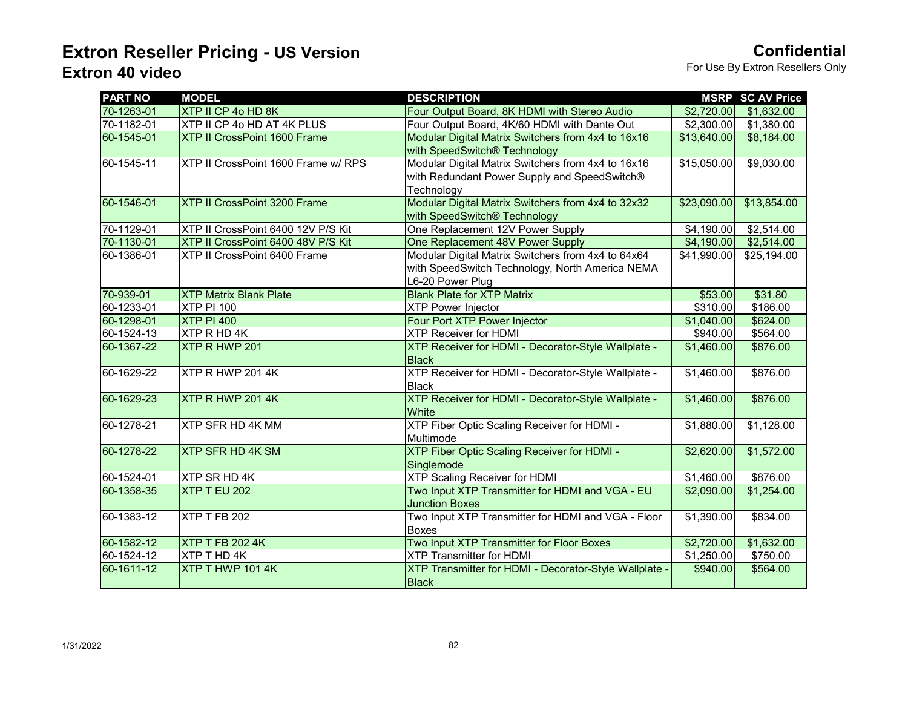# Extron Reseller Pricing - US Version

## Extron 40 video

**Confidential**

For Use By Extron Resellers Only

| PART NO | MODEL | DESCRIPTION | MSRP | SC AV Price |
|---|---|---|---|---|
| 70-1263-01 | XTP II CP 4o HD 8K | Four Output Board, 8K HDMI with Stereo Audio | $2,720.00 | $1,632.00 |
| 70-1182-01 | XTP II CP 4o HD AT 4K PLUS | Four Output Board, 4K/60 HDMI with Dante Out | $2,300.00 | $1,380.00 |
| 60-1545-01 | XTP II CrossPoint 1600 Frame | Modular Digital Matrix Switchers from 4x4 to 16x16 with SpeedSwitch® Technology | $13,640.00 | $8,184.00 |
| 60-1545-11 | XTP II CrossPoint 1600 Frame w/ RPS | Modular Digital Matrix Switchers from 4x4 to 16x16 with Redundant Power Supply and SpeedSwitch® Technology | $15,050.00 | $9,030.00 |
| 60-1546-01 | XTP II CrossPoint 3200 Frame | Modular Digital Matrix Switchers from 4x4 to 32x32 with SpeedSwitch® Technology | $23,090.00 | $13,854.00 |
| 70-1129-01 | XTP II CrossPoint 6400 12V P/S Kit | One Replacement 12V Power Supply | $4,190.00 | $2,514.00 |
| 70-1130-01 | XTP II CrossPoint 6400 48V P/S Kit | One Replacement 48V Power Supply | $4,190.00 | $2,514.00 |
| 60-1386-01 | XTP II CrossPoint 6400 Frame | Modular Digital Matrix Switchers from 4x4 to 64x64 with SpeedSwitch Technology, North America NEMA L6-20 Power Plug | $41,990.00 | $25,194.00 |
| 70-939-01 | XTP Matrix Blank Plate | Blank Plate for XTP Matrix | $53.00 | $31.80 |
| 60-1233-01 | XTP PI 100 | XTP Power Injector | $310.00 | $186.00 |
| 60-1298-01 | XTP PI 400 | Four Port XTP Power Injector | $1,040.00 | $624.00 |
| 60-1524-13 | XTP R HD 4K | XTP Receiver for HDMI | $940.00 | $564.00 |
| 60-1367-22 | XTP R HWP 201 | XTP Receiver for HDMI - Decorator-Style Wallplate - Black | $1,460.00 | $876.00 |
| 60-1629-22 | XTP R HWP 201 4K | XTP Receiver for HDMI - Decorator-Style Wallplate - Black | $1,460.00 | $876.00 |
| 60-1629-23 | XTP R HWP 201 4K | XTP Receiver for HDMI - Decorator-Style Wallplate - White | $1,460.00 | $876.00 |
| 60-1278-21 | XTP SFR HD 4K MM | XTP Fiber Optic Scaling Receiver for HDMI - Multimode | $1,880.00 | $1,128.00 |
| 60-1278-22 | XTP SFR HD 4K SM | XTP Fiber Optic Scaling Receiver for HDMI - Singlemode | $2,620.00 | $1,572.00 |
| 60-1524-01 | XTP SR HD 4K | XTP Scaling Receiver for HDMI | $1,460.00 | $876.00 |
| 60-1358-35 | XTP T EU 202 | Two Input XTP Transmitter for HDMI and VGA - EU Junction Boxes | $2,090.00 | $1,254.00 |
| 60-1383-12 | XTP T FB 202 | Two Input XTP Transmitter for HDMI and VGA - Floor Boxes | $1,390.00 | $834.00 |
| 60-1582-12 | XTP T FB 202 4K | Two Input XTP Transmitter for Floor Boxes | $2,720.00 | $1,632.00 |
| 60-1524-12 | XTP T HD 4K | XTP Transmitter for HDMI | $1,250.00 | $750.00 |
| 60-1611-12 | XTP T HWP 101 4K | XTP Transmitter for HDMI - Decorator-Style Wallplate - Black | $940.00 | $564.00 |

1/31/2022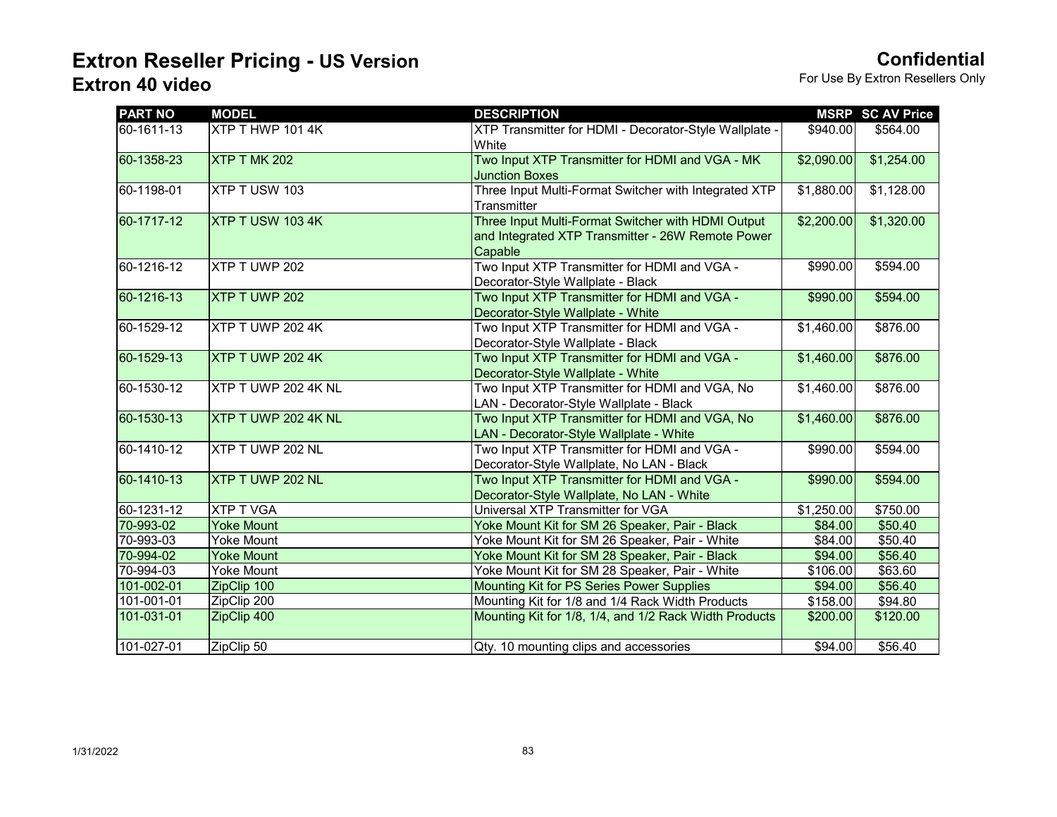# Extron Reseller Pricing - US Version

## Extron 40 video

**Confidential**

For Use By Extron Resellers Only

| PART NO | MODEL | DESCRIPTION | MSRP | SC AV Price |
|---|---|---|---|---|
| 60-1611-13 | XTP T HWP 101 4K | XTP Transmitter for HDMI - Decorator-Style Wallplate - White | $940.00 | $564.00 |
| 60-1358-23 | XTP T MK 202 | Two Input XTP Transmitter for HDMI and VGA - MK Junction Boxes | $2,090.00 | $1,254.00 |
| 60-1198-01 | XTP T USW 103 | Three Input Multi-Format Switcher with Integrated XTP Transmitter | $1,880.00 | $1,128.00 |
| 60-1717-12 | XTP T USW 103 4K | Three Input Multi-Format Switcher with HDMI Output and Integrated XTP Transmitter - 26W Remote Power Capable | $2,200.00 | $1,320.00 |
| 60-1216-12 | XTP T UWP 202 | Two Input XTP Transmitter for HDMI and VGA - Decorator-Style Wallplate - Black | $990.00 | $594.00 |
| 60-1216-13 | XTP T UWP 202 | Two Input XTP Transmitter for HDMI and VGA - Decorator-Style Wallplate - White | $990.00 | $594.00 |
| 60-1529-12 | XTP T UWP 202 4K | Two Input XTP Transmitter for HDMI and VGA - Decorator-Style Wallplate - Black | $1,460.00 | $876.00 |
| 60-1529-13 | XTP T UWP 202 4K | Two Input XTP Transmitter for HDMI and VGA - Decorator-Style Wallplate - White | $1,460.00 | $876.00 |
| 60-1530-12 | XTP T UWP 202 4K NL | Two Input XTP Transmitter for HDMI and VGA, No LAN - Decorator-Style Wallplate - Black | $1,460.00 | $876.00 |
| 60-1530-13 | XTP T UWP 202 4K NL | Two Input XTP Transmitter for HDMI and VGA, No LAN - Decorator-Style Wallplate - White | $1,460.00 | $876.00 |
| 60-1410-12 | XTP T UWP 202 NL | Two Input XTP Transmitter for HDMI and VGA - Decorator-Style Wallplate, No LAN - Black | $990.00 | $594.00 |
| 60-1410-13 | XTP T UWP 202 NL | Two Input XTP Transmitter for HDMI and VGA - Decorator-Style Wallplate, No LAN - White | $990.00 | $594.00 |
| 60-1231-12 | XTP T VGA | Universal XTP Transmitter for VGA | $1,250.00 | $750.00 |
| 70-993-02 | Yoke Mount | Yoke Mount Kit for SM 26 Speaker, Pair - Black | $84.00 | $50.40 |
| 70-993-03 | Yoke Mount | Yoke Mount Kit for SM 26 Speaker, Pair - White | $84.00 | $50.40 |
| 70-994-02 | Yoke Mount | Yoke Mount Kit for SM 28 Speaker, Pair - Black | $94.00 | $56.40 |
| 70-994-03 | Yoke Mount | Yoke Mount Kit for SM 28 Speaker, Pair - White | $106.00 | $63.60 |
| 101-002-01 | ZipClip 100 | Mounting Kit for PS Series Power Supplies | $94.00 | $56.40 |
| 101-001-01 | ZipClip 200 | Mounting Kit for 1/8 and 1/4 Rack Width Products | $158.00 | $94.80 |
| 101-031-01 | ZipClip 400 | Mounting Kit for 1/8, 1/4, and 1/2 Rack Width Products | $200.00 | $120.00 |
| 101-027-01 | ZipClip 50 | Qty. 10 mounting clips and accessories | $94.00 | $56.40 |

1/31/2022